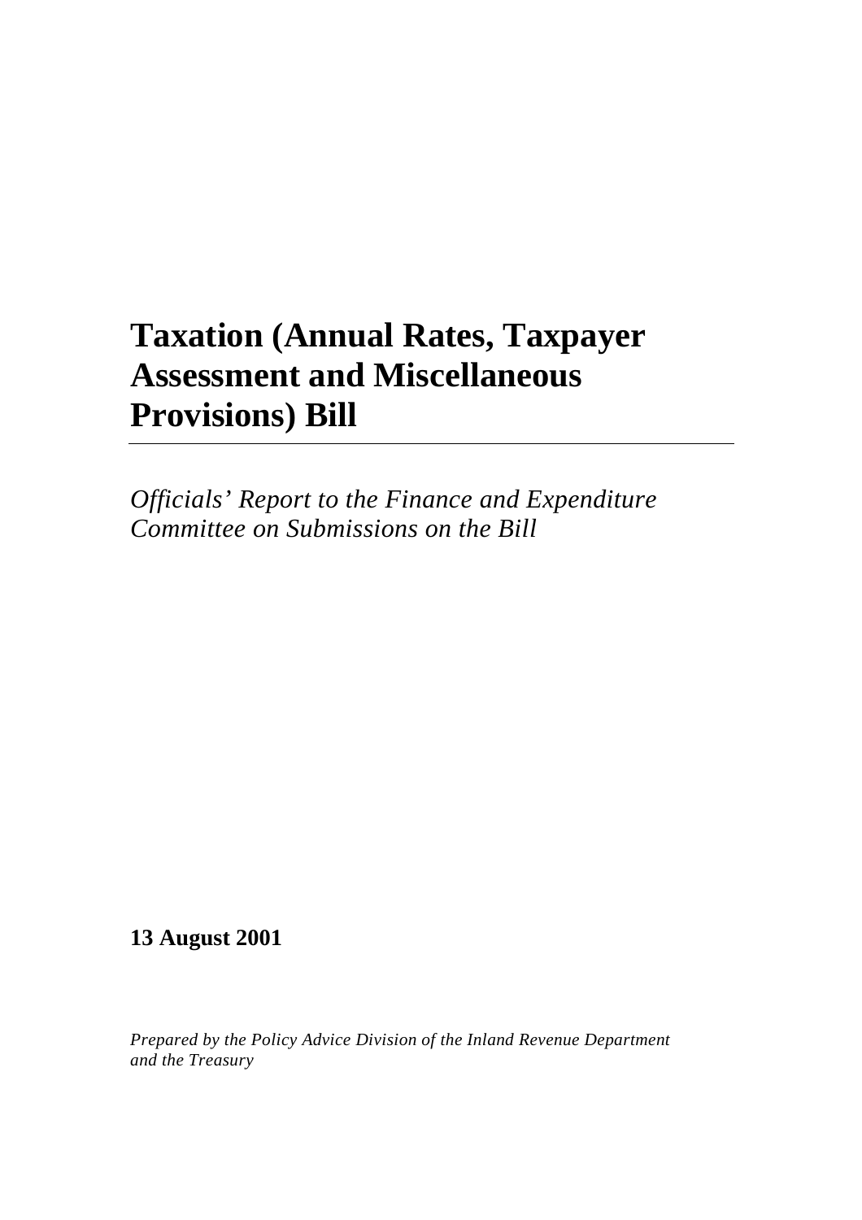# Taxation (Annual Rates, Taxpayer Assessment and Miscellaneous Provisions) Bill

---

*Officials' Report to the Finance and Expenditure Committee on Submissions on the Bill*

**13 August 2001**

*Prepared by the Policy Advice Division of the Inland Revenue Department and the Treasury*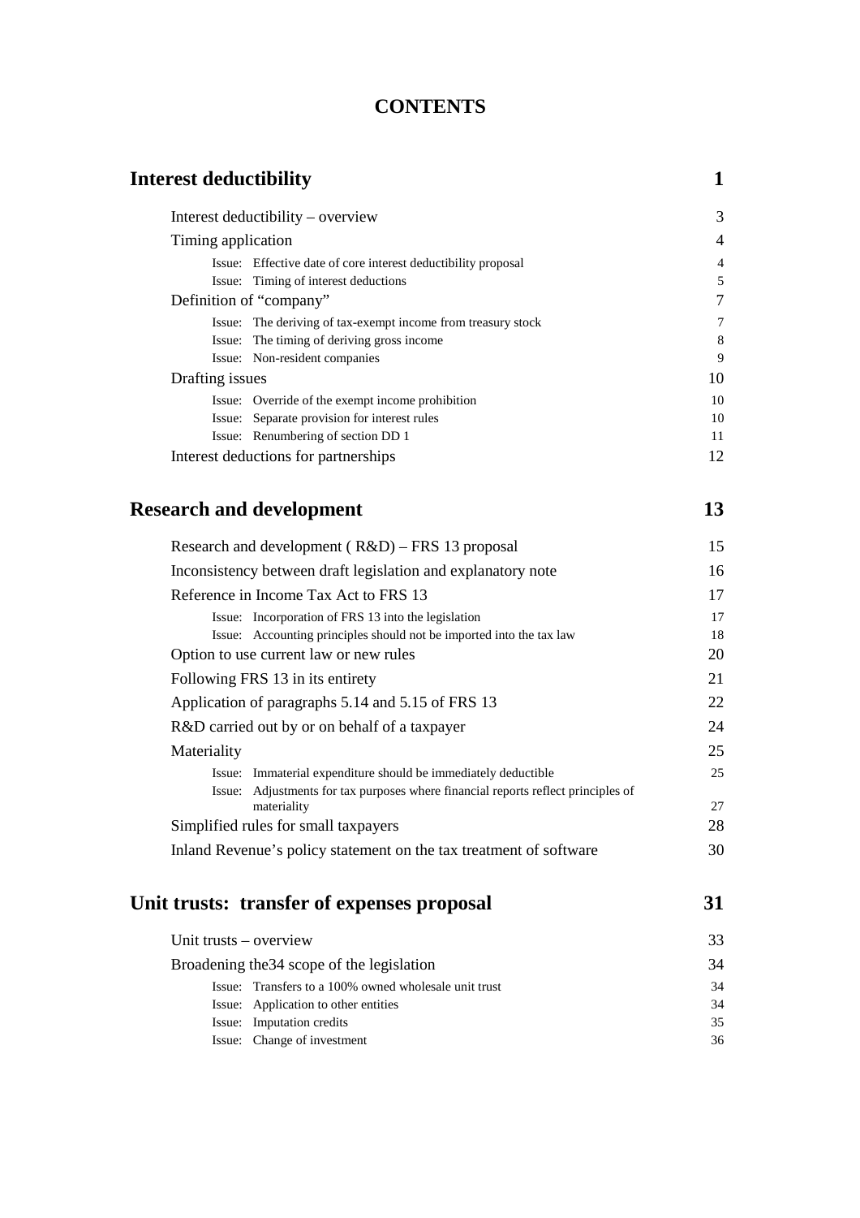# CONTENTS

| | |
|---|---|
| **Interest deductibility** | **1** |
| Interest deductibility – overview | 3 |
| Timing application | 4 |
| Issue: Effective date of core interest deductibility proposal | 4 |
| Issue: Timing of interest deductions | 5 |
| Definition of "company" | 7 |
| Issue: The deriving of tax-exempt income from treasury stock | 7 |
| Issue: The timing of deriving gross income | 8 |
| Issue: Non-resident companies | 9 |
| Drafting issues | 10 |
| Issue: Override of the exempt income prohibition | 10 |
| Issue: Separate provision for interest rules | 10 |
| Issue: Renumbering of section DD 1 | 11 |
| Interest deductions for partnerships | 12 |
| **Research and development** | **13** |
| Research and development ( R&D) – FRS 13 proposal | 15 |
| Inconsistency between draft legislation and explanatory note | 16 |
| Reference in Income Tax Act to FRS 13 | 17 |
| Issue: Incorporation of FRS 13 into the legislation | 17 |
| Issue: Accounting principles should not be imported into the tax law | 18 |
| Option to use current law or new rules | 20 |
| Following FRS 13 in its entirety | 21 |
| Application of paragraphs 5.14 and 5.15 of FRS 13 | 22 |
| R&D carried out by or on behalf of a taxpayer | 24 |
| Materiality | 25 |
| Issue: Immaterial expenditure should be immediately deductible | 25 |
| Issue: Adjustments for tax purposes where financial reports reflect principles of materiality | 27 |
| Simplified rules for small taxpayers | 28 |
| Inland Revenue's policy statement on the tax treatment of software | 30 |
| **Unit trusts: transfer of expenses proposal** | **31** |
| Unit trusts – overview | 33 |
| Broadening the34 scope of the legislation | 34 |
| Issue: Transfers to a 100% owned wholesale unit trust | 34 |
| Issue: Application to other entities | 34 |
| Issue: Imputation credits | 35 |
| Issue: Change of investment | 36 |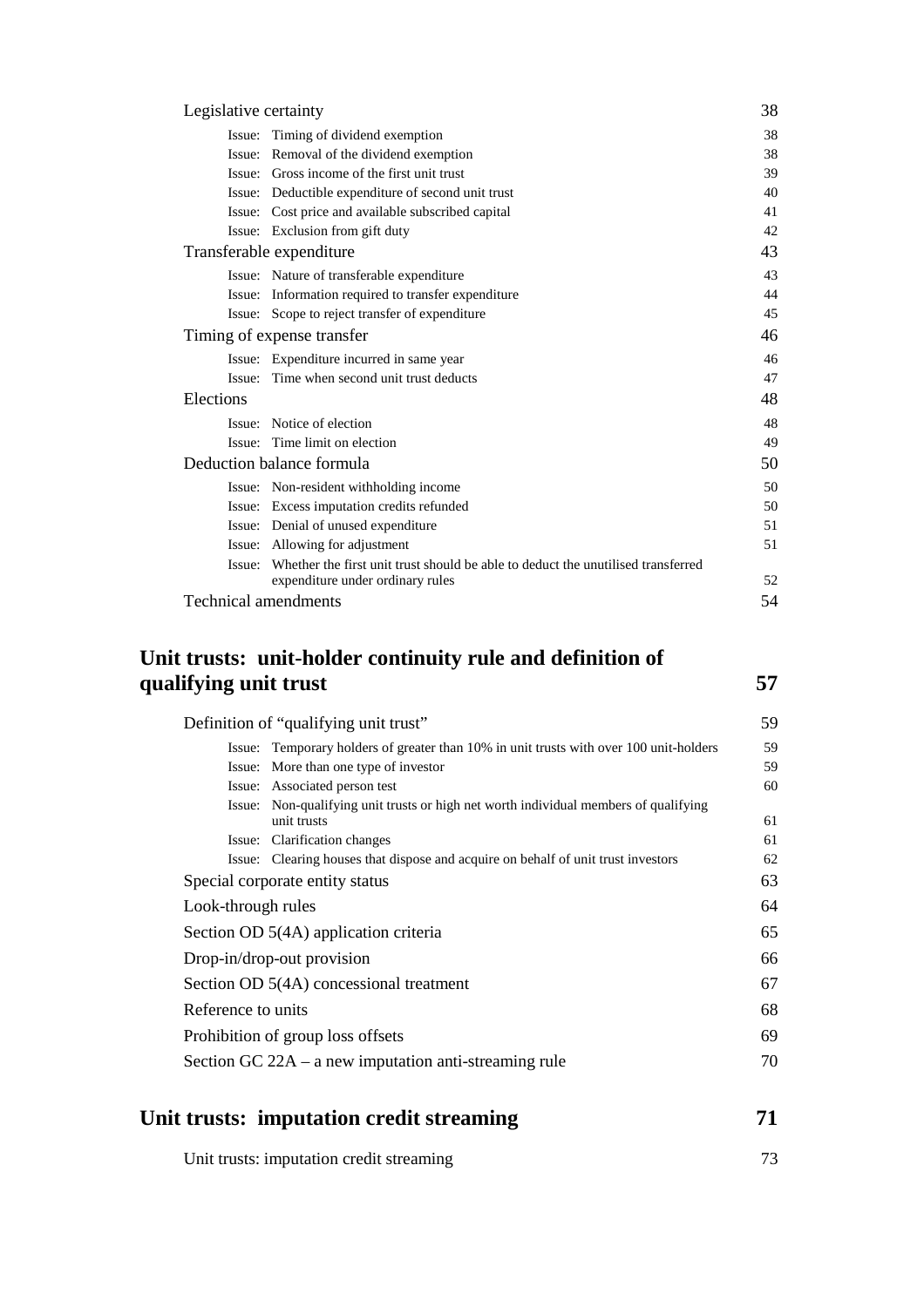| | |
|---|---|
| Legislative certainty | 38 |
| Issue: Timing of dividend exemption | 38 |
| Issue: Removal of the dividend exemption | 38 |
| Issue: Gross income of the first unit trust | 39 |
| Issue: Deductible expenditure of second unit trust | 40 |
| Issue: Cost price and available subscribed capital | 41 |
| Issue: Exclusion from gift duty | 42 |
| Transferable expenditure | 43 |
| Issue: Nature of transferable expenditure | 43 |
| Issue: Information required to transfer expenditure | 44 |
| Issue: Scope to reject transfer of expenditure | 45 |
| Timing of expense transfer | 46 |
| Issue: Expenditure incurred in same year | 46 |
| Issue: Time when second unit trust deducts | 47 |
| Elections | 48 |
| Issue: Notice of election | 48 |
| Issue: Time limit on election | 49 |
| Deduction balance formula | 50 |
| Issue: Non-resident withholding income | 50 |
| Issue: Excess imputation credits refunded | 50 |
| Issue: Denial of unused expenditure | 51 |
| Issue: Allowing for adjustment | 51 |
| Issue: Whether the first unit trust should be able to deduct the unutilised transferred expenditure under ordinary rules | 52 |
| Technical amendments | 54 |

## Unit trusts: unit-holder continuity rule and definition of qualifying unit trust — 57

| | |
|---|---|
| Definition of "qualifying unit trust" | 59 |
| Issue: Temporary holders of greater than 10% in unit trusts with over 100 unit-holders | 59 |
| Issue: More than one type of investor | 59 |
| Issue: Associated person test | 60 |
| Issue: Non-qualifying unit trusts or high net worth individual members of qualifying unit trusts | 61 |
| Issue: Clarification changes | 61 |
| Issue: Clearing houses that dispose and acquire on behalf of unit trust investors | 62 |
| Special corporate entity status | 63 |
| Look-through rules | 64 |
| Section OD 5(4A) application criteria | 65 |
| Drop-in/drop-out provision | 66 |
| Section OD 5(4A) concessional treatment | 67 |
| Reference to units | 68 |
| Prohibition of group loss offsets | 69 |
| Section GC 22A – a new imputation anti-streaming rule | 70 |

## Unit trusts: imputation credit streaming — 71

| | |
|---|---|
| Unit trusts: imputation credit streaming | 73 |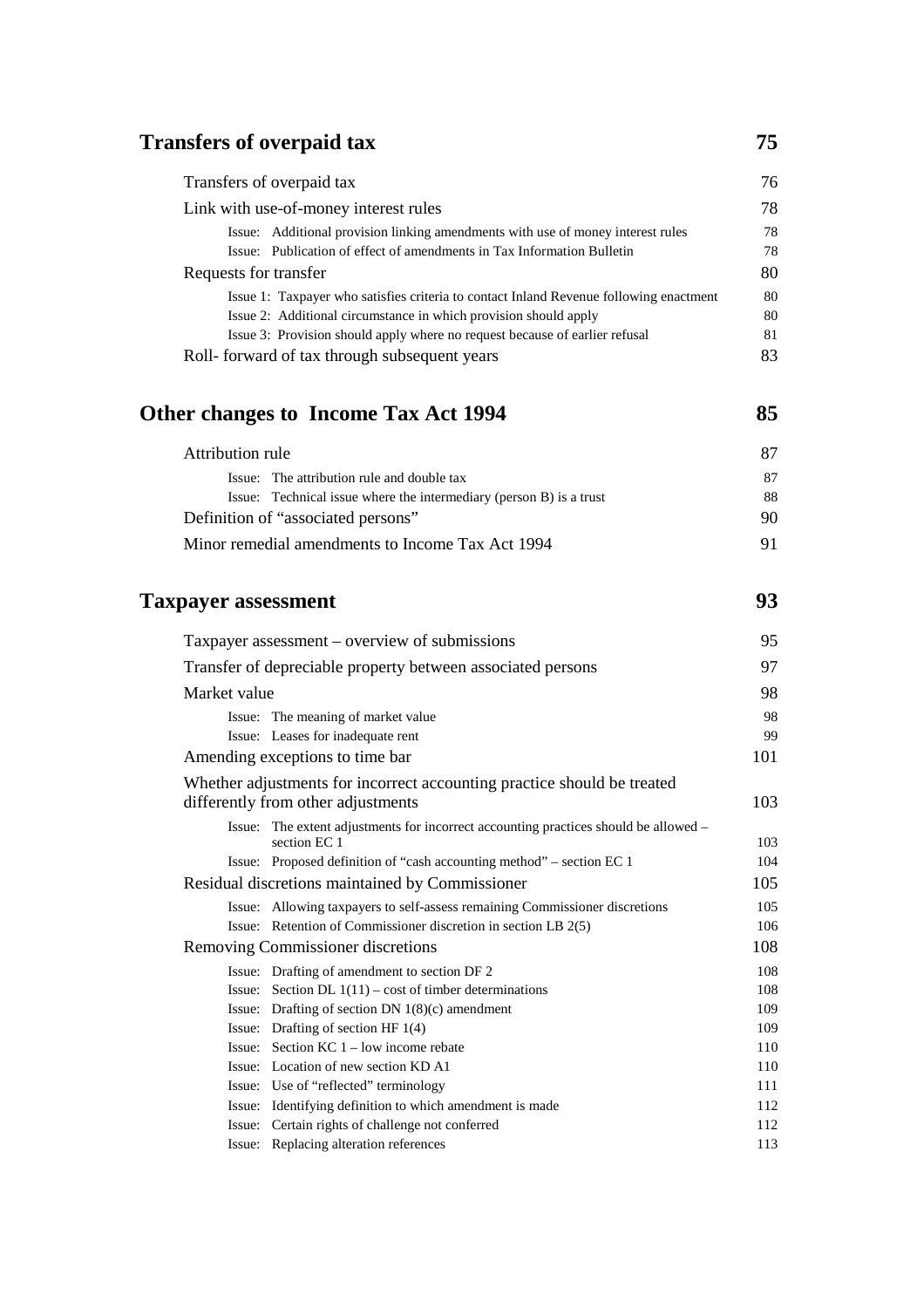**Transfers of overpaid tax** 75

Transfers of overpaid tax 76

Link with use-of-money interest rules 78

- Issue: Additional provision linking amendments with use of money interest rules 78
- Issue: Publication of effect of amendments in Tax Information Bulletin 78

Requests for transfer 80

- Issue 1: Taxpayer who satisfies criteria to contact Inland Revenue following enactment 80
- Issue 2: Additional circumstance in which provision should apply 80
- Issue 3: Provision should apply where no request because of earlier refusal 81

Roll- forward of tax through subsequent years 83

**Other changes to Income Tax Act 1994** 85

Attribution rule 87

- Issue: The attribution rule and double tax 87
- Issue: Technical issue where the intermediary (person B) is a trust 88

Definition of "associated persons" 90

Minor remedial amendments to Income Tax Act 1994 91

**Taxpayer assessment** 93

Taxpayer assessment – overview of submissions 95

Transfer of depreciable property between associated persons 97

Market value 98

- Issue: The meaning of market value 98
- Issue: Leases for inadequate rent 99

Amending exceptions to time bar 101

Whether adjustments for incorrect accounting practice should be treated differently from other adjustments 103

- Issue: The extent adjustments for incorrect accounting practices should be allowed – section EC 1 103
- Issue: Proposed definition of "cash accounting method" – section EC 1 104

Residual discretions maintained by Commissioner 105

- Issue: Allowing taxpayers to self-assess remaining Commissioner discretions 105
- Issue: Retention of Commissioner discretion in section LB 2(5) 106

Removing Commissioner discretions 108

- Issue: Drafting of amendment to section DF 2 108
- Issue: Section DL 1(11) – cost of timber determinations 108
- Issue: Drafting of section DN 1(8)(c) amendment 109
- Issue: Drafting of section HF 1(4) 109
- Issue: Section KC 1 – low income rebate 110
- Issue: Location of new section KD A1 110
- Issue: Use of "reflected" terminology 111
- Issue: Identifying definition to which amendment is made 112
- Issue: Certain rights of challenge not conferred 112
- Issue: Replacing alteration references 113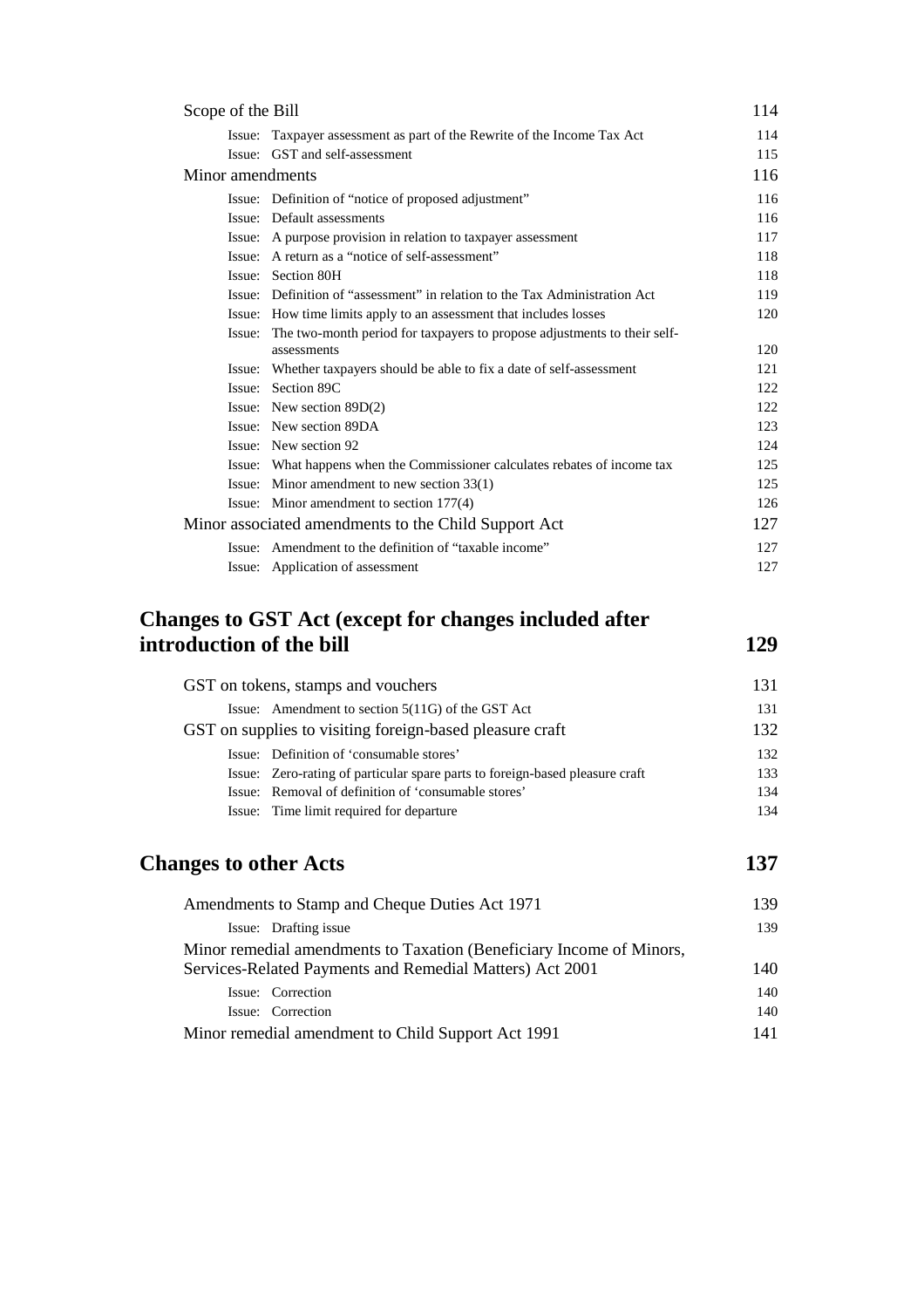Scope of the Bill 114

Issue: Taxpayer assessment as part of the Rewrite of the Income Tax Act 114
Issue: GST and self-assessment 115

Minor amendments 116

Issue: Definition of "notice of proposed adjustment" 116
Issue: Default assessments 116
Issue: A purpose provision in relation to taxpayer assessment 117
Issue: A return as a "notice of self-assessment" 118
Issue: Section 80H 118
Issue: Definition of "assessment" in relation to the Tax Administration Act 119
Issue: How time limits apply to an assessment that includes losses 120
Issue: The two-month period for taxpayers to propose adjustments to their self-assessments 120
Issue: Whether taxpayers should be able to fix a date of self-assessment 121
Issue: Section 89C 122
Issue: New section 89D(2) 122
Issue: New section 89DA 123
Issue: New section 92 124
Issue: What happens when the Commissioner calculates rebates of income tax 125
Issue: Minor amendment to new section 33(1) 125
Issue: Minor amendment to section 177(4) 126

Minor associated amendments to the Child Support Act 127

Issue: Amendment to the definition of "taxable income" 127
Issue: Application of assessment 127

## Changes to GST Act (except for changes included after introduction of the bill 129

GST on tokens, stamps and vouchers 131

Issue: Amendment to section 5(11G) of the GST Act 131

GST on supplies to visiting foreign-based pleasure craft 132

Issue: Definition of 'consumable stores' 132
Issue: Zero-rating of particular spare parts to foreign-based pleasure craft 133
Issue: Removal of definition of 'consumable stores' 134
Issue: Time limit required for departure 134

## Changes to other Acts 137

Amendments to Stamp and Cheque Duties Act 1971 139

Issue: Drafting issue 139

Minor remedial amendments to Taxation (Beneficiary Income of Minors, Services-Related Payments and Remedial Matters) Act 2001 140

Issue: Correction 140
Issue: Correction 140

Minor remedial amendment to Child Support Act 1991 141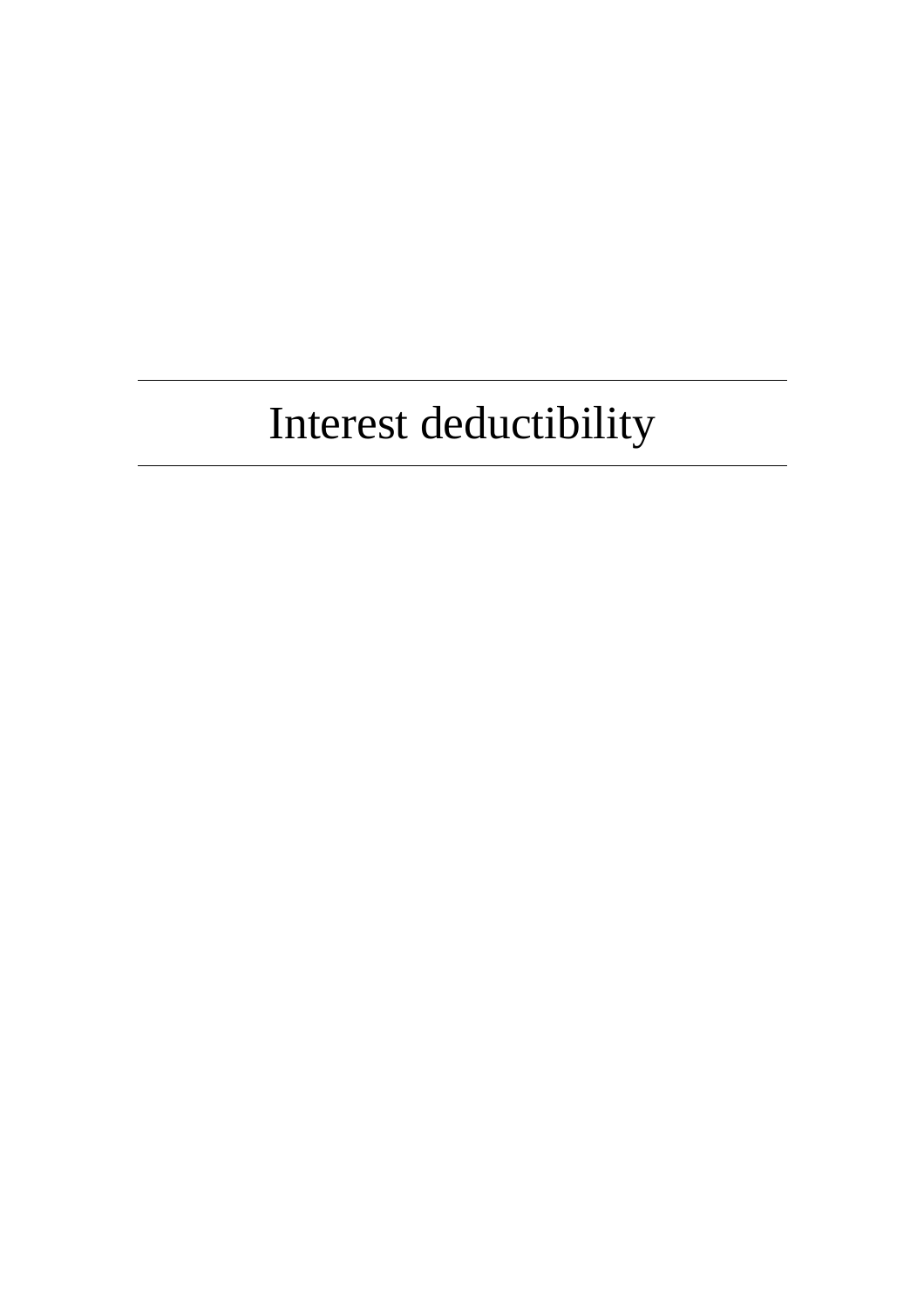# Interest deductibility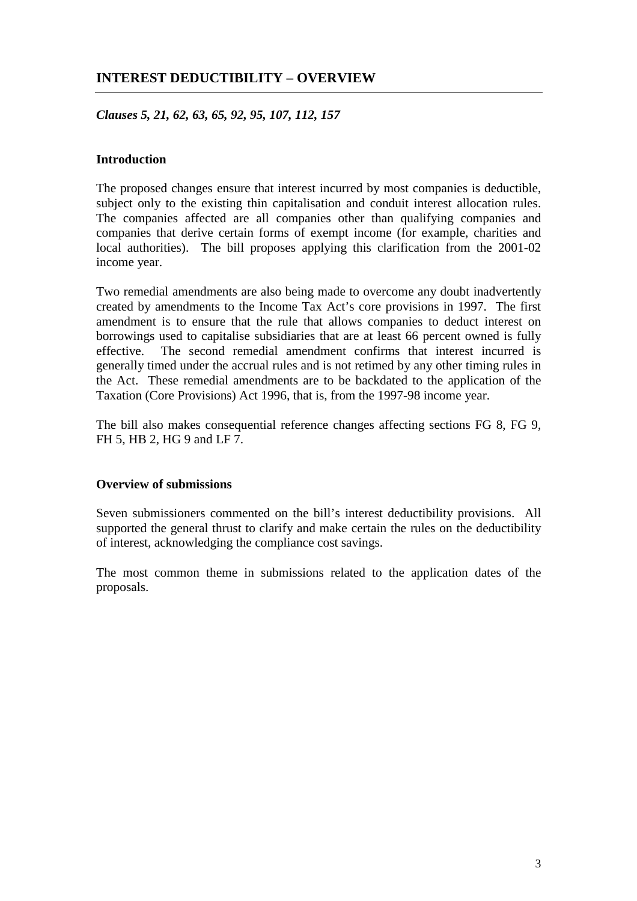## INTEREST DEDUCTIBILITY – OVERVIEW

***Clauses 5, 21, 62, 63, 65, 92, 95, 107, 112, 157***

### Introduction

The proposed changes ensure that interest incurred by most companies is deductible, subject only to the existing thin capitalisation and conduit interest allocation rules. The companies affected are all companies other than qualifying companies and companies that derive certain forms of exempt income (for example, charities and local authorities). The bill proposes applying this clarification from the 2001-02 income year.

Two remedial amendments are also being made to overcome any doubt inadvertently created by amendments to the Income Tax Act's core provisions in 1997. The first amendment is to ensure that the rule that allows companies to deduct interest on borrowings used to capitalise subsidiaries that are at least 66 percent owned is fully effective. The second remedial amendment confirms that interest incurred is generally timed under the accrual rules and is not retimed by any other timing rules in the Act. These remedial amendments are to be backdated to the application of the Taxation (Core Provisions) Act 1996, that is, from the 1997-98 income year.

The bill also makes consequential reference changes affecting sections FG 8, FG 9, FH 5, HB 2, HG 9 and LF 7.

### Overview of submissions

Seven submissioners commented on the bill's interest deductibility provisions. All supported the general thrust to clarify and make certain the rules on the deductibility of interest, acknowledging the compliance cost savings.

The most common theme in submissions related to the application dates of the proposals.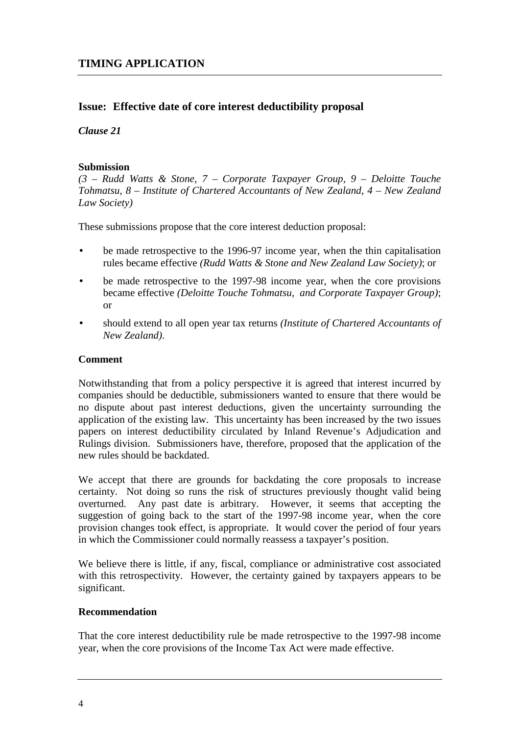## TIMING APPLICATION

### Issue: Effective date of core interest deductibility proposal

***Clause 21***

**Submission**

*(3 – Rudd Watts & Stone, 7 – Corporate Taxpayer Group, 9 – Deloitte Touche Tohmatsu, 8 – Institute of Chartered Accountants of New Zealand, 4 – New Zealand Law Society)*

These submissions propose that the core interest deduction proposal:

- be made retrospective to the 1996-97 income year, when the thin capitalisation rules became effective *(Rudd Watts & Stone and New Zealand Law Society)*; or
- be made retrospective to the 1997-98 income year, when the core provisions became effective *(Deloitte Touche Tohmatsu, and Corporate Taxpayer Group)*; or
- should extend to all open year tax returns *(Institute of Chartered Accountants of New Zealand).*

**Comment**

Notwithstanding that from a policy perspective it is agreed that interest incurred by companies should be deductible, submissioners wanted to ensure that there would be no dispute about past interest deductions, given the uncertainty surrounding the application of the existing law. This uncertainty has been increased by the two issues papers on interest deductibility circulated by Inland Revenue's Adjudication and Rulings division. Submissioners have, therefore, proposed that the application of the new rules should be backdated.

We accept that there are grounds for backdating the core proposals to increase certainty. Not doing so runs the risk of structures previously thought valid being overturned. Any past date is arbitrary. However, it seems that accepting the suggestion of going back to the start of the 1997-98 income year, when the core provision changes took effect, is appropriate. It would cover the period of four years in which the Commissioner could normally reassess a taxpayer's position.

We believe there is little, if any, fiscal, compliance or administrative cost associated with this retrospectivity. However, the certainty gained by taxpayers appears to be significant.

**Recommendation**

That the core interest deductibility rule be made retrospective to the 1997-98 income year, when the core provisions of the Income Tax Act were made effective.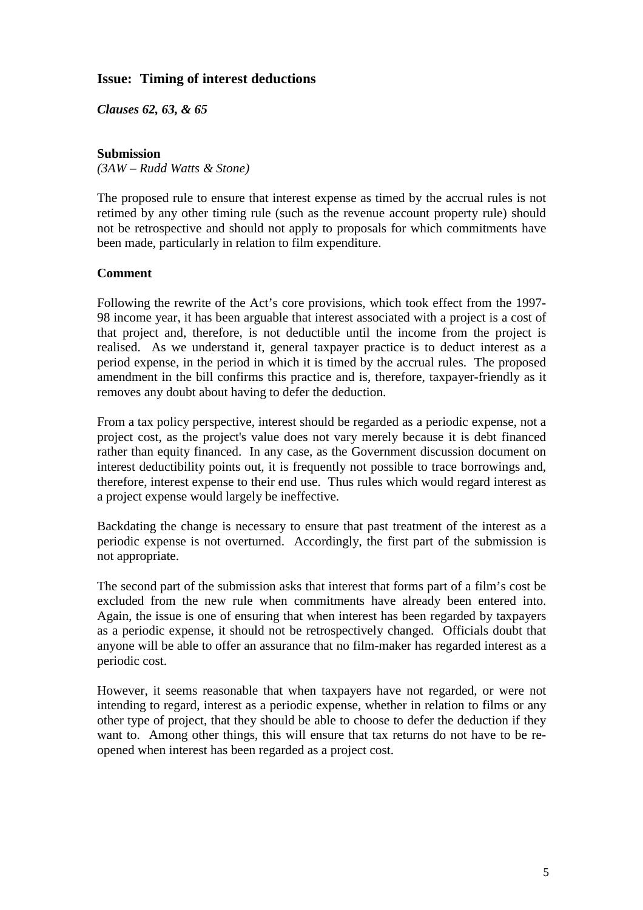## Issue: Timing of interest deductions

***Clauses 62, 63, & 65***

**Submission**

*(3AW – Rudd Watts & Stone)*

The proposed rule to ensure that interest expense as timed by the accrual rules is not retimed by any other timing rule (such as the revenue account property rule) should not be retrospective and should not apply to proposals for which commitments have been made, particularly in relation to film expenditure.

**Comment**

Following the rewrite of the Act's core provisions, which took effect from the 1997-98 income year, it has been arguable that interest associated with a project is a cost of that project and, therefore, is not deductible until the income from the project is realised. As we understand it, general taxpayer practice is to deduct interest as a period expense, in the period in which it is timed by the accrual rules. The proposed amendment in the bill confirms this practice and is, therefore, taxpayer-friendly as it removes any doubt about having to defer the deduction.

From a tax policy perspective, interest should be regarded as a periodic expense, not a project cost, as the project's value does not vary merely because it is debt financed rather than equity financed. In any case, as the Government discussion document on interest deductibility points out, it is frequently not possible to trace borrowings and, therefore, interest expense to their end use. Thus rules which would regard interest as a project expense would largely be ineffective.

Backdating the change is necessary to ensure that past treatment of the interest as a periodic expense is not overturned. Accordingly, the first part of the submission is not appropriate.

The second part of the submission asks that interest that forms part of a film's cost be excluded from the new rule when commitments have already been entered into. Again, the issue is one of ensuring that when interest has been regarded by taxpayers as a periodic expense, it should not be retrospectively changed. Officials doubt that anyone will be able to offer an assurance that no film-maker has regarded interest as a periodic cost.

However, it seems reasonable that when taxpayers have not regarded, or were not intending to regard, interest as a periodic expense, whether in relation to films or any other type of project, that they should be able to choose to defer the deduction if they want to. Among other things, this will ensure that tax returns do not have to be re-opened when interest has been regarded as a project cost.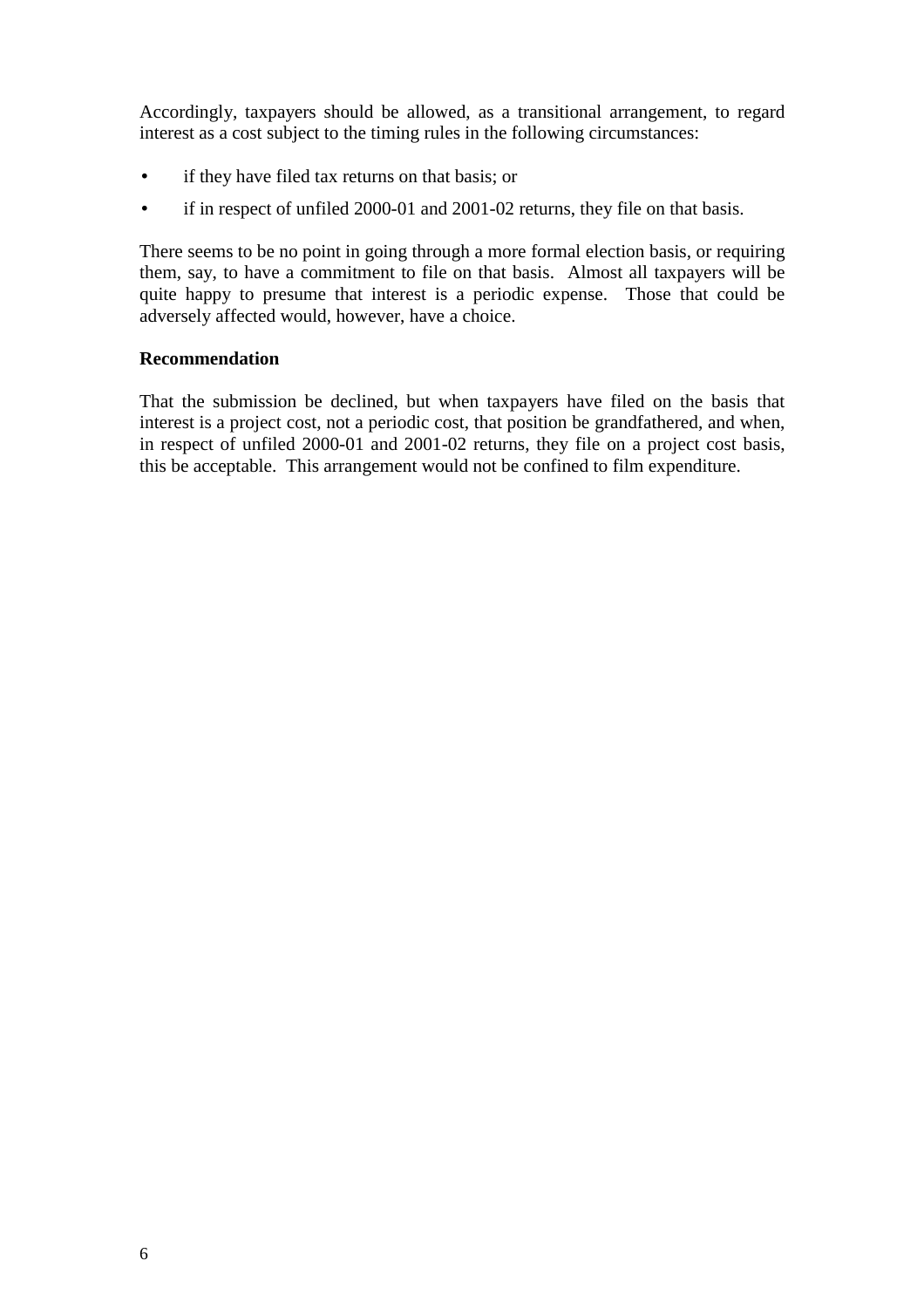Accordingly, taxpayers should be allowed, as a transitional arrangement, to regard interest as a cost subject to the timing rules in the following circumstances:

- if they have filed tax returns on that basis; or
- if in respect of unfiled 2000-01 and 2001-02 returns, they file on that basis.

There seems to be no point in going through a more formal election basis, or requiring them, say, to have a commitment to file on that basis. Almost all taxpayers will be quite happy to presume that interest is a periodic expense. Those that could be adversely affected would, however, have a choice.

**Recommendation**

That the submission be declined, but when taxpayers have filed on the basis that interest is a project cost, not a periodic cost, that position be grandfathered, and when, in respect of unfiled 2000-01 and 2001-02 returns, they file on a project cost basis, this be acceptable. This arrangement would not be confined to film expenditure.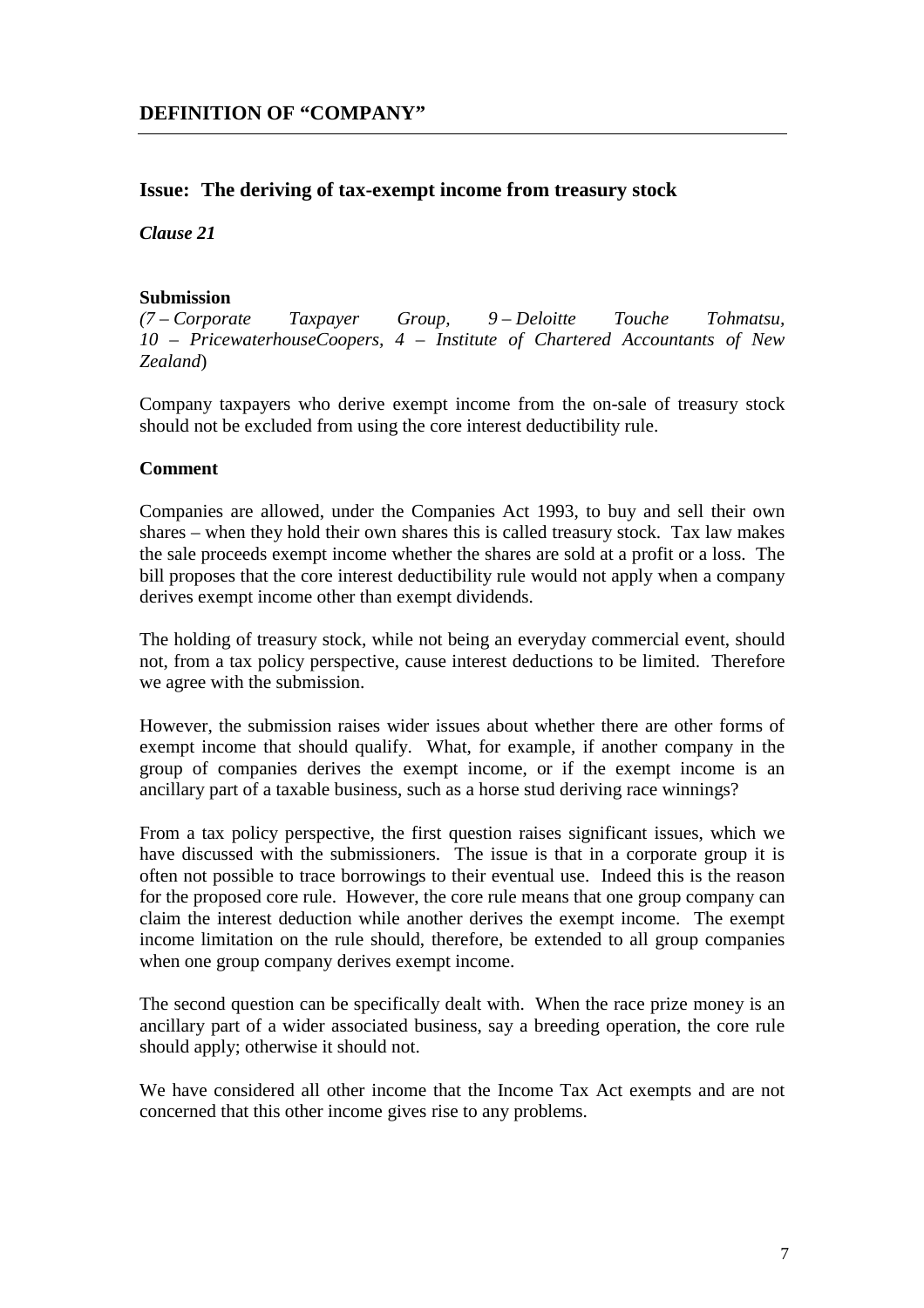## DEFINITION OF "COMPANY"

---

### Issue: The deriving of tax-exempt income from treasury stock

***Clause 21***

**Submission**
*(7 – Corporate Taxpayer Group, 9 – Deloitte Touche Tohmatsu, 10 – PricewaterhouseCoopers, 4 – Institute of Chartered Accountants of New Zealand)*

Company taxpayers who derive exempt income from the on-sale of treasury stock should not be excluded from using the core interest deductibility rule.

**Comment**

Companies are allowed, under the Companies Act 1993, to buy and sell their own shares – when they hold their own shares this is called treasury stock. Tax law makes the sale proceeds exempt income whether the shares are sold at a profit or a loss. The bill proposes that the core interest deductibility rule would not apply when a company derives exempt income other than exempt dividends.

The holding of treasury stock, while not being an everyday commercial event, should not, from a tax policy perspective, cause interest deductions to be limited. Therefore we agree with the submission.

However, the submission raises wider issues about whether there are other forms of exempt income that should qualify. What, for example, if another company in the group of companies derives the exempt income, or if the exempt income is an ancillary part of a taxable business, such as a horse stud deriving race winnings?

From a tax policy perspective, the first question raises significant issues, which we have discussed with the submissioners. The issue is that in a corporate group it is often not possible to trace borrowings to their eventual use. Indeed this is the reason for the proposed core rule. However, the core rule means that one group company can claim the interest deduction while another derives the exempt income. The exempt income limitation on the rule should, therefore, be extended to all group companies when one group company derives exempt income.

The second question can be specifically dealt with. When the race prize money is an ancillary part of a wider associated business, say a breeding operation, the core rule should apply; otherwise it should not.

We have considered all other income that the Income Tax Act exempts and are not concerned that this other income gives rise to any problems.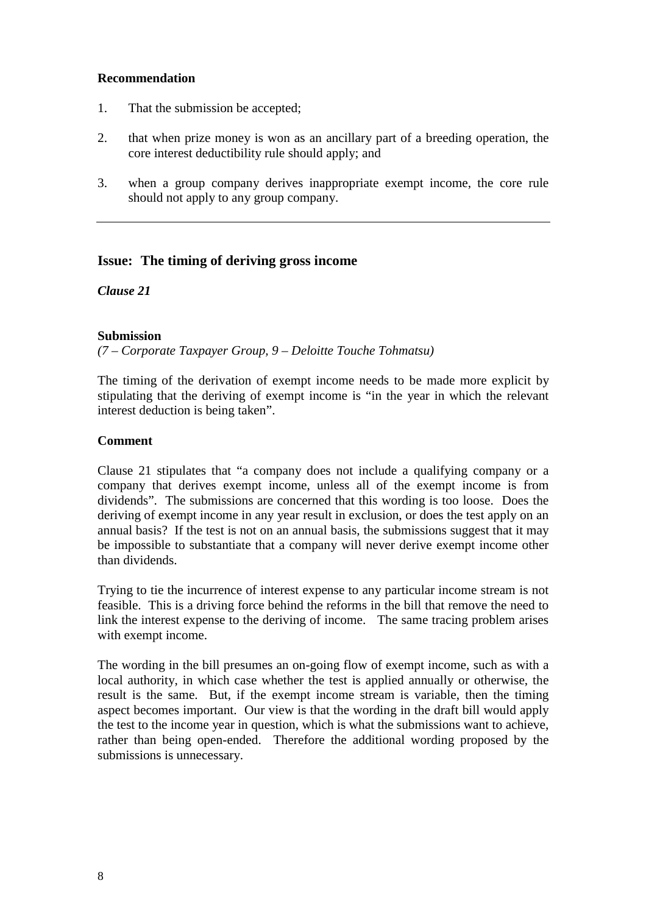**Recommendation**

1. That the submission be accepted;

2. that when prize money is won as an ancillary part of a breeding operation, the core interest deductibility rule should apply; and

3. when a group company derives inappropriate exempt income, the core rule should not apply to any group company.

---

## Issue: The timing of deriving gross income

***Clause 21***

**Submission**

*(7 – Corporate Taxpayer Group, 9 – Deloitte Touche Tohmatsu)*

The timing of the derivation of exempt income needs to be made more explicit by stipulating that the deriving of exempt income is "in the year in which the relevant interest deduction is being taken".

**Comment**

Clause 21 stipulates that "a company does not include a qualifying company or a company that derives exempt income, unless all of the exempt income is from dividends". The submissions are concerned that this wording is too loose. Does the deriving of exempt income in any year result in exclusion, or does the test apply on an annual basis? If the test is not on an annual basis, the submissions suggest that it may be impossible to substantiate that a company will never derive exempt income other than dividends.

Trying to tie the incurrence of interest expense to any particular income stream is not feasible. This is a driving force behind the reforms in the bill that remove the need to link the interest expense to the deriving of income. The same tracing problem arises with exempt income.

The wording in the bill presumes an on-going flow of exempt income, such as with a local authority, in which case whether the test is applied annually or otherwise, the result is the same. But, if the exempt income stream is variable, then the timing aspect becomes important. Our view is that the wording in the draft bill would apply the test to the income year in question, which is what the submissions want to achieve, rather than being open-ended. Therefore the additional wording proposed by the submissions is unnecessary.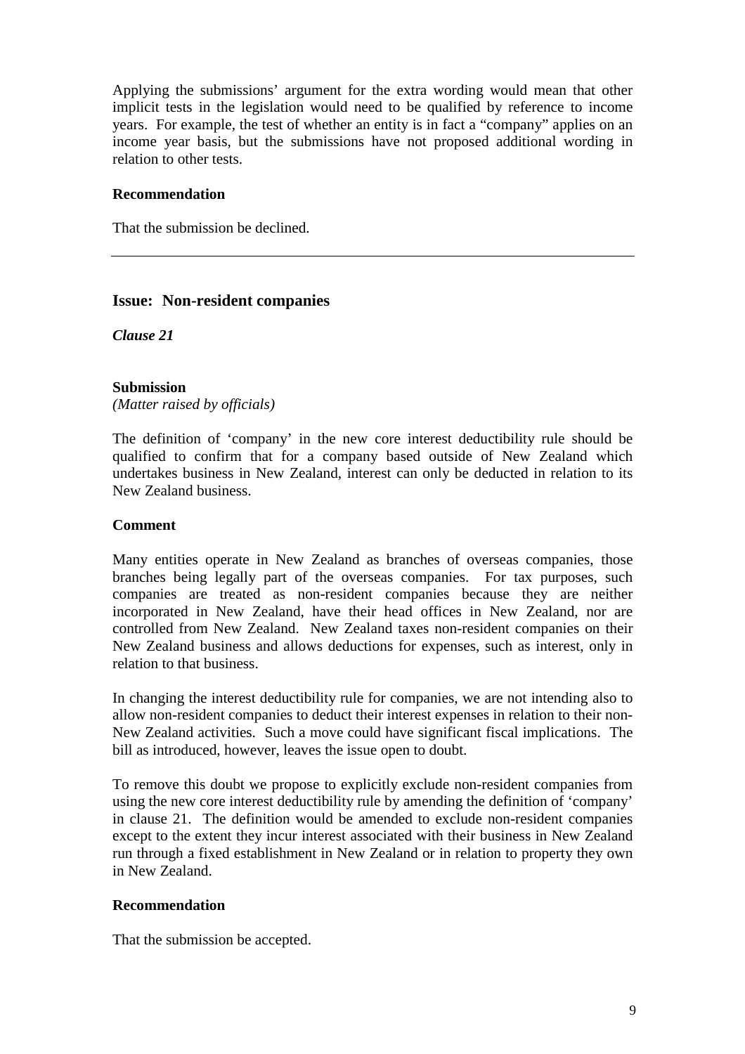Applying the submissions' argument for the extra wording would mean that other implicit tests in the legislation would need to be qualified by reference to income years. For example, the test of whether an entity is in fact a "company" applies on an income year basis, but the submissions have not proposed additional wording in relation to other tests.

**Recommendation**

That the submission be declined.

---

## Issue: Non-resident companies

***Clause 21***

**Submission**

*(Matter raised by officials)*

The definition of 'company' in the new core interest deductibility rule should be qualified to confirm that for a company based outside of New Zealand which undertakes business in New Zealand, interest can only be deducted in relation to its New Zealand business.

**Comment**

Many entities operate in New Zealand as branches of overseas companies, those branches being legally part of the overseas companies. For tax purposes, such companies are treated as non-resident companies because they are neither incorporated in New Zealand, have their head offices in New Zealand, nor are controlled from New Zealand. New Zealand taxes non-resident companies on their New Zealand business and allows deductions for expenses, such as interest, only in relation to that business.

In changing the interest deductibility rule for companies, we are not intending also to allow non-resident companies to deduct their interest expenses in relation to their non-New Zealand activities. Such a move could have significant fiscal implications. The bill as introduced, however, leaves the issue open to doubt.

To remove this doubt we propose to explicitly exclude non-resident companies from using the new core interest deductibility rule by amending the definition of 'company' in clause 21. The definition would be amended to exclude non-resident companies except to the extent they incur interest associated with their business in New Zealand run through a fixed establishment in New Zealand or in relation to property they own in New Zealand.

**Recommendation**

That the submission be accepted.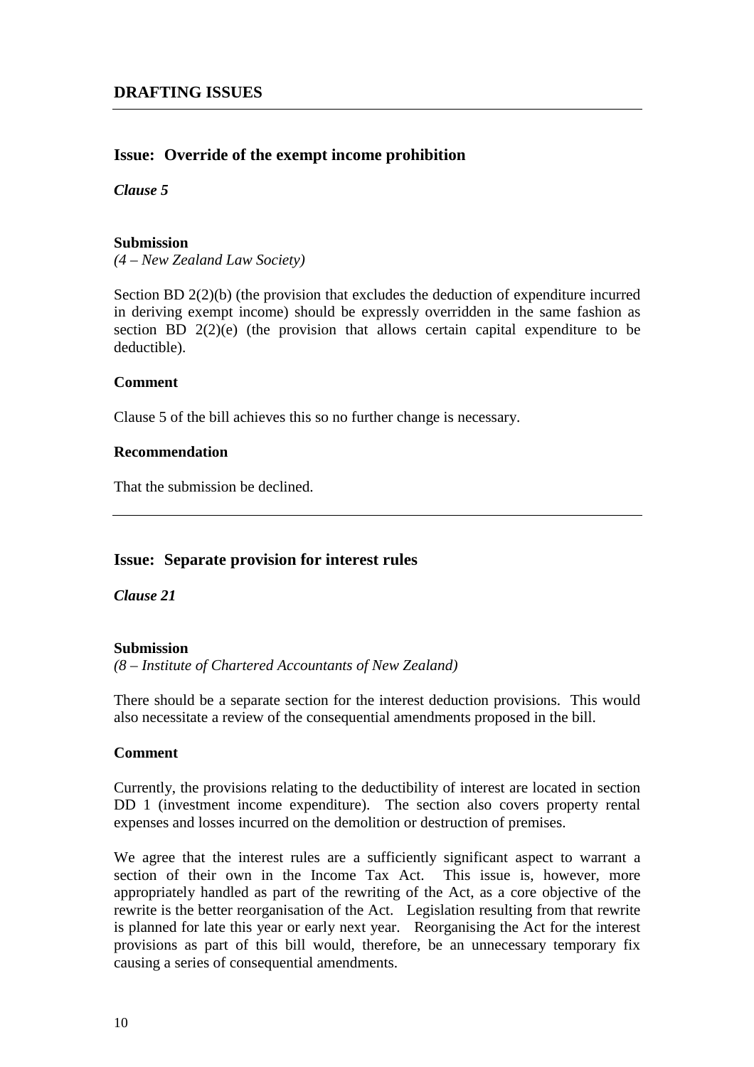## DRAFTING ISSUES

---

### Issue: Override of the exempt income prohibition

***Clause 5***

**Submission**
*(4 – New Zealand Law Society)*

Section BD 2(2)(b) (the provision that excludes the deduction of expenditure incurred in deriving exempt income) should be expressly overridden in the same fashion as section BD 2(2)(e) (the provision that allows certain capital expenditure to be deductible).

**Comment**

Clause 5 of the bill achieves this so no further change is necessary.

**Recommendation**

That the submission be declined.

---

### Issue: Separate provision for interest rules

***Clause 21***

**Submission**
*(8 – Institute of Chartered Accountants of New Zealand)*

There should be a separate section for the interest deduction provisions. This would also necessitate a review of the consequential amendments proposed in the bill.

**Comment**

Currently, the provisions relating to the deductibility of interest are located in section DD 1 (investment income expenditure). The section also covers property rental expenses and losses incurred on the demolition or destruction of premises.

We agree that the interest rules are a sufficiently significant aspect to warrant a section of their own in the Income Tax Act. This issue is, however, more appropriately handled as part of the rewriting of the Act, as a core objective of the rewrite is the better reorganisation of the Act. Legislation resulting from that rewrite is planned for late this year or early next year. Reorganising the Act for the interest provisions as part of this bill would, therefore, be an unnecessary temporary fix causing a series of consequential amendments.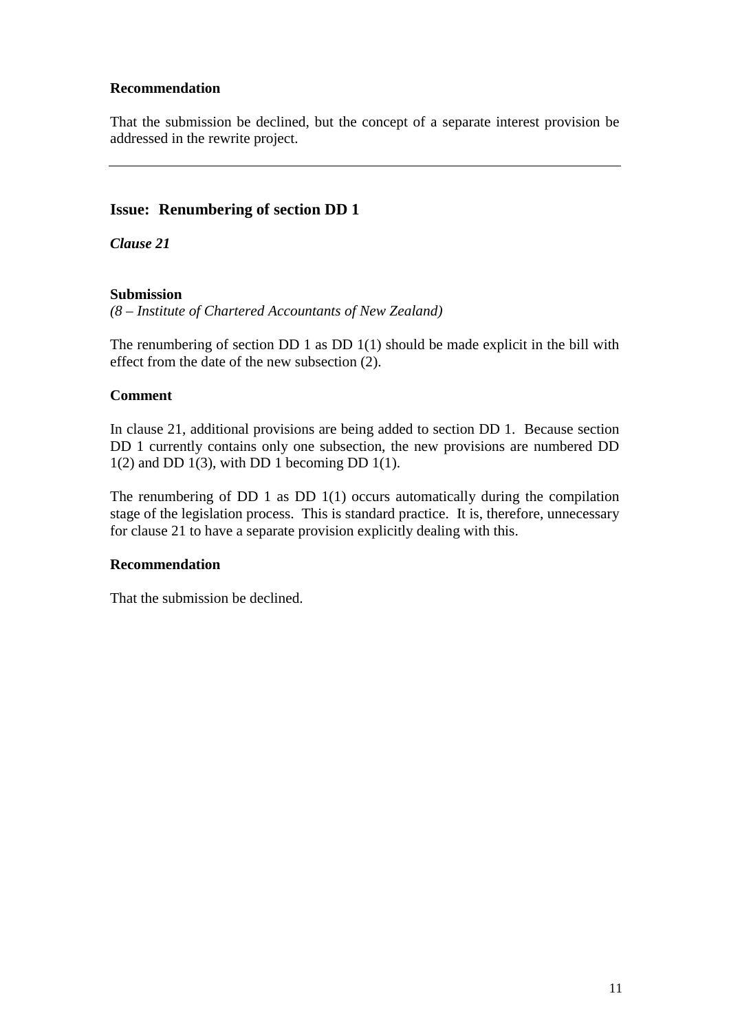**Recommendation**

That the submission be declined, but the concept of a separate interest provision be addressed in the rewrite project.

---

## Issue: Renumbering of section DD 1

***Clause 21***

**Submission**
*(8 – Institute of Chartered Accountants of New Zealand)*

The renumbering of section DD 1 as DD 1(1) should be made explicit in the bill with effect from the date of the new subsection (2).

**Comment**

In clause 21, additional provisions are being added to section DD 1. Because section DD 1 currently contains only one subsection, the new provisions are numbered DD 1(2) and DD 1(3), with DD 1 becoming DD 1(1).

The renumbering of DD 1 as DD 1(1) occurs automatically during the compilation stage of the legislation process. This is standard practice. It is, therefore, unnecessary for clause 21 to have a separate provision explicitly dealing with this.

**Recommendation**

That the submission be declined.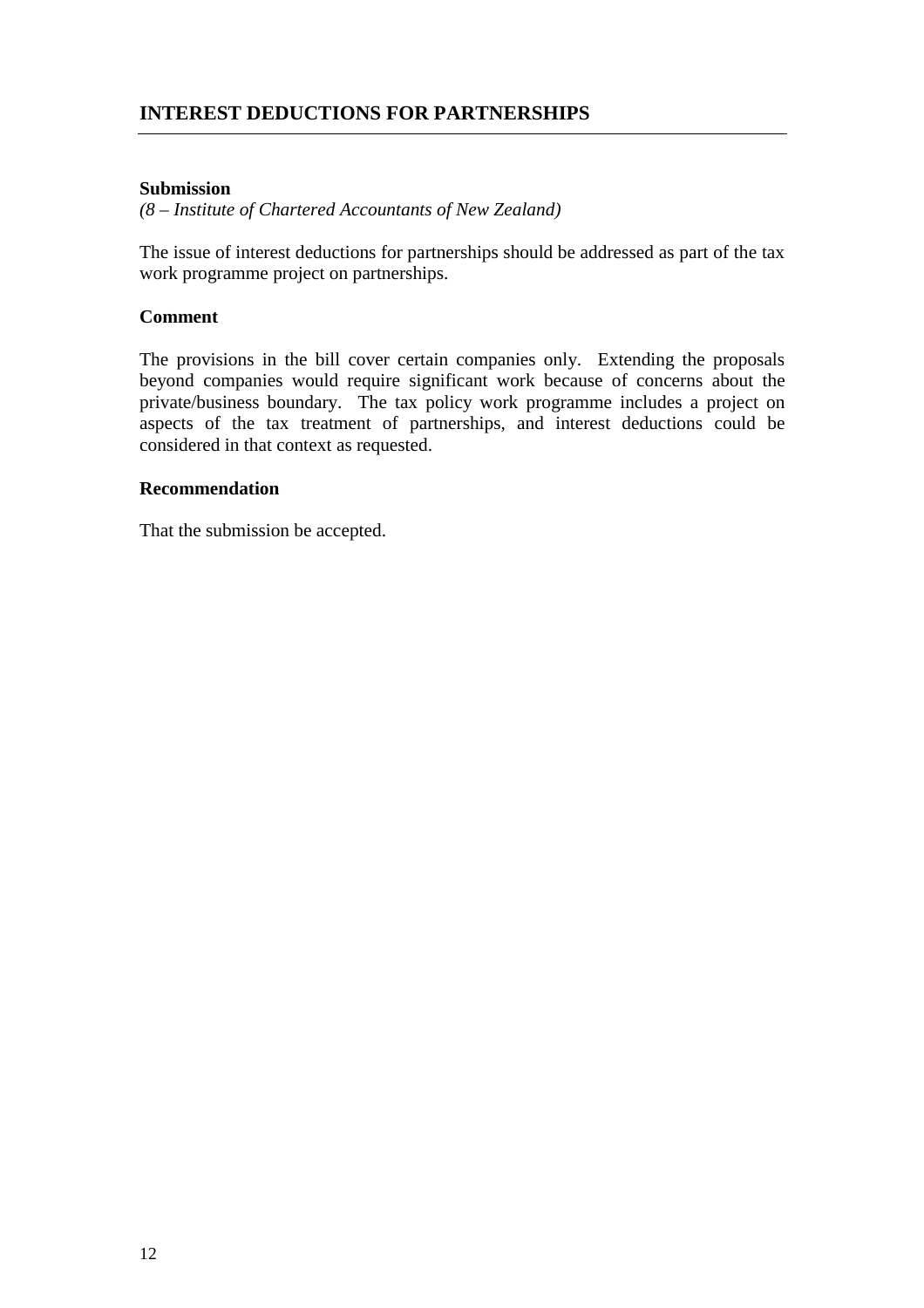## INTEREST DEDUCTIONS FOR PARTNERSHIPS

### Submission

*(8 – Institute of Chartered Accountants of New Zealand)*

The issue of interest deductions for partnerships should be addressed as part of the tax work programme project on partnerships.

### Comment

The provisions in the bill cover certain companies only. Extending the proposals beyond companies would require significant work because of concerns about the private/business boundary. The tax policy work programme includes a project on aspects of the tax treatment of partnerships, and interest deductions could be considered in that context as requested.

### Recommendation

That the submission be accepted.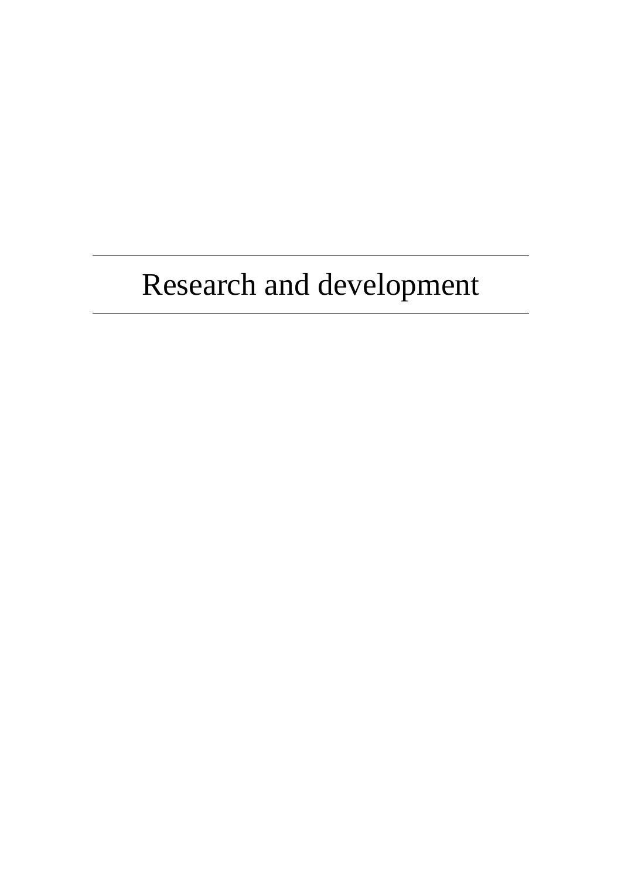# Research and development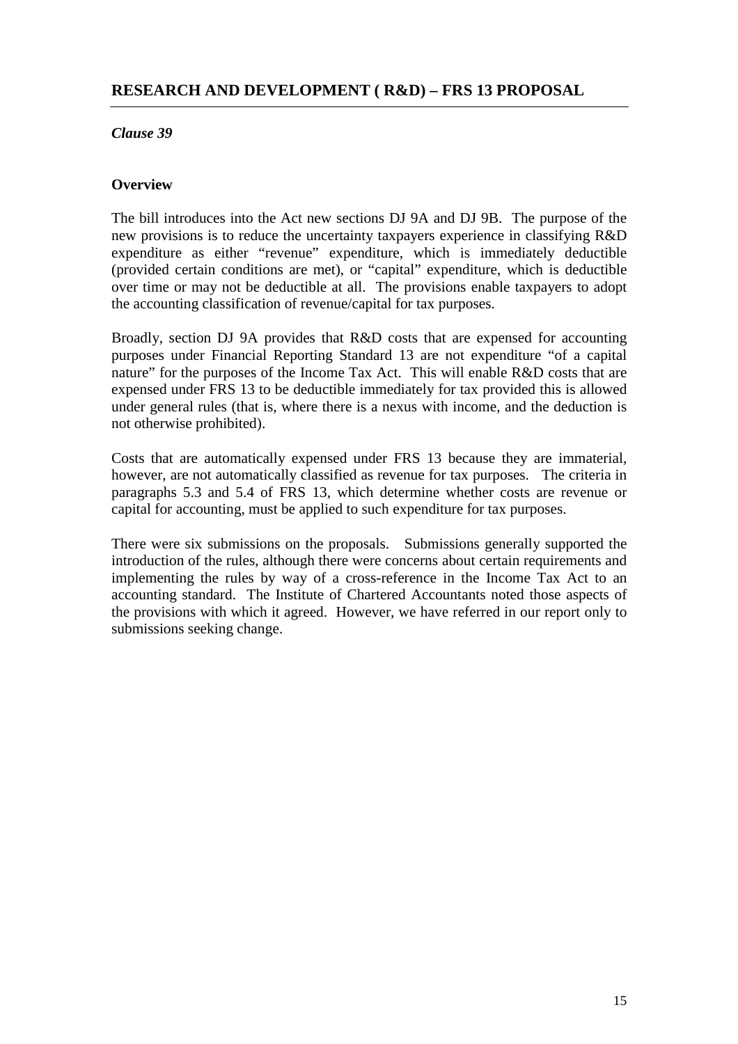## RESEARCH AND DEVELOPMENT ( R&D) – FRS 13 PROPOSAL

*Clause 39*

**Overview**

The bill introduces into the Act new sections DJ 9A and DJ 9B. The purpose of the new provisions is to reduce the uncertainty taxpayers experience in classifying R&D expenditure as either "revenue" expenditure, which is immediately deductible (provided certain conditions are met), or "capital" expenditure, which is deductible over time or may not be deductible at all. The provisions enable taxpayers to adopt the accounting classification of revenue/capital for tax purposes.

Broadly, section DJ 9A provides that R&D costs that are expensed for accounting purposes under Financial Reporting Standard 13 are not expenditure "of a capital nature" for the purposes of the Income Tax Act. This will enable R&D costs that are expensed under FRS 13 to be deductible immediately for tax provided this is allowed under general rules (that is, where there is a nexus with income, and the deduction is not otherwise prohibited).

Costs that are automatically expensed under FRS 13 because they are immaterial, however, are not automatically classified as revenue for tax purposes. The criteria in paragraphs 5.3 and 5.4 of FRS 13, which determine whether costs are revenue or capital for accounting, must be applied to such expenditure for tax purposes.

There were six submissions on the proposals. Submissions generally supported the introduction of the rules, although there were concerns about certain requirements and implementing the rules by way of a cross-reference in the Income Tax Act to an accounting standard. The Institute of Chartered Accountants noted those aspects of the provisions with which it agreed. However, we have referred in our report only to submissions seeking change.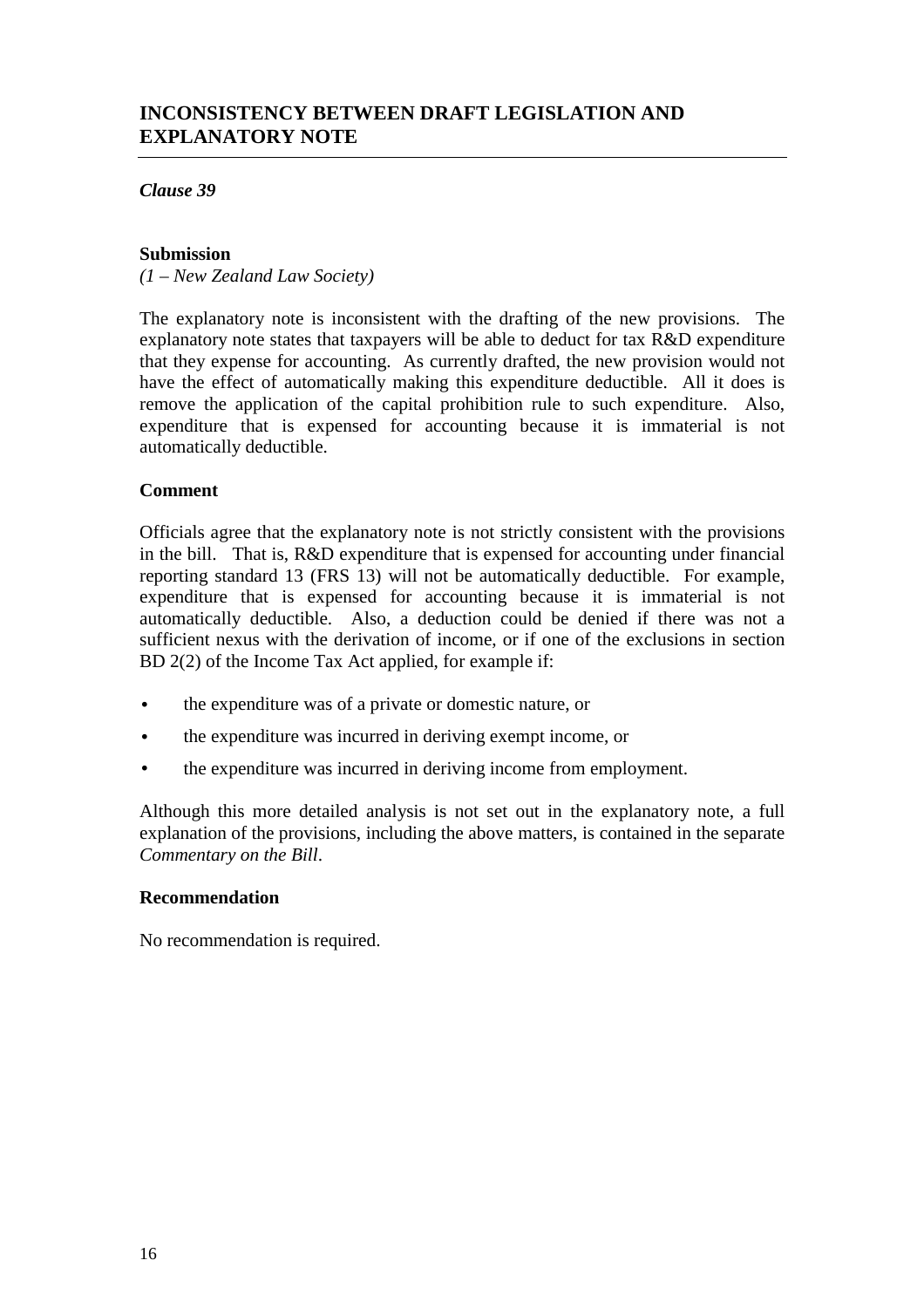## INCONSISTENCY BETWEEN DRAFT LEGISLATION AND EXPLANATORY NOTE

*Clause 39*

**Submission**

*(1 – New Zealand Law Society)*

The explanatory note is inconsistent with the drafting of the new provisions. The explanatory note states that taxpayers will be able to deduct for tax R&D expenditure that they expense for accounting. As currently drafted, the new provision would not have the effect of automatically making this expenditure deductible. All it does is remove the application of the capital prohibition rule to such expenditure. Also, expenditure that is expensed for accounting because it is immaterial is not automatically deductible.

**Comment**

Officials agree that the explanatory note is not strictly consistent with the provisions in the bill. That is, R&D expenditure that is expensed for accounting under financial reporting standard 13 (FRS 13) will not be automatically deductible. For example, expenditure that is expensed for accounting because it is immaterial is not automatically deductible. Also, a deduction could be denied if there was not a sufficient nexus with the derivation of income, or if one of the exclusions in section BD 2(2) of the Income Tax Act applied, for example if:

- the expenditure was of a private or domestic nature, or
- the expenditure was incurred in deriving exempt income, or
- the expenditure was incurred in deriving income from employment.

Although this more detailed analysis is not set out in the explanatory note, a full explanation of the provisions, including the above matters, is contained in the separate *Commentary on the Bill*.

**Recommendation**

No recommendation is required.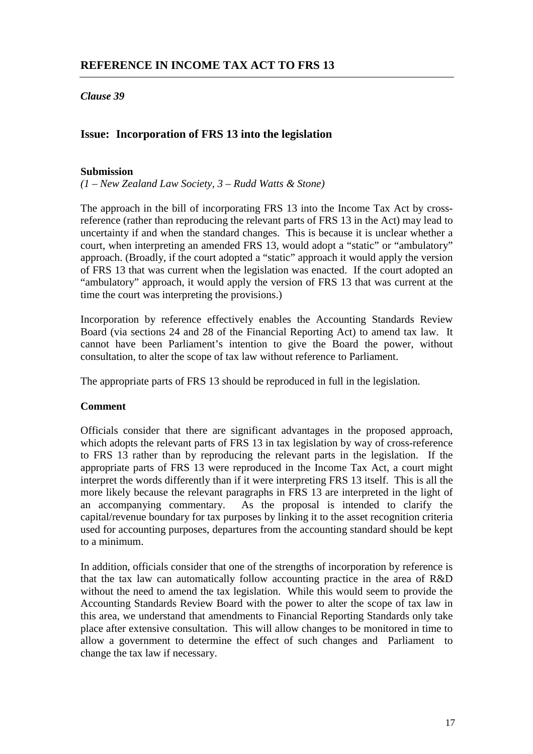## REFERENCE IN INCOME TAX ACT TO FRS 13

*Clause 39*

### Issue: Incorporation of FRS 13 into the legislation

**Submission**
*(1 – New Zealand Law Society, 3 – Rudd Watts & Stone)*

The approach in the bill of incorporating FRS 13 into the Income Tax Act by cross-reference (rather than reproducing the relevant parts of FRS 13 in the Act) may lead to uncertainty if and when the standard changes. This is because it is unclear whether a court, when interpreting an amended FRS 13, would adopt a "static" or "ambulatory" approach. (Broadly, if the court adopted a "static" approach it would apply the version of FRS 13 that was current when the legislation was enacted. If the court adopted an "ambulatory" approach, it would apply the version of FRS 13 that was current at the time the court was interpreting the provisions.)

Incorporation by reference effectively enables the Accounting Standards Review Board (via sections 24 and 28 of the Financial Reporting Act) to amend tax law. It cannot have been Parliament's intention to give the Board the power, without consultation, to alter the scope of tax law without reference to Parliament.

The appropriate parts of FRS 13 should be reproduced in full in the legislation.

**Comment**

Officials consider that there are significant advantages in the proposed approach, which adopts the relevant parts of FRS 13 in tax legislation by way of cross-reference to FRS 13 rather than by reproducing the relevant parts in the legislation. If the appropriate parts of FRS 13 were reproduced in the Income Tax Act, a court might interpret the words differently than if it were interpreting FRS 13 itself. This is all the more likely because the relevant paragraphs in FRS 13 are interpreted in the light of an accompanying commentary. As the proposal is intended to clarify the capital/revenue boundary for tax purposes by linking it to the asset recognition criteria used for accounting purposes, departures from the accounting standard should be kept to a minimum.

In addition, officials consider that one of the strengths of incorporation by reference is that the tax law can automatically follow accounting practice in the area of R&D without the need to amend the tax legislation. While this would seem to provide the Accounting Standards Review Board with the power to alter the scope of tax law in this area, we understand that amendments to Financial Reporting Standards only take place after extensive consultation. This will allow changes to be monitored in time to allow a government to determine the effect of such changes and Parliament to change the tax law if necessary.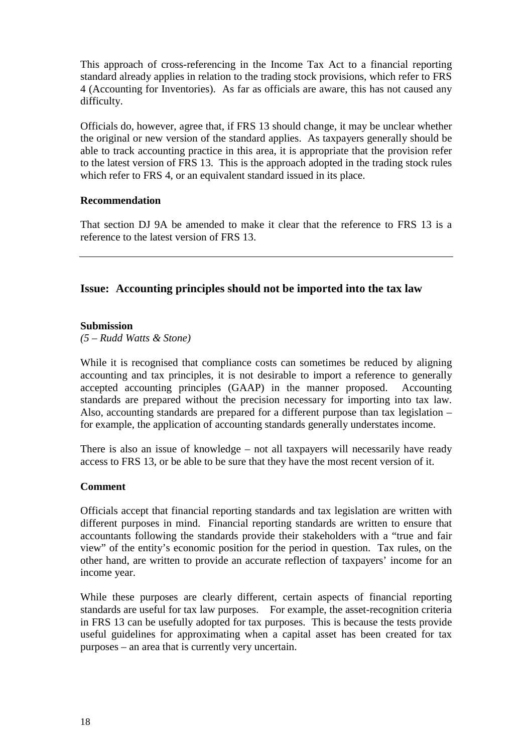This approach of cross-referencing in the Income Tax Act to a financial reporting standard already applies in relation to the trading stock provisions, which refer to FRS 4 (Accounting for Inventories). As far as officials are aware, this has not caused any difficulty.

Officials do, however, agree that, if FRS 13 should change, it may be unclear whether the original or new version of the standard applies. As taxpayers generally should be able to track accounting practice in this area, it is appropriate that the provision refer to the latest version of FRS 13. This is the approach adopted in the trading stock rules which refer to FRS 4, or an equivalent standard issued in its place.

**Recommendation**

That section DJ 9A be amended to make it clear that the reference to FRS 13 is a reference to the latest version of FRS 13.

---

## Issue: Accounting principles should not be imported into the tax law

**Submission**
*(5 – Rudd Watts & Stone)*

While it is recognised that compliance costs can sometimes be reduced by aligning accounting and tax principles, it is not desirable to import a reference to generally accepted accounting principles (GAAP) in the manner proposed. Accounting standards are prepared without the precision necessary for importing into tax law. Also, accounting standards are prepared for a different purpose than tax legislation – for example, the application of accounting standards generally understates income.

There is also an issue of knowledge – not all taxpayers will necessarily have ready access to FRS 13, or be able to be sure that they have the most recent version of it.

**Comment**

Officials accept that financial reporting standards and tax legislation are written with different purposes in mind. Financial reporting standards are written to ensure that accountants following the standards provide their stakeholders with a "true and fair view" of the entity's economic position for the period in question. Tax rules, on the other hand, are written to provide an accurate reflection of taxpayers' income for an income year.

While these purposes are clearly different, certain aspects of financial reporting standards are useful for tax law purposes. For example, the asset-recognition criteria in FRS 13 can be usefully adopted for tax purposes. This is because the tests provide useful guidelines for approximating when a capital asset has been created for tax purposes – an area that is currently very uncertain.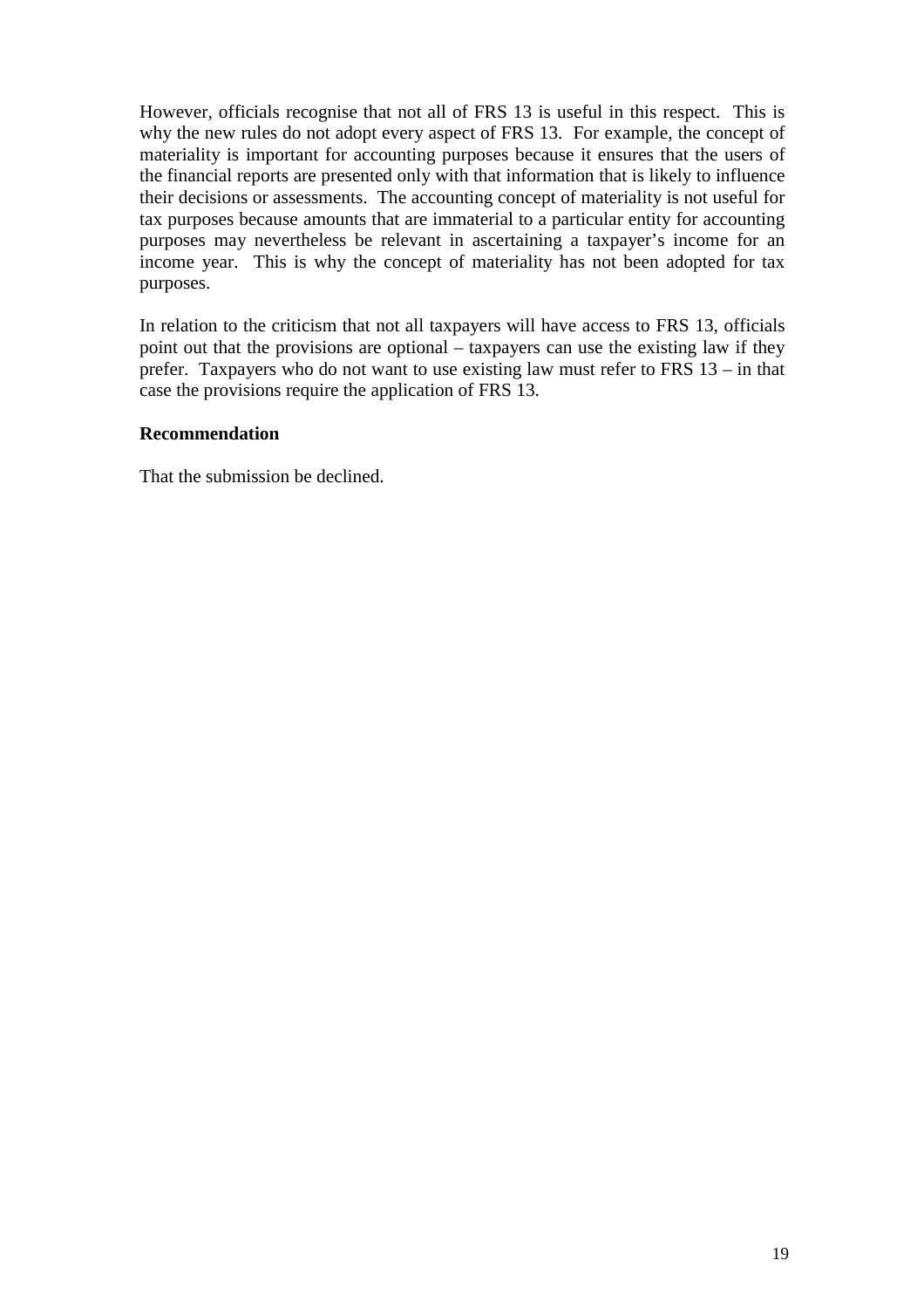However, officials recognise that not all of FRS 13 is useful in this respect. This is why the new rules do not adopt every aspect of FRS 13. For example, the concept of materiality is important for accounting purposes because it ensures that the users of the financial reports are presented only with that information that is likely to influence their decisions or assessments. The accounting concept of materiality is not useful for tax purposes because amounts that are immaterial to a particular entity for accounting purposes may nevertheless be relevant in ascertaining a taxpayer's income for an income year. This is why the concept of materiality has not been adopted for tax purposes.

In relation to the criticism that not all taxpayers will have access to FRS 13, officials point out that the provisions are optional – taxpayers can use the existing law if they prefer. Taxpayers who do not want to use existing law must refer to FRS 13 – in that case the provisions require the application of FRS 13.

**Recommendation**

That the submission be declined.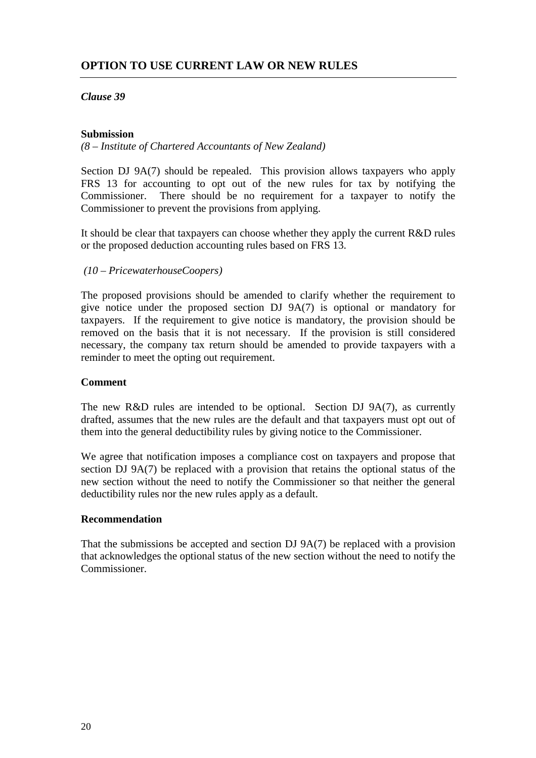## OPTION TO USE CURRENT LAW OR NEW RULES

*Clause 39*

**Submission**

*(8 – Institute of Chartered Accountants of New Zealand)*

Section DJ 9A(7) should be repealed. This provision allows taxpayers who apply FRS 13 for accounting to opt out of the new rules for tax by notifying the Commissioner. There should be no requirement for a taxpayer to notify the Commissioner to prevent the provisions from applying.

It should be clear that taxpayers can choose whether they apply the current R&D rules or the proposed deduction accounting rules based on FRS 13.

*(10 – PricewaterhouseCoopers)*

The proposed provisions should be amended to clarify whether the requirement to give notice under the proposed section DJ 9A(7) is optional or mandatory for taxpayers. If the requirement to give notice is mandatory, the provision should be removed on the basis that it is not necessary. If the provision is still considered necessary, the company tax return should be amended to provide taxpayers with a reminder to meet the opting out requirement.

**Comment**

The new R&D rules are intended to be optional. Section DJ 9A(7), as currently drafted, assumes that the new rules are the default and that taxpayers must opt out of them into the general deductibility rules by giving notice to the Commissioner.

We agree that notification imposes a compliance cost on taxpayers and propose that section DJ 9A(7) be replaced with a provision that retains the optional status of the new section without the need to notify the Commissioner so that neither the general deductibility rules nor the new rules apply as a default.

**Recommendation**

That the submissions be accepted and section DJ 9A(7) be replaced with a provision that acknowledges the optional status of the new section without the need to notify the Commissioner.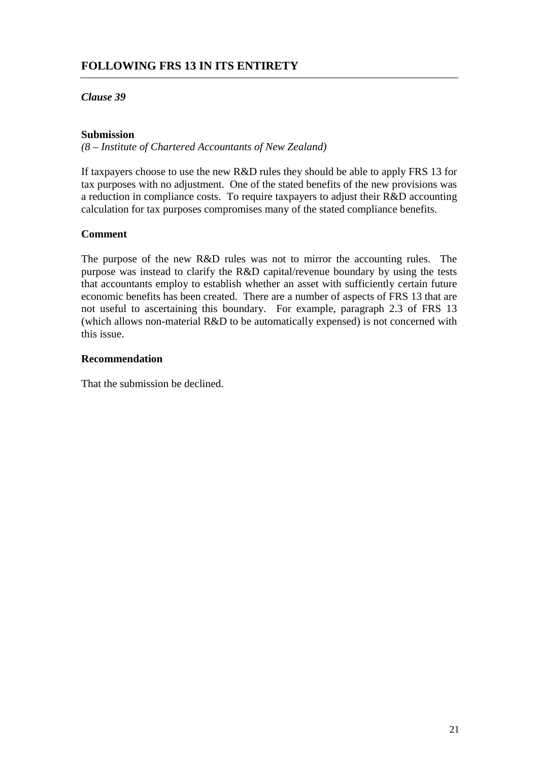## FOLLOWING FRS 13 IN ITS ENTIRETY

***Clause 39***

**Submission**

*(8 – Institute of Chartered Accountants of New Zealand)*

If taxpayers choose to use the new R&D rules they should be able to apply FRS 13 for tax purposes with no adjustment. One of the stated benefits of the new provisions was a reduction in compliance costs. To require taxpayers to adjust their R&D accounting calculation for tax purposes compromises many of the stated compliance benefits.

**Comment**

The purpose of the new R&D rules was not to mirror the accounting rules. The purpose was instead to clarify the R&D capital/revenue boundary by using the tests that accountants employ to establish whether an asset with sufficiently certain future economic benefits has been created. There are a number of aspects of FRS 13 that are not useful to ascertaining this boundary. For example, paragraph 2.3 of FRS 13 (which allows non-material R&D to be automatically expensed) is not concerned with this issue.

**Recommendation**

That the submission be declined.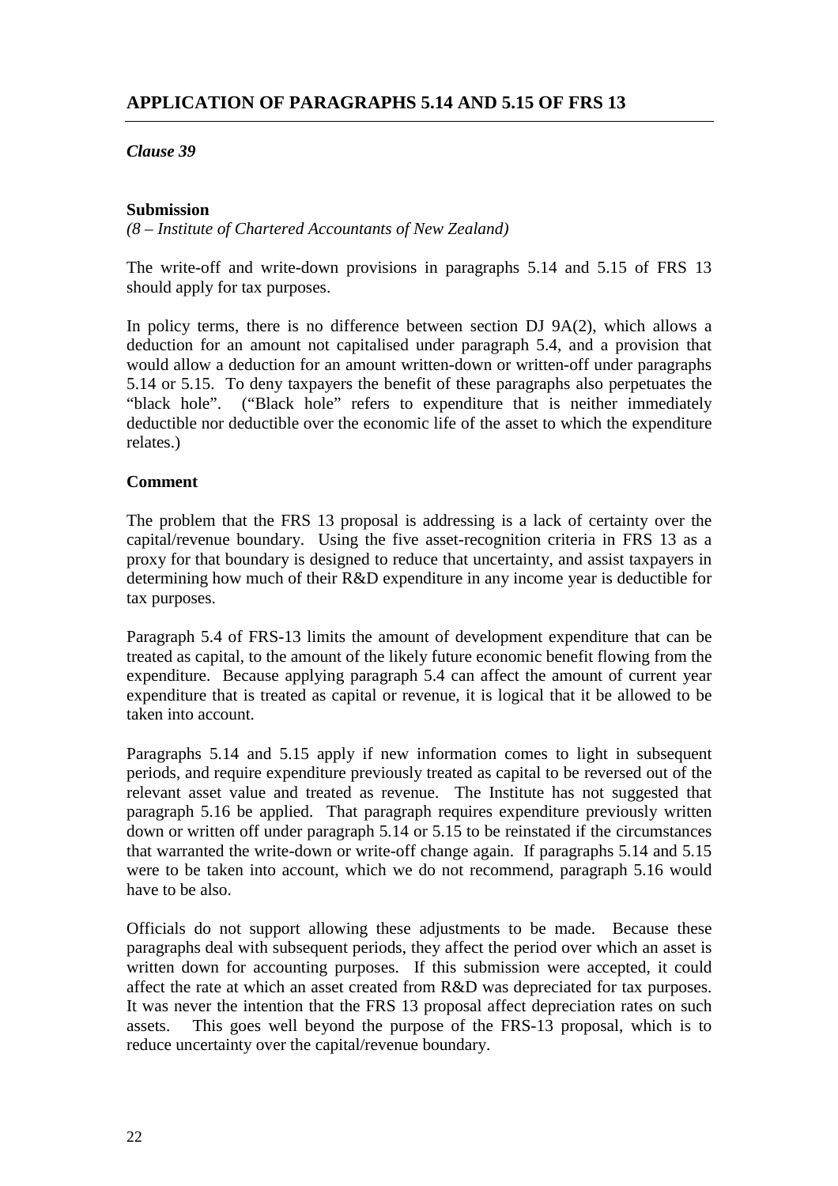## APPLICATION OF PARAGRAPHS 5.14 AND 5.15 OF FRS 13

*Clause 39*

**Submission**

*(8 – Institute of Chartered Accountants of New Zealand)*

The write-off and write-down provisions in paragraphs 5.14 and 5.15 of FRS 13 should apply for tax purposes.

In policy terms, there is no difference between section DJ 9A(2), which allows a deduction for an amount not capitalised under paragraph 5.4, and a provision that would allow a deduction for an amount written-down or written-off under paragraphs 5.14 or 5.15. To deny taxpayers the benefit of these paragraphs also perpetuates the "black hole". ("Black hole" refers to expenditure that is neither immediately deductible nor deductible over the economic life of the asset to which the expenditure relates.)

**Comment**

The problem that the FRS 13 proposal is addressing is a lack of certainty over the capital/revenue boundary. Using the five asset-recognition criteria in FRS 13 as a proxy for that boundary is designed to reduce that uncertainty, and assist taxpayers in determining how much of their R&D expenditure in any income year is deductible for tax purposes.

Paragraph 5.4 of FRS-13 limits the amount of development expenditure that can be treated as capital, to the amount of the likely future economic benefit flowing from the expenditure. Because applying paragraph 5.4 can affect the amount of current year expenditure that is treated as capital or revenue, it is logical that it be allowed to be taken into account.

Paragraphs 5.14 and 5.15 apply if new information comes to light in subsequent periods, and require expenditure previously treated as capital to be reversed out of the relevant asset value and treated as revenue. The Institute has not suggested that paragraph 5.16 be applied. That paragraph requires expenditure previously written down or written off under paragraph 5.14 or 5.15 to be reinstated if the circumstances that warranted the write-down or write-off change again. If paragraphs 5.14 and 5.15 were to be taken into account, which we do not recommend, paragraph 5.16 would have to be also.

Officials do not support allowing these adjustments to be made. Because these paragraphs deal with subsequent periods, they affect the period over which an asset is written down for accounting purposes. If this submission were accepted, it could affect the rate at which an asset created from R&D was depreciated for tax purposes. It was never the intention that the FRS 13 proposal affect depreciation rates on such assets. This goes well beyond the purpose of the FRS-13 proposal, which is to reduce uncertainty over the capital/revenue boundary.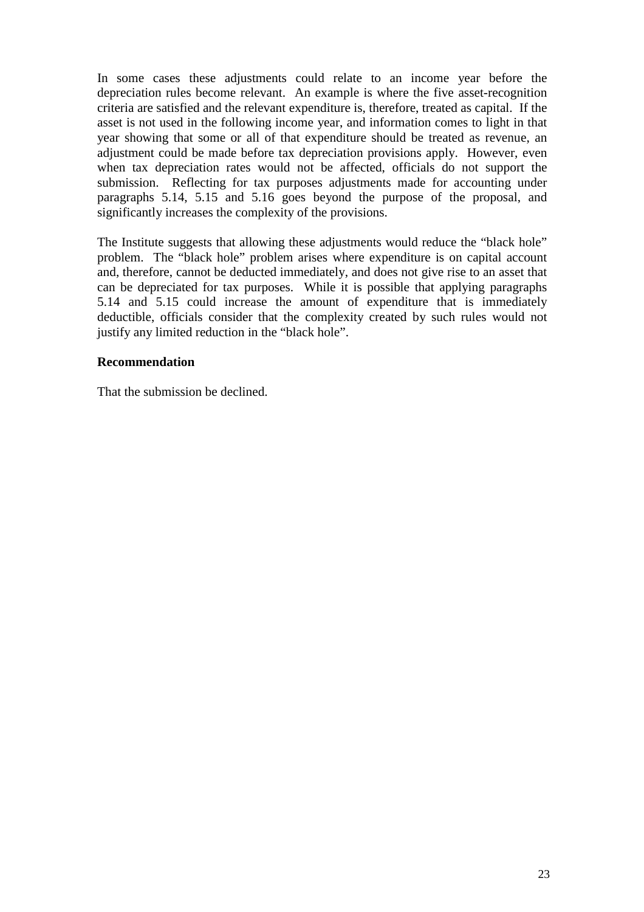In some cases these adjustments could relate to an income year before the depreciation rules become relevant. An example is where the five asset-recognition criteria are satisfied and the relevant expenditure is, therefore, treated as capital. If the asset is not used in the following income year, and information comes to light in that year showing that some or all of that expenditure should be treated as revenue, an adjustment could be made before tax depreciation provisions apply. However, even when tax depreciation rates would not be affected, officials do not support the submission. Reflecting for tax purposes adjustments made for accounting under paragraphs 5.14, 5.15 and 5.16 goes beyond the purpose of the proposal, and significantly increases the complexity of the provisions.

The Institute suggests that allowing these adjustments would reduce the "black hole" problem. The "black hole" problem arises where expenditure is on capital account and, therefore, cannot be deducted immediately, and does not give rise to an asset that can be depreciated for tax purposes. While it is possible that applying paragraphs 5.14 and 5.15 could increase the amount of expenditure that is immediately deductible, officials consider that the complexity created by such rules would not justify any limited reduction in the "black hole".

**Recommendation**

That the submission be declined.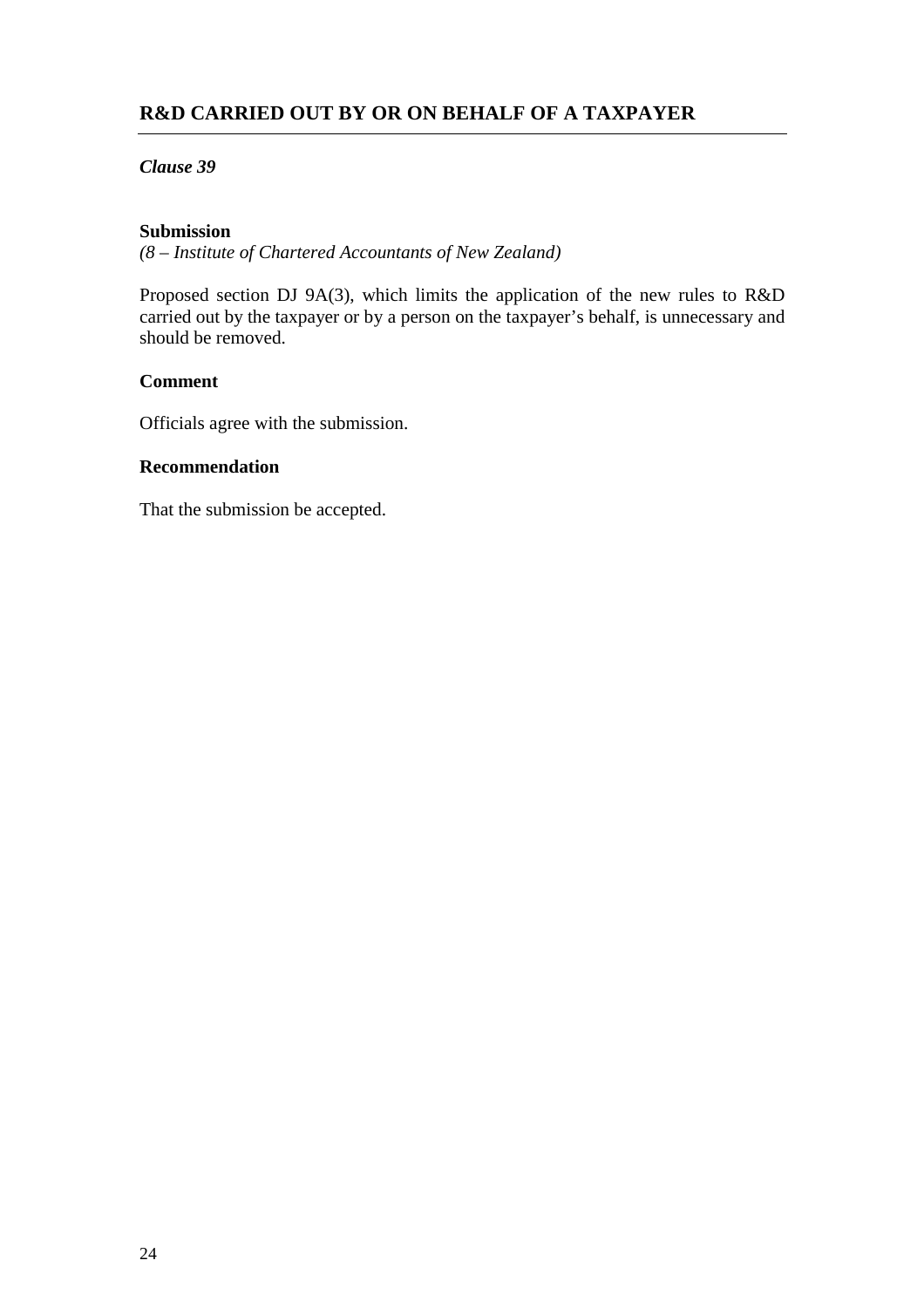## R&D CARRIED OUT BY OR ON BEHALF OF A TAXPAYER

### *Clause 39*

**Submission**

*(8 – Institute of Chartered Accountants of New Zealand)*

Proposed section DJ 9A(3), which limits the application of the new rules to R&D carried out by the taxpayer or by a person on the taxpayer's behalf, is unnecessary and should be removed.

**Comment**

Officials agree with the submission.

**Recommendation**

That the submission be accepted.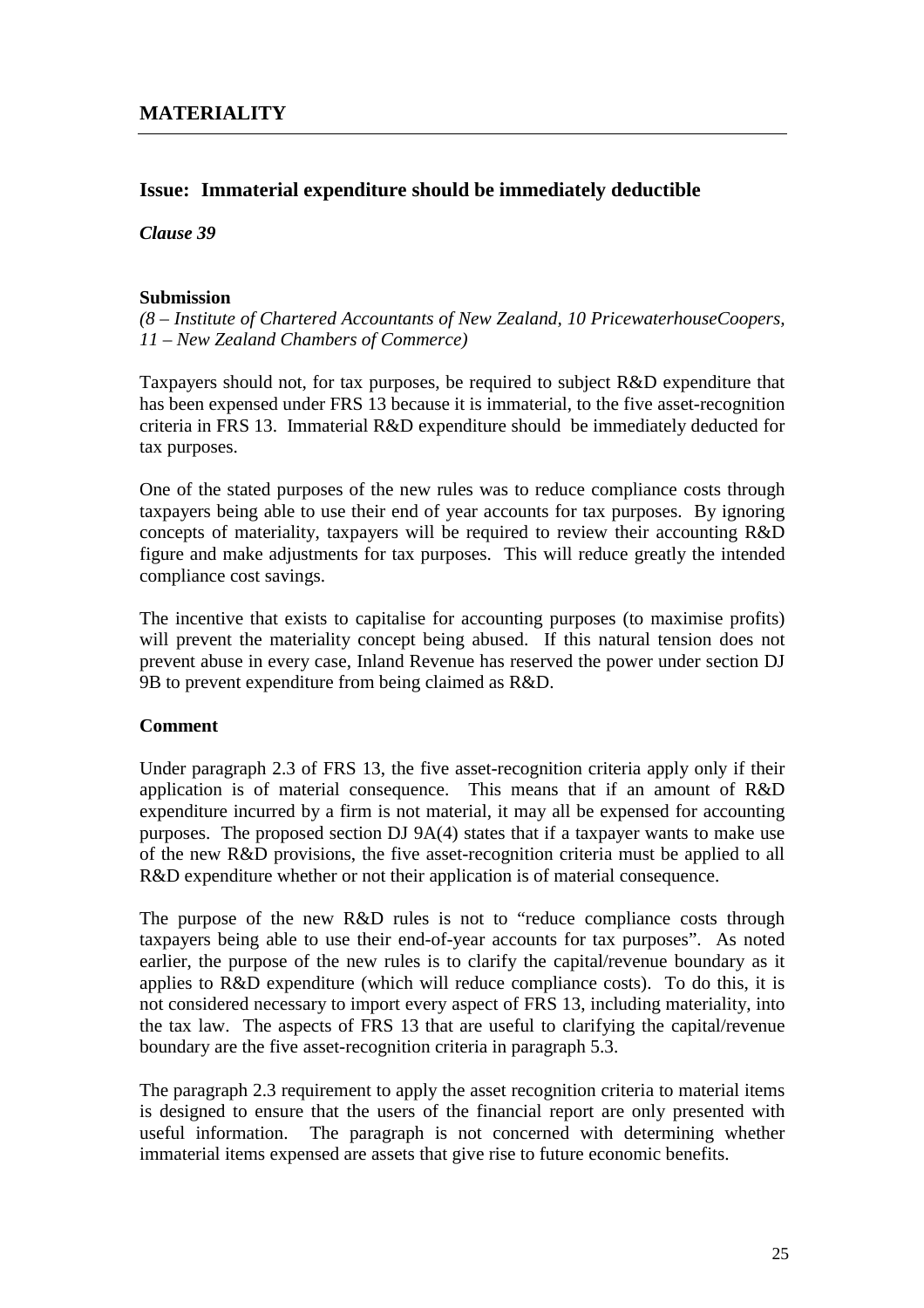## MATERIALITY

### Issue: Immaterial expenditure should be immediately deductible

***Clause 39***

**Submission**

*(8 – Institute of Chartered Accountants of New Zealand, 10 PricewaterhouseCoopers, 11 – New Zealand Chambers of Commerce)*

Taxpayers should not, for tax purposes, be required to subject R&D expenditure that has been expensed under FRS 13 because it is immaterial, to the five asset-recognition criteria in FRS 13. Immaterial R&D expenditure should be immediately deducted for tax purposes.

One of the stated purposes of the new rules was to reduce compliance costs through taxpayers being able to use their end of year accounts for tax purposes. By ignoring concepts of materiality, taxpayers will be required to review their accounting R&D figure and make adjustments for tax purposes. This will reduce greatly the intended compliance cost savings.

The incentive that exists to capitalise for accounting purposes (to maximise profits) will prevent the materiality concept being abused. If this natural tension does not prevent abuse in every case, Inland Revenue has reserved the power under section DJ 9B to prevent expenditure from being claimed as R&D.

**Comment**

Under paragraph 2.3 of FRS 13, the five asset-recognition criteria apply only if their application is of material consequence. This means that if an amount of R&D expenditure incurred by a firm is not material, it may all be expensed for accounting purposes. The proposed section DJ 9A(4) states that if a taxpayer wants to make use of the new R&D provisions, the five asset-recognition criteria must be applied to all R&D expenditure whether or not their application is of material consequence.

The purpose of the new R&D rules is not to "reduce compliance costs through taxpayers being able to use their end-of-year accounts for tax purposes". As noted earlier, the purpose of the new rules is to clarify the capital/revenue boundary as it applies to R&D expenditure (which will reduce compliance costs). To do this, it is not considered necessary to import every aspect of FRS 13, including materiality, into the tax law. The aspects of FRS 13 that are useful to clarifying the capital/revenue boundary are the five asset-recognition criteria in paragraph 5.3.

The paragraph 2.3 requirement to apply the asset recognition criteria to material items is designed to ensure that the users of the financial report are only presented with useful information. The paragraph is not concerned with determining whether immaterial items expensed are assets that give rise to future economic benefits.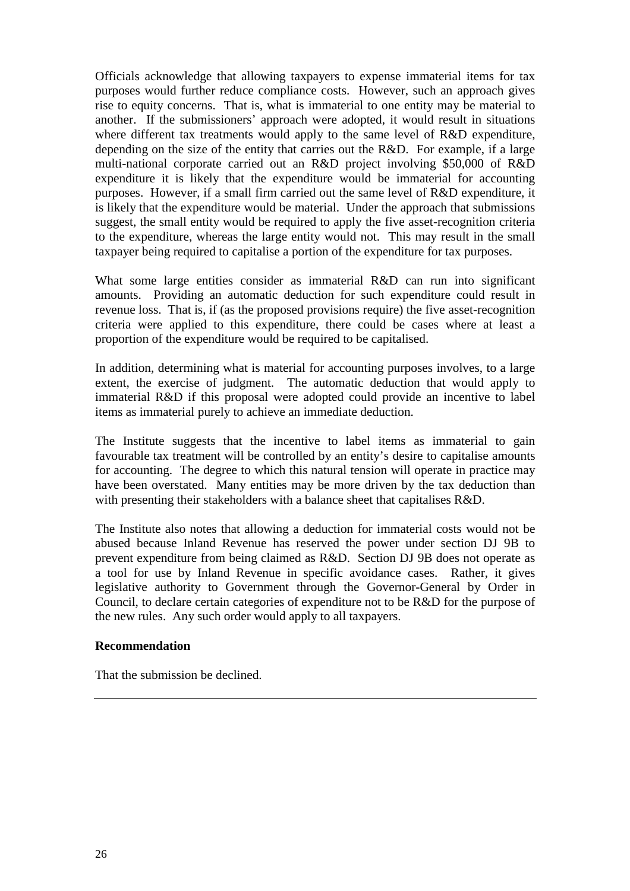Officials acknowledge that allowing taxpayers to expense immaterial items for tax purposes would further reduce compliance costs. However, such an approach gives rise to equity concerns. That is, what is immaterial to one entity may be material to another. If the submissioners' approach were adopted, it would result in situations where different tax treatments would apply to the same level of R&D expenditure, depending on the size of the entity that carries out the R&D. For example, if a large multi-national corporate carried out an R&D project involving $50,000 of R&D expenditure it is likely that the expenditure would be immaterial for accounting purposes. However, if a small firm carried out the same level of R&D expenditure, it is likely that the expenditure would be material. Under the approach that submissions suggest, the small entity would be required to apply the five asset-recognition criteria to the expenditure, whereas the large entity would not. This may result in the small taxpayer being required to capitalise a portion of the expenditure for tax purposes.

What some large entities consider as immaterial R&D can run into significant amounts. Providing an automatic deduction for such expenditure could result in revenue loss. That is, if (as the proposed provisions require) the five asset-recognition criteria were applied to this expenditure, there could be cases where at least a proportion of the expenditure would be required to be capitalised.

In addition, determining what is material for accounting purposes involves, to a large extent, the exercise of judgment. The automatic deduction that would apply to immaterial R&D if this proposal were adopted could provide an incentive to label items as immaterial purely to achieve an immediate deduction.

The Institute suggests that the incentive to label items as immaterial to gain favourable tax treatment will be controlled by an entity's desire to capitalise amounts for accounting. The degree to which this natural tension will operate in practice may have been overstated. Many entities may be more driven by the tax deduction than with presenting their stakeholders with a balance sheet that capitalises R&D.

The Institute also notes that allowing a deduction for immaterial costs would not be abused because Inland Revenue has reserved the power under section DJ 9B to prevent expenditure from being claimed as R&D. Section DJ 9B does not operate as a tool for use by Inland Revenue in specific avoidance cases. Rather, it gives legislative authority to Government through the Governor-General by Order in Council, to declare certain categories of expenditure not to be R&D for the purpose of the new rules. Any such order would apply to all taxpayers.

**Recommendation**

That the submission be declined.

---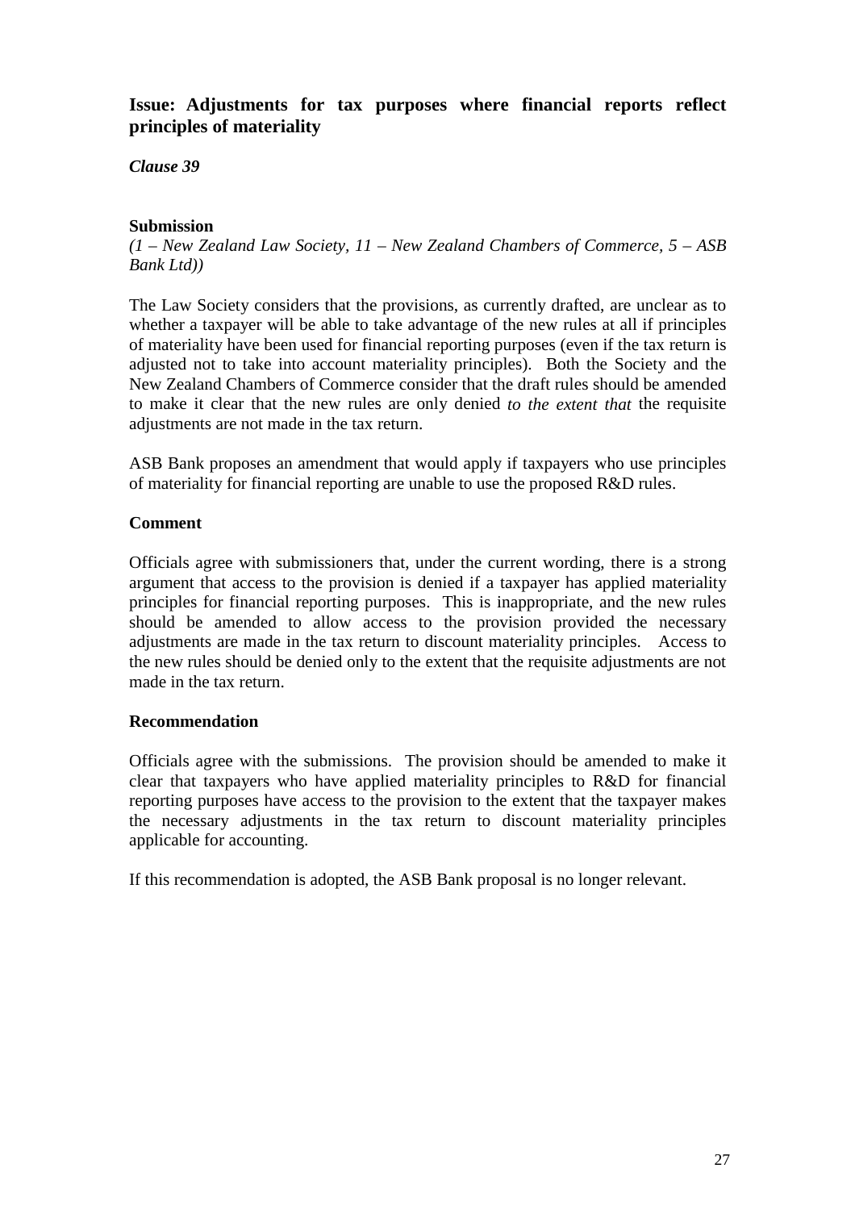## Issue: Adjustments for tax purposes where financial reports reflect principles of materiality

***Clause 39***

**Submission**

*(1 – New Zealand Law Society, 11 – New Zealand Chambers of Commerce, 5 – ASB Bank Ltd))*

The Law Society considers that the provisions, as currently drafted, are unclear as to whether a taxpayer will be able to take advantage of the new rules at all if principles of materiality have been used for financial reporting purposes (even if the tax return is adjusted not to take into account materiality principles). Both the Society and the New Zealand Chambers of Commerce consider that the draft rules should be amended to make it clear that the new rules are only denied *to the extent that* the requisite adjustments are not made in the tax return.

ASB Bank proposes an amendment that would apply if taxpayers who use principles of materiality for financial reporting are unable to use the proposed R&D rules.

**Comment**

Officials agree with submissioners that, under the current wording, there is a strong argument that access to the provision is denied if a taxpayer has applied materiality principles for financial reporting purposes. This is inappropriate, and the new rules should be amended to allow access to the provision provided the necessary adjustments are made in the tax return to discount materiality principles. Access to the new rules should be denied only to the extent that the requisite adjustments are not made in the tax return.

**Recommendation**

Officials agree with the submissions. The provision should be amended to make it clear that taxpayers who have applied materiality principles to R&D for financial reporting purposes have access to the provision to the extent that the taxpayer makes the necessary adjustments in the tax return to discount materiality principles applicable for accounting.

If this recommendation is adopted, the ASB Bank proposal is no longer relevant.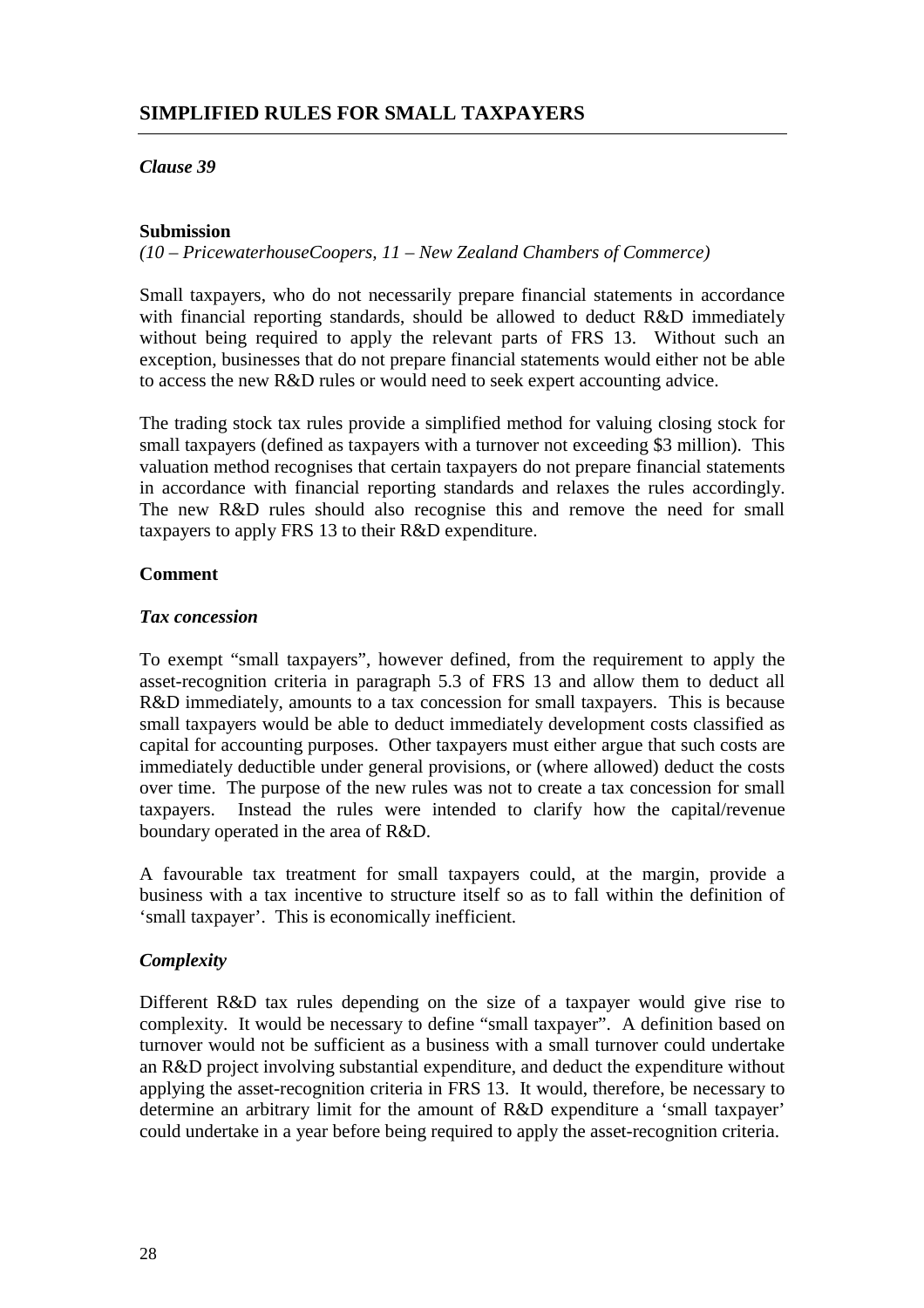## SIMPLIFIED RULES FOR SMALL TAXPAYERS

*Clause 39*

**Submission**

*(10 – PricewaterhouseCoopers, 11 – New Zealand Chambers of Commerce)*

Small taxpayers, who do not necessarily prepare financial statements in accordance with financial reporting standards, should be allowed to deduct R&D immediately without being required to apply the relevant parts of FRS 13. Without such an exception, businesses that do not prepare financial statements would either not be able to access the new R&D rules or would need to seek expert accounting advice.

The trading stock tax rules provide a simplified method for valuing closing stock for small taxpayers (defined as taxpayers with a turnover not exceeding $3 million). This valuation method recognises that certain taxpayers do not prepare financial statements in accordance with financial reporting standards and relaxes the rules accordingly. The new R&D rules should also recognise this and remove the need for small taxpayers to apply FRS 13 to their R&D expenditure.

**Comment**

***Tax concession***

To exempt "small taxpayers", however defined, from the requirement to apply the asset-recognition criteria in paragraph 5.3 of FRS 13 and allow them to deduct all R&D immediately, amounts to a tax concession for small taxpayers. This is because small taxpayers would be able to deduct immediately development costs classified as capital for accounting purposes. Other taxpayers must either argue that such costs are immediately deductible under general provisions, or (where allowed) deduct the costs over time. The purpose of the new rules was not to create a tax concession for small taxpayers. Instead the rules were intended to clarify how the capital/revenue boundary operated in the area of R&D.

A favourable tax treatment for small taxpayers could, at the margin, provide a business with a tax incentive to structure itself so as to fall within the definition of 'small taxpayer'. This is economically inefficient.

***Complexity***

Different R&D tax rules depending on the size of a taxpayer would give rise to complexity. It would be necessary to define "small taxpayer". A definition based on turnover would not be sufficient as a business with a small turnover could undertake an R&D project involving substantial expenditure, and deduct the expenditure without applying the asset-recognition criteria in FRS 13. It would, therefore, be necessary to determine an arbitrary limit for the amount of R&D expenditure a 'small taxpayer' could undertake in a year before being required to apply the asset-recognition criteria.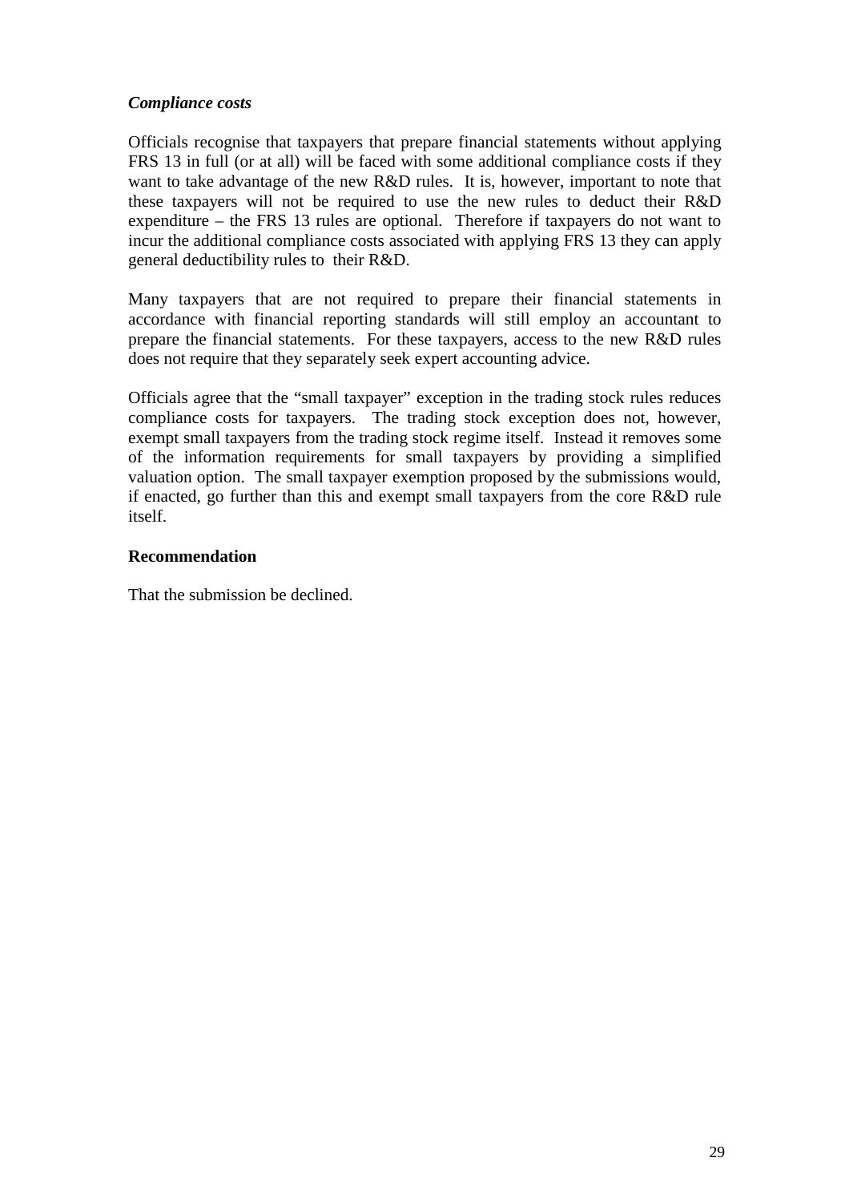*Compliance costs*

Officials recognise that taxpayers that prepare financial statements without applying FRS 13 in full (or at all) will be faced with some additional compliance costs if they want to take advantage of the new R&D rules. It is, however, important to note that these taxpayers will not be required to use the new rules to deduct their R&D expenditure – the FRS 13 rules are optional. Therefore if taxpayers do not want to incur the additional compliance costs associated with applying FRS 13 they can apply general deductibility rules to their R&D.

Many taxpayers that are not required to prepare their financial statements in accordance with financial reporting standards will still employ an accountant to prepare the financial statements. For these taxpayers, access to the new R&D rules does not require that they separately seek expert accounting advice.

Officials agree that the "small taxpayer" exception in the trading stock rules reduces compliance costs for taxpayers. The trading stock exception does not, however, exempt small taxpayers from the trading stock regime itself. Instead it removes some of the information requirements for small taxpayers by providing a simplified valuation option. The small taxpayer exemption proposed by the submissions would, if enacted, go further than this and exempt small taxpayers from the core R&D rule itself.

**Recommendation**

That the submission be declined.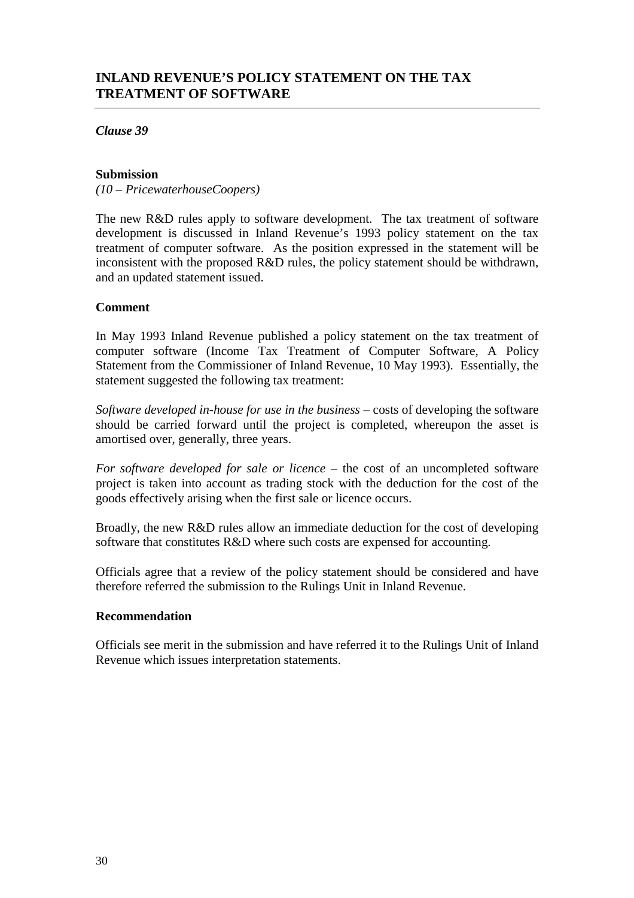## INLAND REVENUE'S POLICY STATEMENT ON THE TAX TREATMENT OF SOFTWARE

***Clause 39***

**Submission**

*(10 – PricewaterhouseCoopers)*

The new R&D rules apply to software development. The tax treatment of software development is discussed in Inland Revenue's 1993 policy statement on the tax treatment of computer software. As the position expressed in the statement will be inconsistent with the proposed R&D rules, the policy statement should be withdrawn, and an updated statement issued.

**Comment**

In May 1993 Inland Revenue published a policy statement on the tax treatment of computer software (Income Tax Treatment of Computer Software, A Policy Statement from the Commissioner of Inland Revenue, 10 May 1993). Essentially, the statement suggested the following tax treatment:

*Software developed in-house for use in the business* – costs of developing the software should be carried forward until the project is completed, whereupon the asset is amortised over, generally, three years.

*For software developed for sale or licence* – the cost of an uncompleted software project is taken into account as trading stock with the deduction for the cost of the goods effectively arising when the first sale or licence occurs.

Broadly, the new R&D rules allow an immediate deduction for the cost of developing software that constitutes R&D where such costs are expensed for accounting.

Officials agree that a review of the policy statement should be considered and have therefore referred the submission to the Rulings Unit in Inland Revenue.

**Recommendation**

Officials see merit in the submission and have referred it to the Rulings Unit of Inland Revenue which issues interpretation statements.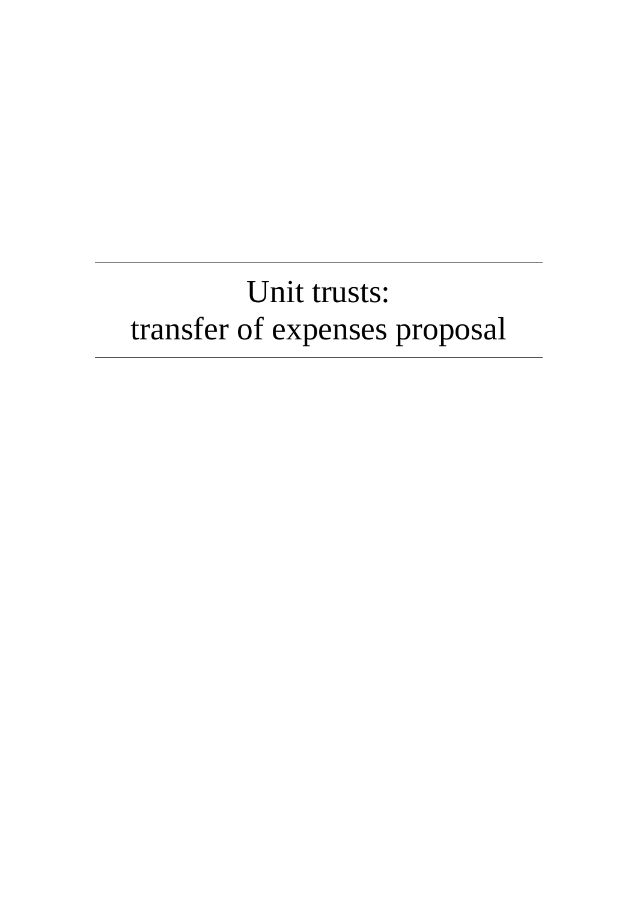# Unit trusts: transfer of expenses proposal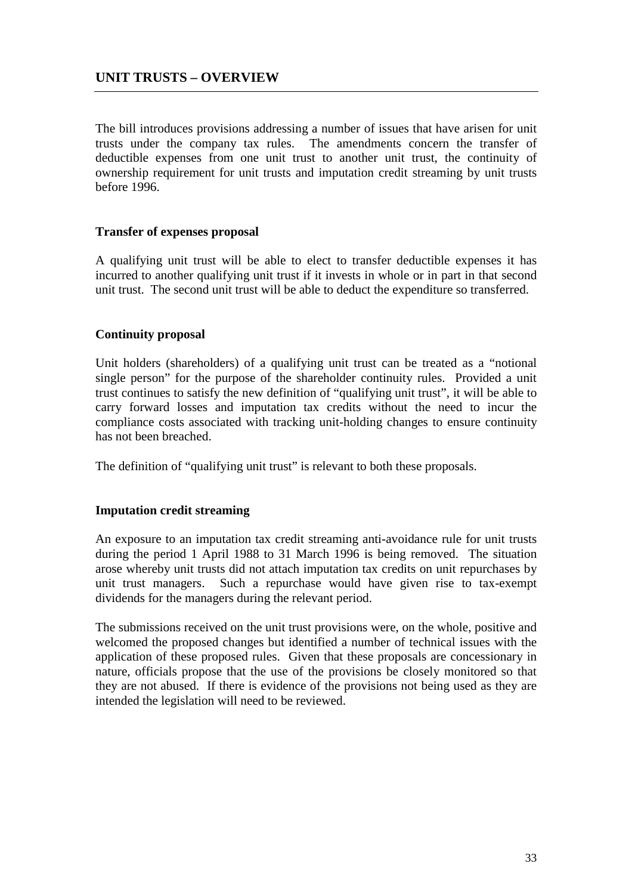## UNIT TRUSTS – OVERVIEW

The bill introduces provisions addressing a number of issues that have arisen for unit trusts under the company tax rules. The amendments concern the transfer of deductible expenses from one unit trust to another unit trust, the continuity of ownership requirement for unit trusts and imputation credit streaming by unit trusts before 1996.

### Transfer of expenses proposal

A qualifying unit trust will be able to elect to transfer deductible expenses it has incurred to another qualifying unit trust if it invests in whole or in part in that second unit trust. The second unit trust will be able to deduct the expenditure so transferred.

### Continuity proposal

Unit holders (shareholders) of a qualifying unit trust can be treated as a "notional single person" for the purpose of the shareholder continuity rules. Provided a unit trust continues to satisfy the new definition of "qualifying unit trust", it will be able to carry forward losses and imputation tax credits without the need to incur the compliance costs associated with tracking unit-holding changes to ensure continuity has not been breached.

The definition of "qualifying unit trust" is relevant to both these proposals.

### Imputation credit streaming

An exposure to an imputation tax credit streaming anti-avoidance rule for unit trusts during the period 1 April 1988 to 31 March 1996 is being removed. The situation arose whereby unit trusts did not attach imputation tax credits on unit repurchases by unit trust managers. Such a repurchase would have given rise to tax-exempt dividends for the managers during the relevant period.

The submissions received on the unit trust provisions were, on the whole, positive and welcomed the proposed changes but identified a number of technical issues with the application of these proposed rules. Given that these proposals are concessionary in nature, officials propose that the use of the provisions be closely monitored so that they are not abused. If there is evidence of the provisions not being used as they are intended the legislation will need to be reviewed.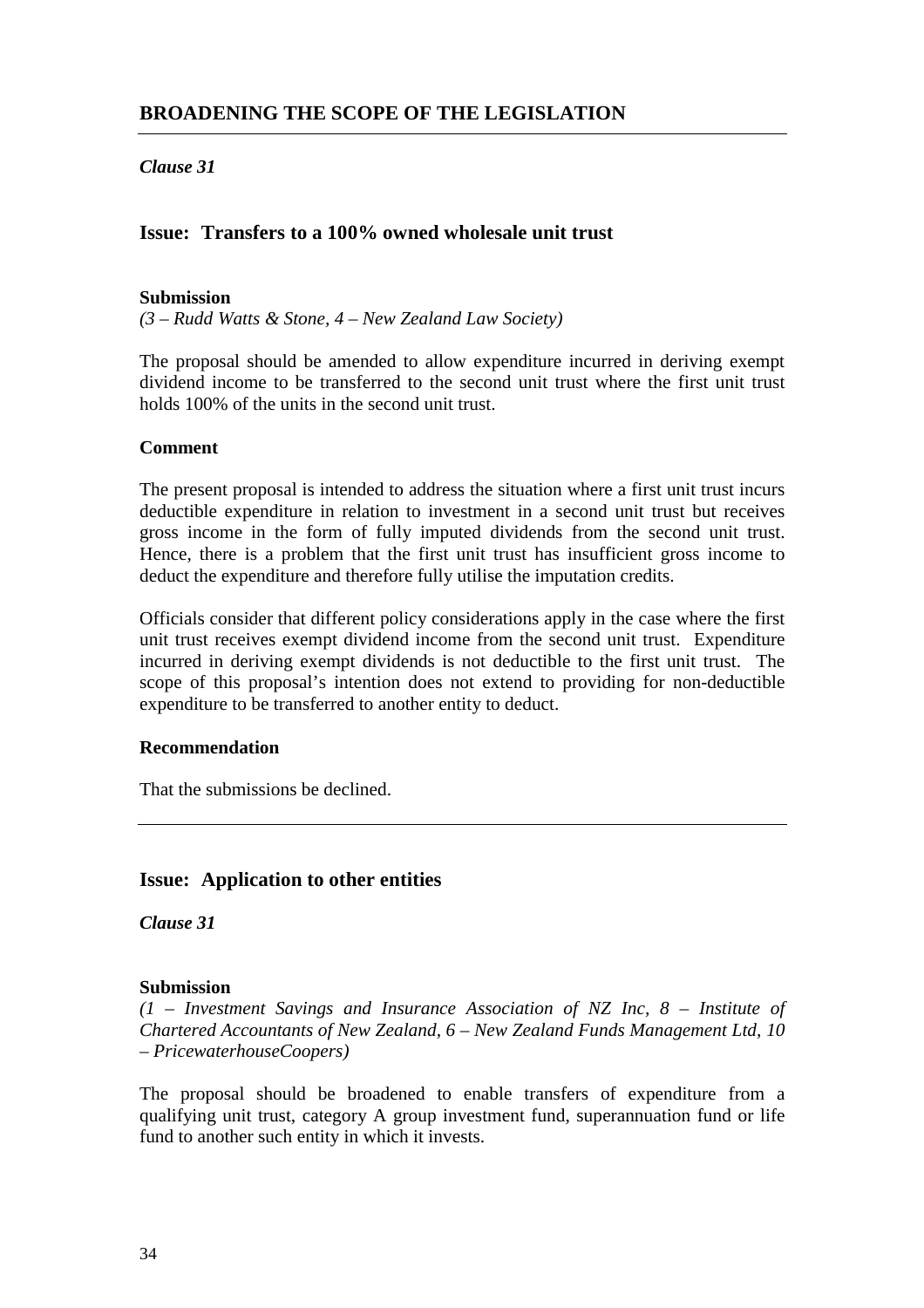## BROADENING THE SCOPE OF THE LEGISLATION

*Clause 31*

### Issue: Transfers to a 100% owned wholesale unit trust

**Submission**

*(3 – Rudd Watts & Stone, 4 – New Zealand Law Society)*

The proposal should be amended to allow expenditure incurred in deriving exempt dividend income to be transferred to the second unit trust where the first unit trust holds 100% of the units in the second unit trust.

**Comment**

The present proposal is intended to address the situation where a first unit trust incurs deductible expenditure in relation to investment in a second unit trust but receives gross income in the form of fully imputed dividends from the second unit trust. Hence, there is a problem that the first unit trust has insufficient gross income to deduct the expenditure and therefore fully utilise the imputation credits.

Officials consider that different policy considerations apply in the case where the first unit trust receives exempt dividend income from the second unit trust. Expenditure incurred in deriving exempt dividends is not deductible to the first unit trust. The scope of this proposal's intention does not extend to providing for non-deductible expenditure to be transferred to another entity to deduct.

**Recommendation**

That the submissions be declined.

---

### Issue: Application to other entities

*Clause 31*

**Submission**

*(1 – Investment Savings and Insurance Association of NZ Inc, 8 – Institute of Chartered Accountants of New Zealand, 6 – New Zealand Funds Management Ltd, 10 – PricewaterhouseCoopers)*

The proposal should be broadened to enable transfers of expenditure from a qualifying unit trust, category A group investment fund, superannuation fund or life fund to another such entity in which it invests.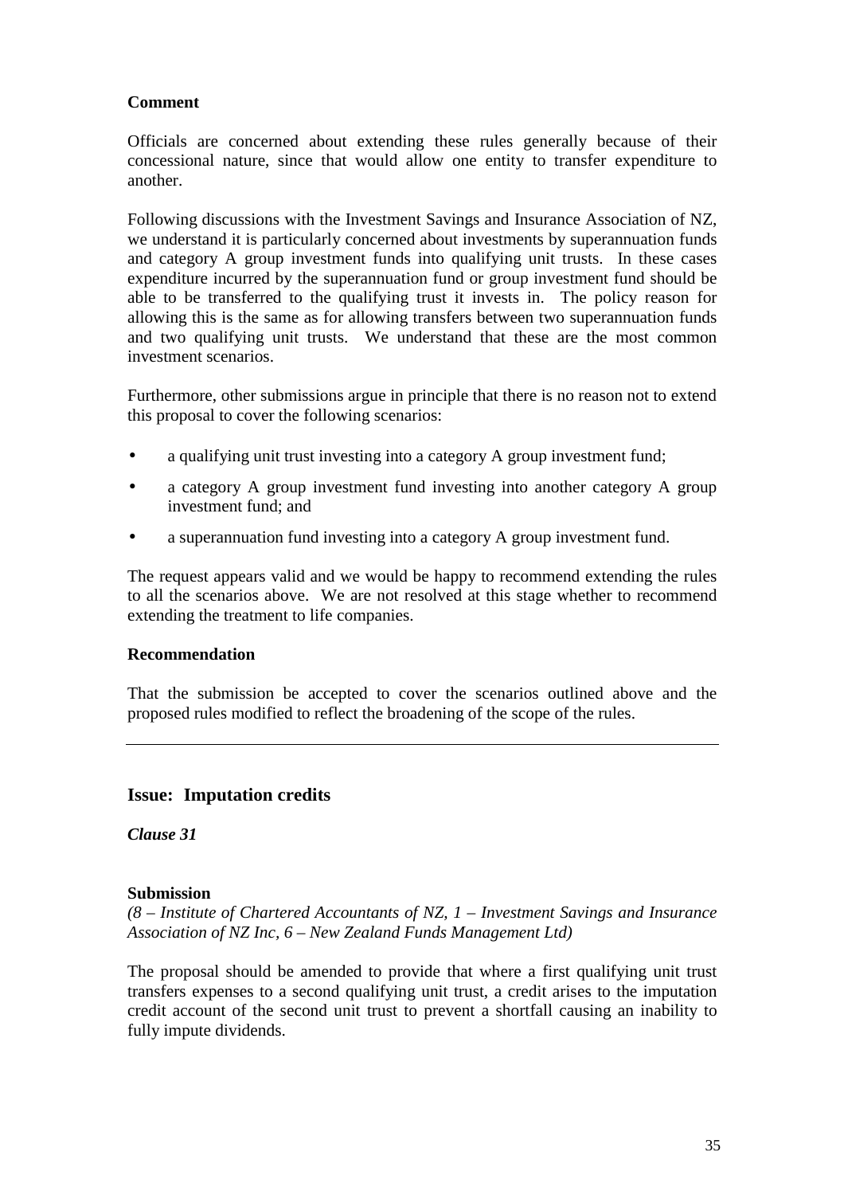**Comment**

Officials are concerned about extending these rules generally because of their concessional nature, since that would allow one entity to transfer expenditure to another.

Following discussions with the Investment Savings and Insurance Association of NZ, we understand it is particularly concerned about investments by superannuation funds and category A group investment funds into qualifying unit trusts. In these cases expenditure incurred by the superannuation fund or group investment fund should be able to be transferred to the qualifying trust it invests in. The policy reason for allowing this is the same as for allowing transfers between two superannuation funds and two qualifying unit trusts. We understand that these are the most common investment scenarios.

Furthermore, other submissions argue in principle that there is no reason not to extend this proposal to cover the following scenarios:

- a qualifying unit trust investing into a category A group investment fund;
- a category A group investment fund investing into another category A group investment fund; and
- a superannuation fund investing into a category A group investment fund.

The request appears valid and we would be happy to recommend extending the rules to all the scenarios above. We are not resolved at this stage whether to recommend extending the treatment to life companies.

**Recommendation**

That the submission be accepted to cover the scenarios outlined above and the proposed rules modified to reflect the broadening of the scope of the rules.

---

## Issue: Imputation credits

***Clause 31***

**Submission**

*(8 – Institute of Chartered Accountants of NZ, 1 – Investment Savings and Insurance Association of NZ Inc, 6 – New Zealand Funds Management Ltd)*

The proposal should be amended to provide that where a first qualifying unit trust transfers expenses to a second qualifying unit trust, a credit arises to the imputation credit account of the second unit trust to prevent a shortfall causing an inability to fully impute dividends.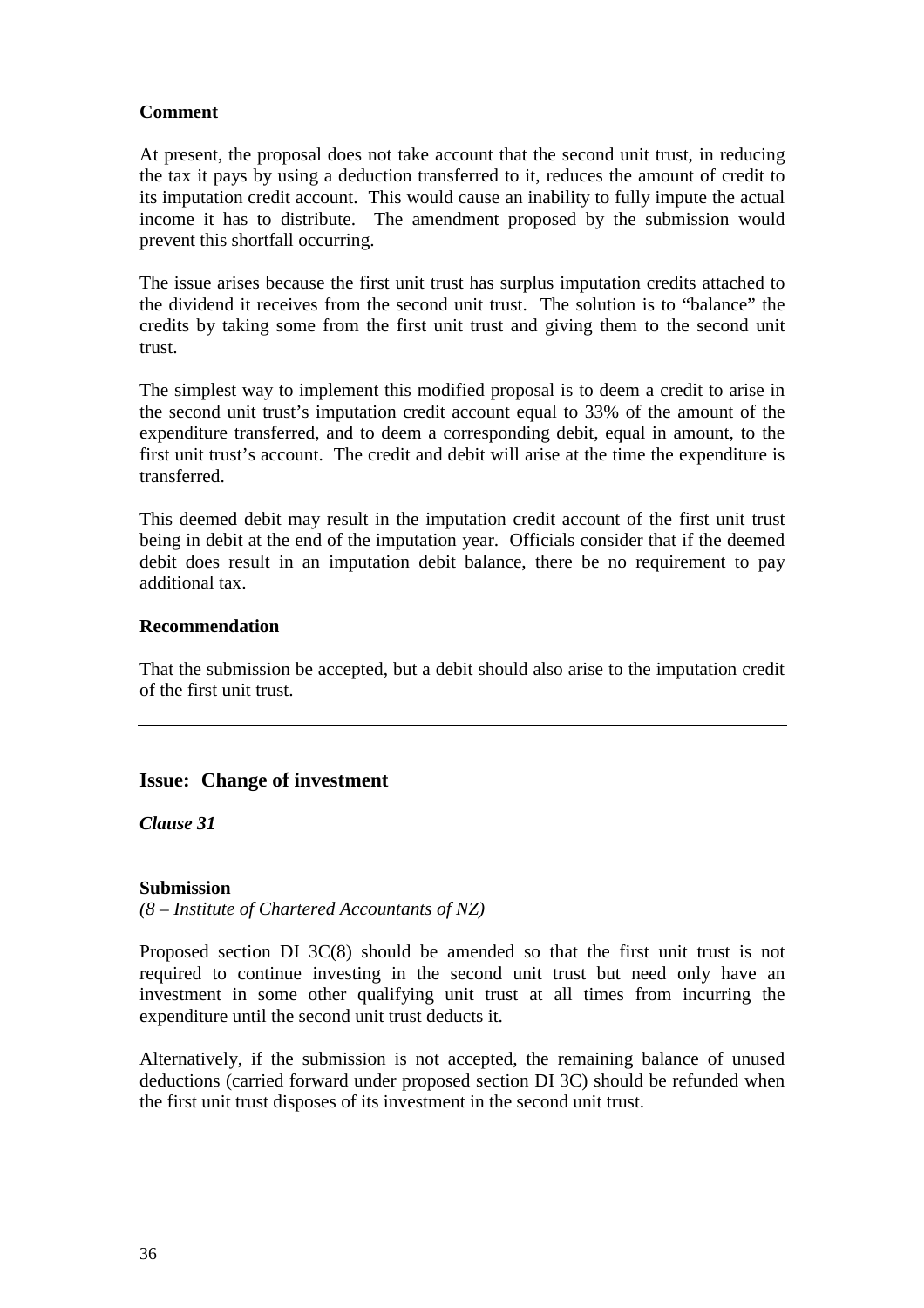**Comment**

At present, the proposal does not take account that the second unit trust, in reducing the tax it pays by using a deduction transferred to it, reduces the amount of credit to its imputation credit account. This would cause an inability to fully impute the actual income it has to distribute. The amendment proposed by the submission would prevent this shortfall occurring.

The issue arises because the first unit trust has surplus imputation credits attached to the dividend it receives from the second unit trust. The solution is to "balance" the credits by taking some from the first unit trust and giving them to the second unit trust.

The simplest way to implement this modified proposal is to deem a credit to arise in the second unit trust's imputation credit account equal to 33% of the amount of the expenditure transferred, and to deem a corresponding debit, equal in amount, to the first unit trust's account. The credit and debit will arise at the time the expenditure is transferred.

This deemed debit may result in the imputation credit account of the first unit trust being in debit at the end of the imputation year. Officials consider that if the deemed debit does result in an imputation debit balance, there be no requirement to pay additional tax.

**Recommendation**

That the submission be accepted, but a debit should also arise to the imputation credit of the first unit trust.

---

## Issue: Change of investment

***Clause 31***

**Submission**

*(8 – Institute of Chartered Accountants of NZ)*

Proposed section DI 3C(8) should be amended so that the first unit trust is not required to continue investing in the second unit trust but need only have an investment in some other qualifying unit trust at all times from incurring the expenditure until the second unit trust deducts it.

Alternatively, if the submission is not accepted, the remaining balance of unused deductions (carried forward under proposed section DI 3C) should be refunded when the first unit trust disposes of its investment in the second unit trust.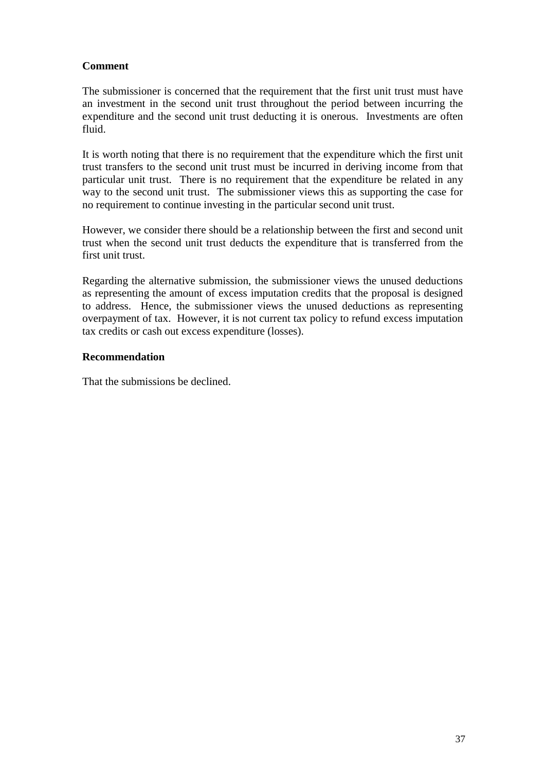**Comment**

The submissioner is concerned that the requirement that the first unit trust must have an investment in the second unit trust throughout the period between incurring the expenditure and the second unit trust deducting it is onerous. Investments are often fluid.

It is worth noting that there is no requirement that the expenditure which the first unit trust transfers to the second unit trust must be incurred in deriving income from that particular unit trust. There is no requirement that the expenditure be related in any way to the second unit trust. The submissioner views this as supporting the case for no requirement to continue investing in the particular second unit trust.

However, we consider there should be a relationship between the first and second unit trust when the second unit trust deducts the expenditure that is transferred from the first unit trust.

Regarding the alternative submission, the submissioner views the unused deductions as representing the amount of excess imputation credits that the proposal is designed to address. Hence, the submissioner views the unused deductions as representing overpayment of tax. However, it is not current tax policy to refund excess imputation tax credits or cash out excess expenditure (losses).

**Recommendation**

That the submissions be declined.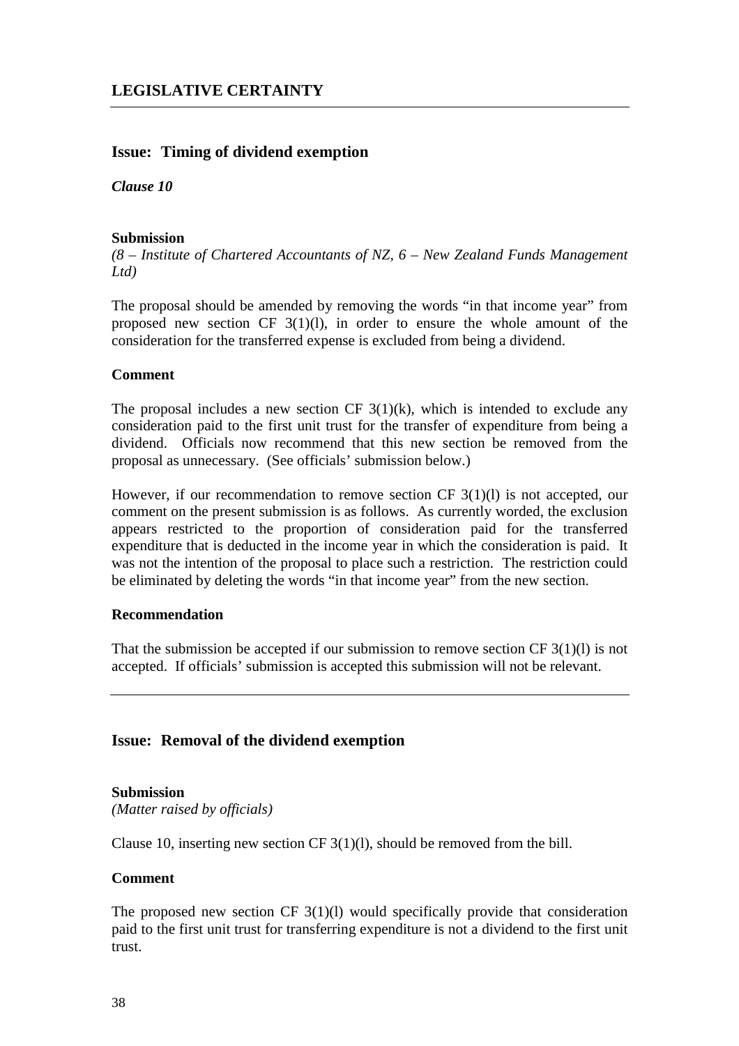## LEGISLATIVE CERTAINTY

### Issue: Timing of dividend exemption

***Clause 10***

**Submission**

*(8 – Institute of Chartered Accountants of NZ, 6 – New Zealand Funds Management Ltd)*

The proposal should be amended by removing the words "in that income year" from proposed new section CF 3(1)(l), in order to ensure the whole amount of the consideration for the transferred expense is excluded from being a dividend.

**Comment**

The proposal includes a new section CF 3(1)(k), which is intended to exclude any consideration paid to the first unit trust for the transfer of expenditure from being a dividend. Officials now recommend that this new section be removed from the proposal as unnecessary. (See officials' submission below.)

However, if our recommendation to remove section CF 3(1)(l) is not accepted, our comment on the present submission is as follows. As currently worded, the exclusion appears restricted to the proportion of consideration paid for the transferred expenditure that is deducted in the income year in which the consideration is paid. It was not the intention of the proposal to place such a restriction. The restriction could be eliminated by deleting the words "in that income year" from the new section.

**Recommendation**

That the submission be accepted if our submission to remove section CF 3(1)(l) is not accepted. If officials' submission is accepted this submission will not be relevant.

### Issue: Removal of the dividend exemption

**Submission**

*(Matter raised by officials)*

Clause 10, inserting new section CF 3(1)(l), should be removed from the bill.

**Comment**

The proposed new section CF 3(1)(l) would specifically provide that consideration paid to the first unit trust for transferring expenditure is not a dividend to the first unit trust.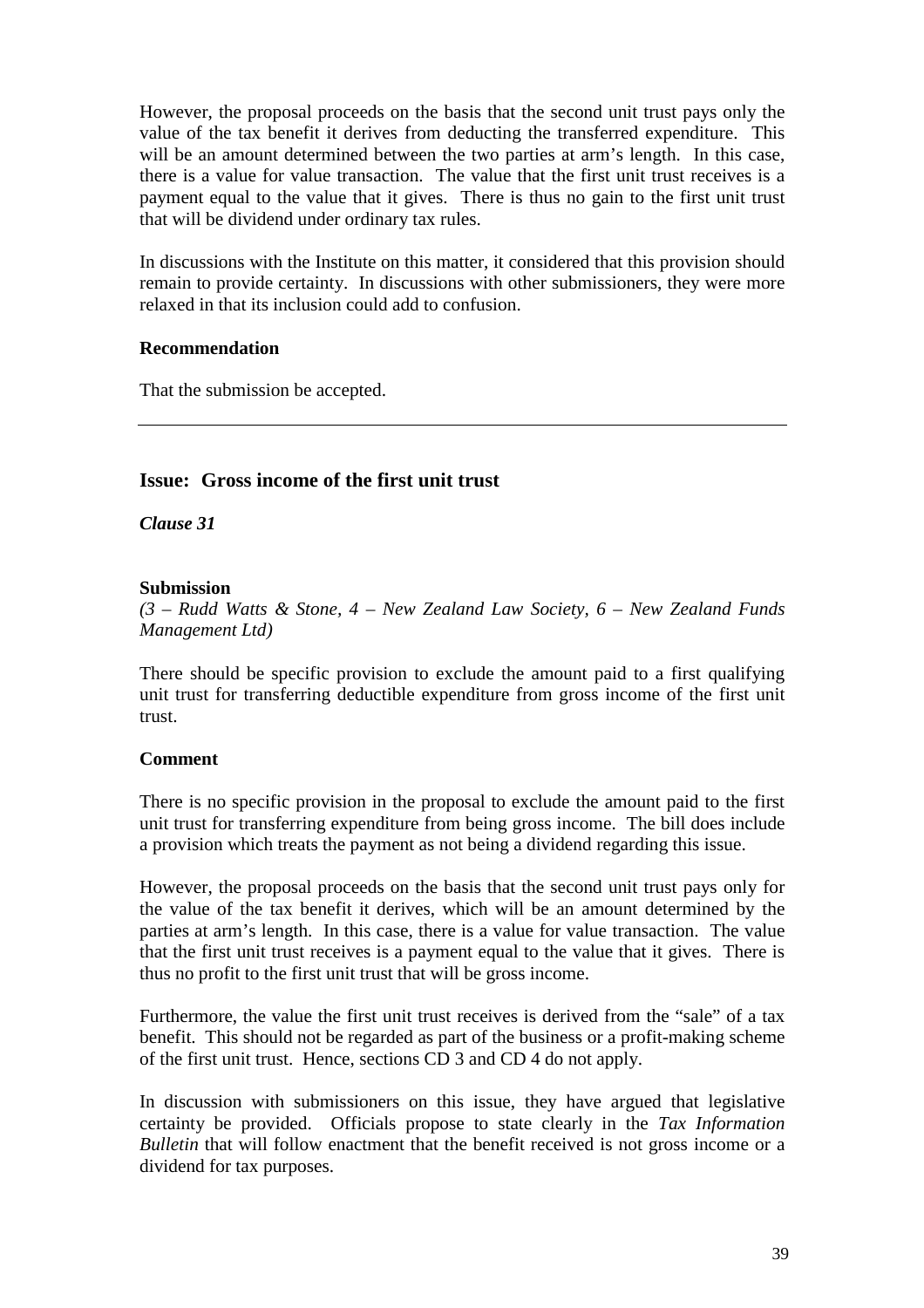However, the proposal proceeds on the basis that the second unit trust pays only the value of the tax benefit it derives from deducting the transferred expenditure. This will be an amount determined between the two parties at arm's length. In this case, there is a value for value transaction. The value that the first unit trust receives is a payment equal to the value that it gives. There is thus no gain to the first unit trust that will be dividend under ordinary tax rules.

In discussions with the Institute on this matter, it considered that this provision should remain to provide certainty. In discussions with other submissioners, they were more relaxed in that its inclusion could add to confusion.

**Recommendation**

That the submission be accepted.

---

## Issue: Gross income of the first unit trust

***Clause 31***

**Submission**

*(3 – Rudd Watts & Stone, 4 – New Zealand Law Society, 6 – New Zealand Funds Management Ltd)*

There should be specific provision to exclude the amount paid to a first qualifying unit trust for transferring deductible expenditure from gross income of the first unit trust.

**Comment**

There is no specific provision in the proposal to exclude the amount paid to the first unit trust for transferring expenditure from being gross income. The bill does include a provision which treats the payment as not being a dividend regarding this issue.

However, the proposal proceeds on the basis that the second unit trust pays only for the value of the tax benefit it derives, which will be an amount determined by the parties at arm's length. In this case, there is a value for value transaction. The value that the first unit trust receives is a payment equal to the value that it gives. There is thus no profit to the first unit trust that will be gross income.

Furthermore, the value the first unit trust receives is derived from the "sale" of a tax benefit. This should not be regarded as part of the business or a profit-making scheme of the first unit trust. Hence, sections CD 3 and CD 4 do not apply.

In discussion with submissioners on this issue, they have argued that legislative certainty be provided. Officials propose to state clearly in the *Tax Information Bulletin* that will follow enactment that the benefit received is not gross income or a dividend for tax purposes.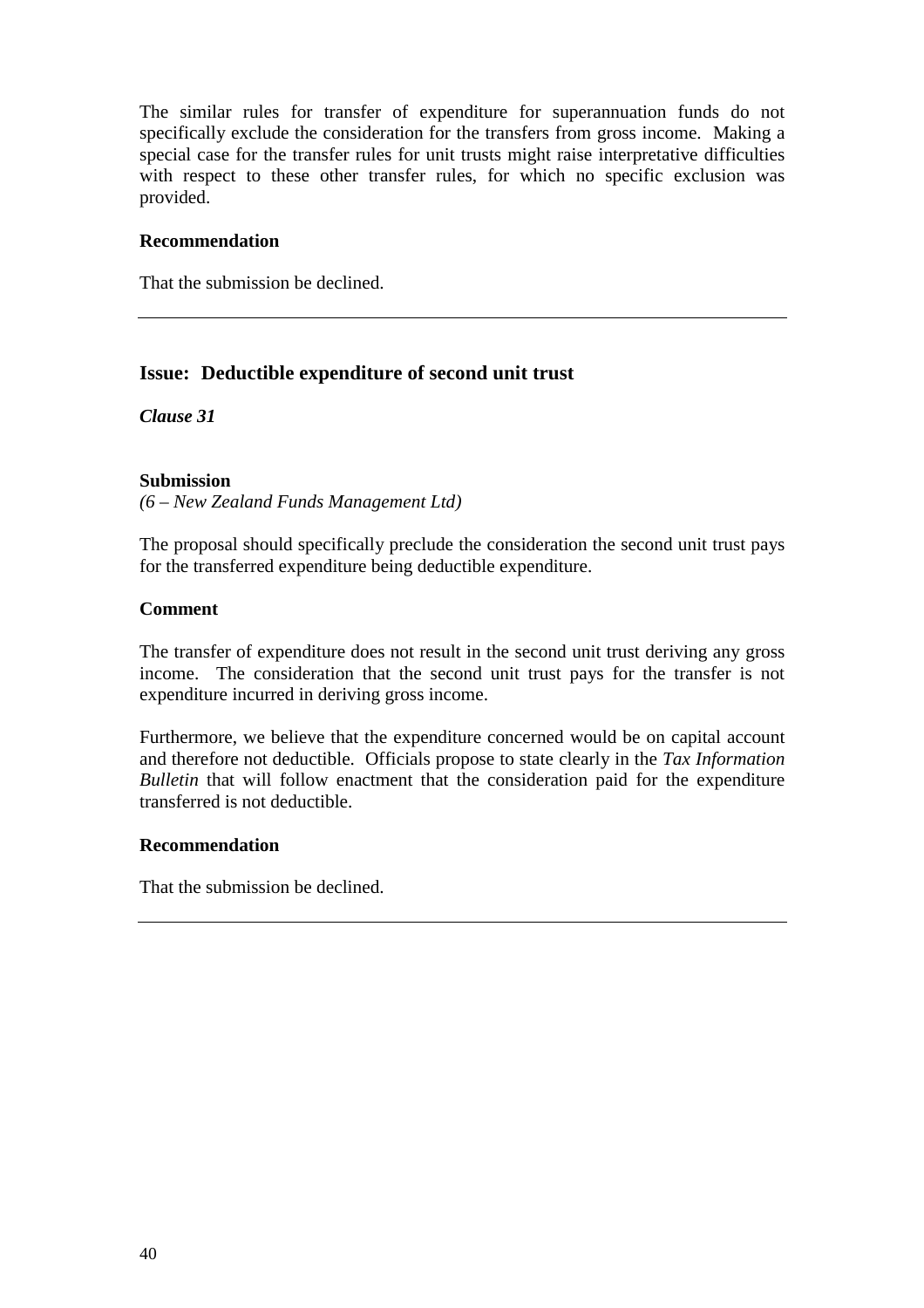The similar rules for transfer of expenditure for superannuation funds do not specifically exclude the consideration for the transfers from gross income. Making a special case for the transfer rules for unit trusts might raise interpretative difficulties with respect to these other transfer rules, for which no specific exclusion was provided.

**Recommendation**

That the submission be declined.

---

## Issue: Deductible expenditure of second unit trust

***Clause 31***

**Submission**

*(6 – New Zealand Funds Management Ltd)*

The proposal should specifically preclude the consideration the second unit trust pays for the transferred expenditure being deductible expenditure.

**Comment**

The transfer of expenditure does not result in the second unit trust deriving any gross income. The consideration that the second unit trust pays for the transfer is not expenditure incurred in deriving gross income.

Furthermore, we believe that the expenditure concerned would be on capital account and therefore not deductible. Officials propose to state clearly in the *Tax Information Bulletin* that will follow enactment that the consideration paid for the expenditure transferred is not deductible.

**Recommendation**

That the submission be declined.

---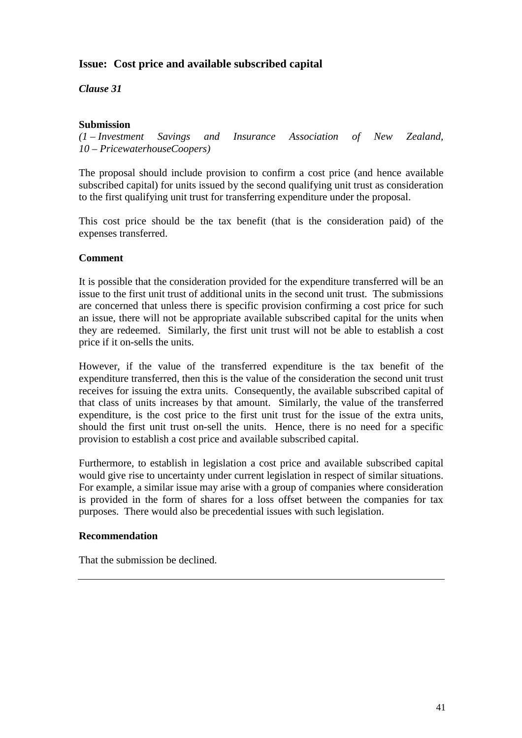## Issue: Cost price and available subscribed capital

***Clause 31***

**Submission**

*(1 – Investment Savings and Insurance Association of New Zealand, 10 – PricewaterhouseCoopers)*

The proposal should include provision to confirm a cost price (and hence available subscribed capital) for units issued by the second qualifying unit trust as consideration to the first qualifying unit trust for transferring expenditure under the proposal.

This cost price should be the tax benefit (that is the consideration paid) of the expenses transferred.

**Comment**

It is possible that the consideration provided for the expenditure transferred will be an issue to the first unit trust of additional units in the second unit trust. The submissions are concerned that unless there is specific provision confirming a cost price for such an issue, there will not be appropriate available subscribed capital for the units when they are redeemed. Similarly, the first unit trust will not be able to establish a cost price if it on-sells the units.

However, if the value of the transferred expenditure is the tax benefit of the expenditure transferred, then this is the value of the consideration the second unit trust receives for issuing the extra units. Consequently, the available subscribed capital of that class of units increases by that amount. Similarly, the value of the transferred expenditure, is the cost price to the first unit trust for the issue of the extra units, should the first unit trust on-sell the units. Hence, there is no need for a specific provision to establish a cost price and available subscribed capital.

Furthermore, to establish in legislation a cost price and available subscribed capital would give rise to uncertainty under current legislation in respect of similar situations. For example, a similar issue may arise with a group of companies where consideration is provided in the form of shares for a loss offset between the companies for tax purposes. There would also be precedential issues with such legislation.

**Recommendation**

That the submission be declined.

---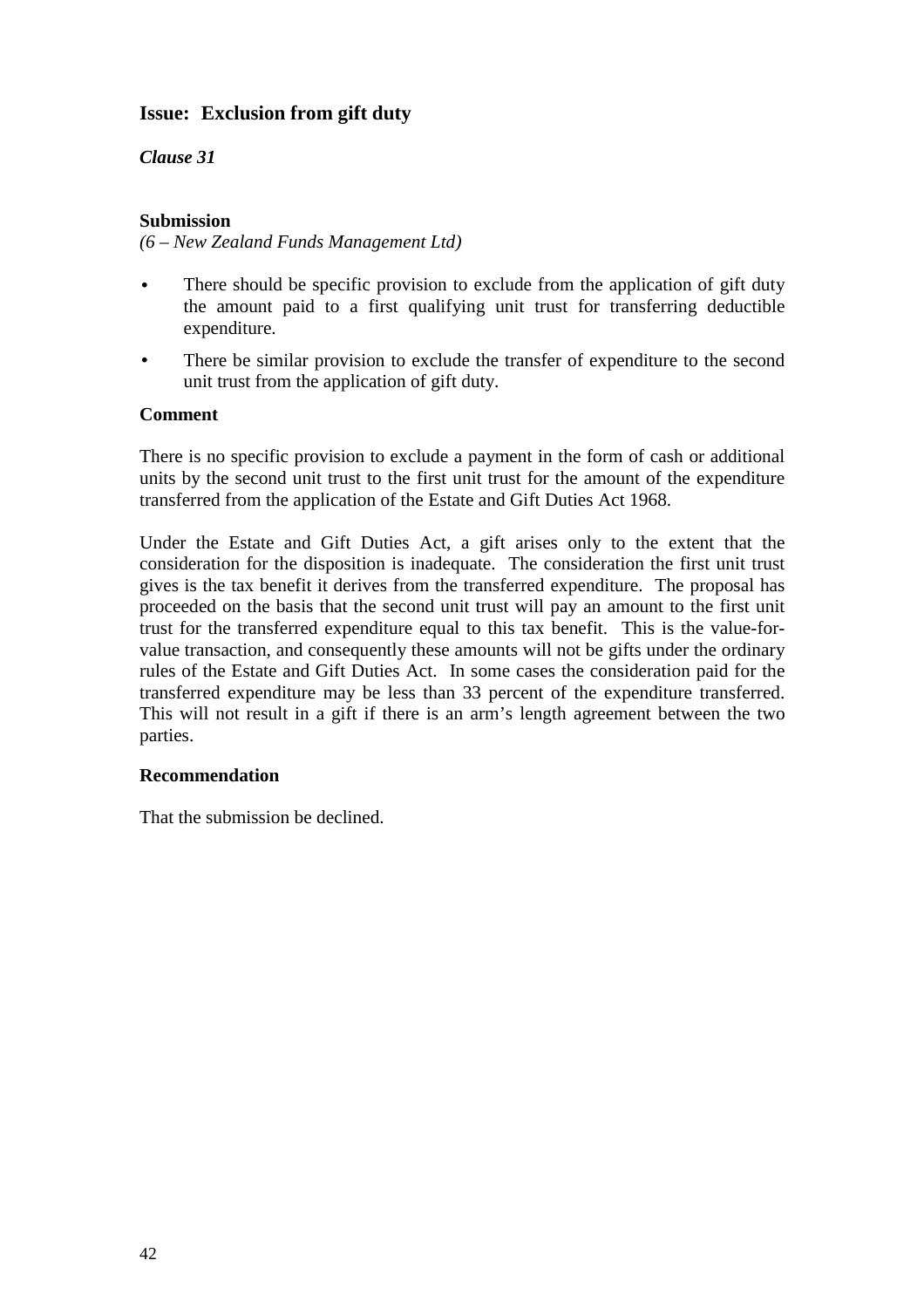### Issue: Exclusion from gift duty

***Clause 31***

**Submission**

*(6 – New Zealand Funds Management Ltd)*

- There should be specific provision to exclude from the application of gift duty the amount paid to a first qualifying unit trust for transferring deductible expenditure.
- There be similar provision to exclude the transfer of expenditure to the second unit trust from the application of gift duty.

**Comment**

There is no specific provision to exclude a payment in the form of cash or additional units by the second unit trust to the first unit trust for the amount of the expenditure transferred from the application of the Estate and Gift Duties Act 1968.

Under the Estate and Gift Duties Act, a gift arises only to the extent that the consideration for the disposition is inadequate. The consideration the first unit trust gives is the tax benefit it derives from the transferred expenditure. The proposal has proceeded on the basis that the second unit trust will pay an amount to the first unit trust for the transferred expenditure equal to this tax benefit. This is the value-for-value transaction, and consequently these amounts will not be gifts under the ordinary rules of the Estate and Gift Duties Act. In some cases the consideration paid for the transferred expenditure may be less than 33 percent of the expenditure transferred. This will not result in a gift if there is an arm's length agreement between the two parties.

**Recommendation**

That the submission be declined.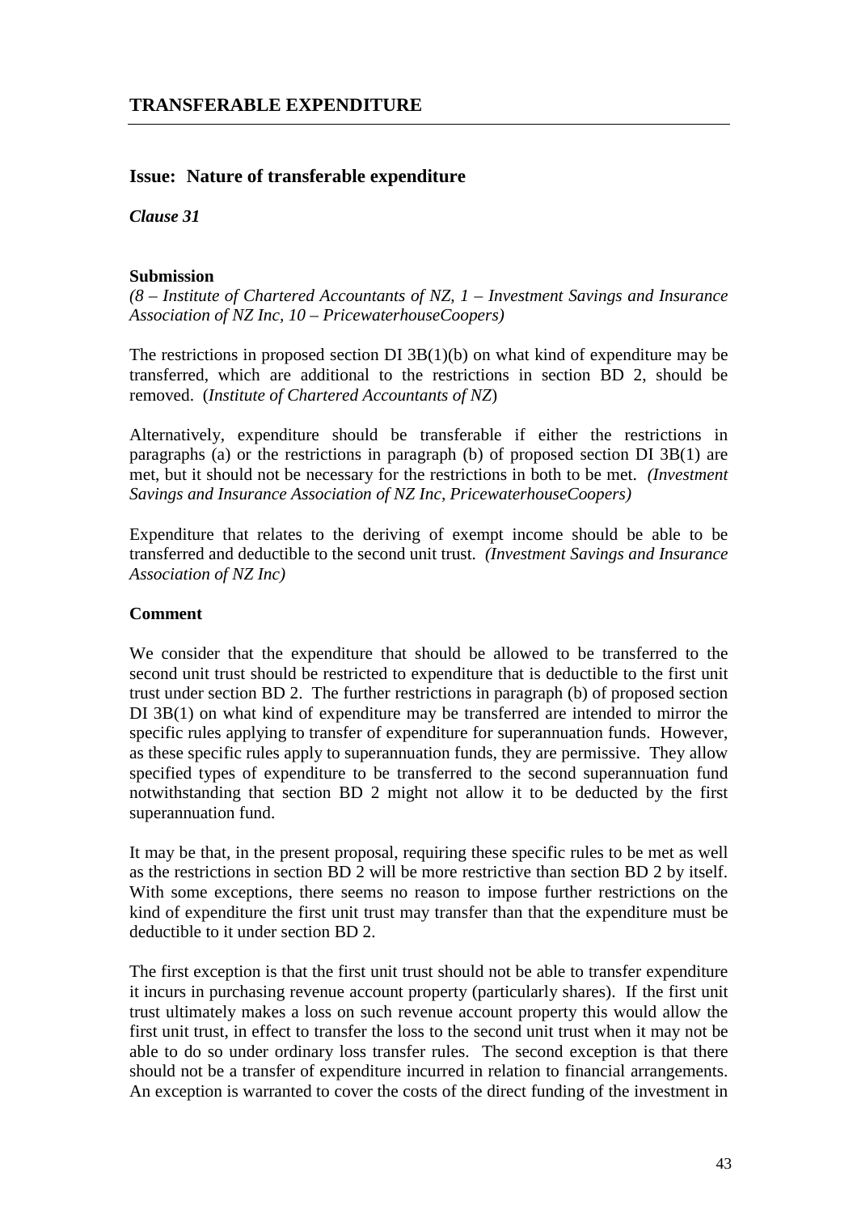## TRANSFERABLE EXPENDITURE

### Issue: Nature of transferable expenditure

***Clause 31***

#### Submission

*(8 – Institute of Chartered Accountants of NZ, 1 – Investment Savings and Insurance Association of NZ Inc, 10 – PricewaterhouseCoopers)*

The restrictions in proposed section DI 3B(1)(b) on what kind of expenditure may be transferred, which are additional to the restrictions in section BD 2, should be removed. (*Institute of Chartered Accountants of NZ*)

Alternatively, expenditure should be transferable if either the restrictions in paragraphs (a) or the restrictions in paragraph (b) of proposed section DI 3B(1) are met, but it should not be necessary for the restrictions in both to be met. *(Investment Savings and Insurance Association of NZ Inc, PricewaterhouseCoopers)*

Expenditure that relates to the deriving of exempt income should be able to be transferred and deductible to the second unit trust. *(Investment Savings and Insurance Association of NZ Inc)*

#### Comment

We consider that the expenditure that should be allowed to be transferred to the second unit trust should be restricted to expenditure that is deductible to the first unit trust under section BD 2. The further restrictions in paragraph (b) of proposed section DI 3B(1) on what kind of expenditure may be transferred are intended to mirror the specific rules applying to transfer of expenditure for superannuation funds. However, as these specific rules apply to superannuation funds, they are permissive. They allow specified types of expenditure to be transferred to the second superannuation fund notwithstanding that section BD 2 might not allow it to be deducted by the first superannuation fund.

It may be that, in the present proposal, requiring these specific rules to be met as well as the restrictions in section BD 2 will be more restrictive than section BD 2 by itself. With some exceptions, there seems no reason to impose further restrictions on the kind of expenditure the first unit trust may transfer than that the expenditure must be deductible to it under section BD 2.

The first exception is that the first unit trust should not be able to transfer expenditure it incurs in purchasing revenue account property (particularly shares). If the first unit trust ultimately makes a loss on such revenue account property this would allow the first unit trust, in effect to transfer the loss to the second unit trust when it may not be able to do so under ordinary loss transfer rules. The second exception is that there should not be a transfer of expenditure incurred in relation to financial arrangements. An exception is warranted to cover the costs of the direct funding of the investment in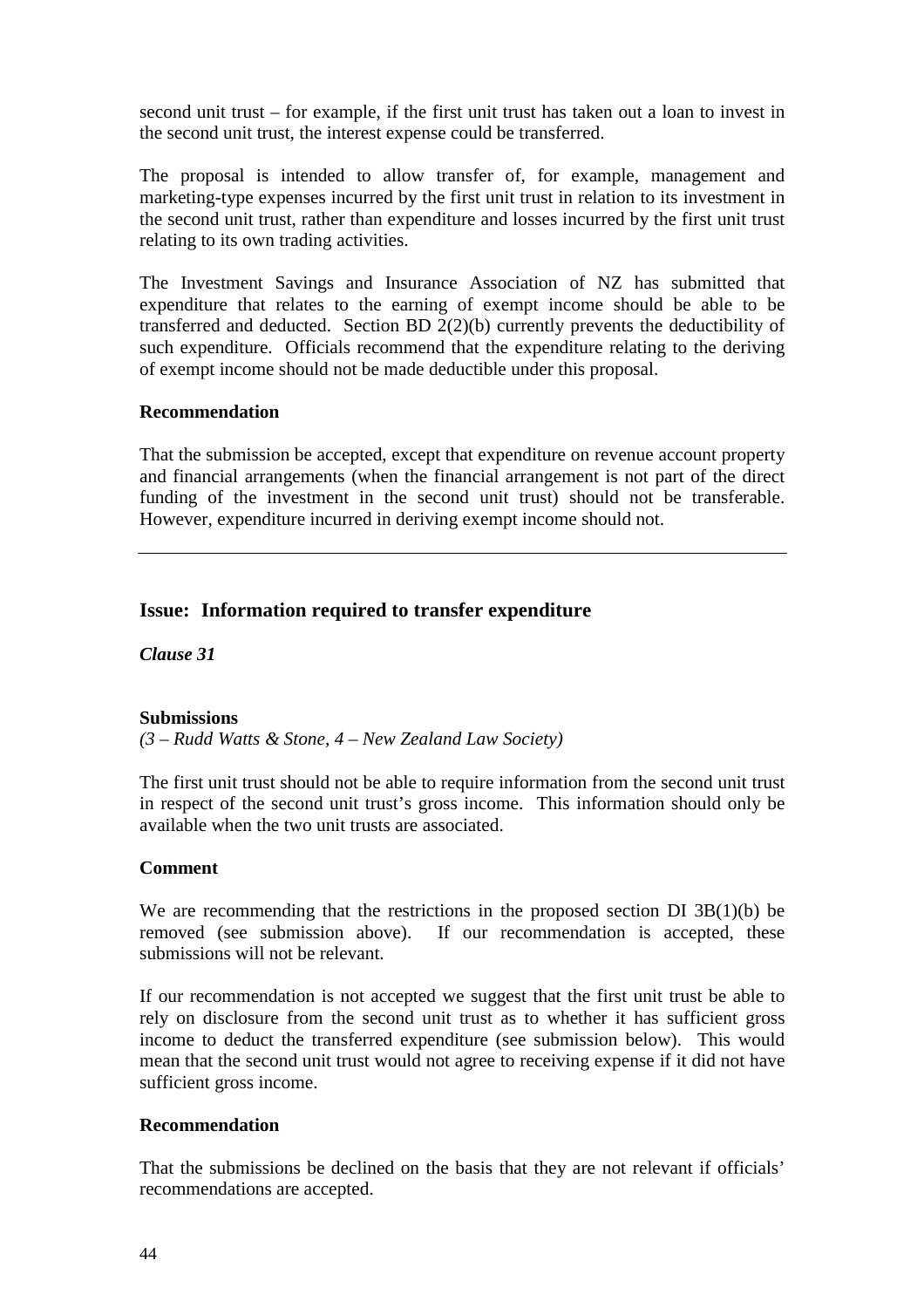second unit trust – for example, if the first unit trust has taken out a loan to invest in the second unit trust, the interest expense could be transferred.

The proposal is intended to allow transfer of, for example, management and marketing-type expenses incurred by the first unit trust in relation to its investment in the second unit trust, rather than expenditure and losses incurred by the first unit trust relating to its own trading activities.

The Investment Savings and Insurance Association of NZ has submitted that expenditure that relates to the earning of exempt income should be able to be transferred and deducted. Section BD 2(2)(b) currently prevents the deductibility of such expenditure. Officials recommend that the expenditure relating to the deriving of exempt income should not be made deductible under this proposal.

**Recommendation**

That the submission be accepted, except that expenditure on revenue account property and financial arrangements (when the financial arrangement is not part of the direct funding of the investment in the second unit trust) should not be transferable. However, expenditure incurred in deriving exempt income should not.

---

## Issue: Information required to transfer expenditure

***Clause 31***

**Submissions**

*(3 – Rudd Watts & Stone, 4 – New Zealand Law Society)*

The first unit trust should not be able to require information from the second unit trust in respect of the second unit trust's gross income. This information should only be available when the two unit trusts are associated.

**Comment**

We are recommending that the restrictions in the proposed section DI 3B(1)(b) be removed (see submission above). If our recommendation is accepted, these submissions will not be relevant.

If our recommendation is not accepted we suggest that the first unit trust be able to rely on disclosure from the second unit trust as to whether it has sufficient gross income to deduct the transferred expenditure (see submission below). This would mean that the second unit trust would not agree to receiving expense if it did not have sufficient gross income.

**Recommendation**

That the submissions be declined on the basis that they are not relevant if officials' recommendations are accepted.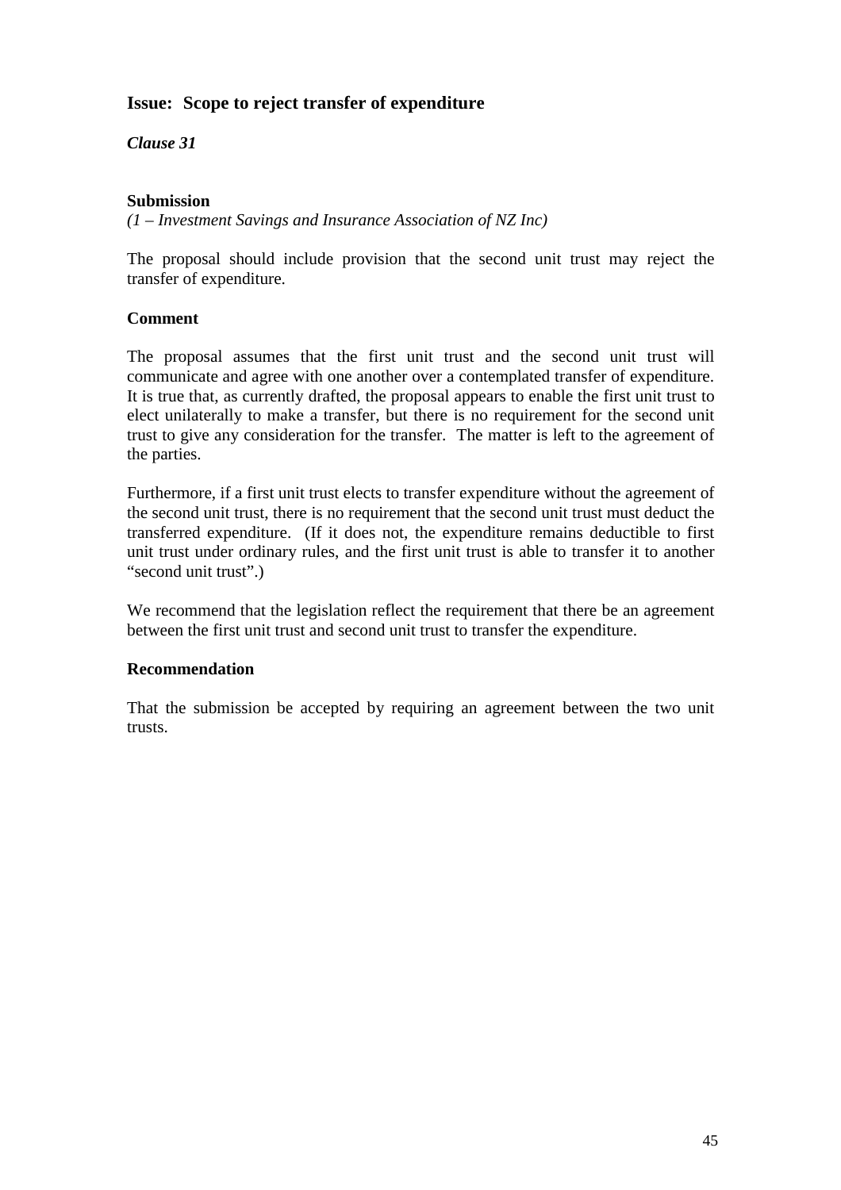## Issue: Scope to reject transfer of expenditure

***Clause 31***

**Submission**

*(1 – Investment Savings and Insurance Association of NZ Inc)*

The proposal should include provision that the second unit trust may reject the transfer of expenditure.

**Comment**

The proposal assumes that the first unit trust and the second unit trust will communicate and agree with one another over a contemplated transfer of expenditure. It is true that, as currently drafted, the proposal appears to enable the first unit trust to elect unilaterally to make a transfer, but there is no requirement for the second unit trust to give any consideration for the transfer. The matter is left to the agreement of the parties.

Furthermore, if a first unit trust elects to transfer expenditure without the agreement of the second unit trust, there is no requirement that the second unit trust must deduct the transferred expenditure. (If it does not, the expenditure remains deductible to first unit trust under ordinary rules, and the first unit trust is able to transfer it to another "second unit trust".)

We recommend that the legislation reflect the requirement that there be an agreement between the first unit trust and second unit trust to transfer the expenditure.

**Recommendation**

That the submission be accepted by requiring an agreement between the two unit trusts.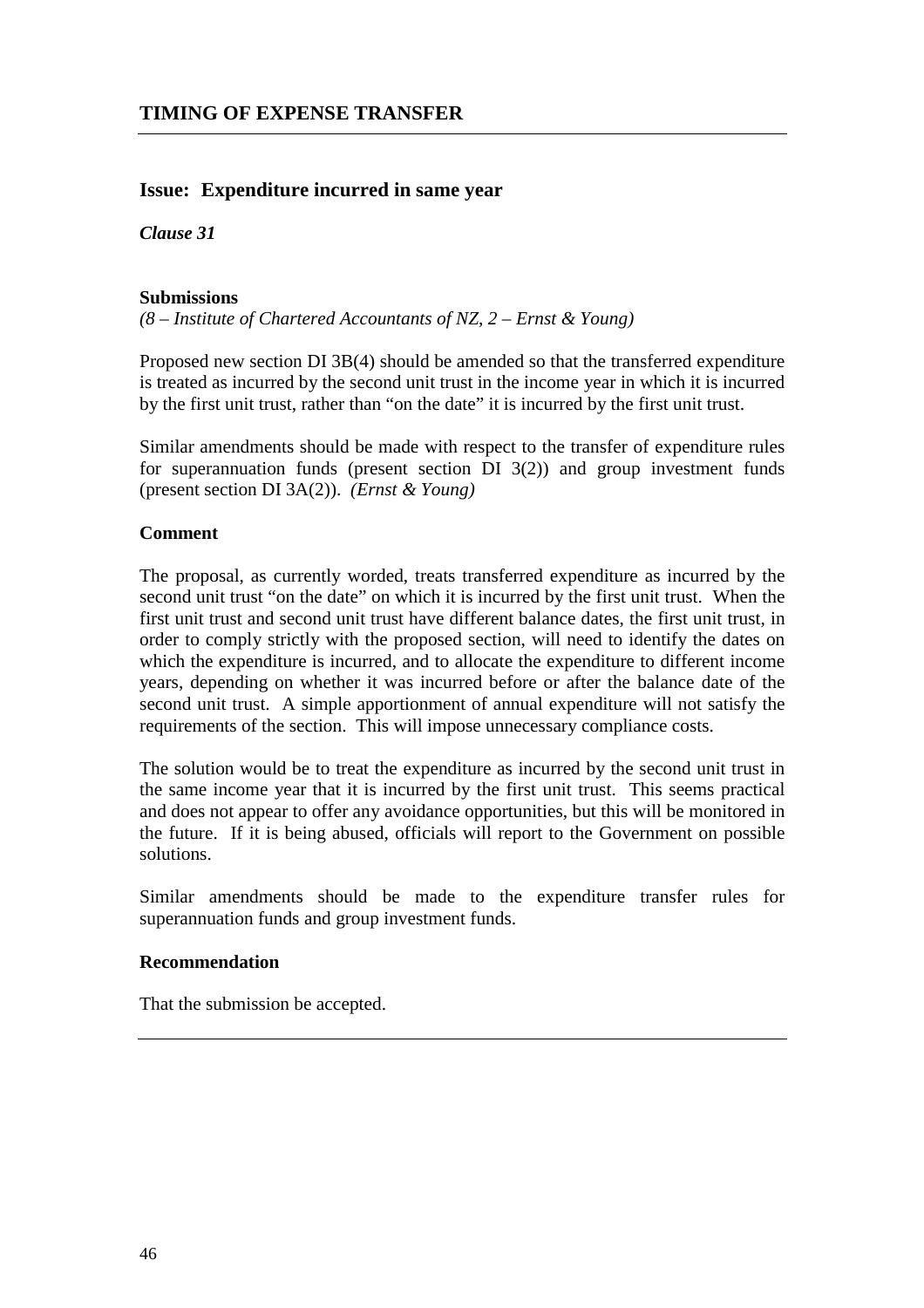## TIMING OF EXPENSE TRANSFER

### Issue: Expenditure incurred in same year

***Clause 31***

**Submissions**

*(8 – Institute of Chartered Accountants of NZ, 2 – Ernst & Young)*

Proposed new section DI 3B(4) should be amended so that the transferred expenditure is treated as incurred by the second unit trust in the income year in which it is incurred by the first unit trust, rather than "on the date" it is incurred by the first unit trust.

Similar amendments should be made with respect to the transfer of expenditure rules for superannuation funds (present section DI 3(2)) and group investment funds (present section DI 3A(2)). *(Ernst & Young)*

**Comment**

The proposal, as currently worded, treats transferred expenditure as incurred by the second unit trust "on the date" on which it is incurred by the first unit trust. When the first unit trust and second unit trust have different balance dates, the first unit trust, in order to comply strictly with the proposed section, will need to identify the dates on which the expenditure is incurred, and to allocate the expenditure to different income years, depending on whether it was incurred before or after the balance date of the second unit trust. A simple apportionment of annual expenditure will not satisfy the requirements of the section. This will impose unnecessary compliance costs.

The solution would be to treat the expenditure as incurred by the second unit trust in the same income year that it is incurred by the first unit trust. This seems practical and does not appear to offer any avoidance opportunities, but this will be monitored in the future. If it is being abused, officials will report to the Government on possible solutions.

Similar amendments should be made to the expenditure transfer rules for superannuation funds and group investment funds.

**Recommendation**

That the submission be accepted.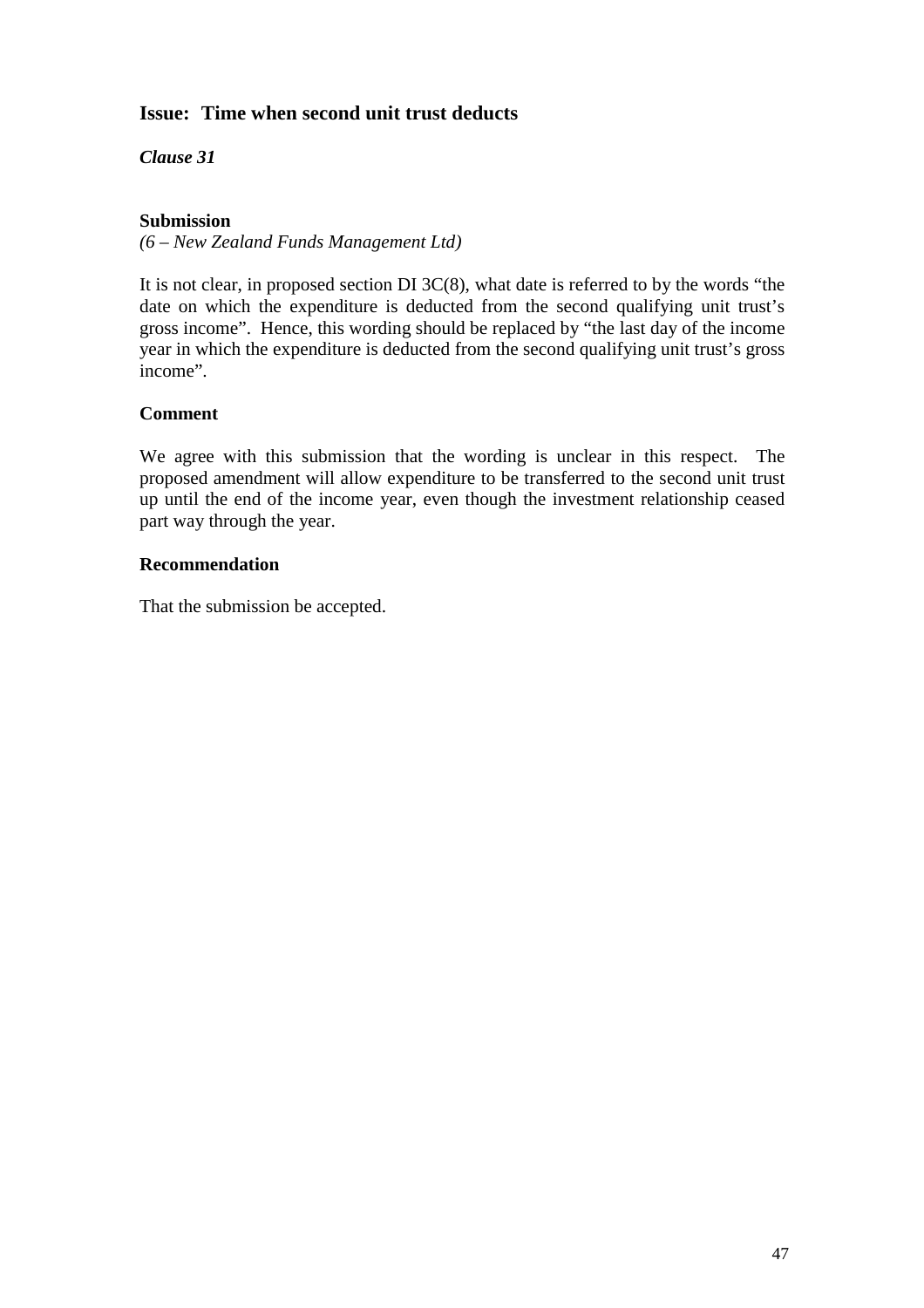## Issue: Time when second unit trust deducts

***Clause 31***

**Submission**

*(6 – New Zealand Funds Management Ltd)*

It is not clear, in proposed section DI 3C(8), what date is referred to by the words "the date on which the expenditure is deducted from the second qualifying unit trust's gross income". Hence, this wording should be replaced by "the last day of the income year in which the expenditure is deducted from the second qualifying unit trust's gross income".

**Comment**

We agree with this submission that the wording is unclear in this respect. The proposed amendment will allow expenditure to be transferred to the second unit trust up until the end of the income year, even though the investment relationship ceased part way through the year.

**Recommendation**

That the submission be accepted.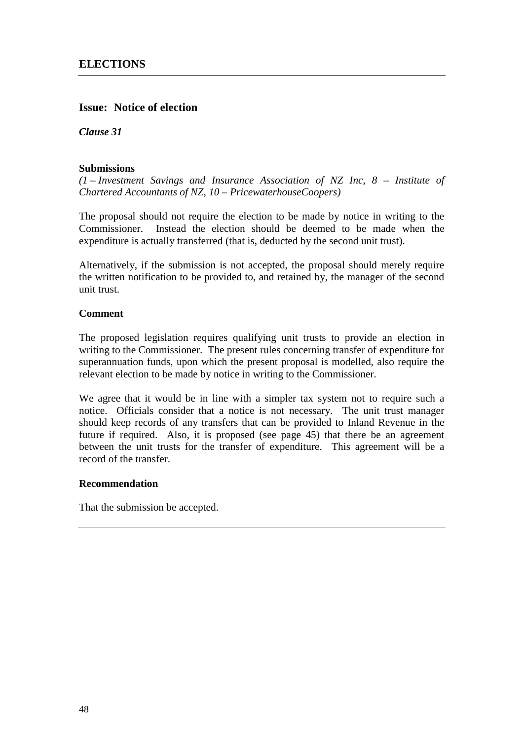# ELECTIONS

## Issue: Notice of election

***Clause 31***

### Submissions

*(1 – Investment Savings and Insurance Association of NZ Inc, 8 – Institute of Chartered Accountants of NZ, 10 – PricewaterhouseCoopers)*

The proposal should not require the election to be made by notice in writing to the Commissioner. Instead the election should be deemed to be made when the expenditure is actually transferred (that is, deducted by the second unit trust).

Alternatively, if the submission is not accepted, the proposal should merely require the written notification to be provided to, and retained by, the manager of the second unit trust.

### Comment

The proposed legislation requires qualifying unit trusts to provide an election in writing to the Commissioner. The present rules concerning transfer of expenditure for superannuation funds, upon which the present proposal is modelled, also require the relevant election to be made by notice in writing to the Commissioner.

We agree that it would be in line with a simpler tax system not to require such a notice. Officials consider that a notice is not necessary. The unit trust manager should keep records of any transfers that can be provided to Inland Revenue in the future if required. Also, it is proposed (see page 45) that there be an agreement between the unit trusts for the transfer of expenditure. This agreement will be a record of the transfer.

### Recommendation

That the submission be accepted.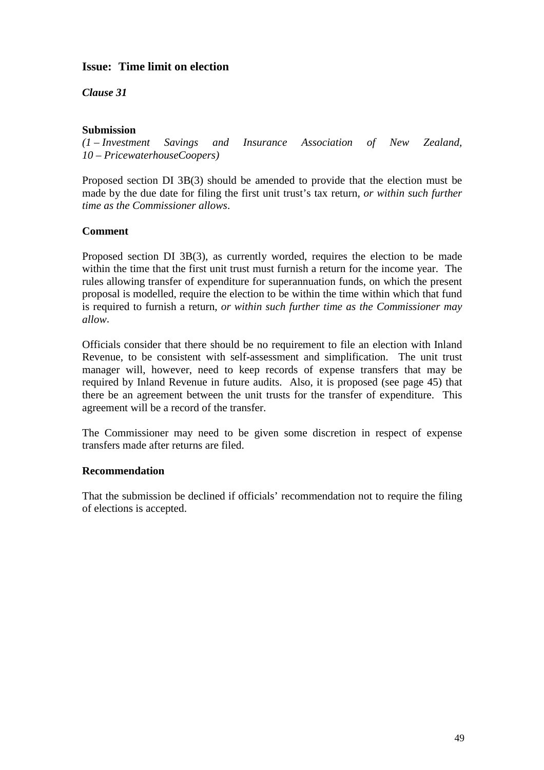### Issue: Time limit on election

***Clause 31***

**Submission**

*(1 – Investment Savings and Insurance Association of New Zealand, 10 – PricewaterhouseCoopers)*

Proposed section DI 3B(3) should be amended to provide that the election must be made by the due date for filing the first unit trust's tax return, *or within such further time as the Commissioner allows*.

**Comment**

Proposed section DI 3B(3), as currently worded, requires the election to be made within the time that the first unit trust must furnish a return for the income year. The rules allowing transfer of expenditure for superannuation funds, on which the present proposal is modelled, require the election to be within the time within which that fund is required to furnish a return, *or within such further time as the Commissioner may allow*.

Officials consider that there should be no requirement to file an election with Inland Revenue, to be consistent with self-assessment and simplification. The unit trust manager will, however, need to keep records of expense transfers that may be required by Inland Revenue in future audits. Also, it is proposed (see page 45) that there be an agreement between the unit trusts for the transfer of expenditure. This agreement will be a record of the transfer.

The Commissioner may need to be given some discretion in respect of expense transfers made after returns are filed.

**Recommendation**

That the submission be declined if officials' recommendation not to require the filing of elections is accepted.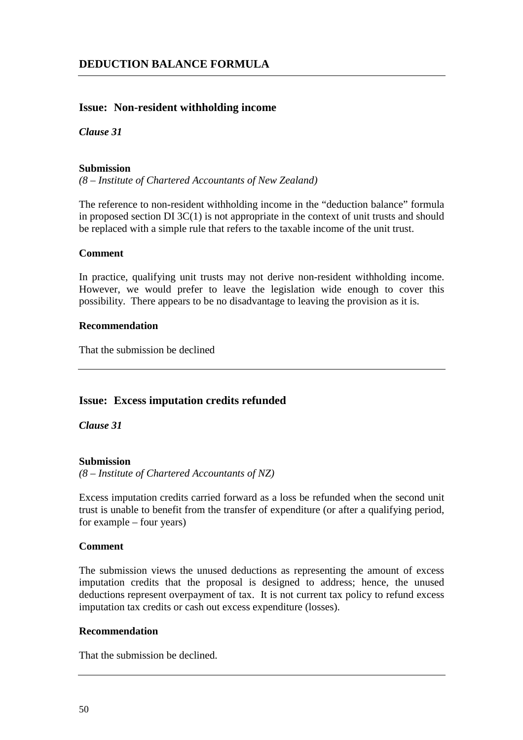## DEDUCTION BALANCE FORMULA

---

### Issue: Non-resident withholding income

***Clause 31***

**Submission**

*(8 – Institute of Chartered Accountants of New Zealand)*

The reference to non-resident withholding income in the "deduction balance" formula in proposed section DI 3C(1) is not appropriate in the context of unit trusts and should be replaced with a simple rule that refers to the taxable income of the unit trust.

**Comment**

In practice, qualifying unit trusts may not derive non-resident withholding income. However, we would prefer to leave the legislation wide enough to cover this possibility. There appears to be no disadvantage to leaving the provision as it is.

**Recommendation**

That the submission be declined

---

### Issue: Excess imputation credits refunded

***Clause 31***

**Submission**

*(8 – Institute of Chartered Accountants of NZ)*

Excess imputation credits carried forward as a loss be refunded when the second unit trust is unable to benefit from the transfer of expenditure (or after a qualifying period, for example – four years)

**Comment**

The submission views the unused deductions as representing the amount of excess imputation credits that the proposal is designed to address; hence, the unused deductions represent overpayment of tax. It is not current tax policy to refund excess imputation tax credits or cash out excess expenditure (losses).

**Recommendation**

That the submission be declined.

---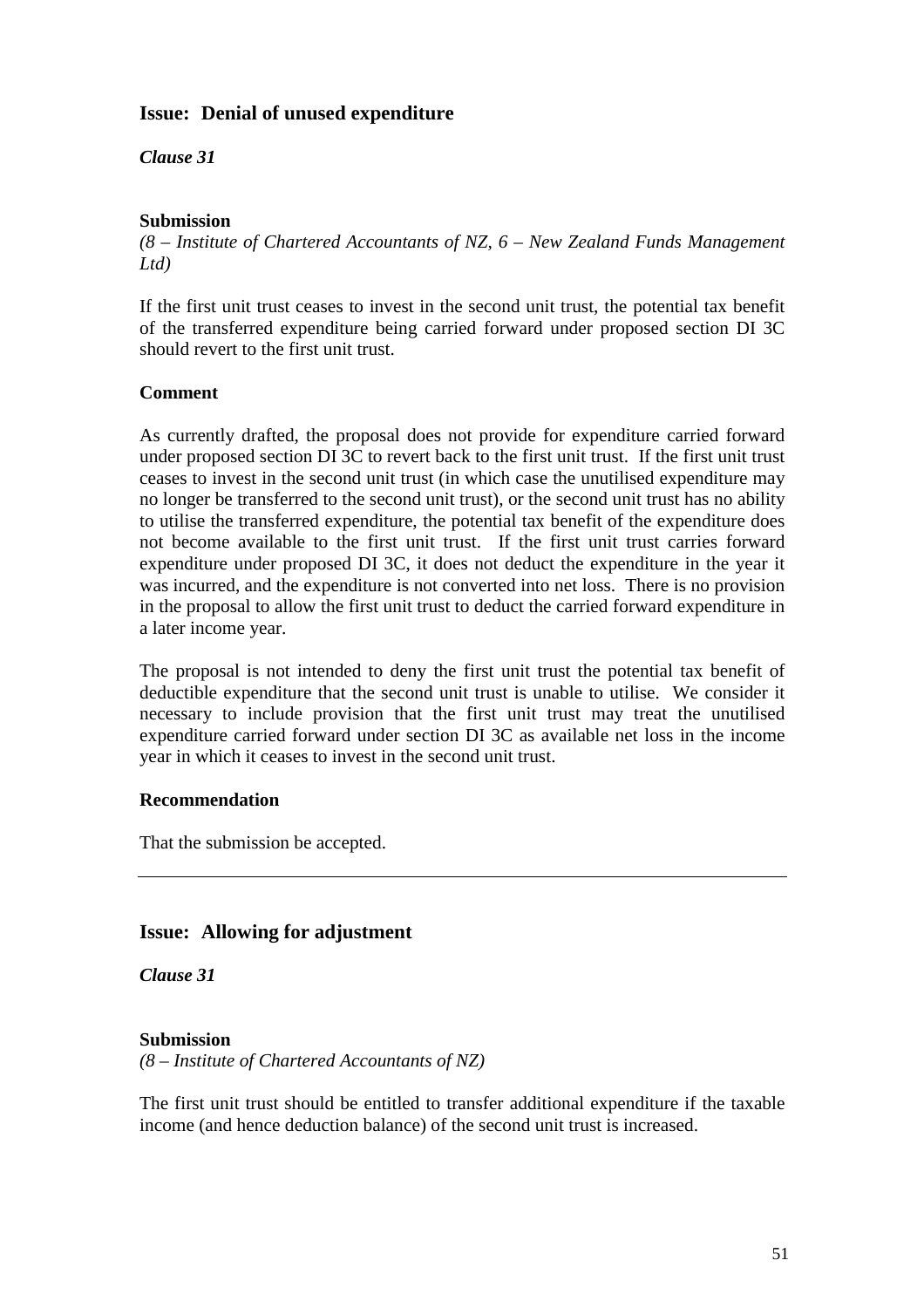## Issue: Denial of unused expenditure

***Clause 31***

**Submission**

*(8 – Institute of Chartered Accountants of NZ, 6 – New Zealand Funds Management Ltd)*

If the first unit trust ceases to invest in the second unit trust, the potential tax benefit of the transferred expenditure being carried forward under proposed section DI 3C should revert to the first unit trust.

**Comment**

As currently drafted, the proposal does not provide for expenditure carried forward under proposed section DI 3C to revert back to the first unit trust. If the first unit trust ceases to invest in the second unit trust (in which case the unutilised expenditure may no longer be transferred to the second unit trust), or the second unit trust has no ability to utilise the transferred expenditure, the potential tax benefit of the expenditure does not become available to the first unit trust. If the first unit trust carries forward expenditure under proposed DI 3C, it does not deduct the expenditure in the year it was incurred, and the expenditure is not converted into net loss. There is no provision in the proposal to allow the first unit trust to deduct the carried forward expenditure in a later income year.

The proposal is not intended to deny the first unit trust the potential tax benefit of deductible expenditure that the second unit trust is unable to utilise. We consider it necessary to include provision that the first unit trust may treat the unutilised expenditure carried forward under section DI 3C as available net loss in the income year in which it ceases to invest in the second unit trust.

**Recommendation**

That the submission be accepted.

---

## Issue: Allowing for adjustment

***Clause 31***

**Submission**

*(8 – Institute of Chartered Accountants of NZ)*

The first unit trust should be entitled to transfer additional expenditure if the taxable income (and hence deduction balance) of the second unit trust is increased.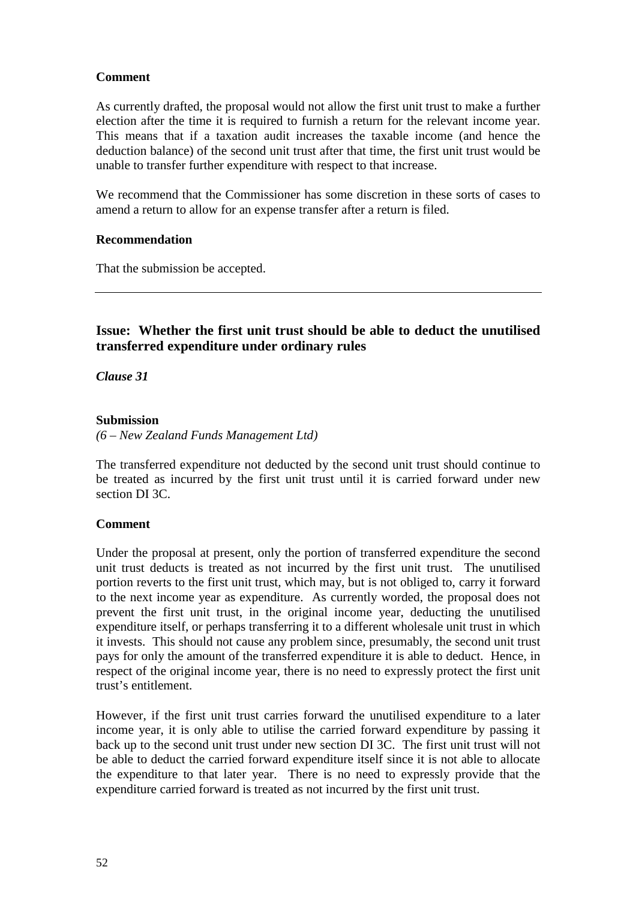**Comment**

As currently drafted, the proposal would not allow the first unit trust to make a further election after the time it is required to furnish a return for the relevant income year. This means that if a taxation audit increases the taxable income (and hence the deduction balance) of the second unit trust after that time, the first unit trust would be unable to transfer further expenditure with respect to that increase.

We recommend that the Commissioner has some discretion in these sorts of cases to amend a return to allow for an expense transfer after a return is filed.

**Recommendation**

That the submission be accepted.

---

### Issue: Whether the first unit trust should be able to deduct the unutilised transferred expenditure under ordinary rules

***Clause 31***

**Submission**
*(6 – New Zealand Funds Management Ltd)*

The transferred expenditure not deducted by the second unit trust should continue to be treated as incurred by the first unit trust until it is carried forward under new section DI 3C.

**Comment**

Under the proposal at present, only the portion of transferred expenditure the second unit trust deducts is treated as not incurred by the first unit trust. The unutilised portion reverts to the first unit trust, which may, but is not obliged to, carry it forward to the next income year as expenditure. As currently worded, the proposal does not prevent the first unit trust, in the original income year, deducting the unutilised expenditure itself, or perhaps transferring it to a different wholesale unit trust in which it invests. This should not cause any problem since, presumably, the second unit trust pays for only the amount of the transferred expenditure it is able to deduct. Hence, in respect of the original income year, there is no need to expressly protect the first unit trust's entitlement.

However, if the first unit trust carries forward the unutilised expenditure to a later income year, it is only able to utilise the carried forward expenditure by passing it back up to the second unit trust under new section DI 3C. The first unit trust will not be able to deduct the carried forward expenditure itself since it is not able to allocate the expenditure to that later year. There is no need to expressly provide that the expenditure carried forward is treated as not incurred by the first unit trust.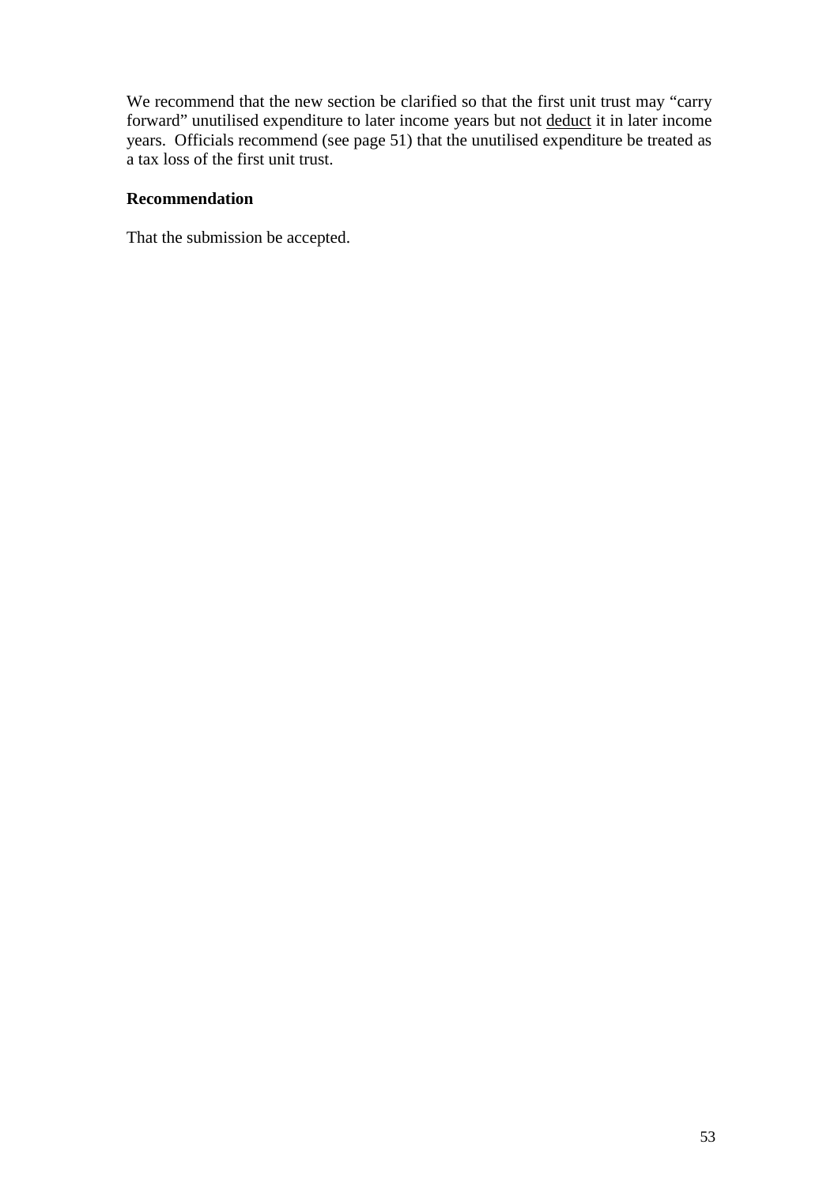We recommend that the new section be clarified so that the first unit trust may "carry forward" unutilised expenditure to later income years but not <u>deduct</u> it in later income years. Officials recommend (see page 51) that the unutilised expenditure be treated as a tax loss of the first unit trust.

**Recommendation**

That the submission be accepted.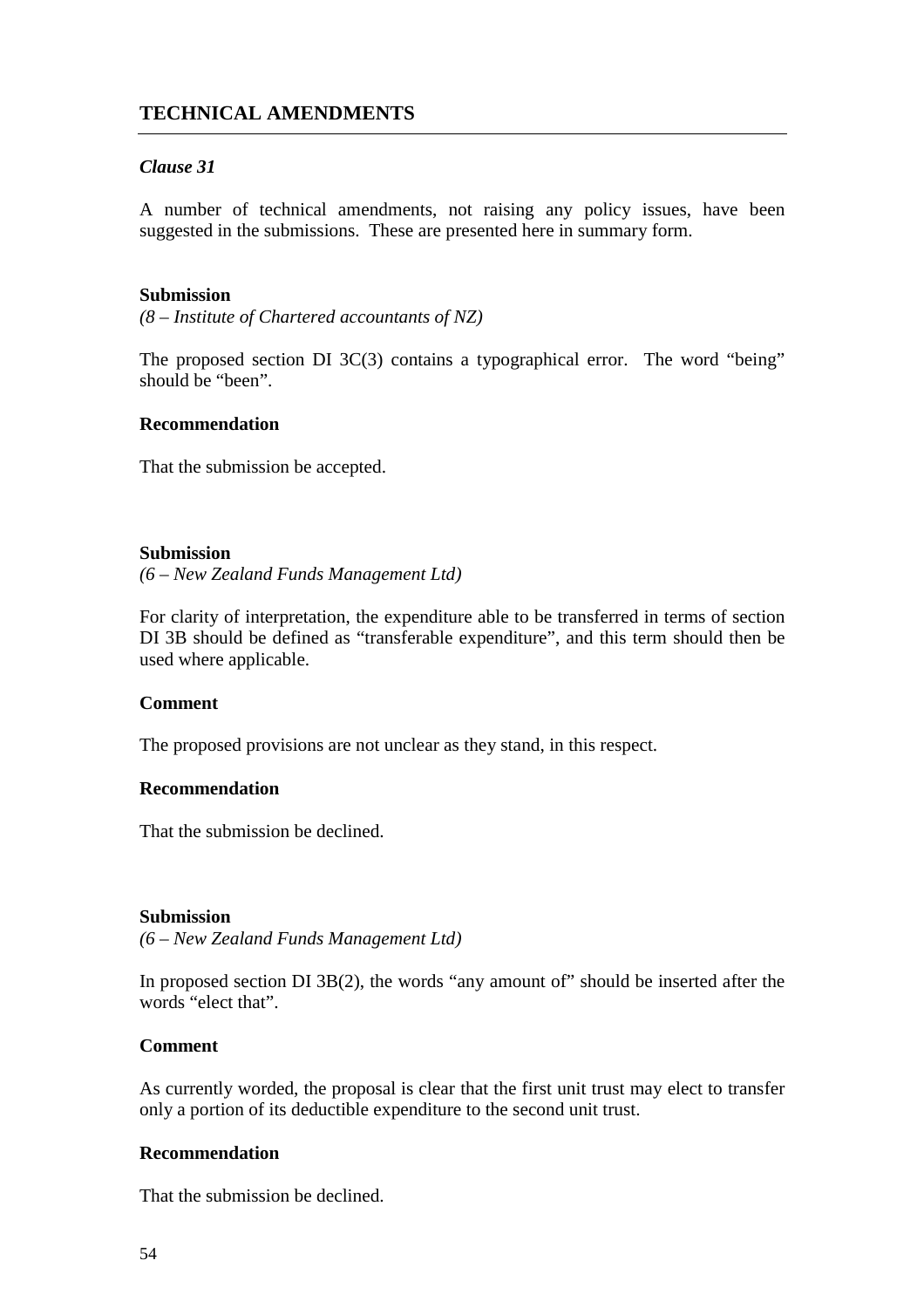## TECHNICAL AMENDMENTS

### *Clause 31*

A number of technical amendments, not raising any policy issues, have been suggested in the submissions. These are presented here in summary form.

**Submission**

*(8 – Institute of Chartered accountants of NZ)*

The proposed section DI 3C(3) contains a typographical error. The word "being" should be "been".

**Recommendation**

That the submission be accepted.

**Submission**

*(6 – New Zealand Funds Management Ltd)*

For clarity of interpretation, the expenditure able to be transferred in terms of section DI 3B should be defined as "transferable expenditure", and this term should then be used where applicable.

**Comment**

The proposed provisions are not unclear as they stand, in this respect.

**Recommendation**

That the submission be declined.

**Submission**

*(6 – New Zealand Funds Management Ltd)*

In proposed section DI 3B(2), the words "any amount of" should be inserted after the words "elect that".

**Comment**

As currently worded, the proposal is clear that the first unit trust may elect to transfer only a portion of its deductible expenditure to the second unit trust.

**Recommendation**

That the submission be declined.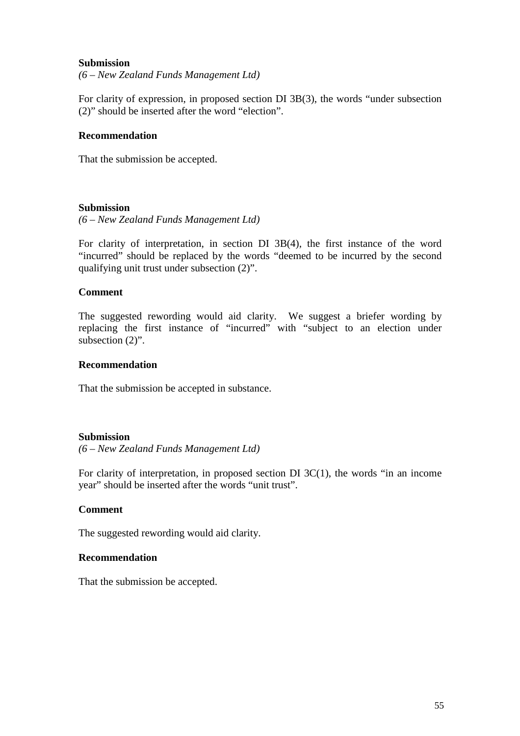**Submission**
*(6 – New Zealand Funds Management Ltd)*

For clarity of expression, in proposed section DI 3B(3), the words "under subsection (2)" should be inserted after the word "election".

**Recommendation**

That the submission be accepted.

**Submission**
*(6 – New Zealand Funds Management Ltd)*

For clarity of interpretation, in section DI 3B(4), the first instance of the word "incurred" should be replaced by the words "deemed to be incurred by the second qualifying unit trust under subsection (2)".

**Comment**

The suggested rewording would aid clarity. We suggest a briefer wording by replacing the first instance of "incurred" with "subject to an election under subsection (2)".

**Recommendation**

That the submission be accepted in substance.

**Submission**
*(6 – New Zealand Funds Management Ltd)*

For clarity of interpretation, in proposed section DI 3C(1), the words "in an income year" should be inserted after the words "unit trust".

**Comment**

The suggested rewording would aid clarity.

**Recommendation**

That the submission be accepted.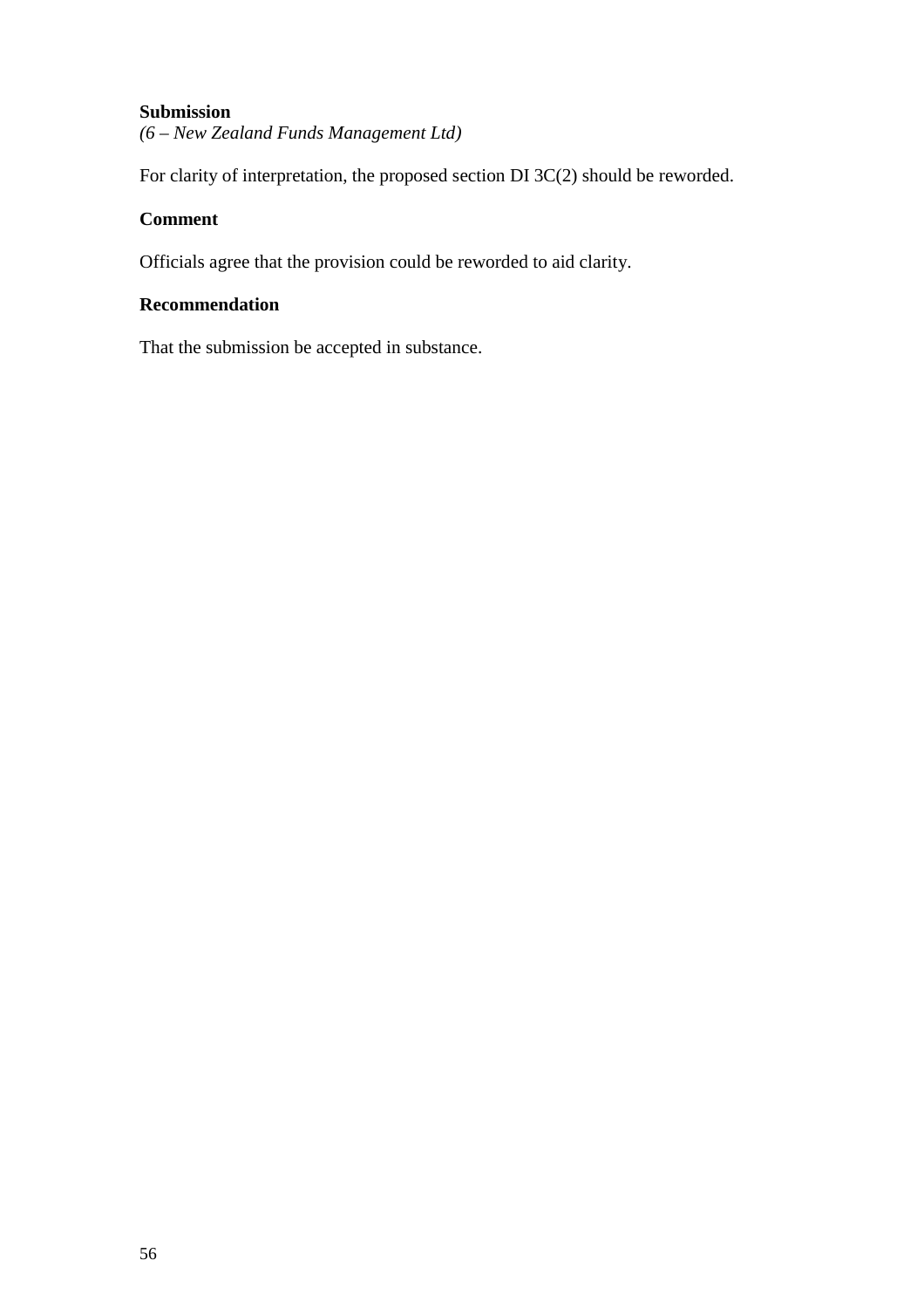**Submission**

*(6 – New Zealand Funds Management Ltd)*

For clarity of interpretation, the proposed section DI 3C(2) should be reworded.

**Comment**

Officials agree that the provision could be reworded to aid clarity.

**Recommendation**

That the submission be accepted in substance.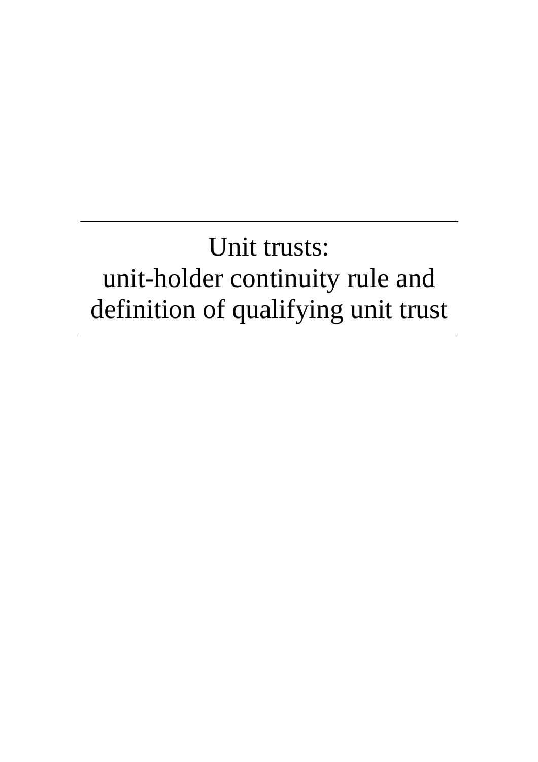# Unit trusts:
# unit-holder continuity rule and definition of qualifying unit trust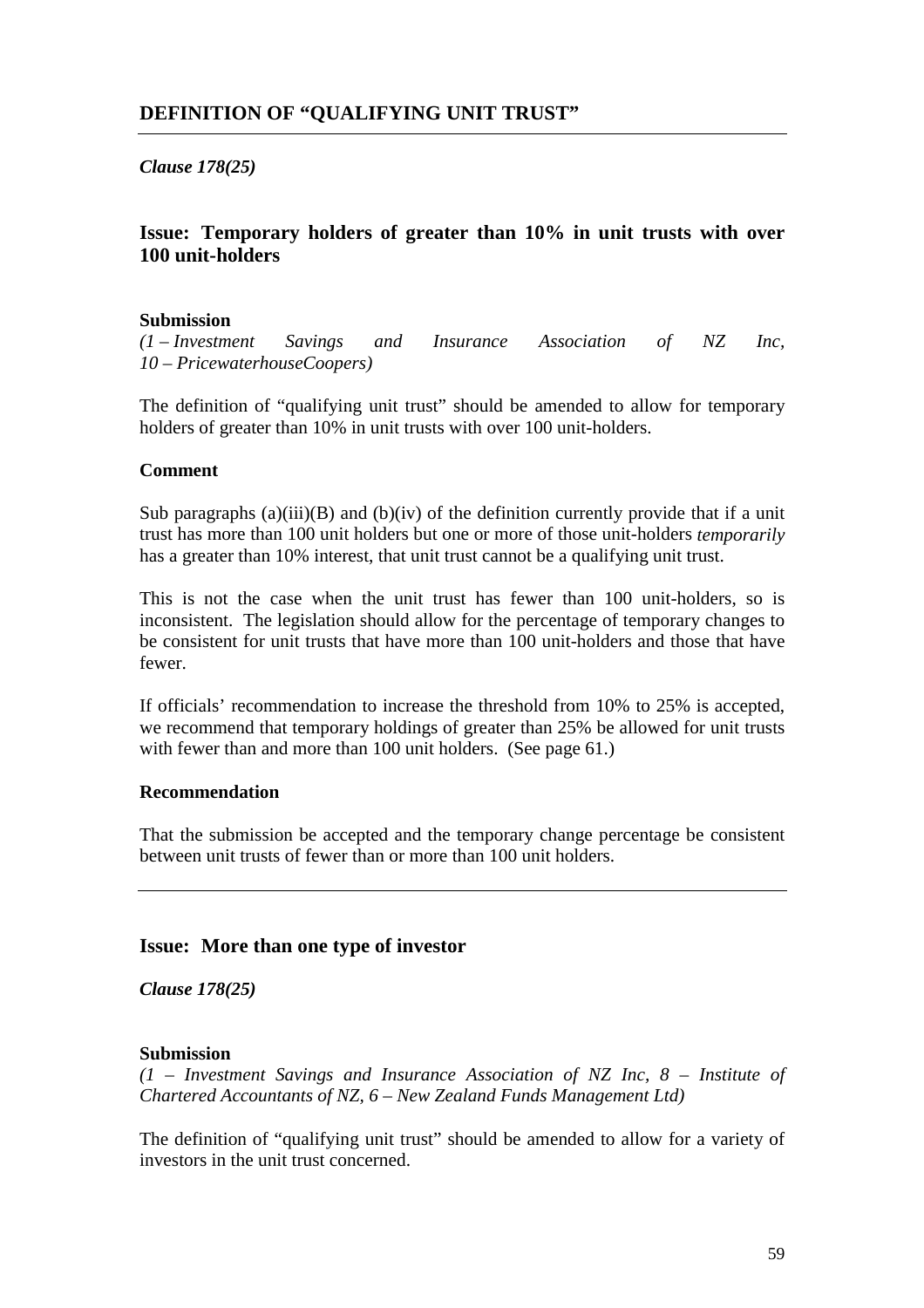## DEFINITION OF "QUALIFYING UNIT TRUST"

***Clause 178(25)***

### Issue: Temporary holders of greater than 10% in unit trusts with over 100 unit-holders

**Submission**

*(1 – Investment Savings and Insurance Association of NZ Inc, 10 – PricewaterhouseCoopers)*

The definition of "qualifying unit trust" should be amended to allow for temporary holders of greater than 10% in unit trusts with over 100 unit-holders.

**Comment**

Sub paragraphs (a)(iii)(B) and (b)(iv) of the definition currently provide that if a unit trust has more than 100 unit holders but one or more of those unit-holders *temporarily* has a greater than 10% interest, that unit trust cannot be a qualifying unit trust.

This is not the case when the unit trust has fewer than 100 unit-holders, so is inconsistent. The legislation should allow for the percentage of temporary changes to be consistent for unit trusts that have more than 100 unit-holders and those that have fewer.

If officials' recommendation to increase the threshold from 10% to 25% is accepted, we recommend that temporary holdings of greater than 25% be allowed for unit trusts with fewer than and more than 100 unit holders. (See page 61.)

**Recommendation**

That the submission be accepted and the temporary change percentage be consistent between unit trusts of fewer than or more than 100 unit holders.

---

### Issue: More than one type of investor

***Clause 178(25)***

**Submission**

*(1 – Investment Savings and Insurance Association of NZ Inc, 8 – Institute of Chartered Accountants of NZ, 6 – New Zealand Funds Management Ltd)*

The definition of "qualifying unit trust" should be amended to allow for a variety of investors in the unit trust concerned.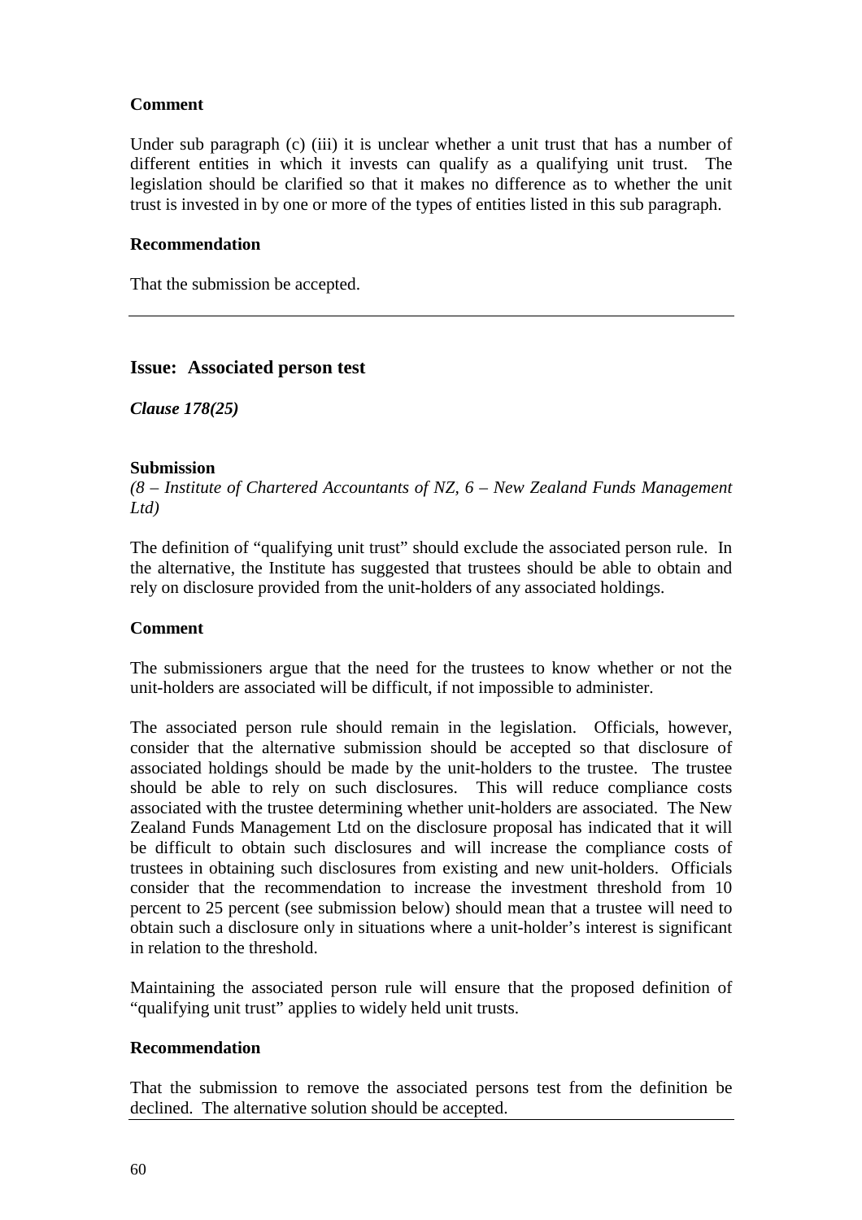**Comment**

Under sub paragraph (c) (iii) it is unclear whether a unit trust that has a number of different entities in which it invests can qualify as a qualifying unit trust. The legislation should be clarified so that it makes no difference as to whether the unit trust is invested in by one or more of the types of entities listed in this sub paragraph.

**Recommendation**

That the submission be accepted.

---

## Issue: Associated person test

***Clause 178(25)***

**Submission**

*(8 – Institute of Chartered Accountants of NZ, 6 – New Zealand Funds Management Ltd)*

The definition of "qualifying unit trust" should exclude the associated person rule. In the alternative, the Institute has suggested that trustees should be able to obtain and rely on disclosure provided from the unit-holders of any associated holdings.

**Comment**

The submissioners argue that the need for the trustees to know whether or not the unit-holders are associated will be difficult, if not impossible to administer.

The associated person rule should remain in the legislation. Officials, however, consider that the alternative submission should be accepted so that disclosure of associated holdings should be made by the unit-holders to the trustee. The trustee should be able to rely on such disclosures. This will reduce compliance costs associated with the trustee determining whether unit-holders are associated. The New Zealand Funds Management Ltd on the disclosure proposal has indicated that it will be difficult to obtain such disclosures and will increase the compliance costs of trustees in obtaining such disclosures from existing and new unit-holders. Officials consider that the recommendation to increase the investment threshold from 10 percent to 25 percent (see submission below) should mean that a trustee will need to obtain such a disclosure only in situations where a unit-holder's interest is significant in relation to the threshold.

Maintaining the associated person rule will ensure that the proposed definition of "qualifying unit trust" applies to widely held unit trusts.

**Recommendation**

That the submission to remove the associated persons test from the definition be declined. The alternative solution should be accepted.

---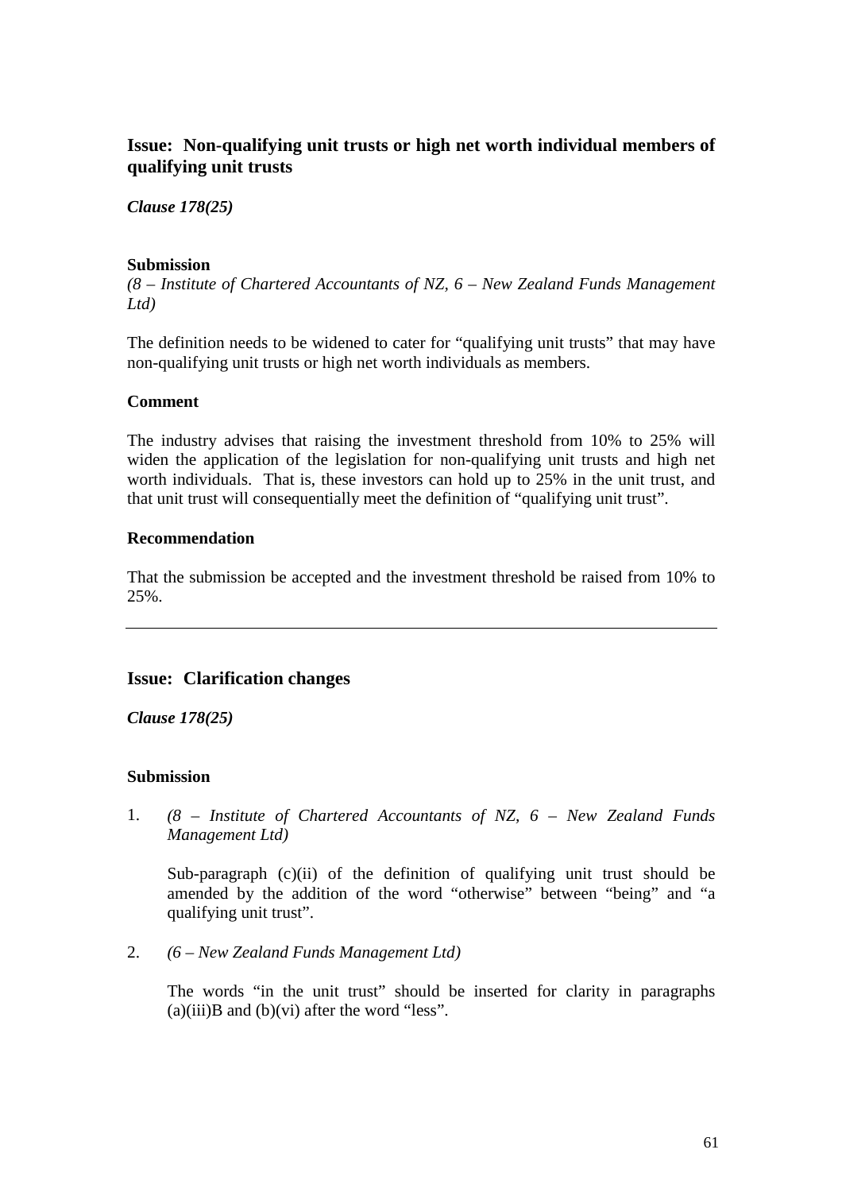## Issue: Non-qualifying unit trusts or high net worth individual members of qualifying unit trusts

***Clause 178(25)***

**Submission**

*(8 – Institute of Chartered Accountants of NZ, 6 – New Zealand Funds Management Ltd)*

The definition needs to be widened to cater for "qualifying unit trusts" that may have non-qualifying unit trusts or high net worth individuals as members.

**Comment**

The industry advises that raising the investment threshold from 10% to 25% will widen the application of the legislation for non-qualifying unit trusts and high net worth individuals. That is, these investors can hold up to 25% in the unit trust, and that unit trust will consequentially meet the definition of "qualifying unit trust".

**Recommendation**

That the submission be accepted and the investment threshold be raised from 10% to 25%.

---

## Issue: Clarification changes

***Clause 178(25)***

**Submission**

1. *(8 – Institute of Chartered Accountants of NZ, 6 – New Zealand Funds Management Ltd)*

   Sub-paragraph (c)(ii) of the definition of qualifying unit trust should be amended by the addition of the word "otherwise" between "being" and "a qualifying unit trust".

2. *(6 – New Zealand Funds Management Ltd)*

   The words "in the unit trust" should be inserted for clarity in paragraphs (a)(iii)B and (b)(vi) after the word "less".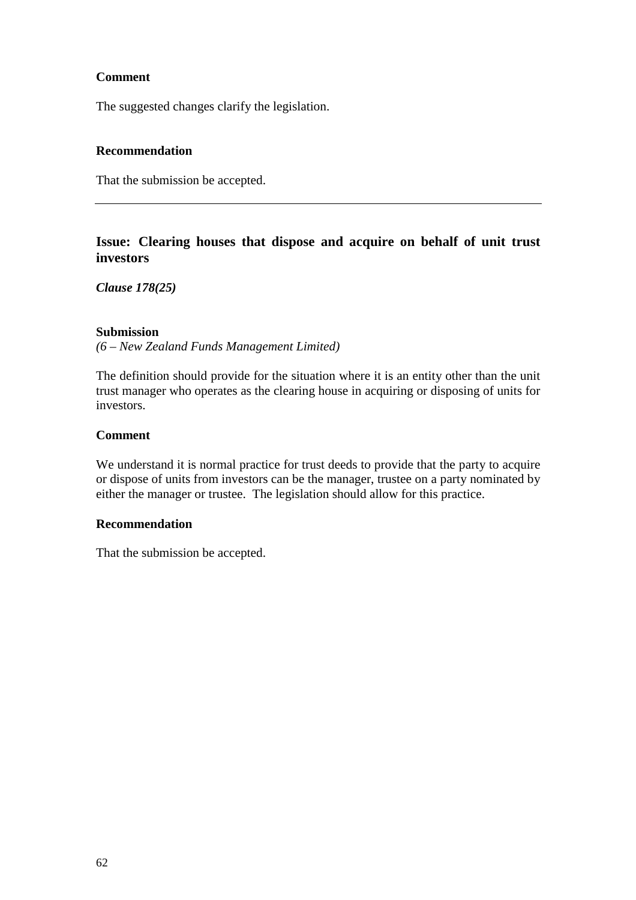**Comment**

The suggested changes clarify the legislation.

**Recommendation**

That the submission be accepted.

---

## Issue: Clearing houses that dispose and acquire on behalf of unit trust investors

***Clause 178(25)***

**Submission**
*(6 – New Zealand Funds Management Limited)*

The definition should provide for the situation where it is an entity other than the unit trust manager who operates as the clearing house in acquiring or disposing of units for investors.

**Comment**

We understand it is normal practice for trust deeds to provide that the party to acquire or dispose of units from investors can be the manager, trustee on a party nominated by either the manager or trustee. The legislation should allow for this practice.

**Recommendation**

That the submission be accepted.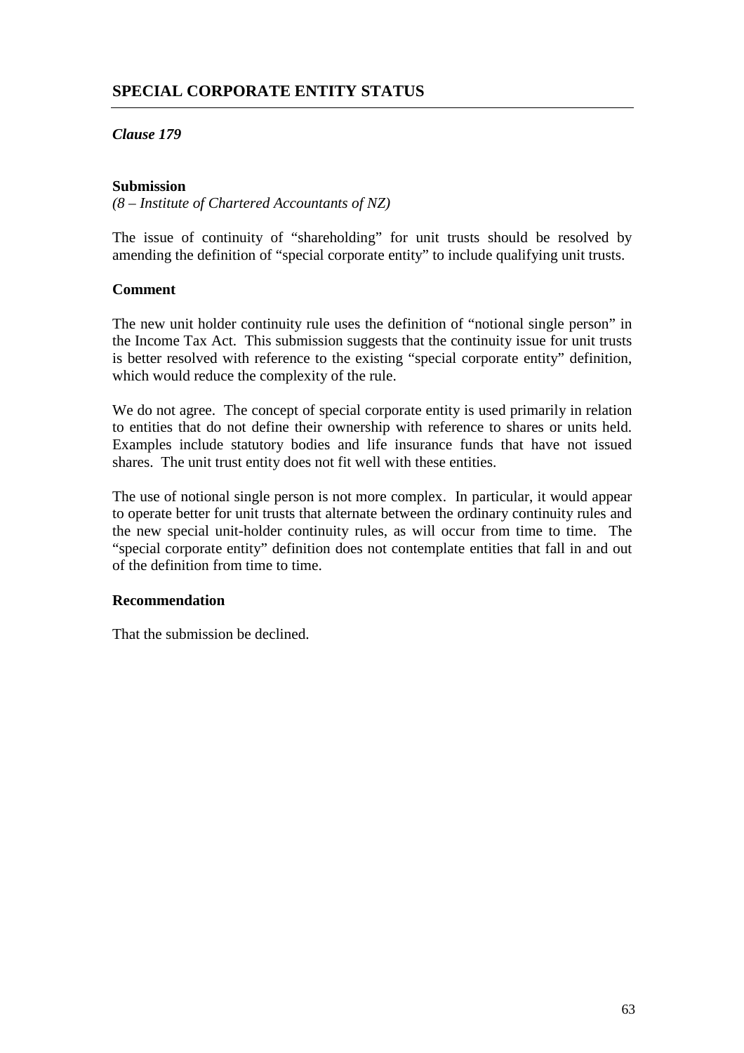## SPECIAL CORPORATE ENTITY STATUS

***Clause 179***

**Submission**

*(8 – Institute of Chartered Accountants of NZ)*

The issue of continuity of "shareholding" for unit trusts should be resolved by amending the definition of "special corporate entity" to include qualifying unit trusts.

**Comment**

The new unit holder continuity rule uses the definition of "notional single person" in the Income Tax Act. This submission suggests that the continuity issue for unit trusts is better resolved with reference to the existing "special corporate entity" definition, which would reduce the complexity of the rule.

We do not agree. The concept of special corporate entity is used primarily in relation to entities that do not define their ownership with reference to shares or units held. Examples include statutory bodies and life insurance funds that have not issued shares. The unit trust entity does not fit well with these entities.

The use of notional single person is not more complex. In particular, it would appear to operate better for unit trusts that alternate between the ordinary continuity rules and the new special unit-holder continuity rules, as will occur from time to time. The "special corporate entity" definition does not contemplate entities that fall in and out of the definition from time to time.

**Recommendation**

That the submission be declined.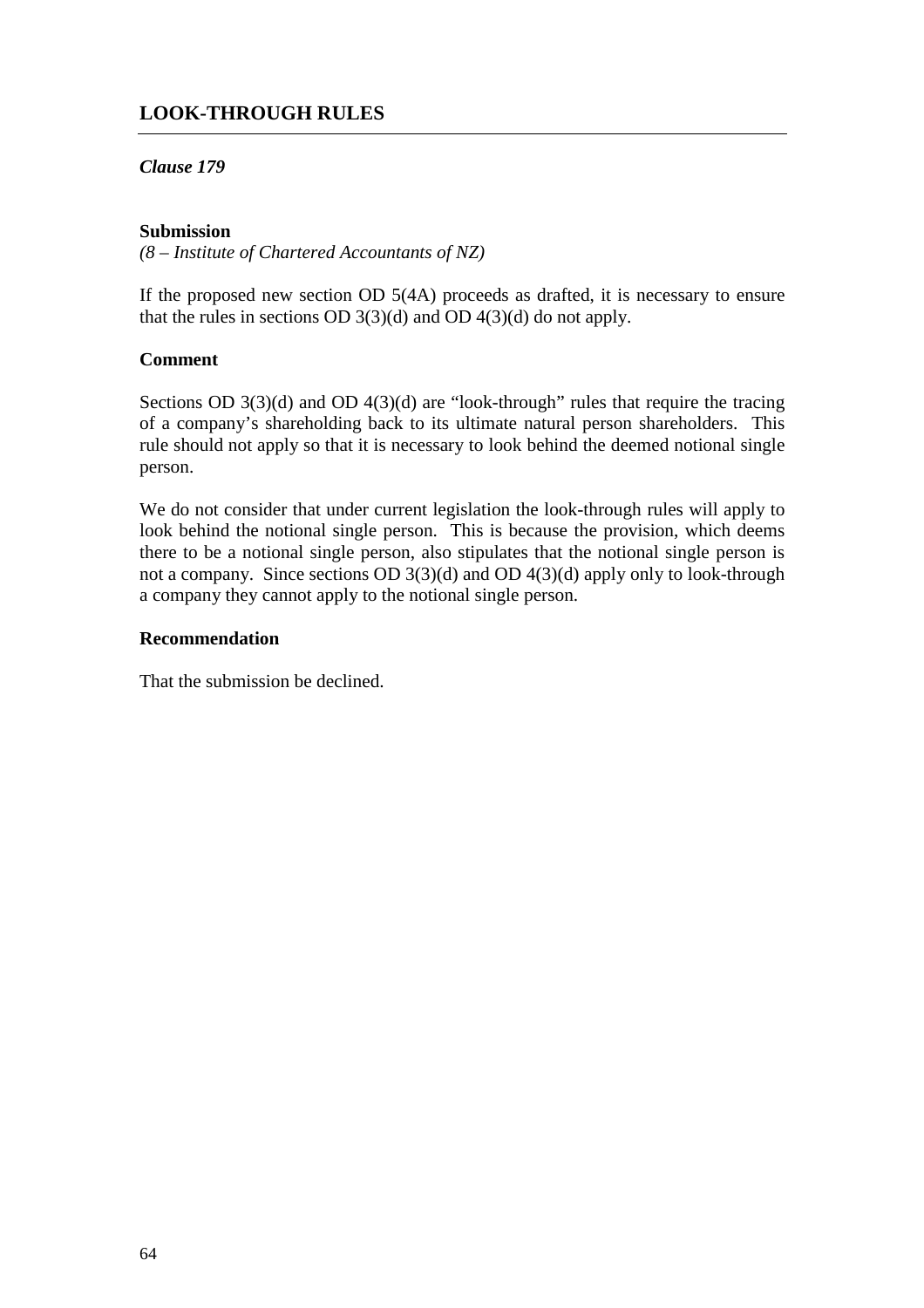## LOOK-THROUGH RULES

### *Clause 179*

**Submission**

*(8 – Institute of Chartered Accountants of NZ)*

If the proposed new section OD 5(4A) proceeds as drafted, it is necessary to ensure that the rules in sections OD 3(3)(d) and OD 4(3)(d) do not apply.

**Comment**

Sections OD 3(3)(d) and OD 4(3)(d) are "look-through" rules that require the tracing of a company's shareholding back to its ultimate natural person shareholders. This rule should not apply so that it is necessary to look behind the deemed notional single person.

We do not consider that under current legislation the look-through rules will apply to look behind the notional single person. This is because the provision, which deems there to be a notional single person, also stipulates that the notional single person is not a company. Since sections OD 3(3)(d) and OD 4(3)(d) apply only to look-through a company they cannot apply to the notional single person.

**Recommendation**

That the submission be declined.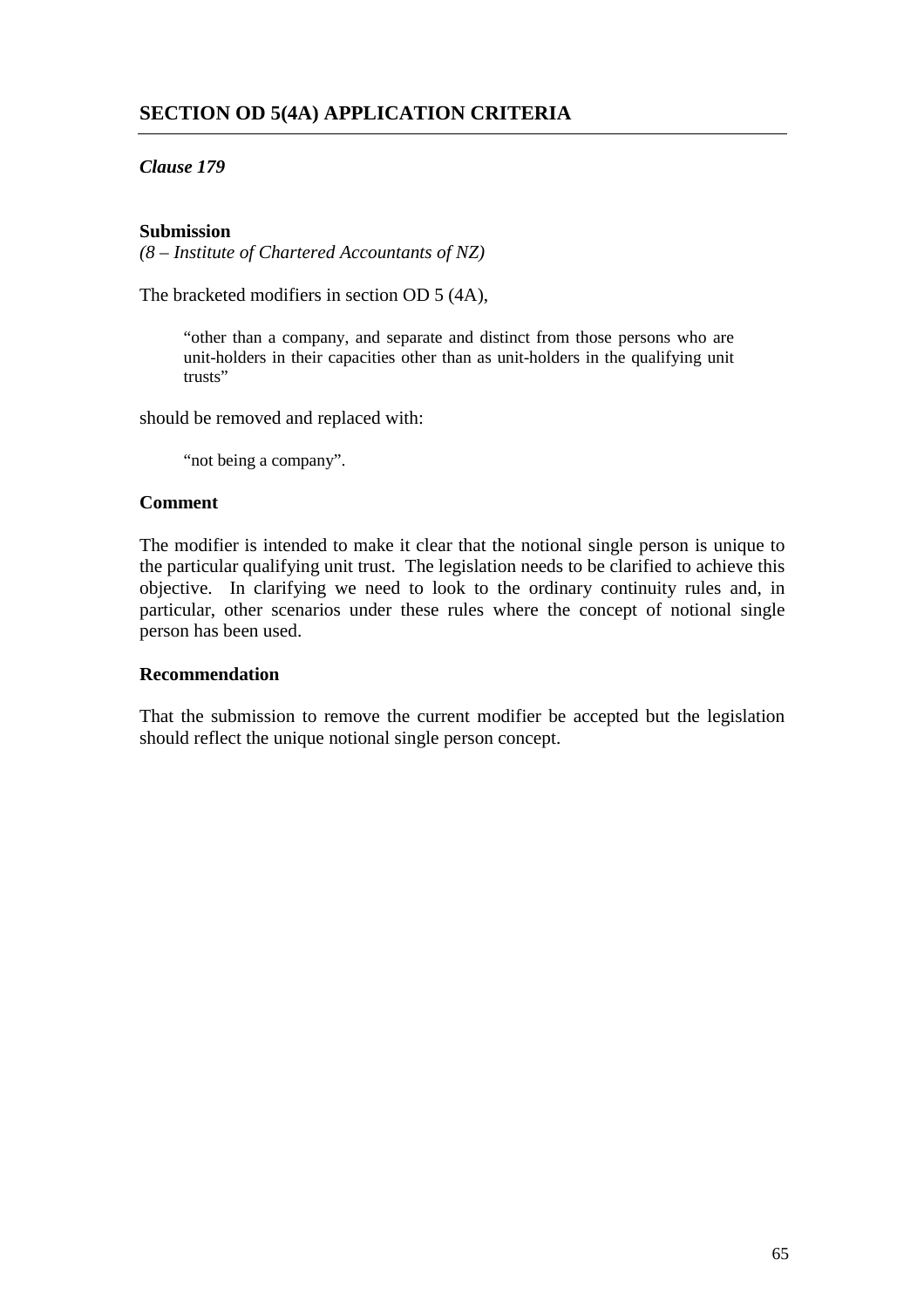## SECTION OD 5(4A) APPLICATION CRITERIA

*Clause 179*

**Submission**

*(8 – Institute of Chartered Accountants of NZ)*

The bracketed modifiers in section OD 5 (4A),

> "other than a company, and separate and distinct from those persons who are unit-holders in their capacities other than as unit-holders in the qualifying unit trusts"

should be removed and replaced with:

> "not being a company".

**Comment**

The modifier is intended to make it clear that the notional single person is unique to the particular qualifying unit trust. The legislation needs to be clarified to achieve this objective. In clarifying we need to look to the ordinary continuity rules and, in particular, other scenarios under these rules where the concept of notional single person has been used.

**Recommendation**

That the submission to remove the current modifier be accepted but the legislation should reflect the unique notional single person concept.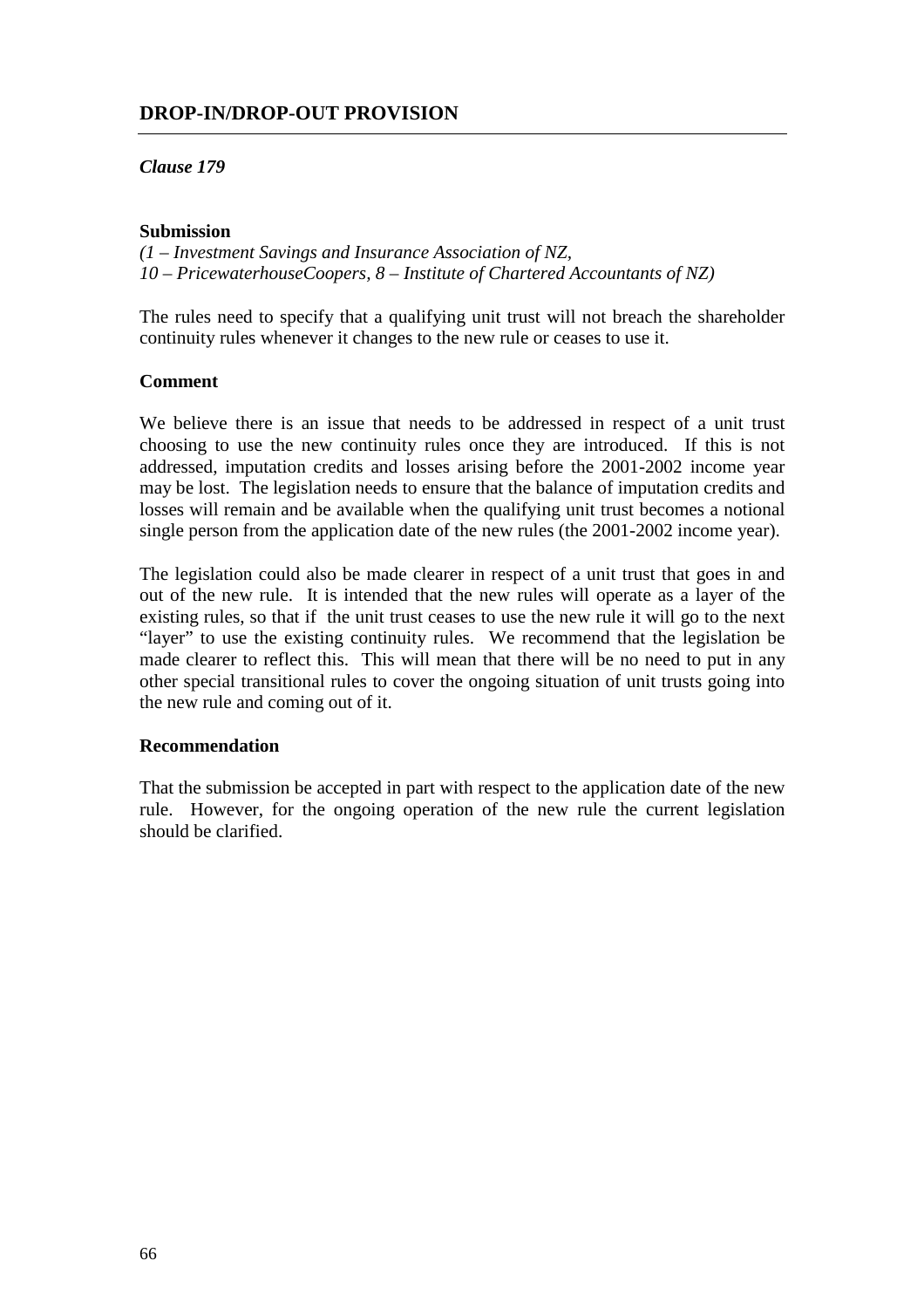## DROP-IN/DROP-OUT PROVISION

*Clause 179*

**Submission**

*(1 – Investment Savings and Insurance Association of NZ,*
*10 – PricewaterhouseCoopers, 8 – Institute of Chartered Accountants of NZ)*

The rules need to specify that a qualifying unit trust will not breach the shareholder continuity rules whenever it changes to the new rule or ceases to use it.

**Comment**

We believe there is an issue that needs to be addressed in respect of a unit trust choosing to use the new continuity rules once they are introduced. If this is not addressed, imputation credits and losses arising before the 2001-2002 income year may be lost. The legislation needs to ensure that the balance of imputation credits and losses will remain and be available when the qualifying unit trust becomes a notional single person from the application date of the new rules (the 2001-2002 income year).

The legislation could also be made clearer in respect of a unit trust that goes in and out of the new rule. It is intended that the new rules will operate as a layer of the existing rules, so that if the unit trust ceases to use the new rule it will go to the next "layer" to use the existing continuity rules. We recommend that the legislation be made clearer to reflect this. This will mean that there will be no need to put in any other special transitional rules to cover the ongoing situation of unit trusts going into the new rule and coming out of it.

**Recommendation**

That the submission be accepted in part with respect to the application date of the new rule. However, for the ongoing operation of the new rule the current legislation should be clarified.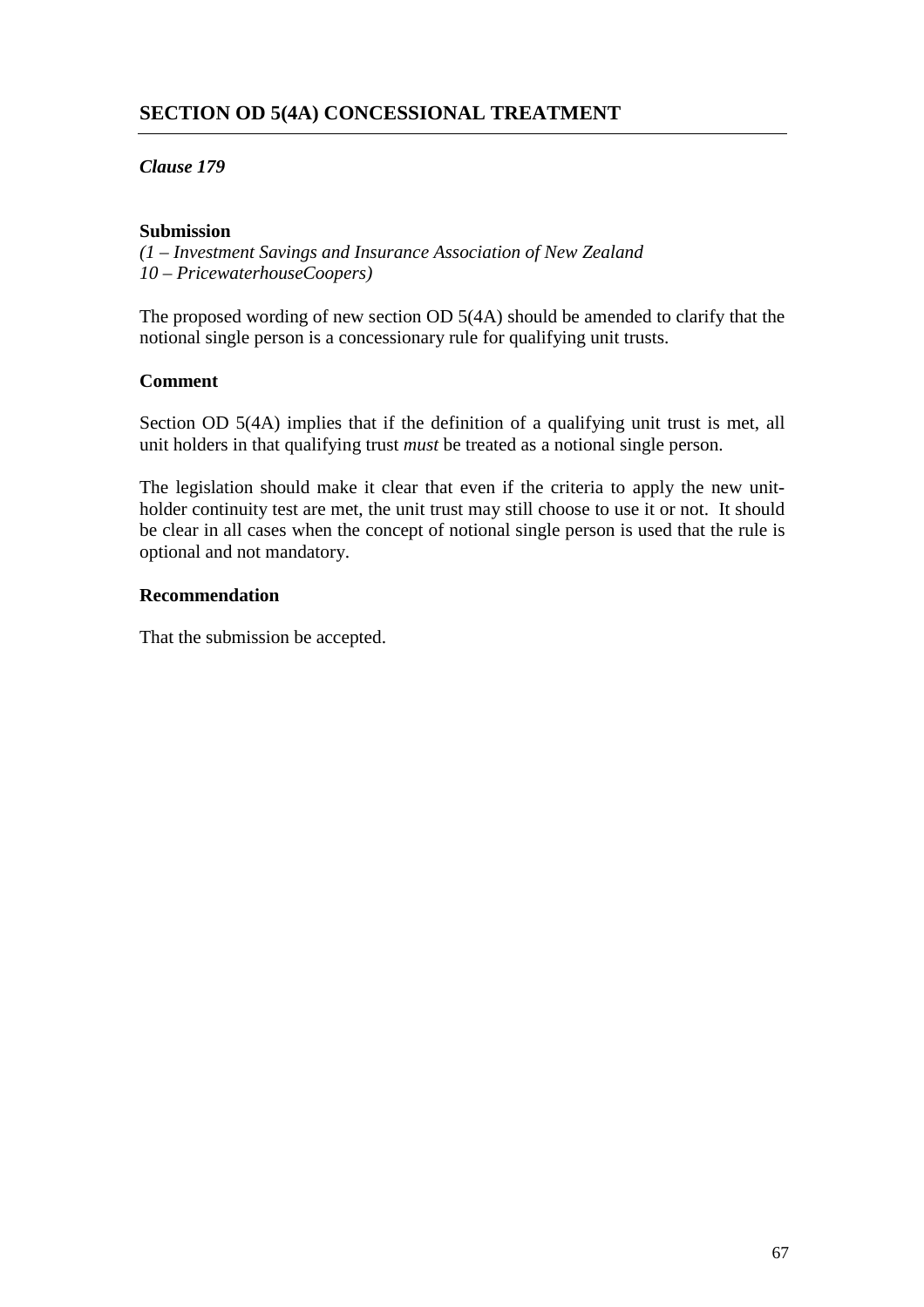## SECTION OD 5(4A) CONCESSIONAL TREATMENT

### *Clause 179*

**Submission**

*(1 – Investment Savings and Insurance Association of New Zealand*
*10 – PricewaterhouseCoopers)*

The proposed wording of new section OD 5(4A) should be amended to clarify that the notional single person is a concessionary rule for qualifying unit trusts.

**Comment**

Section OD 5(4A) implies that if the definition of a qualifying unit trust is met, all unit holders in that qualifying trust *must* be treated as a notional single person.

The legislation should make it clear that even if the criteria to apply the new unit-holder continuity test are met, the unit trust may still choose to use it or not. It should be clear in all cases when the concept of notional single person is used that the rule is optional and not mandatory.

**Recommendation**

That the submission be accepted.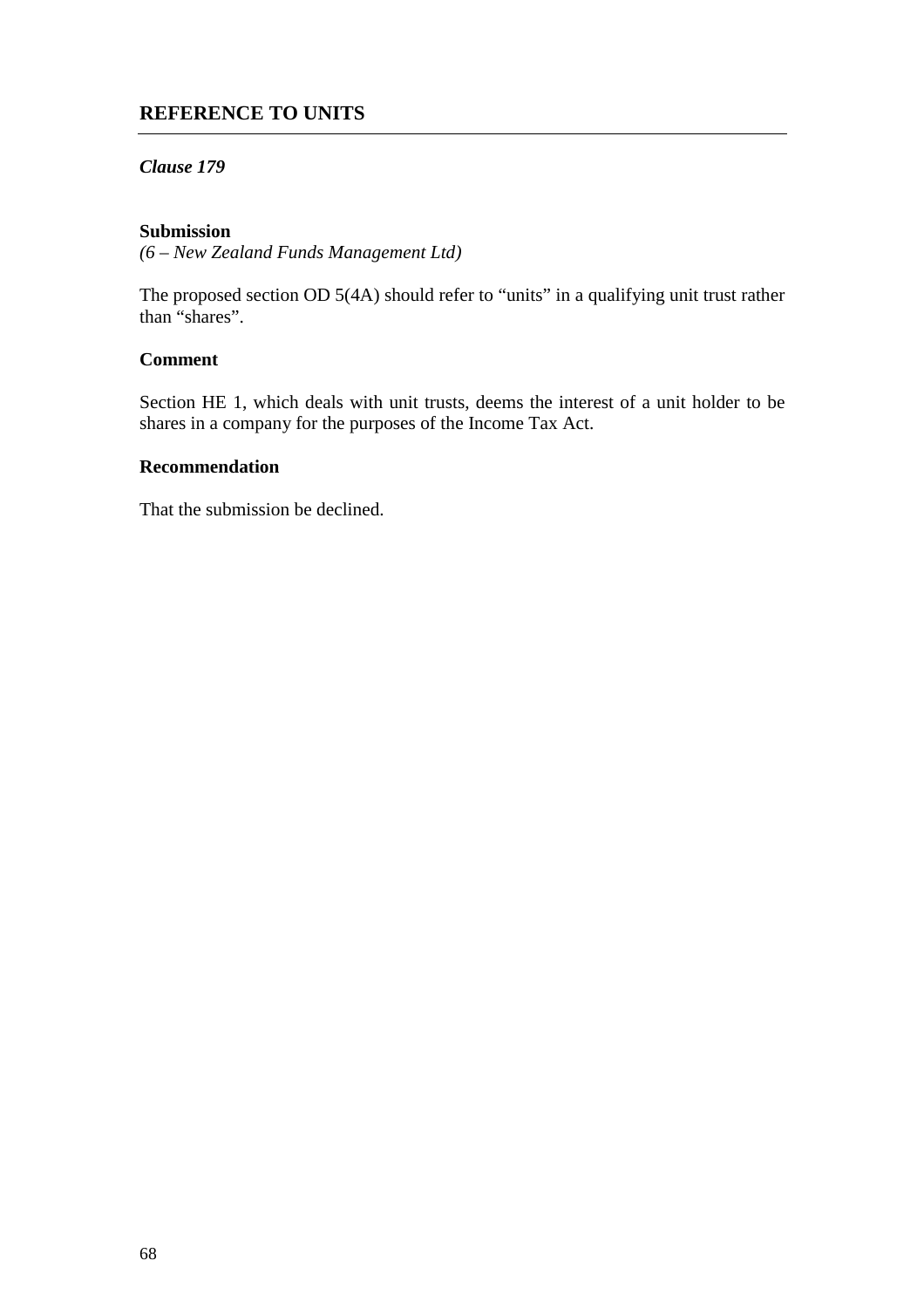## REFERENCE TO UNITS

*Clause 179*

**Submission**
*(6 – New Zealand Funds Management Ltd)*

The proposed section OD 5(4A) should refer to "units" in a qualifying unit trust rather than "shares".

**Comment**

Section HE 1, which deals with unit trusts, deems the interest of a unit holder to be shares in a company for the purposes of the Income Tax Act.

**Recommendation**

That the submission be declined.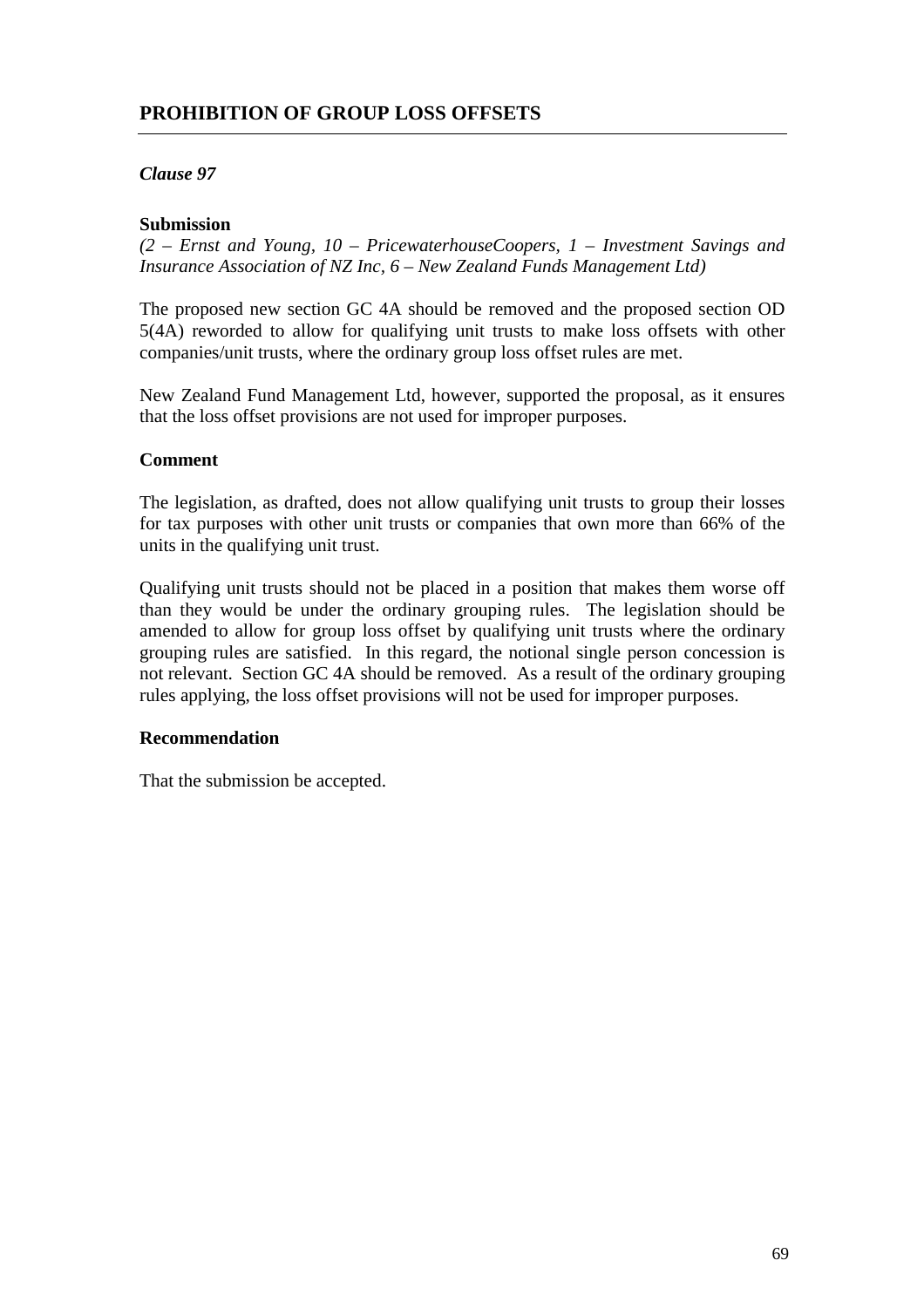## PROHIBITION OF GROUP LOSS OFFSETS

*Clause 97*

**Submission**

*(2 – Ernst and Young, 10 – PricewaterhouseCoopers, 1 – Investment Savings and Insurance Association of NZ Inc, 6 – New Zealand Funds Management Ltd)*

The proposed new section GC 4A should be removed and the proposed section OD 5(4A) reworded to allow for qualifying unit trusts to make loss offsets with other companies/unit trusts, where the ordinary group loss offset rules are met.

New Zealand Fund Management Ltd, however, supported the proposal, as it ensures that the loss offset provisions are not used for improper purposes.

**Comment**

The legislation, as drafted, does not allow qualifying unit trusts to group their losses for tax purposes with other unit trusts or companies that own more than 66% of the units in the qualifying unit trust.

Qualifying unit trusts should not be placed in a position that makes them worse off than they would be under the ordinary grouping rules. The legislation should be amended to allow for group loss offset by qualifying unit trusts where the ordinary grouping rules are satisfied. In this regard, the notional single person concession is not relevant. Section GC 4A should be removed. As a result of the ordinary grouping rules applying, the loss offset provisions will not be used for improper purposes.

**Recommendation**

That the submission be accepted.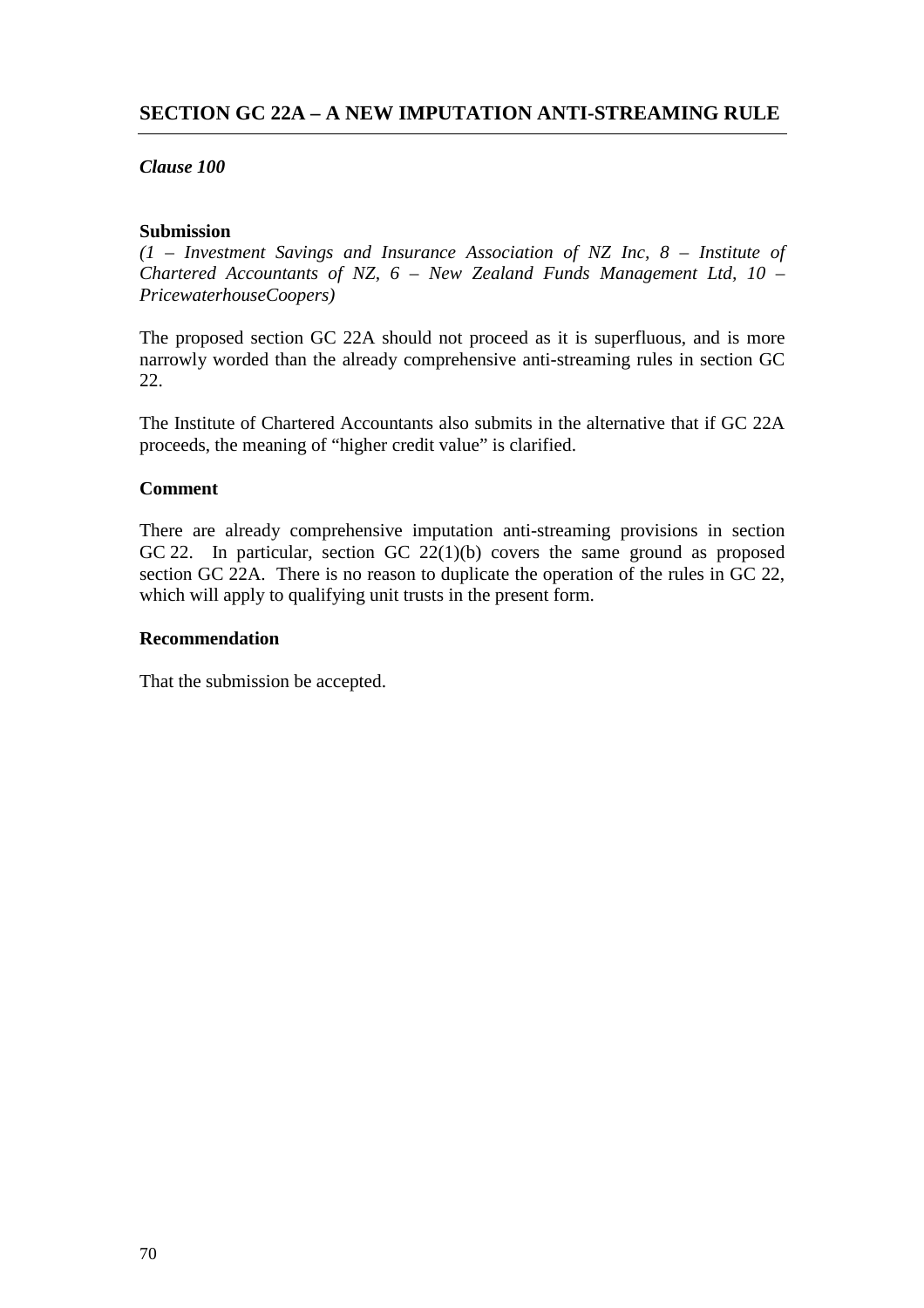## SECTION GC 22A – A NEW IMPUTATION ANTI-STREAMING RULE

***Clause 100***

**Submission**

*(1 – Investment Savings and Insurance Association of NZ Inc, 8 – Institute of Chartered Accountants of NZ, 6 – New Zealand Funds Management Ltd, 10 – PricewaterhouseCoopers)*

The proposed section GC 22A should not proceed as it is superfluous, and is more narrowly worded than the already comprehensive anti-streaming rules in section GC 22.

The Institute of Chartered Accountants also submits in the alternative that if GC 22A proceeds, the meaning of "higher credit value" is clarified.

**Comment**

There are already comprehensive imputation anti-streaming provisions in section GC 22. In particular, section GC 22(1)(b) covers the same ground as proposed section GC 22A. There is no reason to duplicate the operation of the rules in GC 22, which will apply to qualifying unit trusts in the present form.

**Recommendation**

That the submission be accepted.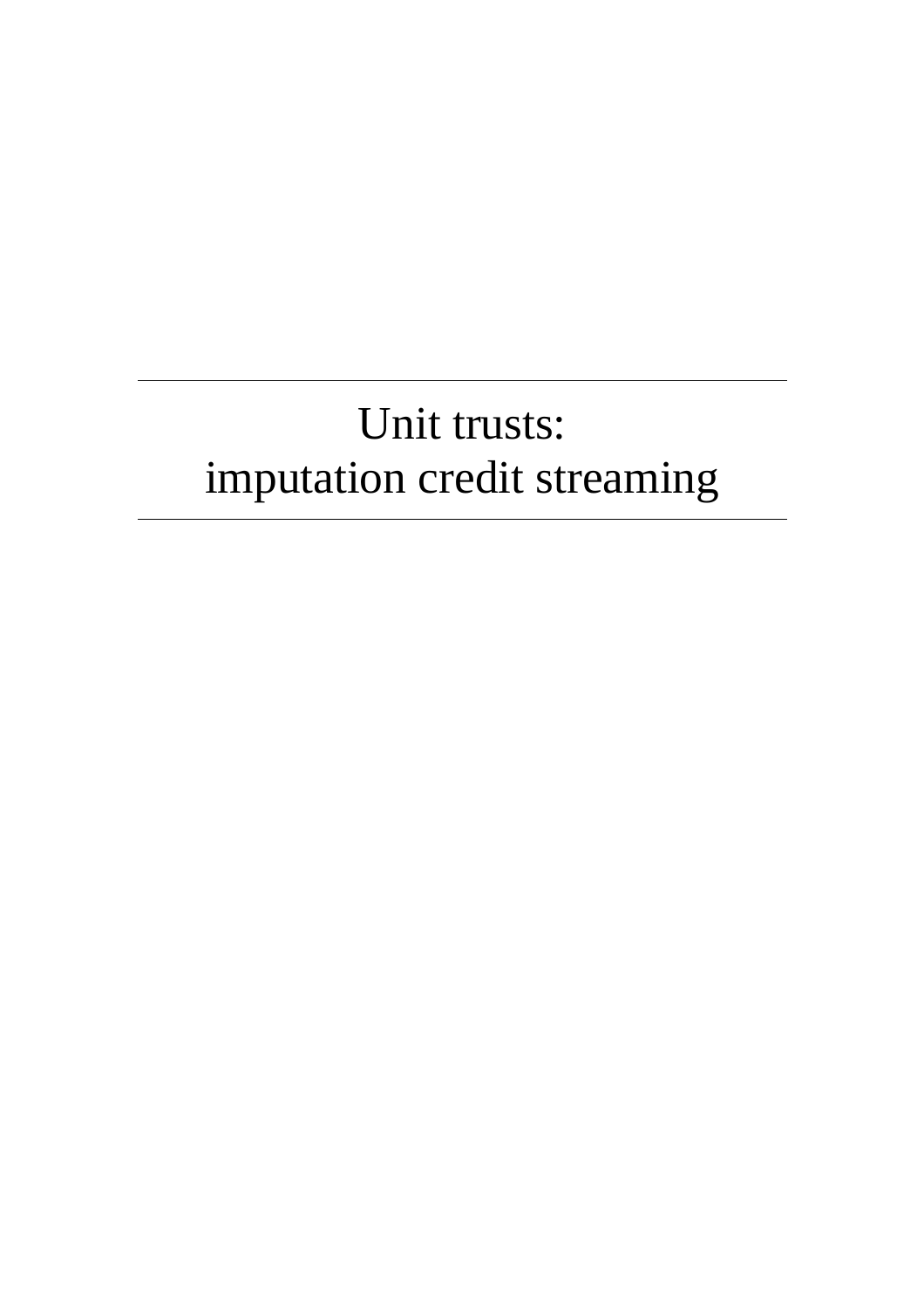# Unit trusts: imputation credit streaming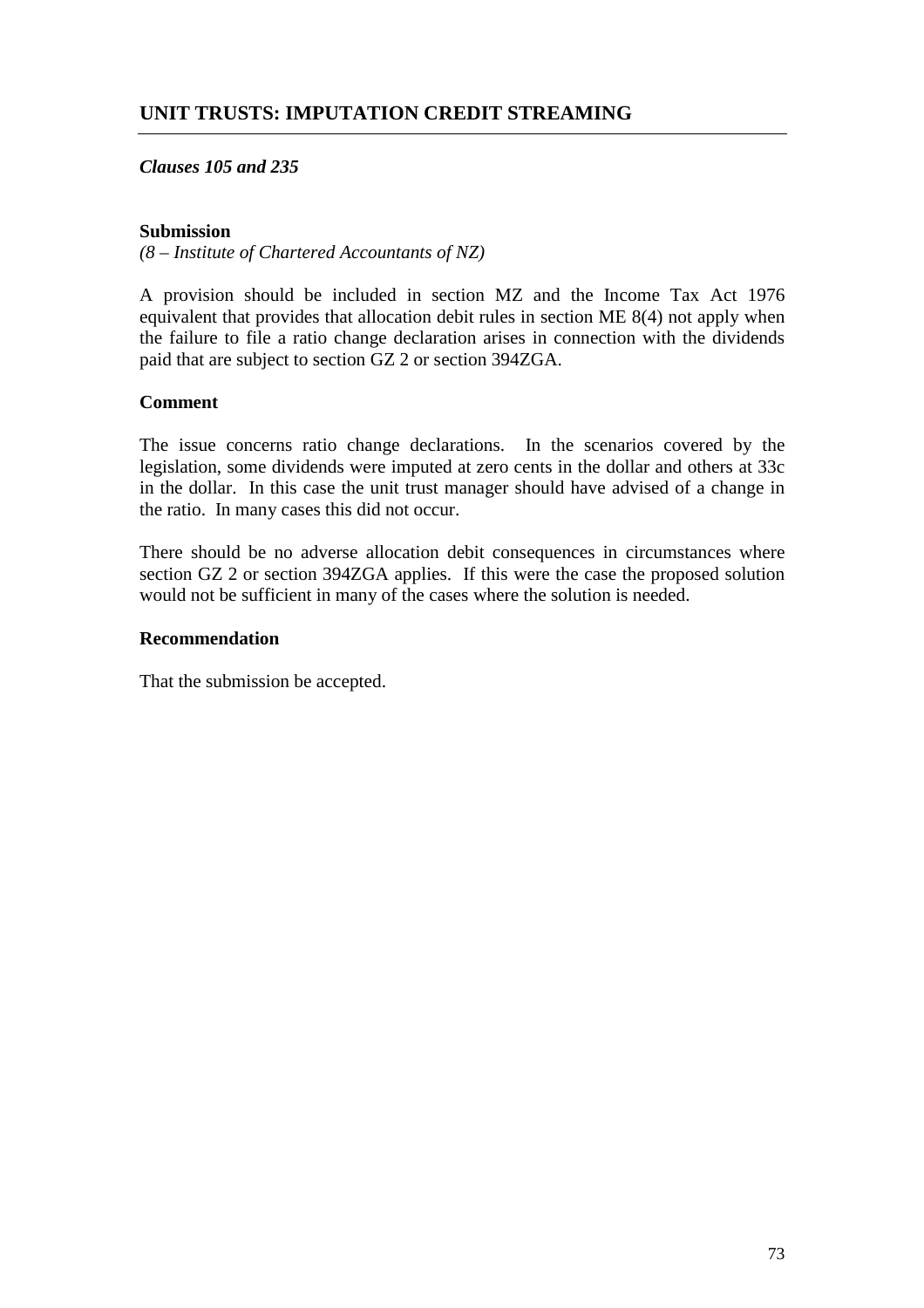## UNIT TRUSTS: IMPUTATION CREDIT STREAMING

***Clauses 105 and 235***

**Submission**

*(8 – Institute of Chartered Accountants of NZ)*

A provision should be included in section MZ and the Income Tax Act 1976 equivalent that provides that allocation debit rules in section ME 8(4) not apply when the failure to file a ratio change declaration arises in connection with the dividends paid that are subject to section GZ 2 or section 394ZGA.

**Comment**

The issue concerns ratio change declarations. In the scenarios covered by the legislation, some dividends were imputed at zero cents in the dollar and others at 33c in the dollar. In this case the unit trust manager should have advised of a change in the ratio. In many cases this did not occur.

There should be no adverse allocation debit consequences in circumstances where section GZ 2 or section 394ZGA applies. If this were the case the proposed solution would not be sufficient in many of the cases where the solution is needed.

**Recommendation**

That the submission be accepted.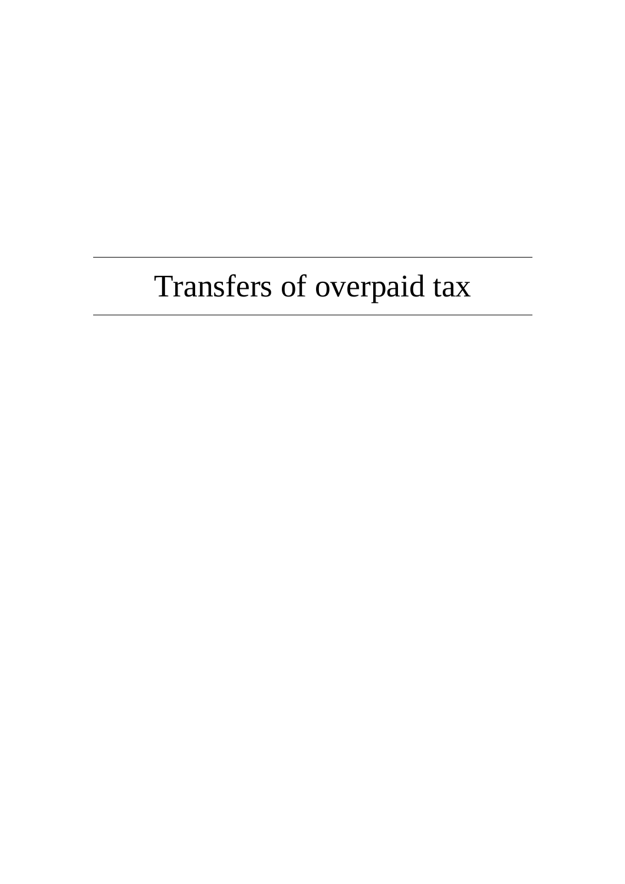# Transfers of overpaid tax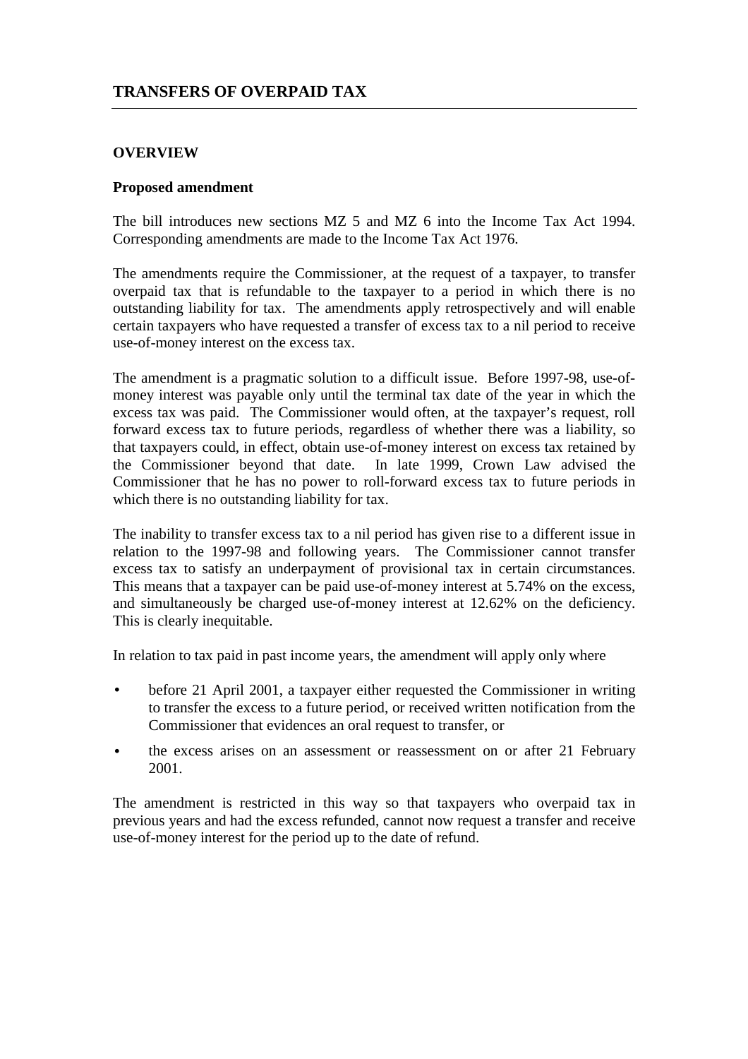# TRANSFERS OF OVERPAID TAX

## OVERVIEW

### Proposed amendment

The bill introduces new sections MZ 5 and MZ 6 into the Income Tax Act 1994. Corresponding amendments are made to the Income Tax Act 1976.

The amendments require the Commissioner, at the request of a taxpayer, to transfer overpaid tax that is refundable to the taxpayer to a period in which there is no outstanding liability for tax. The amendments apply retrospectively and will enable certain taxpayers who have requested a transfer of excess tax to a nil period to receive use-of-money interest on the excess tax.

The amendment is a pragmatic solution to a difficult issue. Before 1997-98, use-of-money interest was payable only until the terminal tax date of the year in which the excess tax was paid. The Commissioner would often, at the taxpayer's request, roll forward excess tax to future periods, regardless of whether there was a liability, so that taxpayers could, in effect, obtain use-of-money interest on excess tax retained by the Commissioner beyond that date. In late 1999, Crown Law advised the Commissioner that he has no power to roll-forward excess tax to future periods in which there is no outstanding liability for tax.

The inability to transfer excess tax to a nil period has given rise to a different issue in relation to the 1997-98 and following years. The Commissioner cannot transfer excess tax to satisfy an underpayment of provisional tax in certain circumstances. This means that a taxpayer can be paid use-of-money interest at 5.74% on the excess, and simultaneously be charged use-of-money interest at 12.62% on the deficiency. This is clearly inequitable.

In relation to tax paid in past income years, the amendment will apply only where

- before 21 April 2001, a taxpayer either requested the Commissioner in writing to transfer the excess to a future period, or received written notification from the Commissioner that evidences an oral request to transfer, or
- the excess arises on an assessment or reassessment on or after 21 February 2001.

The amendment is restricted in this way so that taxpayers who overpaid tax in previous years and had the excess refunded, cannot now request a transfer and receive use-of-money interest for the period up to the date of refund.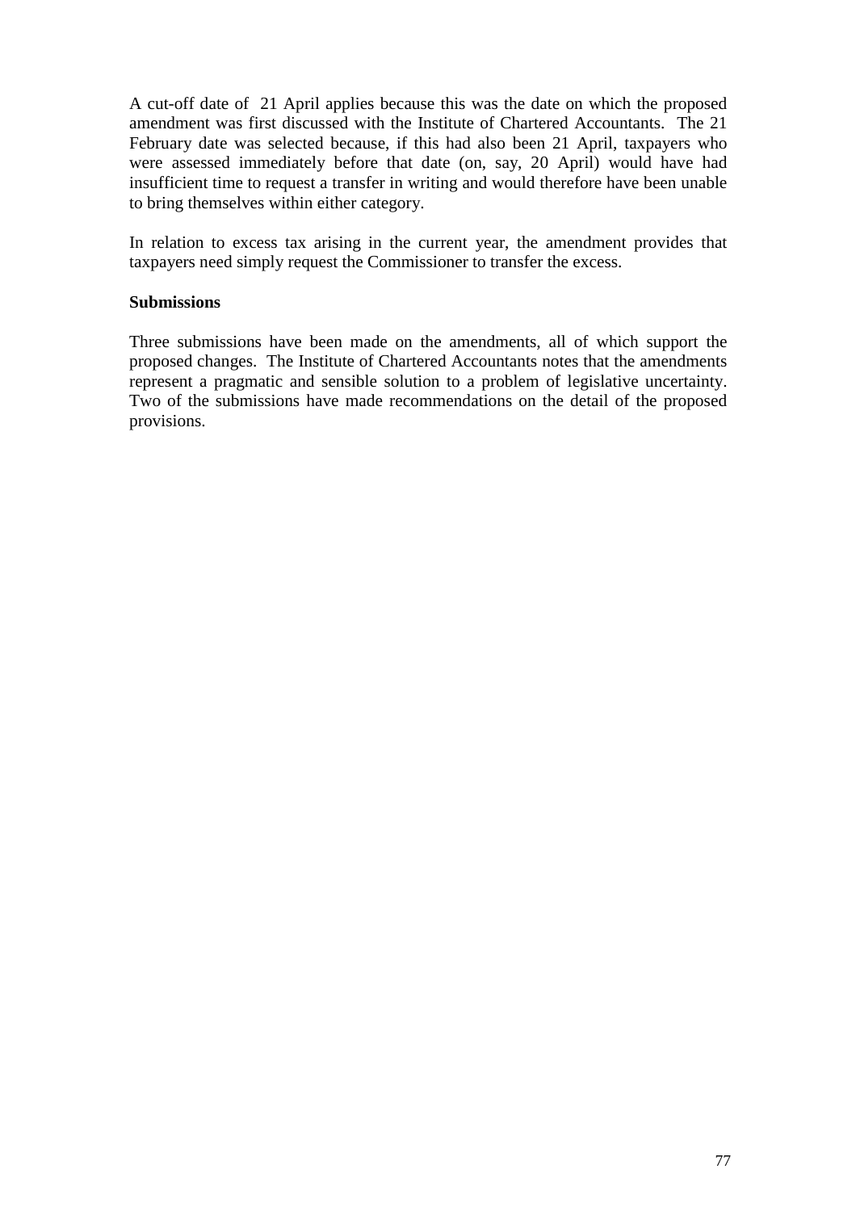A cut-off date of 21 April applies because this was the date on which the proposed amendment was first discussed with the Institute of Chartered Accountants. The 21 February date was selected because, if this had also been 21 April, taxpayers who were assessed immediately before that date (on, say, 20 April) would have had insufficient time to request a transfer in writing and would therefore have been unable to bring themselves within either category.

In relation to excess tax arising in the current year, the amendment provides that taxpayers need simply request the Commissioner to transfer the excess.

**Submissions**

Three submissions have been made on the amendments, all of which support the proposed changes. The Institute of Chartered Accountants notes that the amendments represent a pragmatic and sensible solution to a problem of legislative uncertainty. Two of the submissions have made recommendations on the detail of the proposed provisions.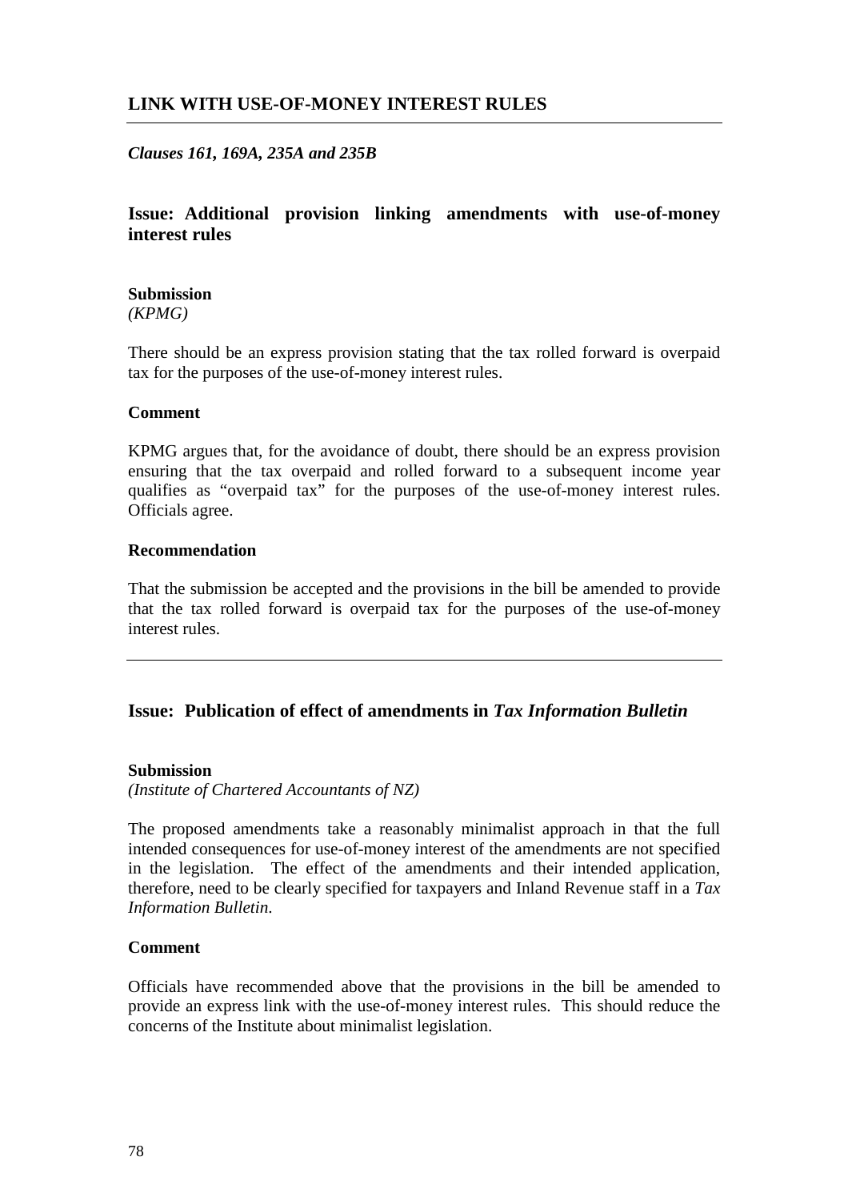## LINK WITH USE-OF-MONEY INTEREST RULES

***Clauses 161, 169A, 235A and 235B***

### Issue: Additional provision linking amendments with use-of-money interest rules

**Submission**
*(KPMG)*

There should be an express provision stating that the tax rolled forward is overpaid tax for the purposes of the use-of-money interest rules.

**Comment**

KPMG argues that, for the avoidance of doubt, there should be an express provision ensuring that the tax overpaid and rolled forward to a subsequent income year qualifies as "overpaid tax" for the purposes of the use-of-money interest rules. Officials agree.

**Recommendation**

That the submission be accepted and the provisions in the bill be amended to provide that the tax rolled forward is overpaid tax for the purposes of the use-of-money interest rules.

---

### Issue: Publication of effect of amendments in *Tax Information Bulletin*

**Submission**
*(Institute of Chartered Accountants of NZ)*

The proposed amendments take a reasonably minimalist approach in that the full intended consequences for use-of-money interest of the amendments are not specified in the legislation. The effect of the amendments and their intended application, therefore, need to be clearly specified for taxpayers and Inland Revenue staff in a *Tax Information Bulletin*.

**Comment**

Officials have recommended above that the provisions in the bill be amended to provide an express link with the use-of-money interest rules. This should reduce the concerns of the Institute about minimalist legislation.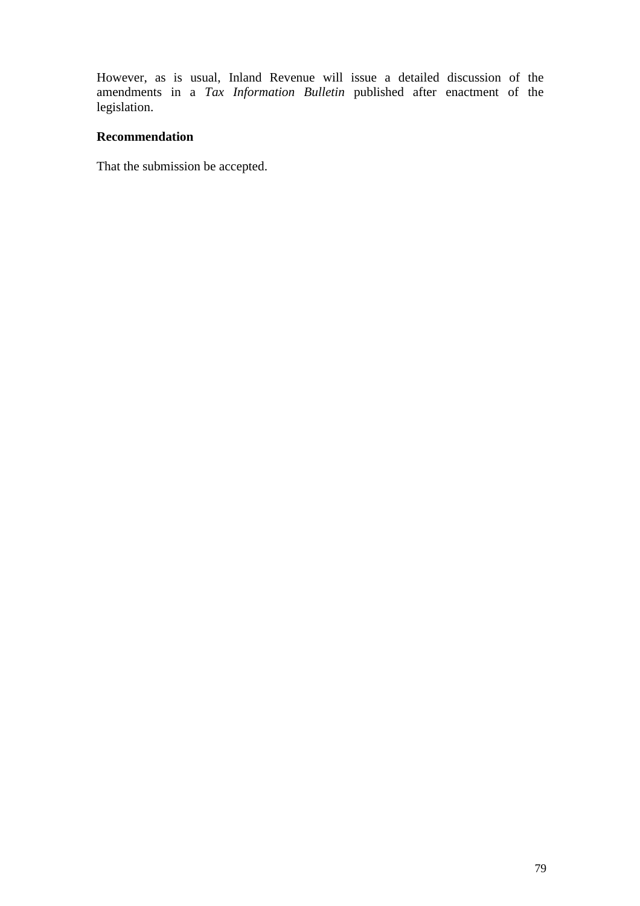However, as is usual, Inland Revenue will issue a detailed discussion of the amendments in a *Tax Information Bulletin* published after enactment of the legislation.

**Recommendation**

That the submission be accepted.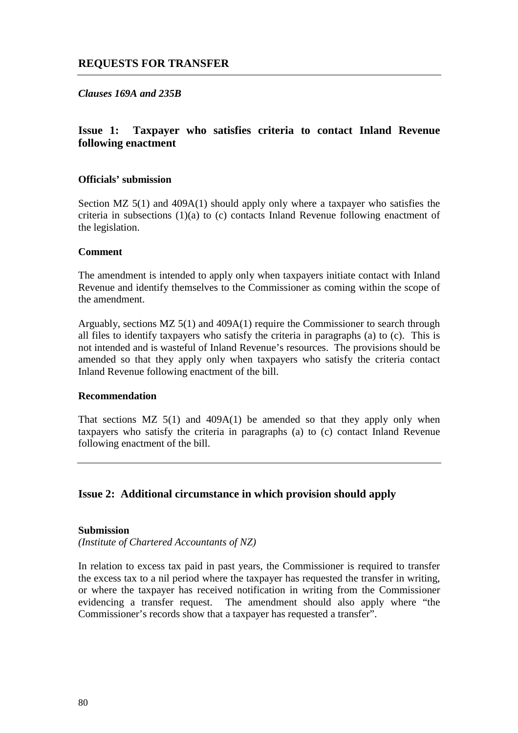## REQUESTS FOR TRANSFER

***Clauses 169A and 235B***

### Issue 1: Taxpayer who satisfies criteria to contact Inland Revenue following enactment

**Officials' submission**

Section MZ 5(1) and 409A(1) should apply only where a taxpayer who satisfies the criteria in subsections (1)(a) to (c) contacts Inland Revenue following enactment of the legislation.

**Comment**

The amendment is intended to apply only when taxpayers initiate contact with Inland Revenue and identify themselves to the Commissioner as coming within the scope of the amendment.

Arguably, sections MZ 5(1) and 409A(1) require the Commissioner to search through all files to identify taxpayers who satisfy the criteria in paragraphs (a) to (c). This is not intended and is wasteful of Inland Revenue's resources. The provisions should be amended so that they apply only when taxpayers who satisfy the criteria contact Inland Revenue following enactment of the bill.

**Recommendation**

That sections MZ 5(1) and 409A(1) be amended so that they apply only when taxpayers who satisfy the criteria in paragraphs (a) to (c) contact Inland Revenue following enactment of the bill.

---

### Issue 2: Additional circumstance in which provision should apply

**Submission**
*(Institute of Chartered Accountants of NZ)*

In relation to excess tax paid in past years, the Commissioner is required to transfer the excess tax to a nil period where the taxpayer has requested the transfer in writing, or where the taxpayer has received notification in writing from the Commissioner evidencing a transfer request. The amendment should also apply where "the Commissioner's records show that a taxpayer has requested a transfer".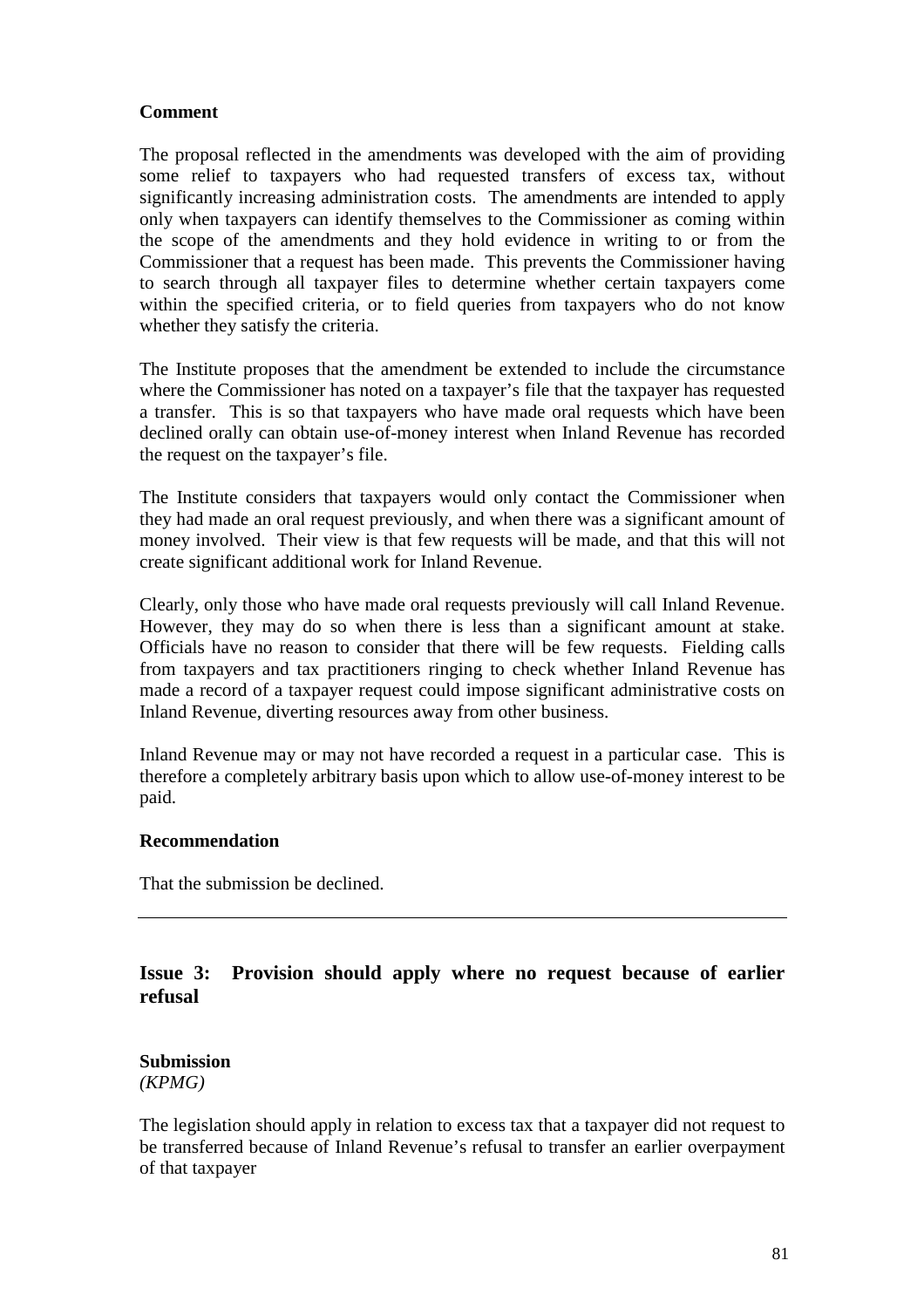**Comment**

The proposal reflected in the amendments was developed with the aim of providing some relief to taxpayers who had requested transfers of excess tax, without significantly increasing administration costs. The amendments are intended to apply only when taxpayers can identify themselves to the Commissioner as coming within the scope of the amendments and they hold evidence in writing to or from the Commissioner that a request has been made. This prevents the Commissioner having to search through all taxpayer files to determine whether certain taxpayers come within the specified criteria, or to field queries from taxpayers who do not know whether they satisfy the criteria.

The Institute proposes that the amendment be extended to include the circumstance where the Commissioner has noted on a taxpayer's file that the taxpayer has requested a transfer. This is so that taxpayers who have made oral requests which have been declined orally can obtain use-of-money interest when Inland Revenue has recorded the request on the taxpayer's file.

The Institute considers that taxpayers would only contact the Commissioner when they had made an oral request previously, and when there was a significant amount of money involved. Their view is that few requests will be made, and that this will not create significant additional work for Inland Revenue.

Clearly, only those who have made oral requests previously will call Inland Revenue. However, they may do so when there is less than a significant amount at stake. Officials have no reason to consider that there will be few requests. Fielding calls from taxpayers and tax practitioners ringing to check whether Inland Revenue has made a record of a taxpayer request could impose significant administrative costs on Inland Revenue, diverting resources away from other business.

Inland Revenue may or may not have recorded a request in a particular case. This is therefore a completely arbitrary basis upon which to allow use-of-money interest to be paid.

**Recommendation**

That the submission be declined.

---

## Issue 3: Provision should apply where no request because of earlier refusal

**Submission**
*(KPMG)*

The legislation should apply in relation to excess tax that a taxpayer did not request to be transferred because of Inland Revenue's refusal to transfer an earlier overpayment of that taxpayer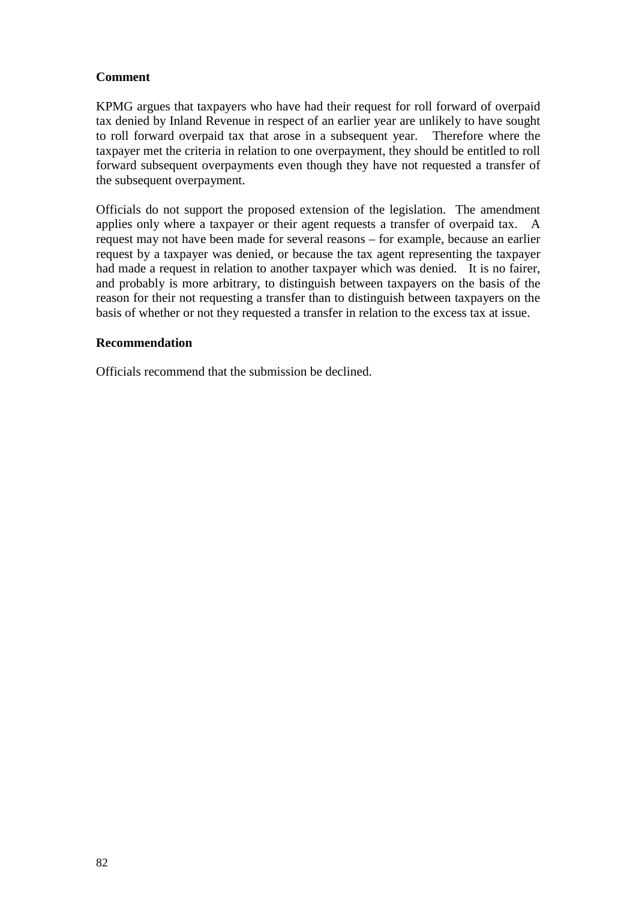**Comment**

KPMG argues that taxpayers who have had their request for roll forward of overpaid tax denied by Inland Revenue in respect of an earlier year are unlikely to have sought to roll forward overpaid tax that arose in a subsequent year. Therefore where the taxpayer met the criteria in relation to one overpayment, they should be entitled to roll forward subsequent overpayments even though they have not requested a transfer of the subsequent overpayment.

Officials do not support the proposed extension of the legislation. The amendment applies only where a taxpayer or their agent requests a transfer of overpaid tax. A request may not have been made for several reasons – for example, because an earlier request by a taxpayer was denied, or because the tax agent representing the taxpayer had made a request in relation to another taxpayer which was denied. It is no fairer, and probably is more arbitrary, to distinguish between taxpayers on the basis of the reason for their not requesting a transfer than to distinguish between taxpayers on the basis of whether or not they requested a transfer in relation to the excess tax at issue.

**Recommendation**

Officials recommend that the submission be declined.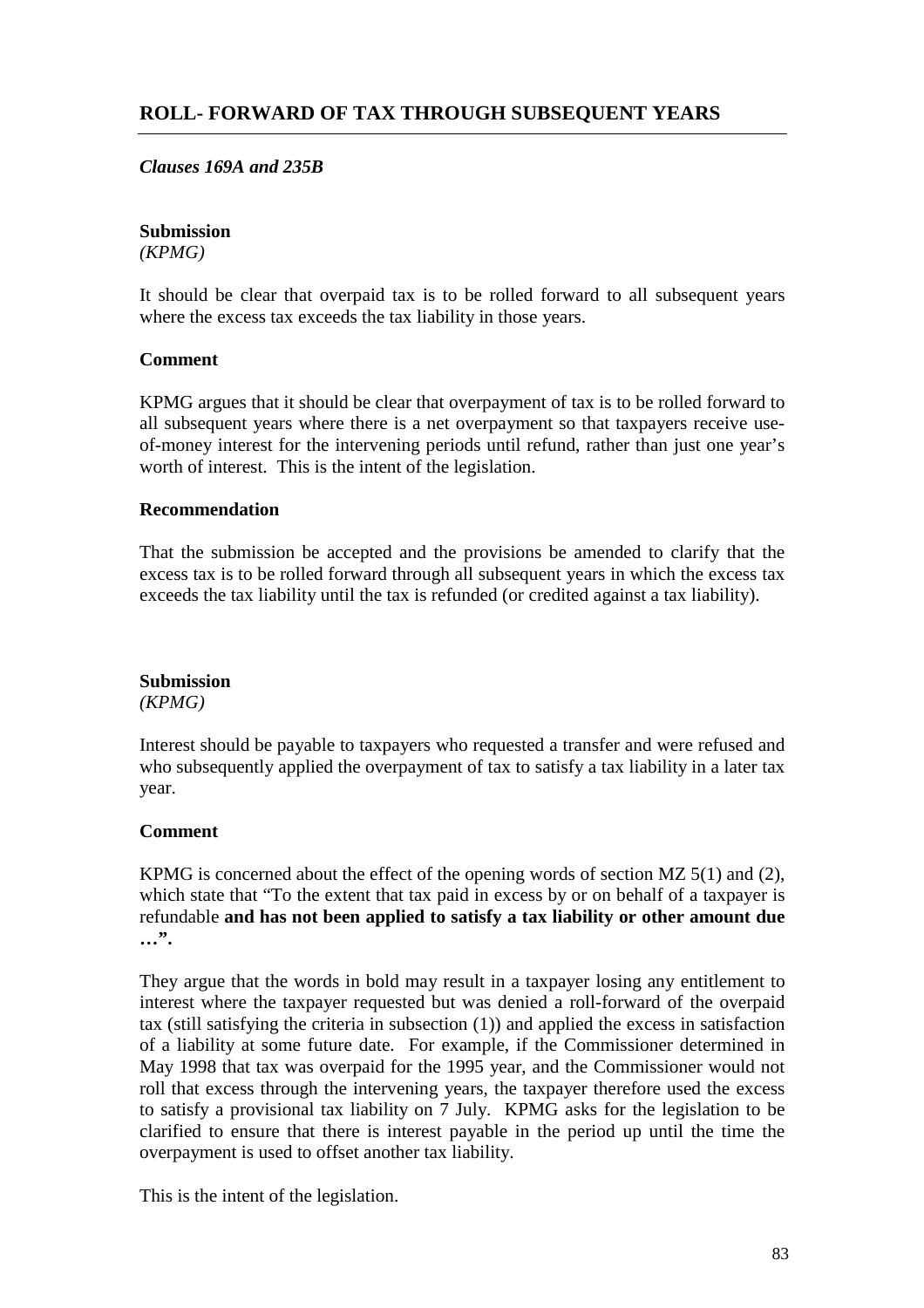## ROLL- FORWARD OF TAX THROUGH SUBSEQUENT YEARS

***Clauses 169A and 235B***

**Submission**
*(KPMG)*

It should be clear that overpaid tax is to be rolled forward to all subsequent years where the excess tax exceeds the tax liability in those years.

**Comment**

KPMG argues that it should be clear that overpayment of tax is to be rolled forward to all subsequent years where there is a net overpayment so that taxpayers receive use-of-money interest for the intervening periods until refund, rather than just one year's worth of interest. This is the intent of the legislation.

**Recommendation**

That the submission be accepted and the provisions be amended to clarify that the excess tax is to be rolled forward through all subsequent years in which the excess tax exceeds the tax liability until the tax is refunded (or credited against a tax liability).

**Submission**
*(KPMG)*

Interest should be payable to taxpayers who requested a transfer and were refused and who subsequently applied the overpayment of tax to satisfy a tax liability in a later tax year.

**Comment**

KPMG is concerned about the effect of the opening words of section MZ 5(1) and (2), which state that "To the extent that tax paid in excess by or on behalf of a taxpayer is refundable **and has not been applied to satisfy a tax liability or other amount due …".**

They argue that the words in bold may result in a taxpayer losing any entitlement to interest where the taxpayer requested but was denied a roll-forward of the overpaid tax (still satisfying the criteria in subsection (1)) and applied the excess in satisfaction of a liability at some future date. For example, if the Commissioner determined in May 1998 that tax was overpaid for the 1995 year, and the Commissioner would not roll that excess through the intervening years, the taxpayer therefore used the excess to satisfy a provisional tax liability on 7 July. KPMG asks for the legislation to be clarified to ensure that there is interest payable in the period up until the time the overpayment is used to offset another tax liability.

This is the intent of the legislation.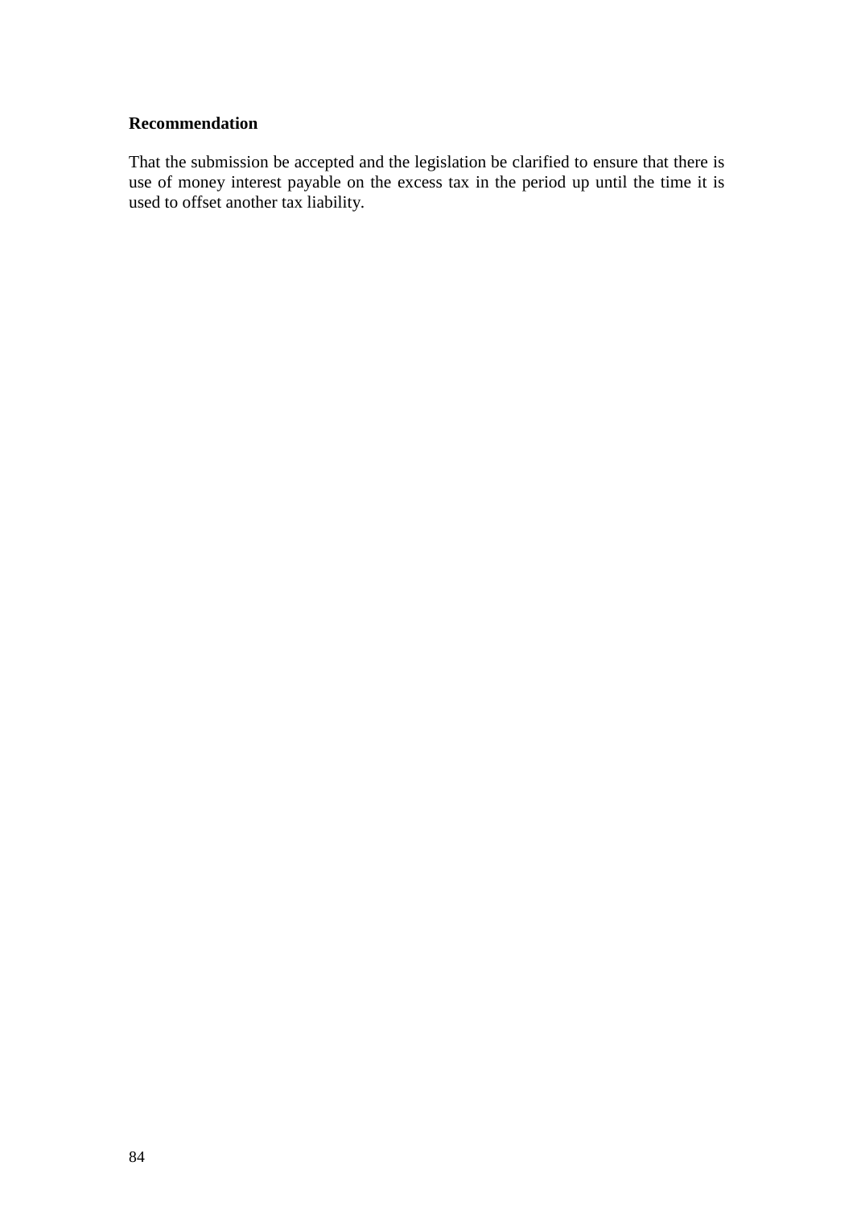**Recommendation**

That the submission be accepted and the legislation be clarified to ensure that there is use of money interest payable on the excess tax in the period up until the time it is used to offset another tax liability.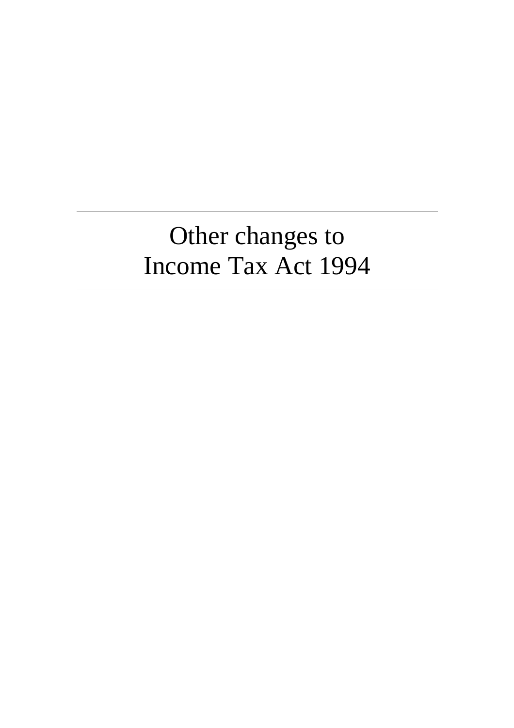# Other changes to Income Tax Act 1994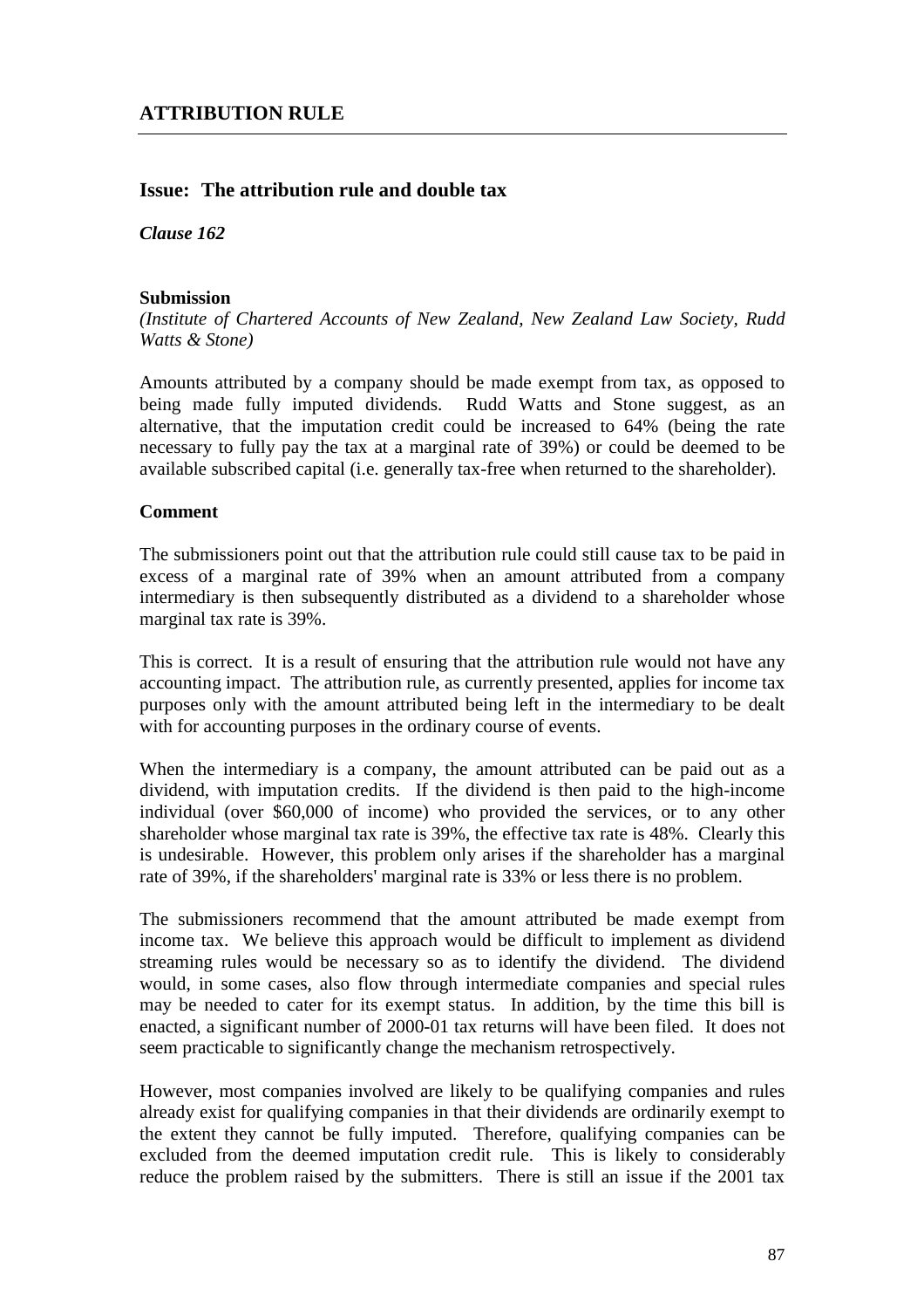# ATTRIBUTION RULE

## Issue: The attribution rule and double tax

***Clause 162***

**Submission**

*(Institute of Chartered Accounts of New Zealand, New Zealand Law Society, Rudd Watts & Stone)*

Amounts attributed by a company should be made exempt from tax, as opposed to being made fully imputed dividends. Rudd Watts and Stone suggest, as an alternative, that the imputation credit could be increased to 64% (being the rate necessary to fully pay the tax at a marginal rate of 39%) or could be deemed to be available subscribed capital (i.e. generally tax-free when returned to the shareholder).

**Comment**

The submissioners point out that the attribution rule could still cause tax to be paid in excess of a marginal rate of 39% when an amount attributed from a company intermediary is then subsequently distributed as a dividend to a shareholder whose marginal tax rate is 39%.

This is correct. It is a result of ensuring that the attribution rule would not have any accounting impact. The attribution rule, as currently presented, applies for income tax purposes only with the amount attributed being left in the intermediary to be dealt with for accounting purposes in the ordinary course of events.

When the intermediary is a company, the amount attributed can be paid out as a dividend, with imputation credits. If the dividend is then paid to the high-income individual (over $60,000 of income) who provided the services, or to any other shareholder whose marginal tax rate is 39%, the effective tax rate is 48%. Clearly this is undesirable. However, this problem only arises if the shareholder has a marginal rate of 39%, if the shareholders' marginal rate is 33% or less there is no problem.

The submissioners recommend that the amount attributed be made exempt from income tax. We believe this approach would be difficult to implement as dividend streaming rules would be necessary so as to identify the dividend. The dividend would, in some cases, also flow through intermediate companies and special rules may be needed to cater for its exempt status. In addition, by the time this bill is enacted, a significant number of 2000-01 tax returns will have been filed. It does not seem practicable to significantly change the mechanism retrospectively.

However, most companies involved are likely to be qualifying companies and rules already exist for qualifying companies in that their dividends are ordinarily exempt to the extent they cannot be fully imputed. Therefore, qualifying companies can be excluded from the deemed imputation credit rule. This is likely to considerably reduce the problem raised by the submitters. There is still an issue if the 2001 tax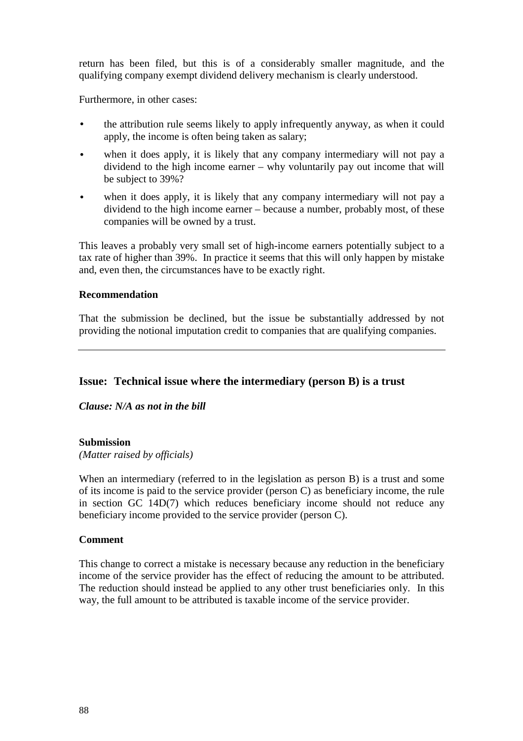return has been filed, but this is of a considerably smaller magnitude, and the qualifying company exempt dividend delivery mechanism is clearly understood.

Furthermore, in other cases:

- the attribution rule seems likely to apply infrequently anyway, as when it could apply, the income is often being taken as salary;
- when it does apply, it is likely that any company intermediary will not pay a dividend to the high income earner – why voluntarily pay out income that will be subject to 39%?
- when it does apply, it is likely that any company intermediary will not pay a dividend to the high income earner – because a number, probably most, of these companies will be owned by a trust.

This leaves a probably very small set of high-income earners potentially subject to a tax rate of higher than 39%. In practice it seems that this will only happen by mistake and, even then, the circumstances have to be exactly right.

**Recommendation**

That the submission be declined, but the issue be substantially addressed by not providing the notional imputation credit to companies that are qualifying companies.

---

## Issue: Technical issue where the intermediary (person B) is a trust

***Clause: N/A as not in the bill***

**Submission**
*(Matter raised by officials)*

When an intermediary (referred to in the legislation as person B) is a trust and some of its income is paid to the service provider (person C) as beneficiary income, the rule in section GC 14D(7) which reduces beneficiary income should not reduce any beneficiary income provided to the service provider (person C).

**Comment**

This change to correct a mistake is necessary because any reduction in the beneficiary income of the service provider has the effect of reducing the amount to be attributed. The reduction should instead be applied to any other trust beneficiaries only. In this way, the full amount to be attributed is taxable income of the service provider.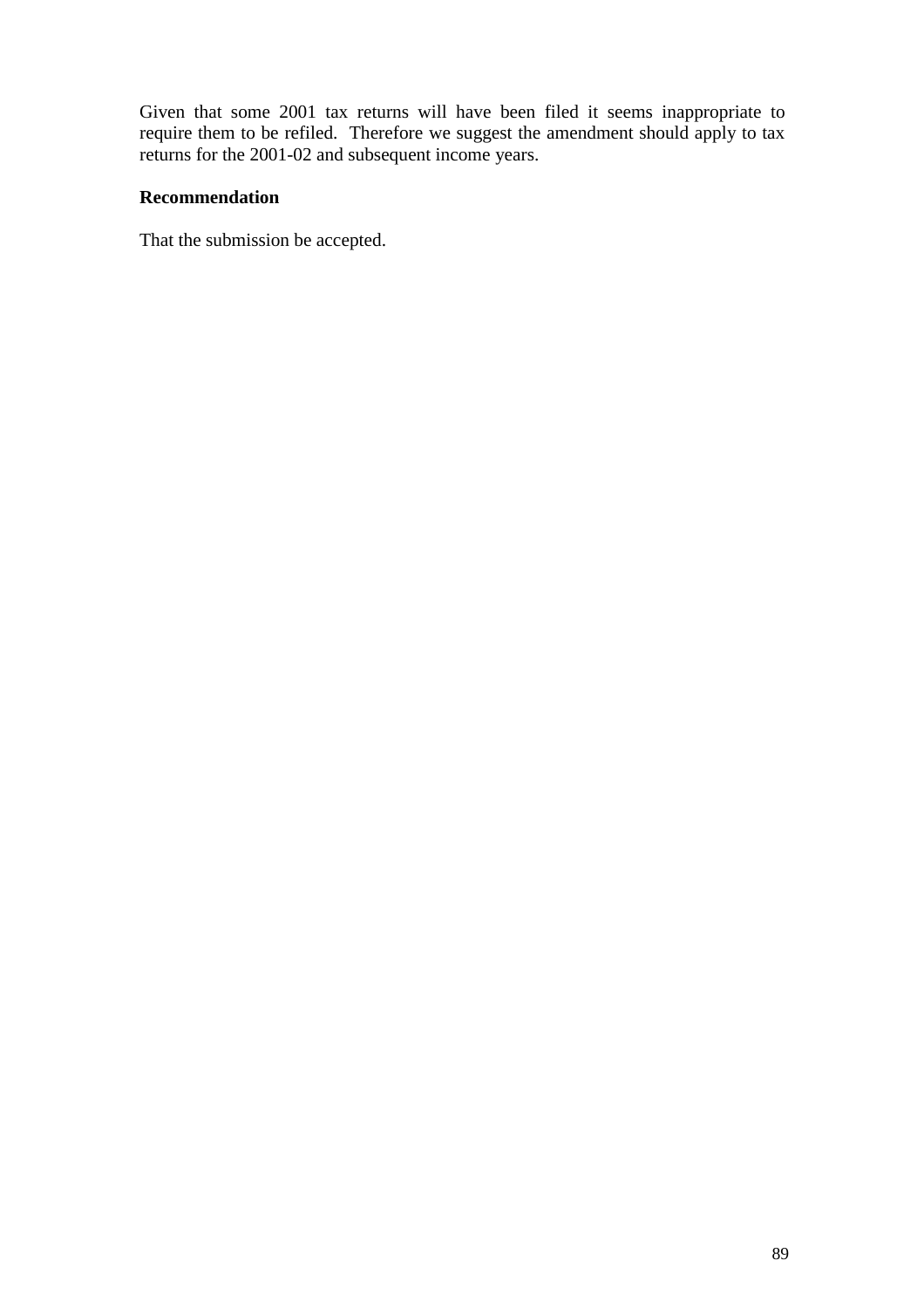Given that some 2001 tax returns will have been filed it seems inappropriate to require them to be refiled. Therefore we suggest the amendment should apply to tax returns for the 2001-02 and subsequent income years.

**Recommendation**

That the submission be accepted.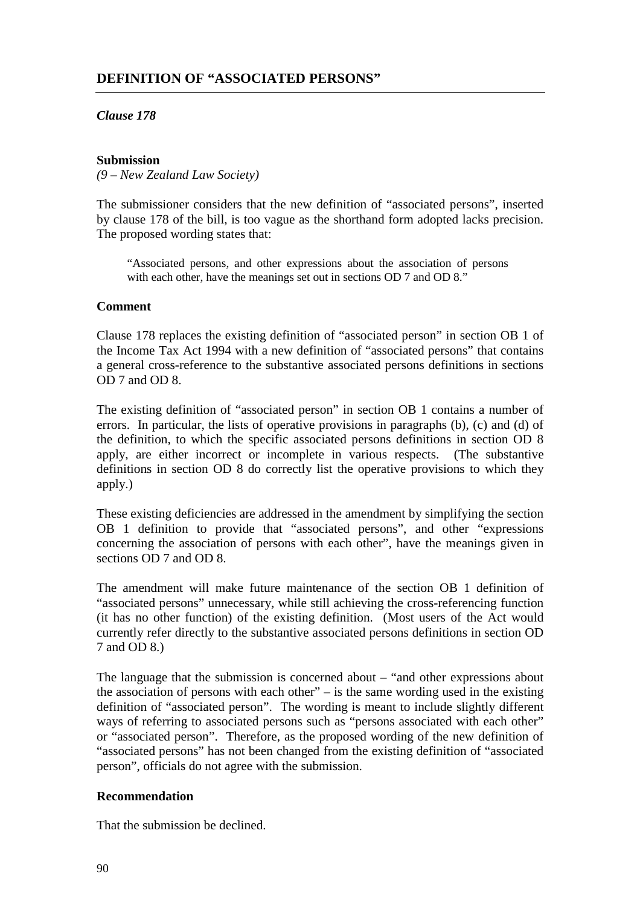## DEFINITION OF "ASSOCIATED PERSONS"

***Clause 178***

**Submission**

*(9 – New Zealand Law Society)*

The submissioner considers that the new definition of "associated persons", inserted by clause 178 of the bill, is too vague as the shorthand form adopted lacks precision. The proposed wording states that:

> "Associated persons, and other expressions about the association of persons with each other, have the meanings set out in sections OD 7 and OD 8."

**Comment**

Clause 178 replaces the existing definition of "associated person" in section OB 1 of the Income Tax Act 1994 with a new definition of "associated persons" that contains a general cross-reference to the substantive associated persons definitions in sections OD 7 and OD 8.

The existing definition of "associated person" in section OB 1 contains a number of errors. In particular, the lists of operative provisions in paragraphs (b), (c) and (d) of the definition, to which the specific associated persons definitions in section OD 8 apply, are either incorrect or incomplete in various respects. (The substantive definitions in section OD 8 do correctly list the operative provisions to which they apply.)

These existing deficiencies are addressed in the amendment by simplifying the section OB 1 definition to provide that "associated persons", and other "expressions concerning the association of persons with each other", have the meanings given in sections OD 7 and OD 8.

The amendment will make future maintenance of the section OB 1 definition of "associated persons" unnecessary, while still achieving the cross-referencing function (it has no other function) of the existing definition. (Most users of the Act would currently refer directly to the substantive associated persons definitions in section OD 7 and OD 8.)

The language that the submission is concerned about – "and other expressions about the association of persons with each other" – is the same wording used in the existing definition of "associated person". The wording is meant to include slightly different ways of referring to associated persons such as "persons associated with each other" or "associated person". Therefore, as the proposed wording of the new definition of "associated persons" has not been changed from the existing definition of "associated person", officials do not agree with the submission.

**Recommendation**

That the submission be declined.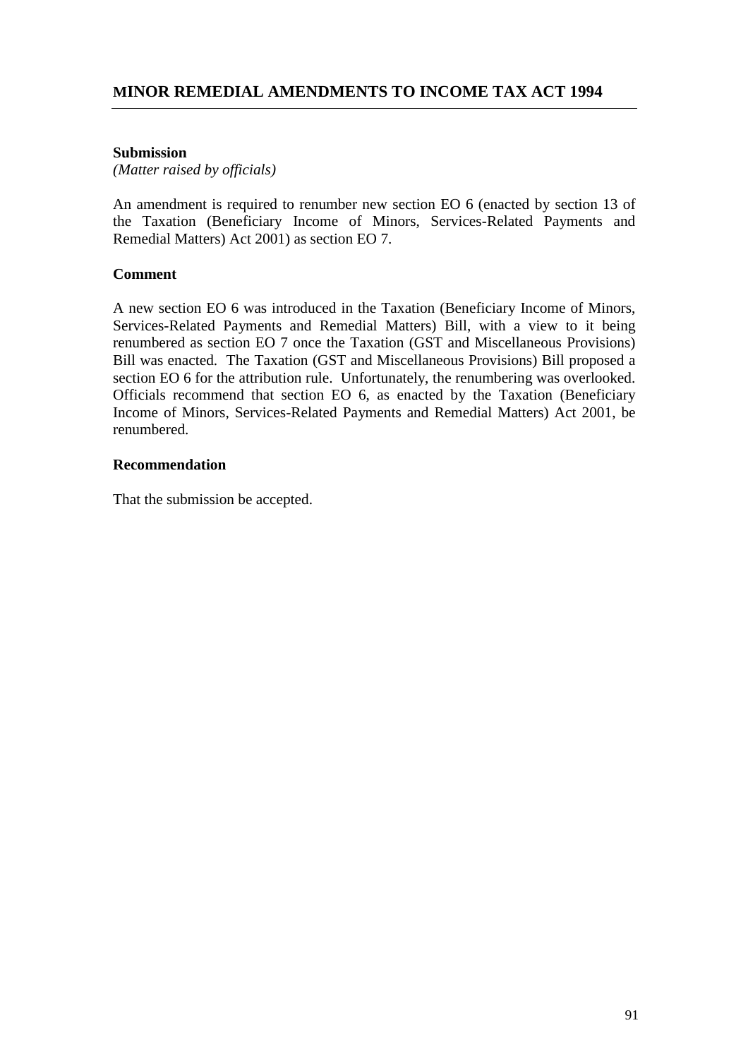## MINOR REMEDIAL AMENDMENTS TO INCOME TAX ACT 1994

**Submission**

*(Matter raised by officials)*

An amendment is required to renumber new section EO 6 (enacted by section 13 of the Taxation (Beneficiary Income of Minors, Services-Related Payments and Remedial Matters) Act 2001) as section EO 7.

**Comment**

A new section EO 6 was introduced in the Taxation (Beneficiary Income of Minors, Services-Related Payments and Remedial Matters) Bill, with a view to it being renumbered as section EO 7 once the Taxation (GST and Miscellaneous Provisions) Bill was enacted. The Taxation (GST and Miscellaneous Provisions) Bill proposed a section EO 6 for the attribution rule. Unfortunately, the renumbering was overlooked. Officials recommend that section EO 6, as enacted by the Taxation (Beneficiary Income of Minors, Services-Related Payments and Remedial Matters) Act 2001, be renumbered.

**Recommendation**

That the submission be accepted.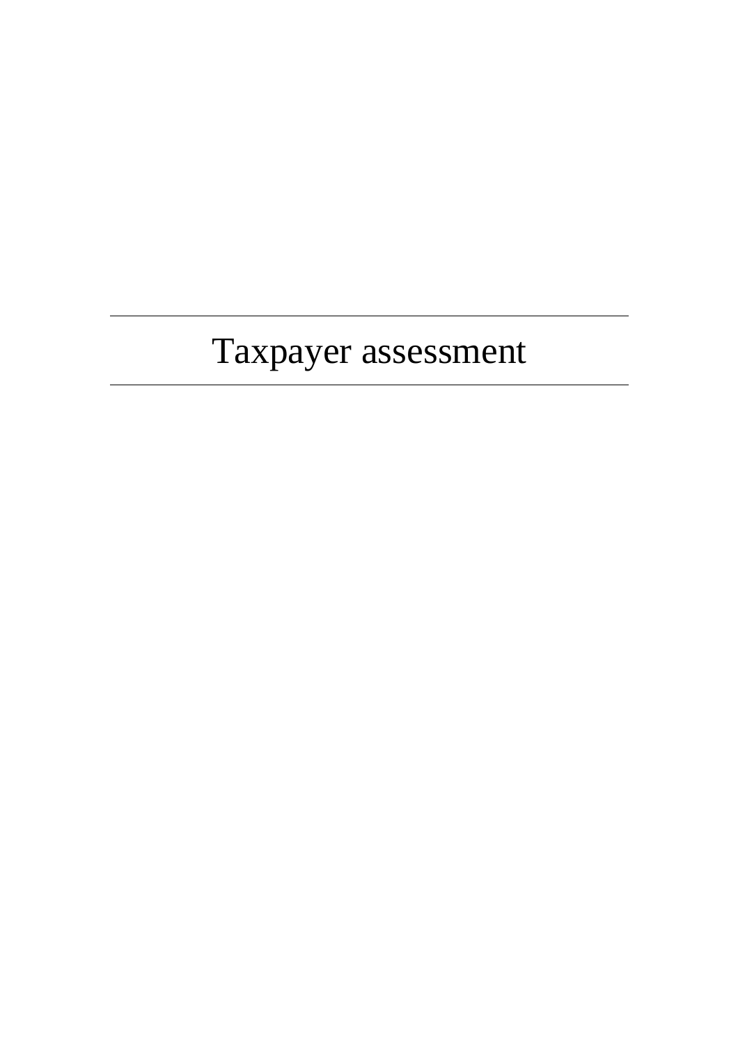# Taxpayer assessment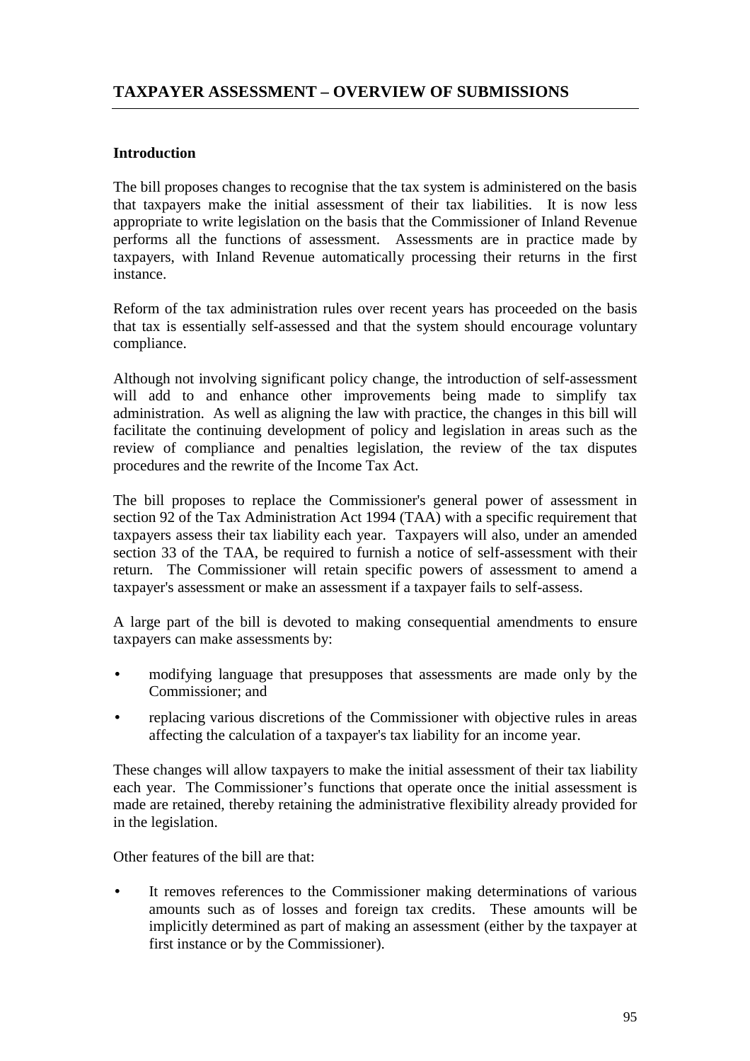## TAXPAYER ASSESSMENT – OVERVIEW OF SUBMISSIONS

### Introduction

The bill proposes changes to recognise that the tax system is administered on the basis that taxpayers make the initial assessment of their tax liabilities. It is now less appropriate to write legislation on the basis that the Commissioner of Inland Revenue performs all the functions of assessment. Assessments are in practice made by taxpayers, with Inland Revenue automatically processing their returns in the first instance.

Reform of the tax administration rules over recent years has proceeded on the basis that tax is essentially self-assessed and that the system should encourage voluntary compliance.

Although not involving significant policy change, the introduction of self-assessment will add to and enhance other improvements being made to simplify tax administration. As well as aligning the law with practice, the changes in this bill will facilitate the continuing development of policy and legislation in areas such as the review of compliance and penalties legislation, the review of the tax disputes procedures and the rewrite of the Income Tax Act.

The bill proposes to replace the Commissioner's general power of assessment in section 92 of the Tax Administration Act 1994 (TAA) with a specific requirement that taxpayers assess their tax liability each year. Taxpayers will also, under an amended section 33 of the TAA, be required to furnish a notice of self-assessment with their return. The Commissioner will retain specific powers of assessment to amend a taxpayer's assessment or make an assessment if a taxpayer fails to self-assess.

A large part of the bill is devoted to making consequential amendments to ensure taxpayers can make assessments by:

- modifying language that presupposes that assessments are made only by the Commissioner; and
- replacing various discretions of the Commissioner with objective rules in areas affecting the calculation of a taxpayer's tax liability for an income year.

These changes will allow taxpayers to make the initial assessment of their tax liability each year. The Commissioner's functions that operate once the initial assessment is made are retained, thereby retaining the administrative flexibility already provided for in the legislation.

Other features of the bill are that:

- It removes references to the Commissioner making determinations of various amounts such as of losses and foreign tax credits. These amounts will be implicitly determined as part of making an assessment (either by the taxpayer at first instance or by the Commissioner).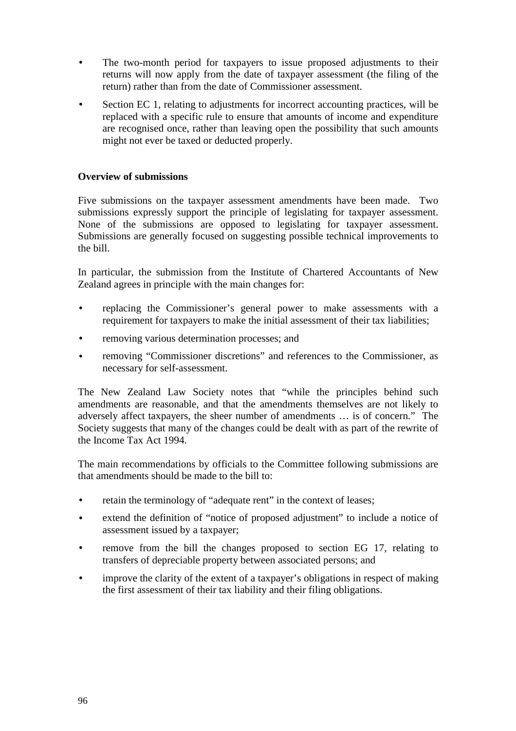- The two-month period for taxpayers to issue proposed adjustments to their returns will now apply from the date of taxpayer assessment (the filing of the return) rather than from the date of Commissioner assessment.
- Section EC 1, relating to adjustments for incorrect accounting practices, will be replaced with a specific rule to ensure that amounts of income and expenditure are recognised once, rather than leaving open the possibility that such amounts might not ever be taxed or deducted properly.

**Overview of submissions**

Five submissions on the taxpayer assessment amendments have been made. Two submissions expressly support the principle of legislating for taxpayer assessment. None of the submissions are opposed to legislating for taxpayer assessment. Submissions are generally focused on suggesting possible technical improvements to the bill.

In particular, the submission from the Institute of Chartered Accountants of New Zealand agrees in principle with the main changes for:

- replacing the Commissioner's general power to make assessments with a requirement for taxpayers to make the initial assessment of their tax liabilities;
- removing various determination processes; and
- removing "Commissioner discretions" and references to the Commissioner, as necessary for self-assessment.

The New Zealand Law Society notes that "while the principles behind such amendments are reasonable, and that the amendments themselves are not likely to adversely affect taxpayers, the sheer number of amendments … is of concern." The Society suggests that many of the changes could be dealt with as part of the rewrite of the Income Tax Act 1994.

The main recommendations by officials to the Committee following submissions are that amendments should be made to the bill to:

- retain the terminology of "adequate rent" in the context of leases;
- extend the definition of "notice of proposed adjustment" to include a notice of assessment issued by a taxpayer;
- remove from the bill the changes proposed to section EG 17, relating to transfers of depreciable property between associated persons; and
- improve the clarity of the extent of a taxpayer's obligations in respect of making the first assessment of their tax liability and their filing obligations.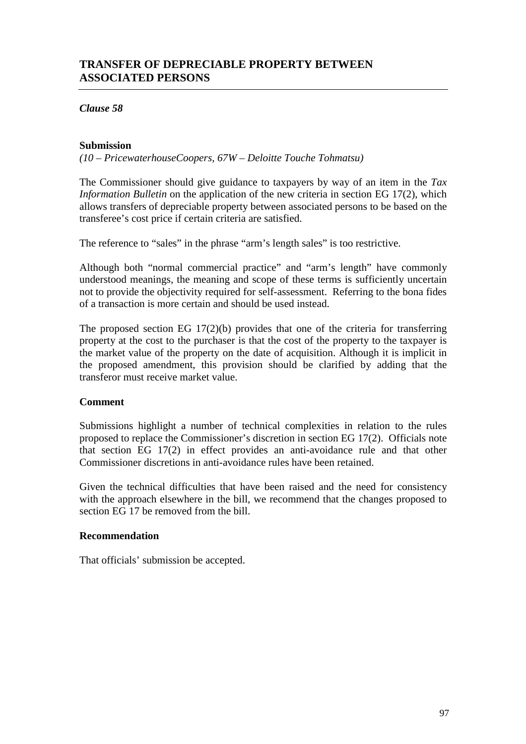## TRANSFER OF DEPRECIABLE PROPERTY BETWEEN ASSOCIATED PERSONS

***Clause 58***

**Submission**

*(10 – PricewaterhouseCoopers, 67W – Deloitte Touche Tohmatsu)*

The Commissioner should give guidance to taxpayers by way of an item in the *Tax Information Bulletin* on the application of the new criteria in section EG 17(2), which allows transfers of depreciable property between associated persons to be based on the transferee's cost price if certain criteria are satisfied.

The reference to "sales" in the phrase "arm's length sales" is too restrictive.

Although both "normal commercial practice" and "arm's length" have commonly understood meanings, the meaning and scope of these terms is sufficiently uncertain not to provide the objectivity required for self-assessment. Referring to the bona fides of a transaction is more certain and should be used instead.

The proposed section EG 17(2)(b) provides that one of the criteria for transferring property at the cost to the purchaser is that the cost of the property to the taxpayer is the market value of the property on the date of acquisition. Although it is implicit in the proposed amendment, this provision should be clarified by adding that the transferor must receive market value.

**Comment**

Submissions highlight a number of technical complexities in relation to the rules proposed to replace the Commissioner's discretion in section EG 17(2). Officials note that section EG 17(2) in effect provides an anti-avoidance rule and that other Commissioner discretions in anti-avoidance rules have been retained.

Given the technical difficulties that have been raised and the need for consistency with the approach elsewhere in the bill, we recommend that the changes proposed to section EG 17 be removed from the bill.

**Recommendation**

That officials' submission be accepted.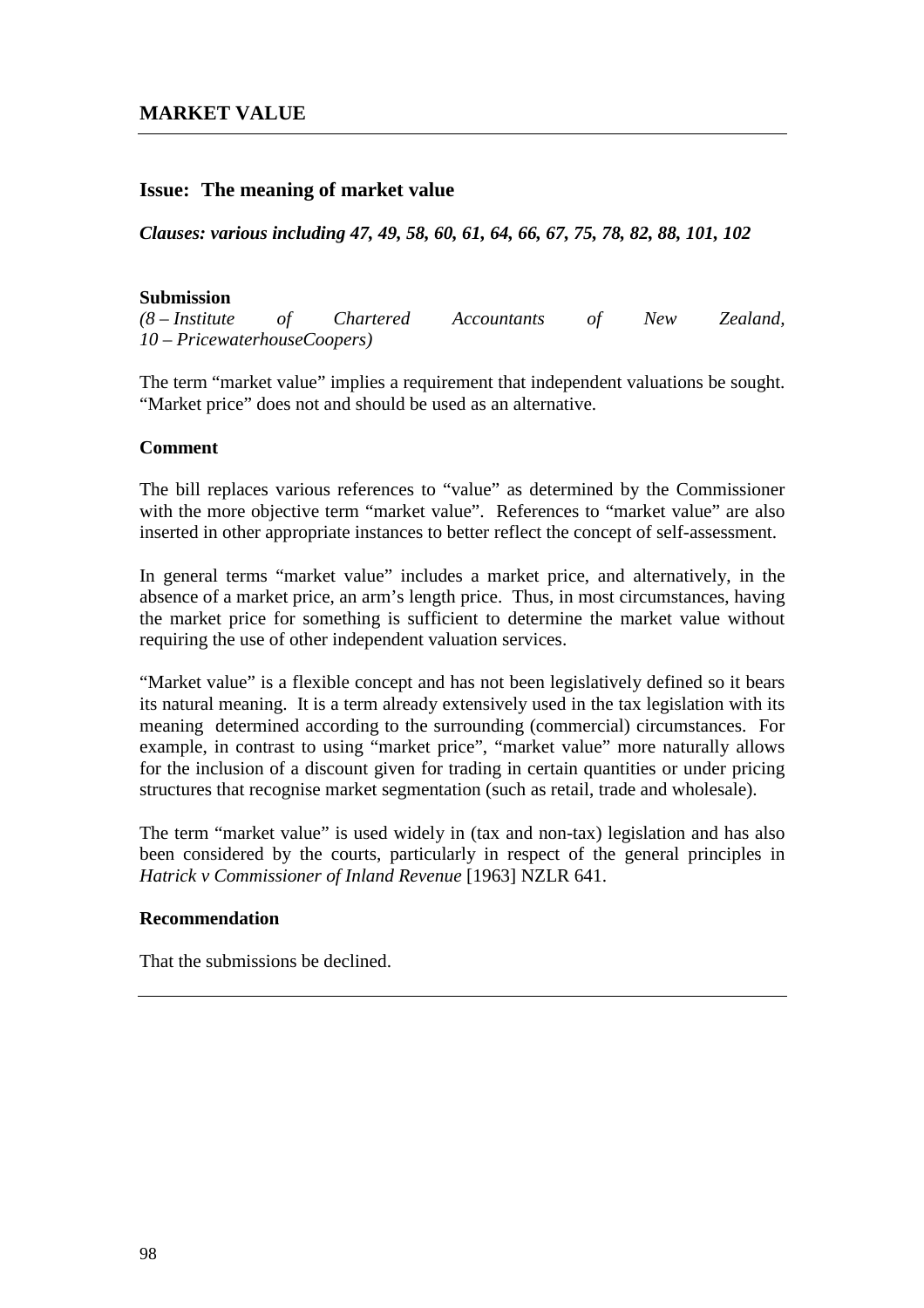## MARKET VALUE

### Issue: The meaning of market value

***Clauses: various including 47, 49, 58, 60, 61, 64, 66, 67, 75, 78, 82, 88, 101, 102***

**Submission**
*(8 – Institute of Chartered Accountants of New Zealand, 10 – PricewaterhouseCoopers)*

The term "market value" implies a requirement that independent valuations be sought. "Market price" does not and should be used as an alternative.

**Comment**

The bill replaces various references to "value" as determined by the Commissioner with the more objective term "market value". References to "market value" are also inserted in other appropriate instances to better reflect the concept of self-assessment.

In general terms "market value" includes a market price, and alternatively, in the absence of a market price, an arm's length price. Thus, in most circumstances, having the market price for something is sufficient to determine the market value without requiring the use of other independent valuation services.

"Market value" is a flexible concept and has not been legislatively defined so it bears its natural meaning. It is a term already extensively used in the tax legislation with its meaning determined according to the surrounding (commercial) circumstances. For example, in contrast to using "market price", "market value" more naturally allows for the inclusion of a discount given for trading in certain quantities or under pricing structures that recognise market segmentation (such as retail, trade and wholesale).

The term "market value" is used widely in (tax and non-tax) legislation and has also been considered by the courts, particularly in respect of the general principles in *Hatrick v Commissioner of Inland Revenue* [1963] NZLR 641.

**Recommendation**

That the submissions be declined.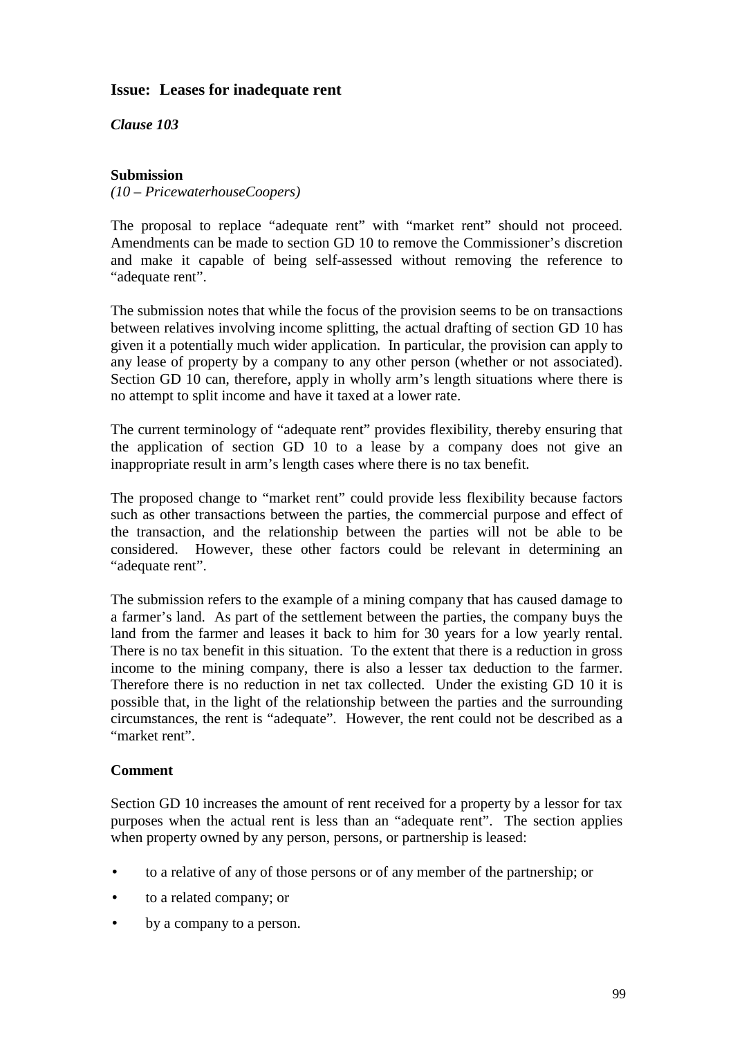## Issue: Leases for inadequate rent

***Clause 103***

**Submission**

*(10 – PricewaterhouseCoopers)*

The proposal to replace "adequate rent" with "market rent" should not proceed. Amendments can be made to section GD 10 to remove the Commissioner's discretion and make it capable of being self-assessed without removing the reference to "adequate rent".

The submission notes that while the focus of the provision seems to be on transactions between relatives involving income splitting, the actual drafting of section GD 10 has given it a potentially much wider application. In particular, the provision can apply to any lease of property by a company to any other person (whether or not associated). Section GD 10 can, therefore, apply in wholly arm's length situations where there is no attempt to split income and have it taxed at a lower rate.

The current terminology of "adequate rent" provides flexibility, thereby ensuring that the application of section GD 10 to a lease by a company does not give an inappropriate result in arm's length cases where there is no tax benefit.

The proposed change to "market rent" could provide less flexibility because factors such as other transactions between the parties, the commercial purpose and effect of the transaction, and the relationship between the parties will not be able to be considered. However, these other factors could be relevant in determining an "adequate rent".

The submission refers to the example of a mining company that has caused damage to a farmer's land. As part of the settlement between the parties, the company buys the land from the farmer and leases it back to him for 30 years for a low yearly rental. There is no tax benefit in this situation. To the extent that there is a reduction in gross income to the mining company, there is also a lesser tax deduction to the farmer. Therefore there is no reduction in net tax collected. Under the existing GD 10 it is possible that, in the light of the relationship between the parties and the surrounding circumstances, the rent is "adequate". However, the rent could not be described as a "market rent".

**Comment**

Section GD 10 increases the amount of rent received for a property by a lessor for tax purposes when the actual rent is less than an "adequate rent". The section applies when property owned by any person, persons, or partnership is leased:

- to a relative of any of those persons or of any member of the partnership; or
- to a related company; or
- by a company to a person.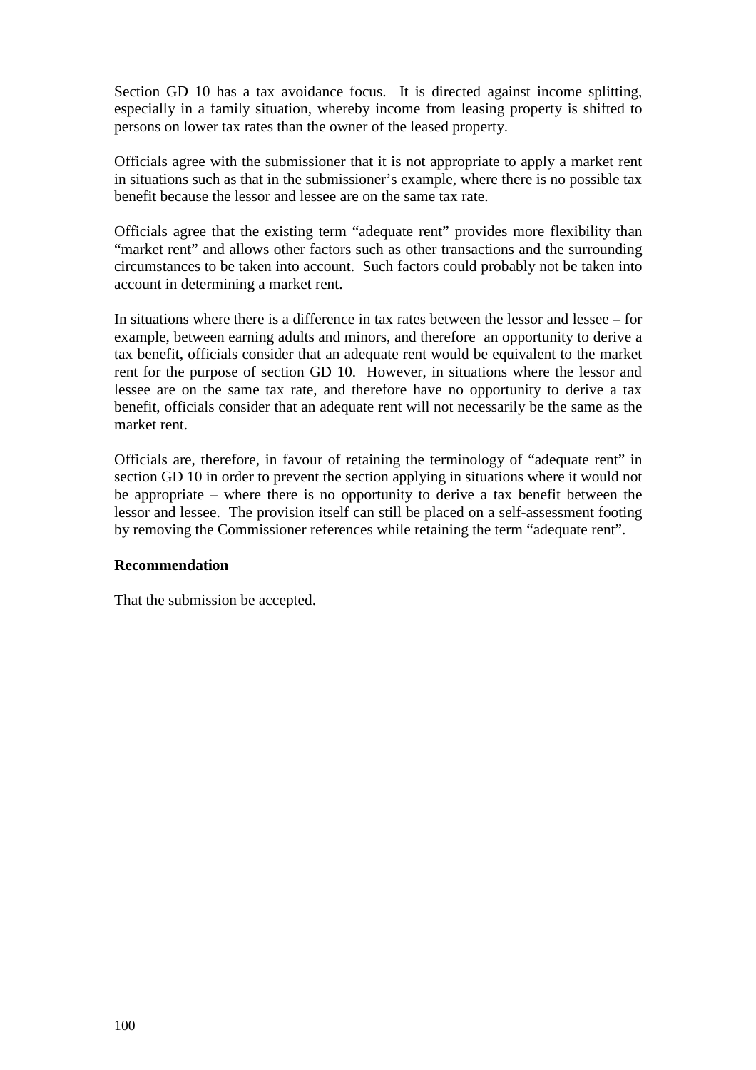Section GD 10 has a tax avoidance focus. It is directed against income splitting, especially in a family situation, whereby income from leasing property is shifted to persons on lower tax rates than the owner of the leased property.

Officials agree with the submissioner that it is not appropriate to apply a market rent in situations such as that in the submissioner's example, where there is no possible tax benefit because the lessor and lessee are on the same tax rate.

Officials agree that the existing term "adequate rent" provides more flexibility than "market rent" and allows other factors such as other transactions and the surrounding circumstances to be taken into account. Such factors could probably not be taken into account in determining a market rent.

In situations where there is a difference in tax rates between the lessor and lessee – for example, between earning adults and minors, and therefore an opportunity to derive a tax benefit, officials consider that an adequate rent would be equivalent to the market rent for the purpose of section GD 10. However, in situations where the lessor and lessee are on the same tax rate, and therefore have no opportunity to derive a tax benefit, officials consider that an adequate rent will not necessarily be the same as the market rent.

Officials are, therefore, in favour of retaining the terminology of "adequate rent" in section GD 10 in order to prevent the section applying in situations where it would not be appropriate – where there is no opportunity to derive a tax benefit between the lessor and lessee. The provision itself can still be placed on a self-assessment footing by removing the Commissioner references while retaining the term "adequate rent".

**Recommendation**

That the submission be accepted.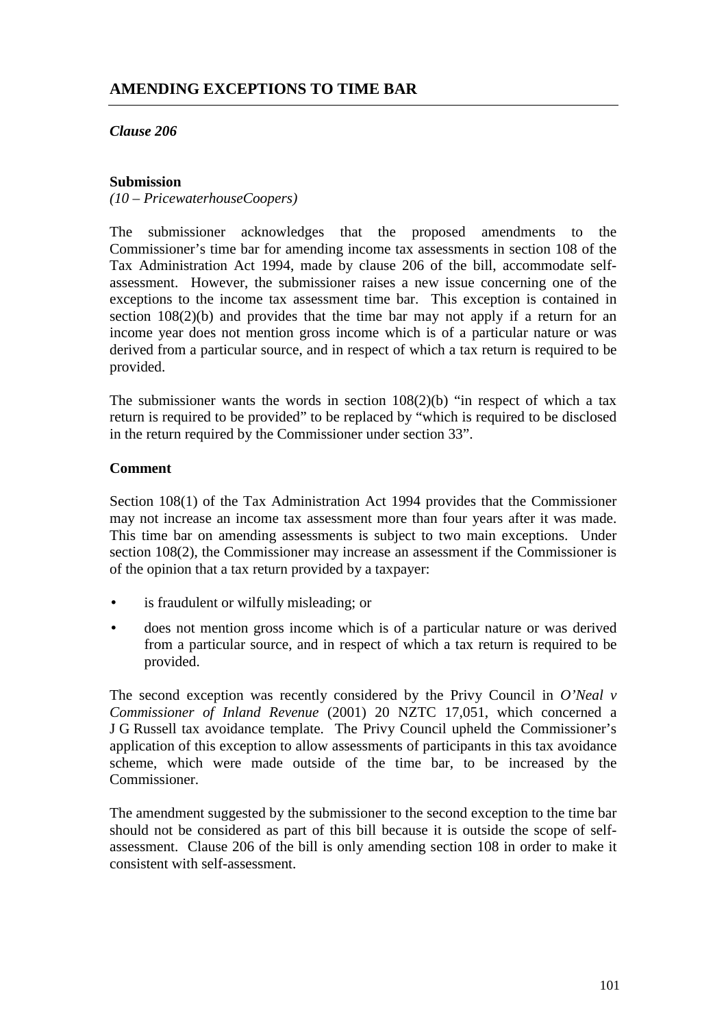## AMENDING EXCEPTIONS TO TIME BAR

***Clause 206***

**Submission**

*(10 – PricewaterhouseCoopers)*

The submissioner acknowledges that the proposed amendments to the Commissioner's time bar for amending income tax assessments in section 108 of the Tax Administration Act 1994, made by clause 206 of the bill, accommodate self-assessment. However, the submissioner raises a new issue concerning one of the exceptions to the income tax assessment time bar. This exception is contained in section 108(2)(b) and provides that the time bar may not apply if a return for an income year does not mention gross income which is of a particular nature or was derived from a particular source, and in respect of which a tax return is required to be provided.

The submissioner wants the words in section 108(2)(b) "in respect of which a tax return is required to be provided" to be replaced by "which is required to be disclosed in the return required by the Commissioner under section 33".

**Comment**

Section 108(1) of the Tax Administration Act 1994 provides that the Commissioner may not increase an income tax assessment more than four years after it was made. This time bar on amending assessments is subject to two main exceptions. Under section 108(2), the Commissioner may increase an assessment if the Commissioner is of the opinion that a tax return provided by a taxpayer:

- is fraudulent or wilfully misleading; or
- does not mention gross income which is of a particular nature or was derived from a particular source, and in respect of which a tax return is required to be provided.

The second exception was recently considered by the Privy Council in *O'Neal v Commissioner of Inland Revenue* (2001) 20 NZTC 17,051, which concerned a J G Russell tax avoidance template. The Privy Council upheld the Commissioner's application of this exception to allow assessments of participants in this tax avoidance scheme, which were made outside of the time bar, to be increased by the Commissioner.

The amendment suggested by the submissioner to the second exception to the time bar should not be considered as part of this bill because it is outside the scope of self-assessment. Clause 206 of the bill is only amending section 108 in order to make it consistent with self-assessment.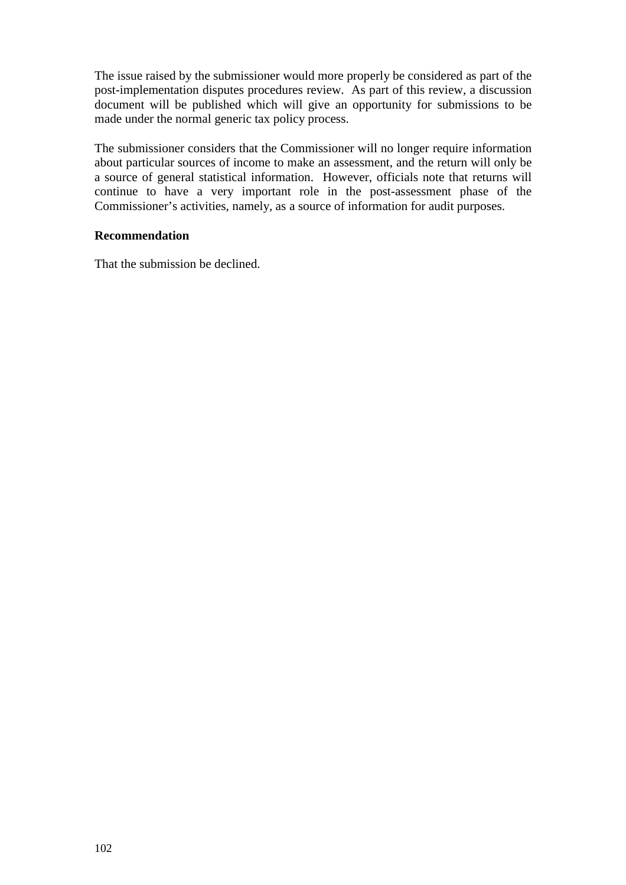The issue raised by the submissioner would more properly be considered as part of the post-implementation disputes procedures review. As part of this review, a discussion document will be published which will give an opportunity for submissions to be made under the normal generic tax policy process.

The submissioner considers that the Commissioner will no longer require information about particular sources of income to make an assessment, and the return will only be a source of general statistical information. However, officials note that returns will continue to have a very important role in the post-assessment phase of the Commissioner's activities, namely, as a source of information for audit purposes.

**Recommendation**

That the submission be declined.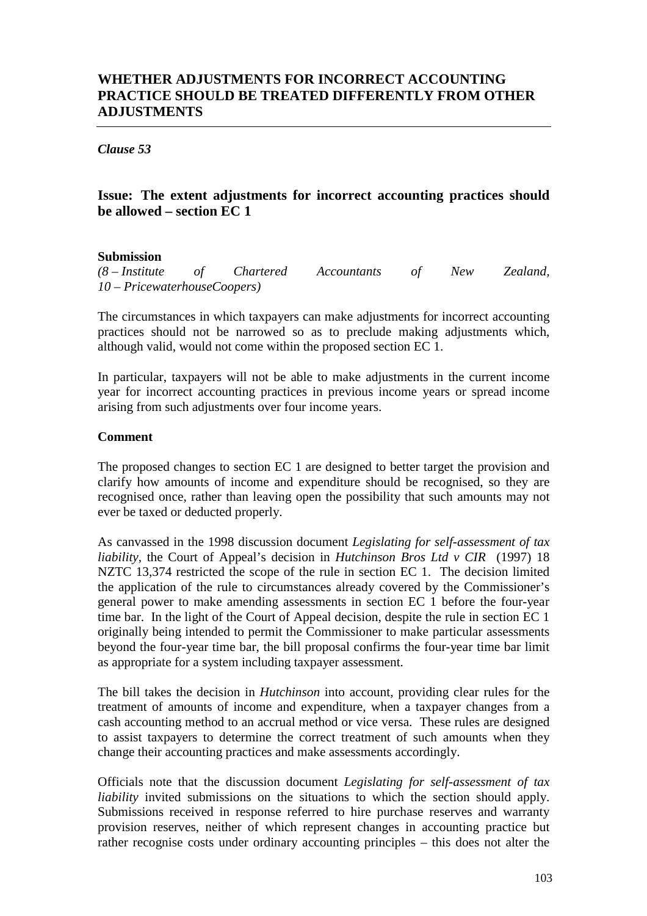## WHETHER ADJUSTMENTS FOR INCORRECT ACCOUNTING PRACTICE SHOULD BE TREATED DIFFERENTLY FROM OTHER ADJUSTMENTS

*Clause 53*

### Issue: The extent adjustments for incorrect accounting practices should be allowed – section EC 1

**Submission**
*(8 – Institute of Chartered Accountants of New Zealand, 10 – PricewaterhouseCoopers)*

The circumstances in which taxpayers can make adjustments for incorrect accounting practices should not be narrowed so as to preclude making adjustments which, although valid, would not come within the proposed section EC 1.

In particular, taxpayers will not be able to make adjustments in the current income year for incorrect accounting practices in previous income years or spread income arising from such adjustments over four income years.

**Comment**

The proposed changes to section EC 1 are designed to better target the provision and clarify how amounts of income and expenditure should be recognised, so they are recognised once, rather than leaving open the possibility that such amounts may not ever be taxed or deducted properly.

As canvassed in the 1998 discussion document *Legislating for self-assessment of tax liability*, the Court of Appeal's decision in *Hutchinson Bros Ltd v CIR* (1997) 18 NZTC 13,374 restricted the scope of the rule in section EC 1. The decision limited the application of the rule to circumstances already covered by the Commissioner's general power to make amending assessments in section EC 1 before the four-year time bar. In the light of the Court of Appeal decision, despite the rule in section EC 1 originally being intended to permit the Commissioner to make particular assessments beyond the four-year time bar, the bill proposal confirms the four-year time bar limit as appropriate for a system including taxpayer assessment.

The bill takes the decision in *Hutchinson* into account, providing clear rules for the treatment of amounts of income and expenditure, when a taxpayer changes from a cash accounting method to an accrual method or vice versa. These rules are designed to assist taxpayers to determine the correct treatment of such amounts when they change their accounting practices and make assessments accordingly.

Officials note that the discussion document *Legislating for self-assessment of tax liability* invited submissions on the situations to which the section should apply. Submissions received in response referred to hire purchase reserves and warranty provision reserves, neither of which represent changes in accounting practice but rather recognise costs under ordinary accounting principles – this does not alter the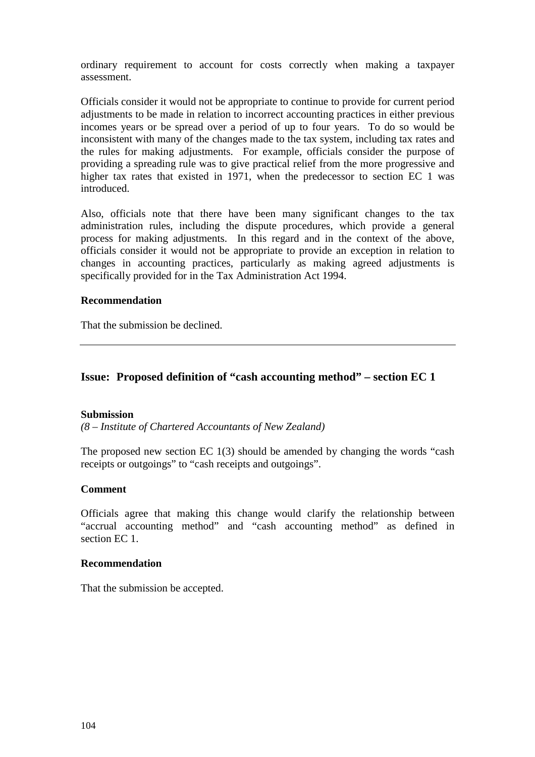ordinary requirement to account for costs correctly when making a taxpayer assessment.

Officials consider it would not be appropriate to continue to provide for current period adjustments to be made in relation to incorrect accounting practices in either previous incomes years or be spread over a period of up to four years. To do so would be inconsistent with many of the changes made to the tax system, including tax rates and the rules for making adjustments. For example, officials consider the purpose of providing a spreading rule was to give practical relief from the more progressive and higher tax rates that existed in 1971, when the predecessor to section EC 1 was introduced.

Also, officials note that there have been many significant changes to the tax administration rules, including the dispute procedures, which provide a general process for making adjustments. In this regard and in the context of the above, officials consider it would not be appropriate to provide an exception in relation to changes in accounting practices, particularly as making agreed adjustments is specifically provided for in the Tax Administration Act 1994.

**Recommendation**

That the submission be declined.

---

## Issue: Proposed definition of "cash accounting method" – section EC 1

**Submission**

*(8 – Institute of Chartered Accountants of New Zealand)*

The proposed new section EC 1(3) should be amended by changing the words "cash receipts or outgoings" to "cash receipts and outgoings".

**Comment**

Officials agree that making this change would clarify the relationship between "accrual accounting method" and "cash accounting method" as defined in section EC 1.

**Recommendation**

That the submission be accepted.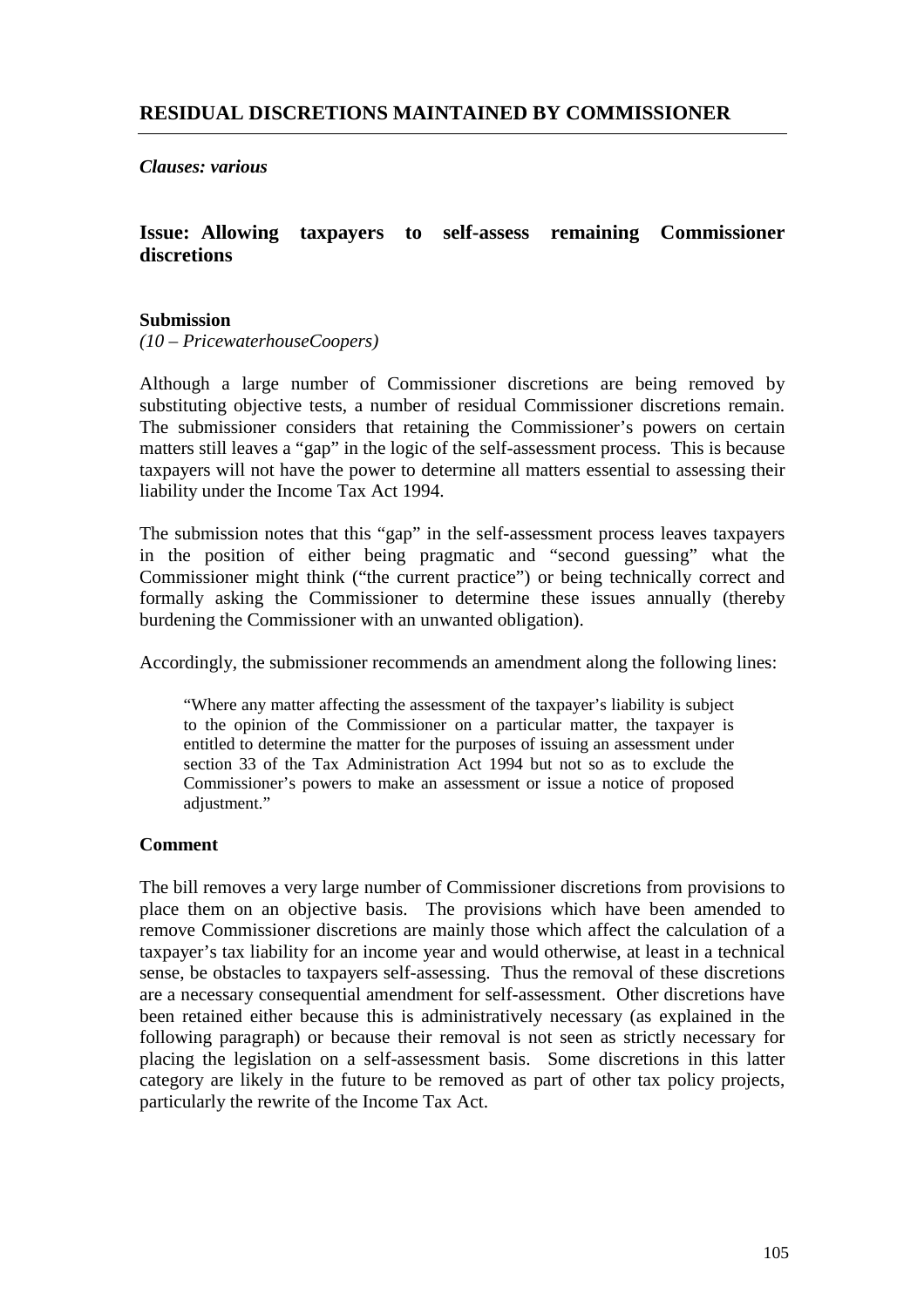## RESIDUAL DISCRETIONS MAINTAINED BY COMMISSIONER

***Clauses: various***

### Issue: Allowing taxpayers to self-assess remaining Commissioner discretions

**Submission**

*(10 – PricewaterhouseCoopers)*

Although a large number of Commissioner discretions are being removed by substituting objective tests, a number of residual Commissioner discretions remain. The submissioner considers that retaining the Commissioner's powers on certain matters still leaves a "gap" in the logic of the self-assessment process. This is because taxpayers will not have the power to determine all matters essential to assessing their liability under the Income Tax Act 1994.

The submission notes that this "gap" in the self-assessment process leaves taxpayers in the position of either being pragmatic and "second guessing" what the Commissioner might think ("the current practice") or being technically correct and formally asking the Commissioner to determine these issues annually (thereby burdening the Commissioner with an unwanted obligation).

Accordingly, the submissioner recommends an amendment along the following lines:

> "Where any matter affecting the assessment of the taxpayer's liability is subject to the opinion of the Commissioner on a particular matter, the taxpayer is entitled to determine the matter for the purposes of issuing an assessment under section 33 of the Tax Administration Act 1994 but not so as to exclude the Commissioner's powers to make an assessment or issue a notice of proposed adjustment."

**Comment**

The bill removes a very large number of Commissioner discretions from provisions to place them on an objective basis. The provisions which have been amended to remove Commissioner discretions are mainly those which affect the calculation of a taxpayer's tax liability for an income year and would otherwise, at least in a technical sense, be obstacles to taxpayers self-assessing. Thus the removal of these discretions are a necessary consequential amendment for self-assessment. Other discretions have been retained either because this is administratively necessary (as explained in the following paragraph) or because their removal is not seen as strictly necessary for placing the legislation on a self-assessment basis. Some discretions in this latter category are likely in the future to be removed as part of other tax policy projects, particularly the rewrite of the Income Tax Act.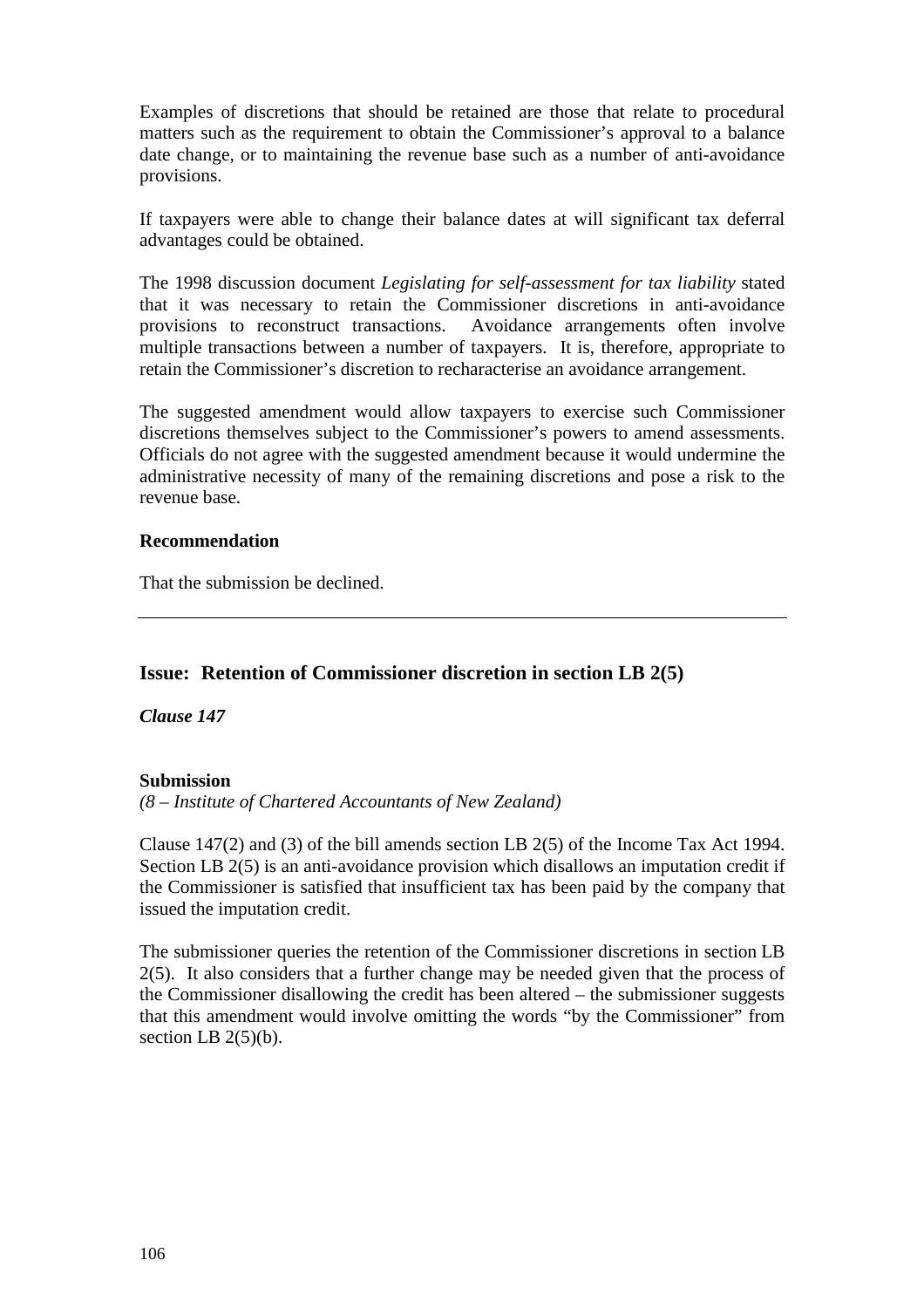Examples of discretions that should be retained are those that relate to procedural matters such as the requirement to obtain the Commissioner's approval to a balance date change, or to maintaining the revenue base such as a number of anti-avoidance provisions.

If taxpayers were able to change their balance dates at will significant tax deferral advantages could be obtained.

The 1998 discussion document *Legislating for self-assessment for tax liability* stated that it was necessary to retain the Commissioner discretions in anti-avoidance provisions to reconstruct transactions. Avoidance arrangements often involve multiple transactions between a number of taxpayers. It is, therefore, appropriate to retain the Commissioner's discretion to recharacterise an avoidance arrangement.

The suggested amendment would allow taxpayers to exercise such Commissioner discretions themselves subject to the Commissioner's powers to amend assessments. Officials do not agree with the suggested amendment because it would undermine the administrative necessity of many of the remaining discretions and pose a risk to the revenue base.

**Recommendation**

That the submission be declined.

---

## Issue: Retention of Commissioner discretion in section LB 2(5)

***Clause 147***

**Submission**

*(8 – Institute of Chartered Accountants of New Zealand)*

Clause 147(2) and (3) of the bill amends section LB 2(5) of the Income Tax Act 1994. Section LB 2(5) is an anti-avoidance provision which disallows an imputation credit if the Commissioner is satisfied that insufficient tax has been paid by the company that issued the imputation credit.

The submissioner queries the retention of the Commissioner discretions in section LB 2(5). It also considers that a further change may be needed given that the process of the Commissioner disallowing the credit has been altered – the submissioner suggests that this amendment would involve omitting the words "by the Commissioner" from section LB 2(5)(b).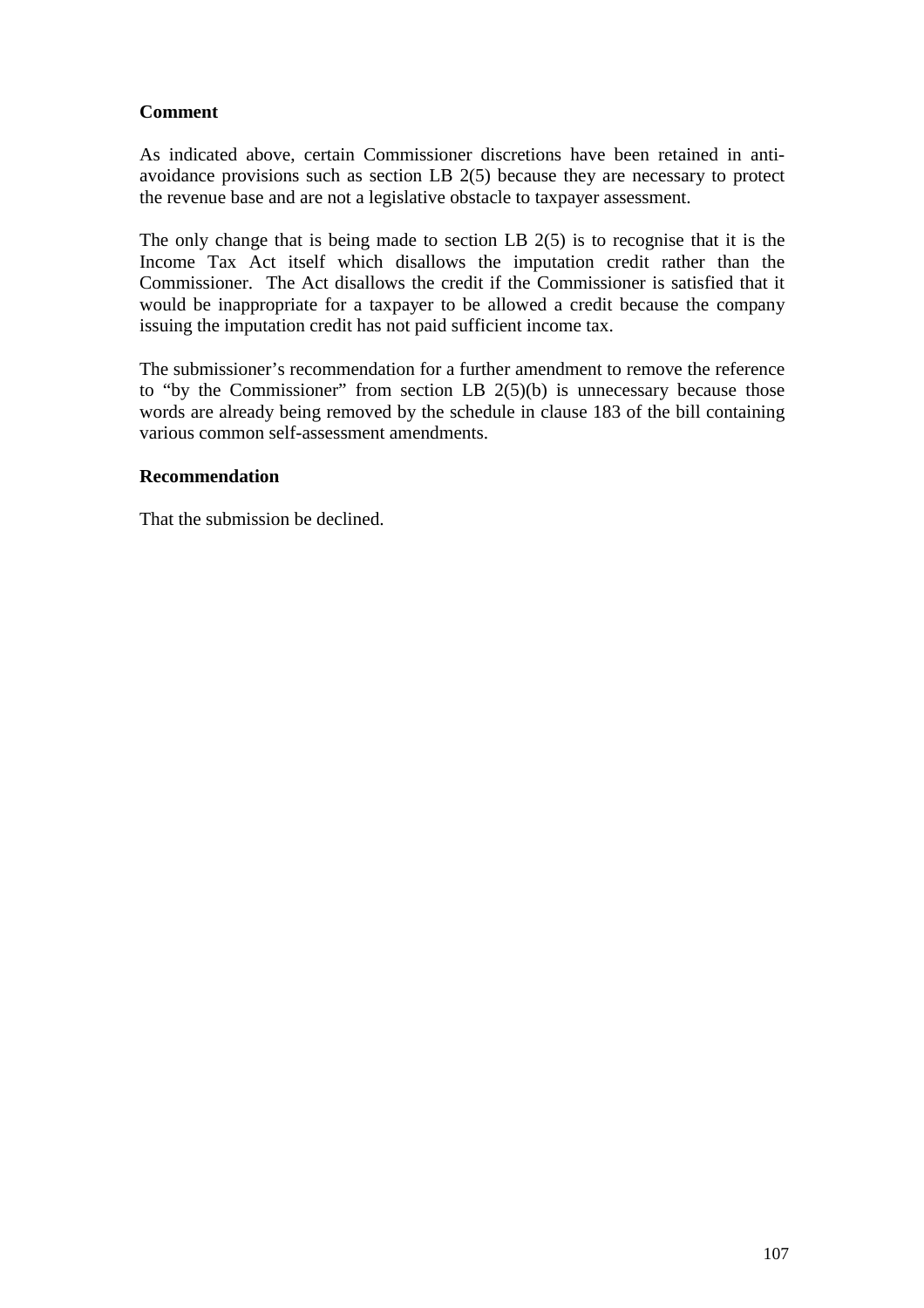**Comment**

As indicated above, certain Commissioner discretions have been retained in anti-avoidance provisions such as section LB 2(5) because they are necessary to protect the revenue base and are not a legislative obstacle to taxpayer assessment.

The only change that is being made to section LB 2(5) is to recognise that it is the Income Tax Act itself which disallows the imputation credit rather than the Commissioner. The Act disallows the credit if the Commissioner is satisfied that it would be inappropriate for a taxpayer to be allowed a credit because the company issuing the imputation credit has not paid sufficient income tax.

The submissioner's recommendation for a further amendment to remove the reference to "by the Commissioner" from section LB 2(5)(b) is unnecessary because those words are already being removed by the schedule in clause 183 of the bill containing various common self-assessment amendments.

**Recommendation**

That the submission be declined.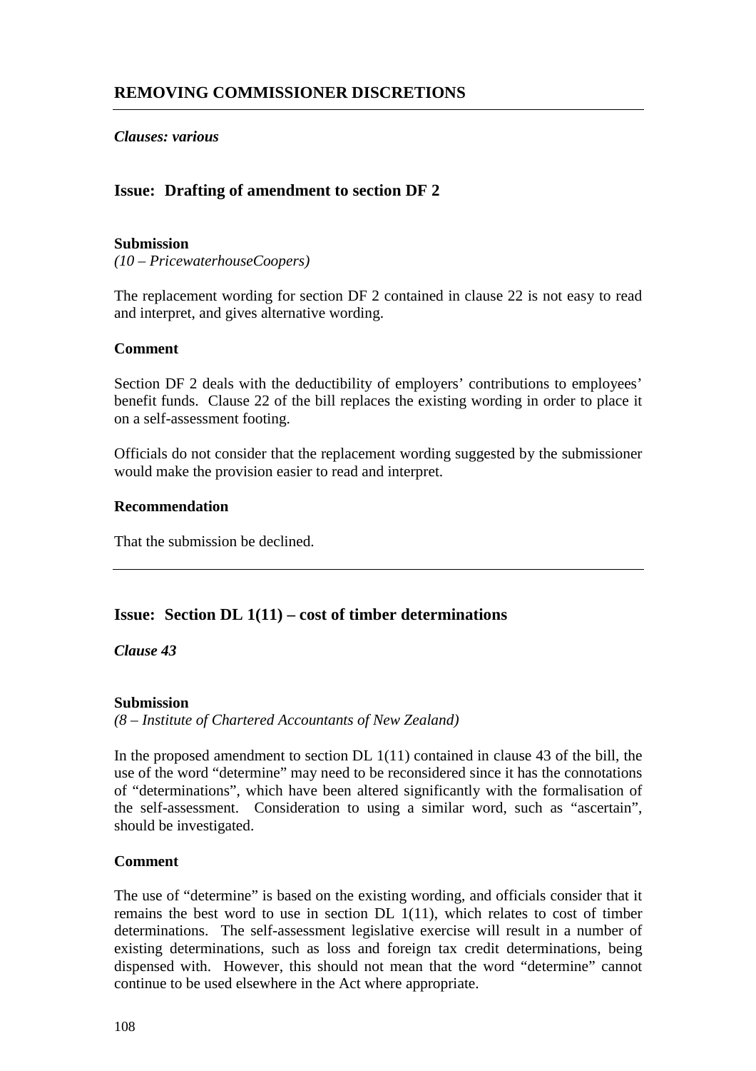## REMOVING COMMISSIONER DISCRETIONS

***Clauses: various***

### Issue: Drafting of amendment to section DF 2

**Submission**

*(10 – PricewaterhouseCoopers)*

The replacement wording for section DF 2 contained in clause 22 is not easy to read and interpret, and gives alternative wording.

**Comment**

Section DF 2 deals with the deductibility of employers' contributions to employees' benefit funds. Clause 22 of the bill replaces the existing wording in order to place it on a self-assessment footing.

Officials do not consider that the replacement wording suggested by the submissioner would make the provision easier to read and interpret.

**Recommendation**

That the submission be declined.

---

### Issue: Section DL 1(11) – cost of timber determinations

***Clause 43***

**Submission**

*(8 – Institute of Chartered Accountants of New Zealand)*

In the proposed amendment to section DL 1(11) contained in clause 43 of the bill, the use of the word "determine" may need to be reconsidered since it has the connotations of "determinations", which have been altered significantly with the formalisation of the self-assessment. Consideration to using a similar word, such as "ascertain", should be investigated.

**Comment**

The use of "determine" is based on the existing wording, and officials consider that it remains the best word to use in section DL 1(11), which relates to cost of timber determinations. The self-assessment legislative exercise will result in a number of existing determinations, such as loss and foreign tax credit determinations, being dispensed with. However, this should not mean that the word "determine" cannot continue to be used elsewhere in the Act where appropriate.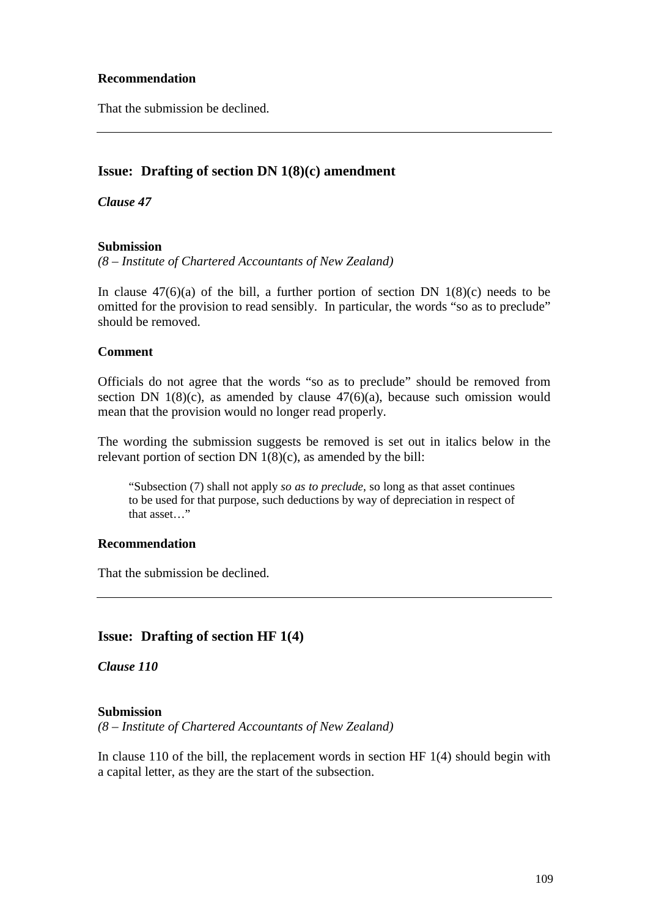**Recommendation**

That the submission be declined.

---

## Issue: Drafting of section DN 1(8)(c) amendment

***Clause 47***

**Submission**

*(8 – Institute of Chartered Accountants of New Zealand)*

In clause 47(6)(a) of the bill, a further portion of section DN 1(8)(c) needs to be omitted for the provision to read sensibly. In particular, the words "so as to preclude" should be removed.

**Comment**

Officials do not agree that the words "so as to preclude" should be removed from section DN 1(8)(c), as amended by clause 47(6)(a), because such omission would mean that the provision would no longer read properly.

The wording the submission suggests be removed is set out in italics below in the relevant portion of section DN 1(8)(c), as amended by the bill:

> "Subsection (7) shall not apply *so as to preclude*, so long as that asset continues to be used for that purpose, such deductions by way of depreciation in respect of that asset…"

**Recommendation**

That the submission be declined.

---

## Issue: Drafting of section HF 1(4)

***Clause 110***

**Submission**

*(8 – Institute of Chartered Accountants of New Zealand)*

In clause 110 of the bill, the replacement words in section HF 1(4) should begin with a capital letter, as they are the start of the subsection.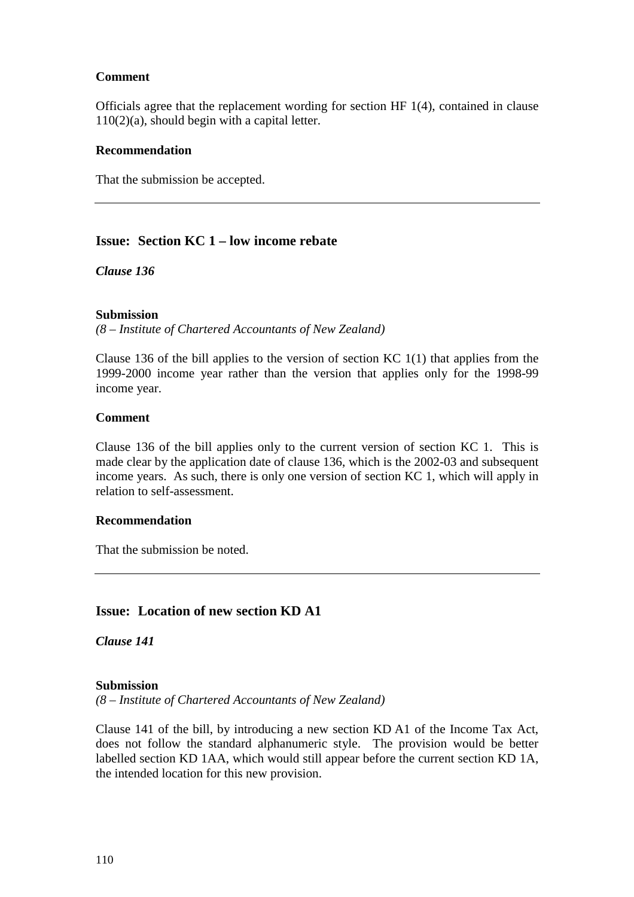**Comment**

Officials agree that the replacement wording for section HF 1(4), contained in clause 110(2)(a), should begin with a capital letter.

**Recommendation**

That the submission be accepted.

---

## Issue: Section KC 1 – low income rebate

***Clause 136***

**Submission**

*(8 – Institute of Chartered Accountants of New Zealand)*

Clause 136 of the bill applies to the version of section KC 1(1) that applies from the 1999-2000 income year rather than the version that applies only for the 1998-99 income year.

**Comment**

Clause 136 of the bill applies only to the current version of section KC 1. This is made clear by the application date of clause 136, which is the 2002-03 and subsequent income years. As such, there is only one version of section KC 1, which will apply in relation to self-assessment.

**Recommendation**

That the submission be noted.

---

## Issue: Location of new section KD A1

***Clause 141***

**Submission**

*(8 – Institute of Chartered Accountants of New Zealand)*

Clause 141 of the bill, by introducing a new section KD A1 of the Income Tax Act, does not follow the standard alphanumeric style. The provision would be better labelled section KD 1AA, which would still appear before the current section KD 1A, the intended location for this new provision.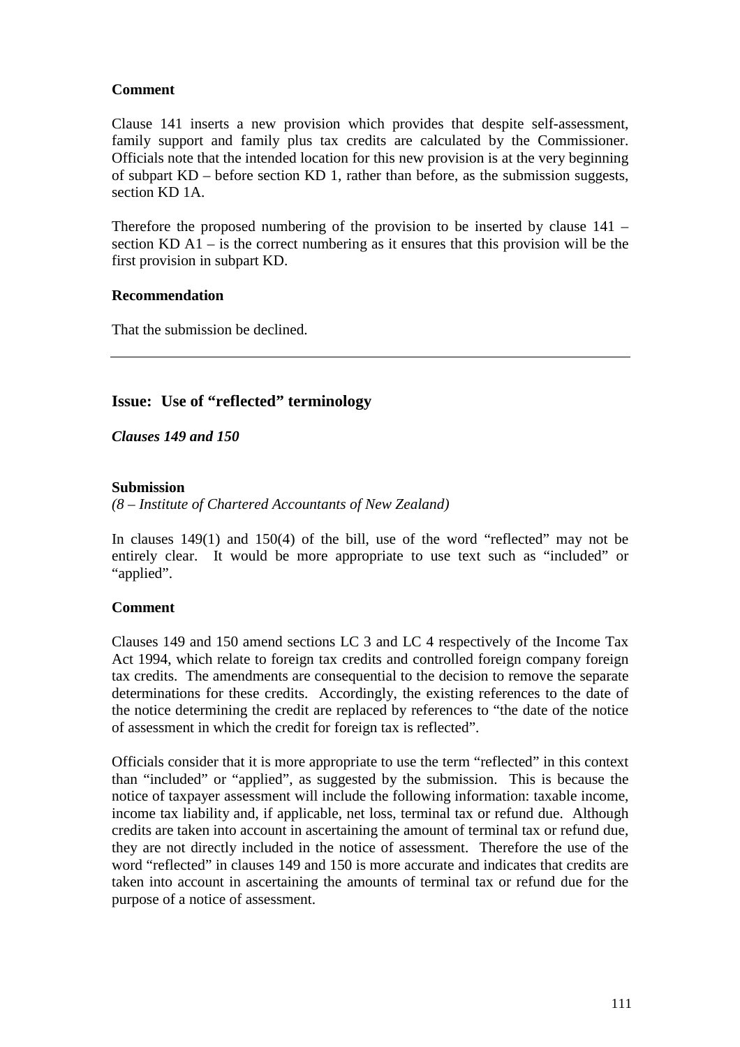**Comment**

Clause 141 inserts a new provision which provides that despite self-assessment, family support and family plus tax credits are calculated by the Commissioner. Officials note that the intended location for this new provision is at the very beginning of subpart KD – before section KD 1, rather than before, as the submission suggests, section KD 1A.

Therefore the proposed numbering of the provision to be inserted by clause 141 – section KD A1 – is the correct numbering as it ensures that this provision will be the first provision in subpart KD.

**Recommendation**

That the submission be declined.

---

## Issue: Use of "reflected" terminology

***Clauses 149 and 150***

**Submission**
*(8 – Institute of Chartered Accountants of New Zealand)*

In clauses 149(1) and 150(4) of the bill, use of the word "reflected" may not be entirely clear. It would be more appropriate to use text such as "included" or "applied".

**Comment**

Clauses 149 and 150 amend sections LC 3 and LC 4 respectively of the Income Tax Act 1994, which relate to foreign tax credits and controlled foreign company foreign tax credits. The amendments are consequential to the decision to remove the separate determinations for these credits. Accordingly, the existing references to the date of the notice determining the credit are replaced by references to "the date of the notice of assessment in which the credit for foreign tax is reflected".

Officials consider that it is more appropriate to use the term "reflected" in this context than "included" or "applied", as suggested by the submission. This is because the notice of taxpayer assessment will include the following information: taxable income, income tax liability and, if applicable, net loss, terminal tax or refund due. Although credits are taken into account in ascertaining the amount of terminal tax or refund due, they are not directly included in the notice of assessment. Therefore the use of the word "reflected" in clauses 149 and 150 is more accurate and indicates that credits are taken into account in ascertaining the amounts of terminal tax or refund due for the purpose of a notice of assessment.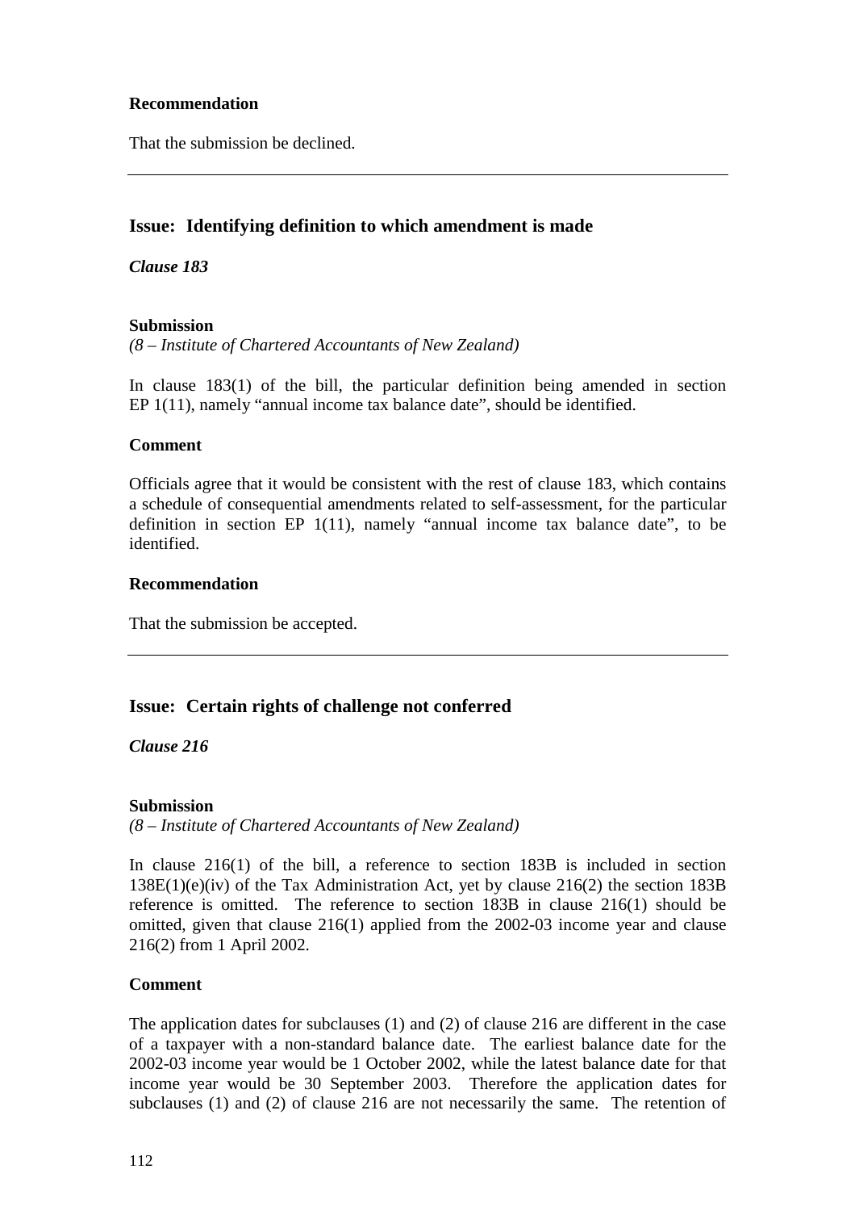**Recommendation**

That the submission be declined.

---

## Issue: Identifying definition to which amendment is made

***Clause 183***

**Submission**

*(8 – Institute of Chartered Accountants of New Zealand)*

In clause 183(1) of the bill, the particular definition being amended in section EP 1(11), namely "annual income tax balance date", should be identified.

**Comment**

Officials agree that it would be consistent with the rest of clause 183, which contains a schedule of consequential amendments related to self-assessment, for the particular definition in section EP 1(11), namely "annual income tax balance date", to be identified.

**Recommendation**

That the submission be accepted.

---

## Issue: Certain rights of challenge not conferred

***Clause 216***

**Submission**

*(8 – Institute of Chartered Accountants of New Zealand)*

In clause 216(1) of the bill, a reference to section 183B is included in section 138E(1)(e)(iv) of the Tax Administration Act, yet by clause 216(2) the section 183B reference is omitted. The reference to section 183B in clause 216(1) should be omitted, given that clause 216(1) applied from the 2002-03 income year and clause 216(2) from 1 April 2002.

**Comment**

The application dates for subclauses (1) and (2) of clause 216 are different in the case of a taxpayer with a non-standard balance date. The earliest balance date for the 2002-03 income year would be 1 October 2002, while the latest balance date for that income year would be 30 September 2003. Therefore the application dates for subclauses (1) and (2) of clause 216 are not necessarily the same. The retention of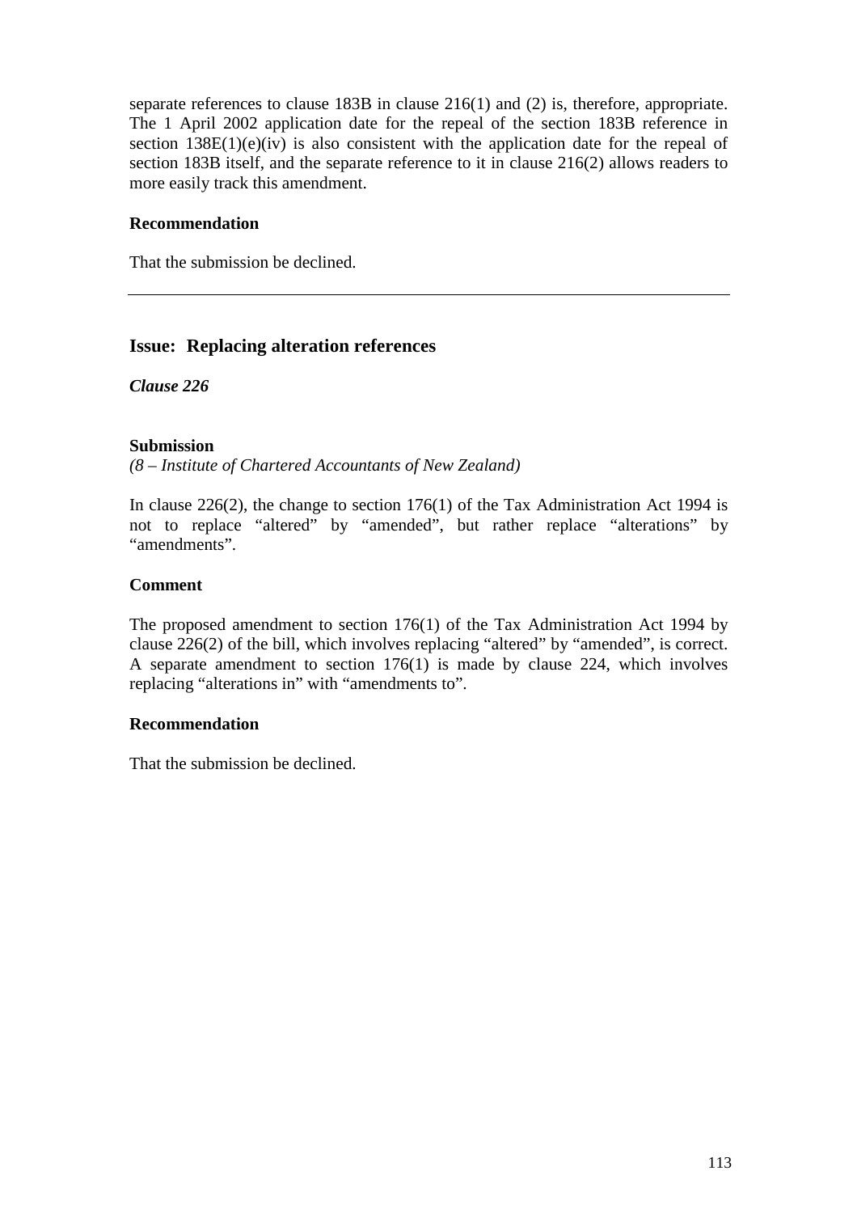separate references to clause 183B in clause 216(1) and (2) is, therefore, appropriate. The 1 April 2002 application date for the repeal of the section 183B reference in section 138E(1)(e)(iv) is also consistent with the application date for the repeal of section 183B itself, and the separate reference to it in clause 216(2) allows readers to more easily track this amendment.

**Recommendation**

That the submission be declined.

---

## Issue: Replacing alteration references

***Clause 226***

**Submission**

*(8 – Institute of Chartered Accountants of New Zealand)*

In clause 226(2), the change to section 176(1) of the Tax Administration Act 1994 is not to replace "altered" by "amended", but rather replace "alterations" by "amendments".

**Comment**

The proposed amendment to section 176(1) of the Tax Administration Act 1994 by clause 226(2) of the bill, which involves replacing "altered" by "amended", is correct. A separate amendment to section 176(1) is made by clause 224, which involves replacing "alterations in" with "amendments to".

**Recommendation**

That the submission be declined.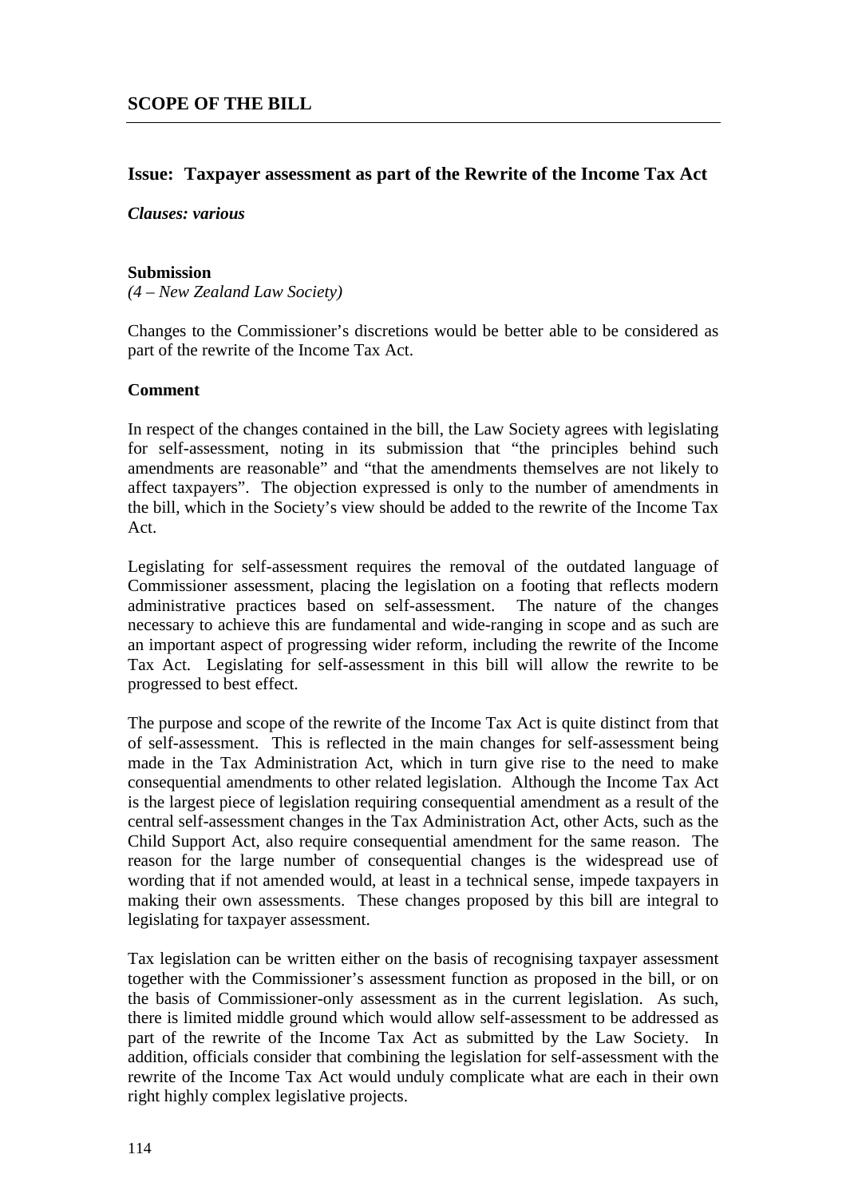## SCOPE OF THE BILL

---

### Issue: Taxpayer assessment as part of the Rewrite of the Income Tax Act

***Clauses: various***

**Submission**

*(4 – New Zealand Law Society)*

Changes to the Commissioner's discretions would be better able to be considered as part of the rewrite of the Income Tax Act.

**Comment**

In respect of the changes contained in the bill, the Law Society agrees with legislating for self-assessment, noting in its submission that "the principles behind such amendments are reasonable" and "that the amendments themselves are not likely to affect taxpayers". The objection expressed is only to the number of amendments in the bill, which in the Society's view should be added to the rewrite of the Income Tax Act.

Legislating for self-assessment requires the removal of the outdated language of Commissioner assessment, placing the legislation on a footing that reflects modern administrative practices based on self-assessment. The nature of the changes necessary to achieve this are fundamental and wide-ranging in scope and as such are an important aspect of progressing wider reform, including the rewrite of the Income Tax Act. Legislating for self-assessment in this bill will allow the rewrite to be progressed to best effect.

The purpose and scope of the rewrite of the Income Tax Act is quite distinct from that of self-assessment. This is reflected in the main changes for self-assessment being made in the Tax Administration Act, which in turn give rise to the need to make consequential amendments to other related legislation. Although the Income Tax Act is the largest piece of legislation requiring consequential amendment as a result of the central self-assessment changes in the Tax Administration Act, other Acts, such as the Child Support Act, also require consequential amendment for the same reason. The reason for the large number of consequential changes is the widespread use of wording that if not amended would, at least in a technical sense, impede taxpayers in making their own assessments. These changes proposed by this bill are integral to legislating for taxpayer assessment.

Tax legislation can be written either on the basis of recognising taxpayer assessment together with the Commissioner's assessment function as proposed in the bill, or on the basis of Commissioner-only assessment as in the current legislation. As such, there is limited middle ground which would allow self-assessment to be addressed as part of the rewrite of the Income Tax Act as submitted by the Law Society. In addition, officials consider that combining the legislation for self-assessment with the rewrite of the Income Tax Act would unduly complicate what are each in their own right highly complex legislative projects.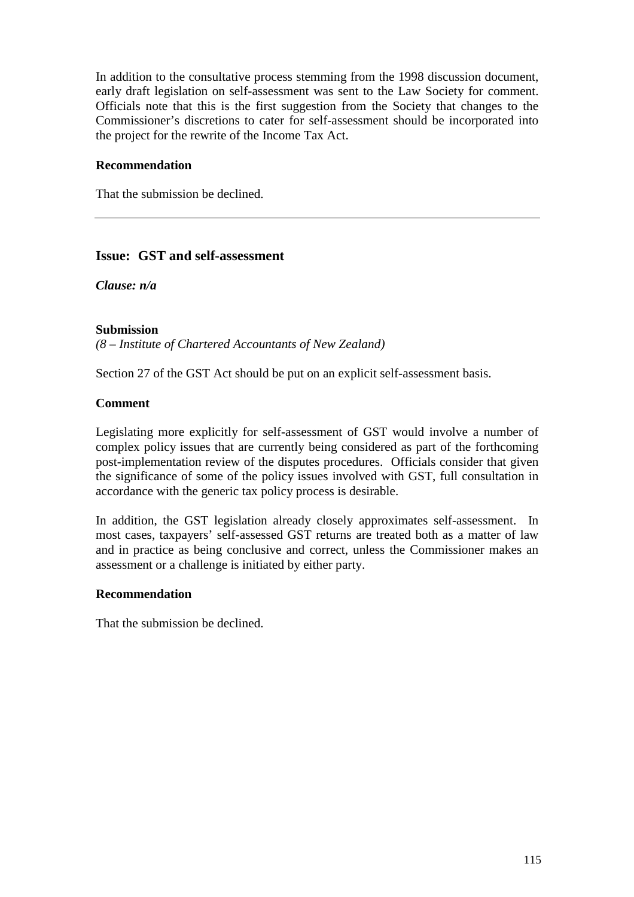In addition to the consultative process stemming from the 1998 discussion document, early draft legislation on self-assessment was sent to the Law Society for comment. Officials note that this is the first suggestion from the Society that changes to the Commissioner's discretions to cater for self-assessment should be incorporated into the project for the rewrite of the Income Tax Act.

**Recommendation**

That the submission be declined.

---

## Issue: GST and self-assessment

***Clause: n/a***

**Submission**

*(8 – Institute of Chartered Accountants of New Zealand)*

Section 27 of the GST Act should be put on an explicit self-assessment basis.

**Comment**

Legislating more explicitly for self-assessment of GST would involve a number of complex policy issues that are currently being considered as part of the forthcoming post-implementation review of the disputes procedures. Officials consider that given the significance of some of the policy issues involved with GST, full consultation in accordance with the generic tax policy process is desirable.

In addition, the GST legislation already closely approximates self-assessment. In most cases, taxpayers' self-assessed GST returns are treated both as a matter of law and in practice as being conclusive and correct, unless the Commissioner makes an assessment or a challenge is initiated by either party.

**Recommendation**

That the submission be declined.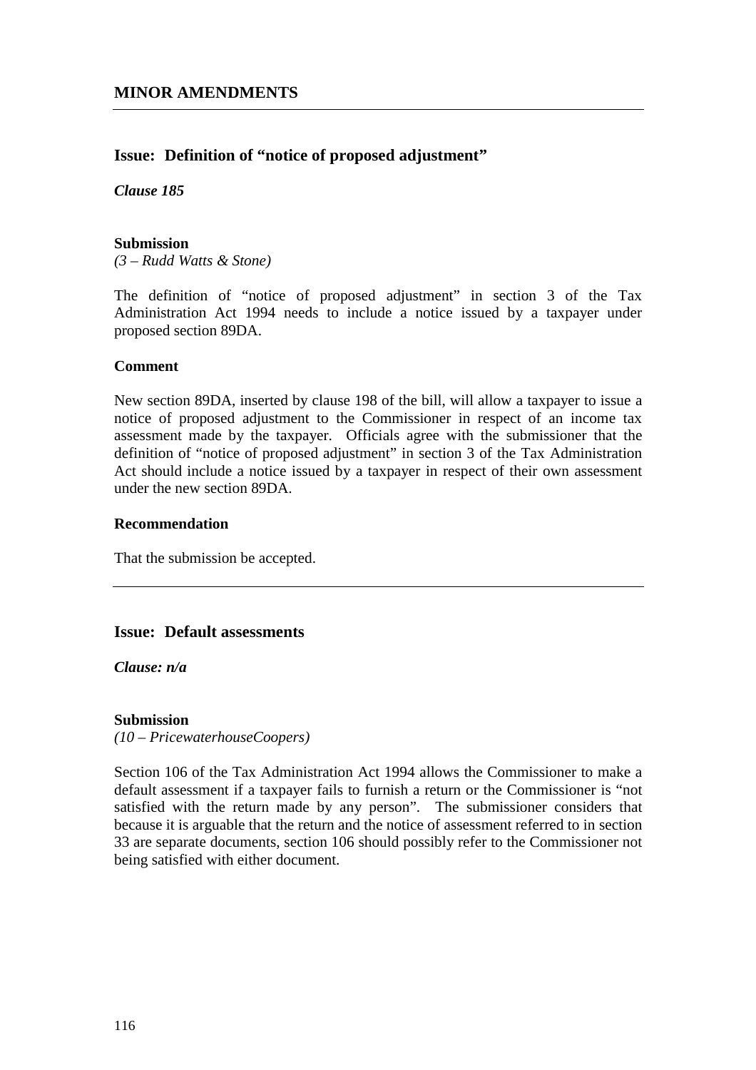## MINOR AMENDMENTS

---

### Issue: Definition of "notice of proposed adjustment"

***Clause 185***

**Submission**

*(3 – Rudd Watts & Stone)*

The definition of "notice of proposed adjustment" in section 3 of the Tax Administration Act 1994 needs to include a notice issued by a taxpayer under proposed section 89DA.

**Comment**

New section 89DA, inserted by clause 198 of the bill, will allow a taxpayer to issue a notice of proposed adjustment to the Commissioner in respect of an income tax assessment made by the taxpayer. Officials agree with the submissioner that the definition of "notice of proposed adjustment" in section 3 of the Tax Administration Act should include a notice issued by a taxpayer in respect of their own assessment under the new section 89DA.

**Recommendation**

That the submission be accepted.

---

### Issue: Default assessments

***Clause: n/a***

**Submission**

*(10 – PricewaterhouseCoopers)*

Section 106 of the Tax Administration Act 1994 allows the Commissioner to make a default assessment if a taxpayer fails to furnish a return or the Commissioner is "not satisfied with the return made by any person". The submissioner considers that because it is arguable that the return and the notice of assessment referred to in section 33 are separate documents, section 106 should possibly refer to the Commissioner not being satisfied with either document.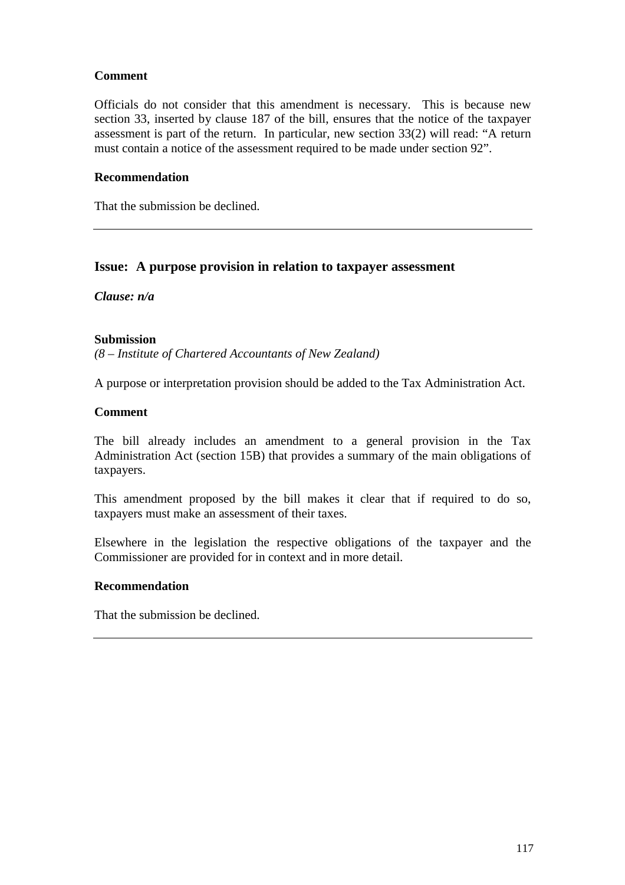**Comment**

Officials do not consider that this amendment is necessary. This is because new section 33, inserted by clause 187 of the bill, ensures that the notice of the taxpayer assessment is part of the return. In particular, new section 33(2) will read: "A return must contain a notice of the assessment required to be made under section 92".

**Recommendation**

That the submission be declined.

---

## Issue: A purpose provision in relation to taxpayer assessment

***Clause: n/a***

**Submission**
*(8 – Institute of Chartered Accountants of New Zealand)*

A purpose or interpretation provision should be added to the Tax Administration Act.

**Comment**

The bill already includes an amendment to a general provision in the Tax Administration Act (section 15B) that provides a summary of the main obligations of taxpayers.

This amendment proposed by the bill makes it clear that if required to do so, taxpayers must make an assessment of their taxes.

Elsewhere in the legislation the respective obligations of the taxpayer and the Commissioner are provided for in context and in more detail.

**Recommendation**

That the submission be declined.

---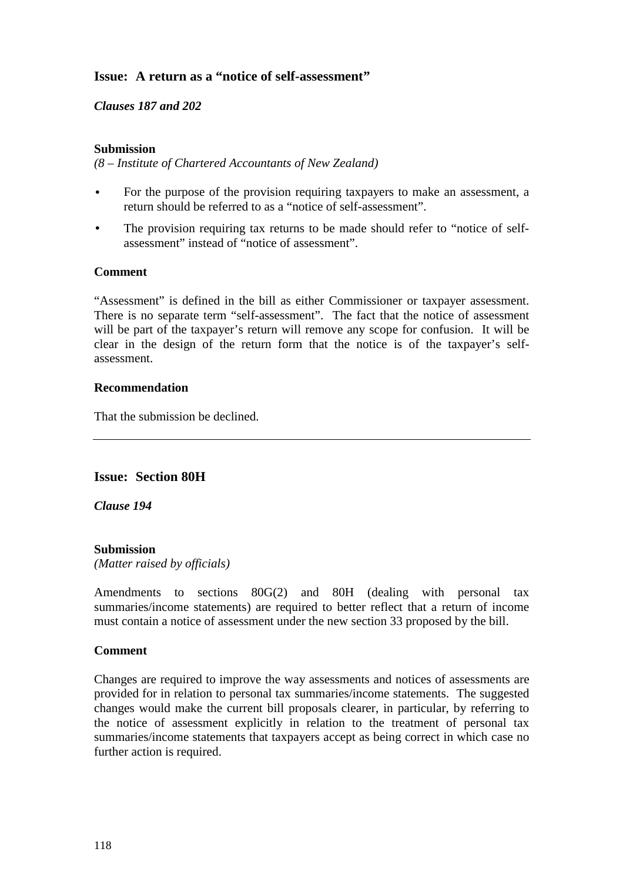## Issue: A return as a "notice of self-assessment"

***Clauses 187 and 202***

**Submission**

*(8 – Institute of Chartered Accountants of New Zealand)*

- For the purpose of the provision requiring taxpayers to make an assessment, a return should be referred to as a "notice of self-assessment".
- The provision requiring tax returns to be made should refer to "notice of self-assessment" instead of "notice of assessment".

**Comment**

"Assessment" is defined in the bill as either Commissioner or taxpayer assessment. There is no separate term "self-assessment". The fact that the notice of assessment will be part of the taxpayer's return will remove any scope for confusion. It will be clear in the design of the return form that the notice is of the taxpayer's self-assessment.

**Recommendation**

That the submission be declined.

---

## Issue: Section 80H

***Clause 194***

**Submission**

*(Matter raised by officials)*

Amendments to sections 80G(2) and 80H (dealing with personal tax summaries/income statements) are required to better reflect that a return of income must contain a notice of assessment under the new section 33 proposed by the bill.

**Comment**

Changes are required to improve the way assessments and notices of assessments are provided for in relation to personal tax summaries/income statements. The suggested changes would make the current bill proposals clearer, in particular, by referring to the notice of assessment explicitly in relation to the treatment of personal tax summaries/income statements that taxpayers accept as being correct in which case no further action is required.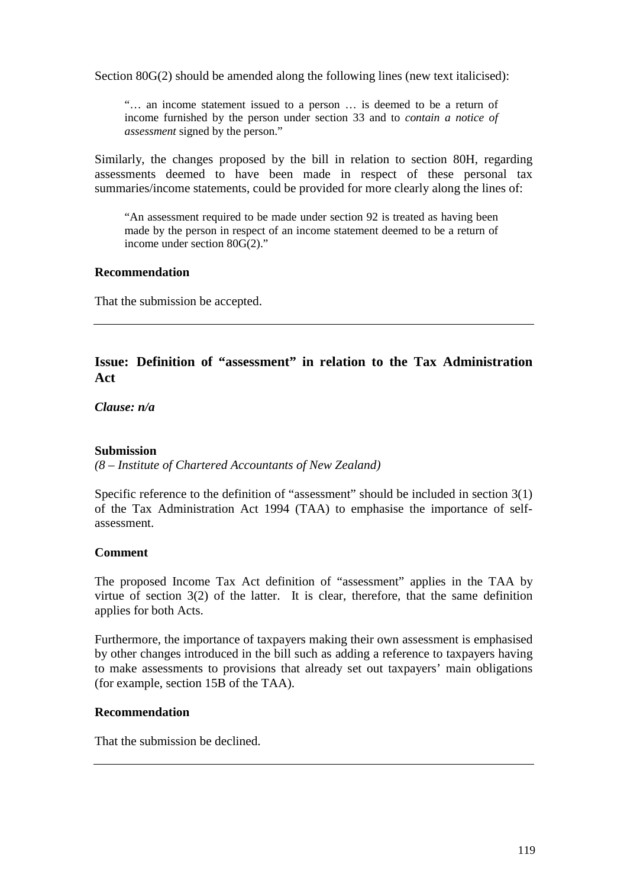Section 80G(2) should be amended along the following lines (new text italicised):

> "… an income statement issued to a person … is deemed to be a return of income furnished by the person under section 33 and to *contain a notice of assessment* signed by the person."

Similarly, the changes proposed by the bill in relation to section 80H, regarding assessments deemed to have been made in respect of these personal tax summaries/income statements, could be provided for more clearly along the lines of:

> "An assessment required to be made under section 92 is treated as having been made by the person in respect of an income statement deemed to be a return of income under section 80G(2)."

**Recommendation**

That the submission be accepted.

---

### Issue: Definition of "assessment" in relation to the Tax Administration Act

***Clause: n/a***

**Submission**

*(8 – Institute of Chartered Accountants of New Zealand)*

Specific reference to the definition of "assessment" should be included in section 3(1) of the Tax Administration Act 1994 (TAA) to emphasise the importance of self-assessment.

**Comment**

The proposed Income Tax Act definition of "assessment" applies in the TAA by virtue of section 3(2) of the latter. It is clear, therefore, that the same definition applies for both Acts.

Furthermore, the importance of taxpayers making their own assessment is emphasised by other changes introduced in the bill such as adding a reference to taxpayers having to make assessments to provisions that already set out taxpayers' main obligations (for example, section 15B of the TAA).

**Recommendation**

That the submission be declined.

---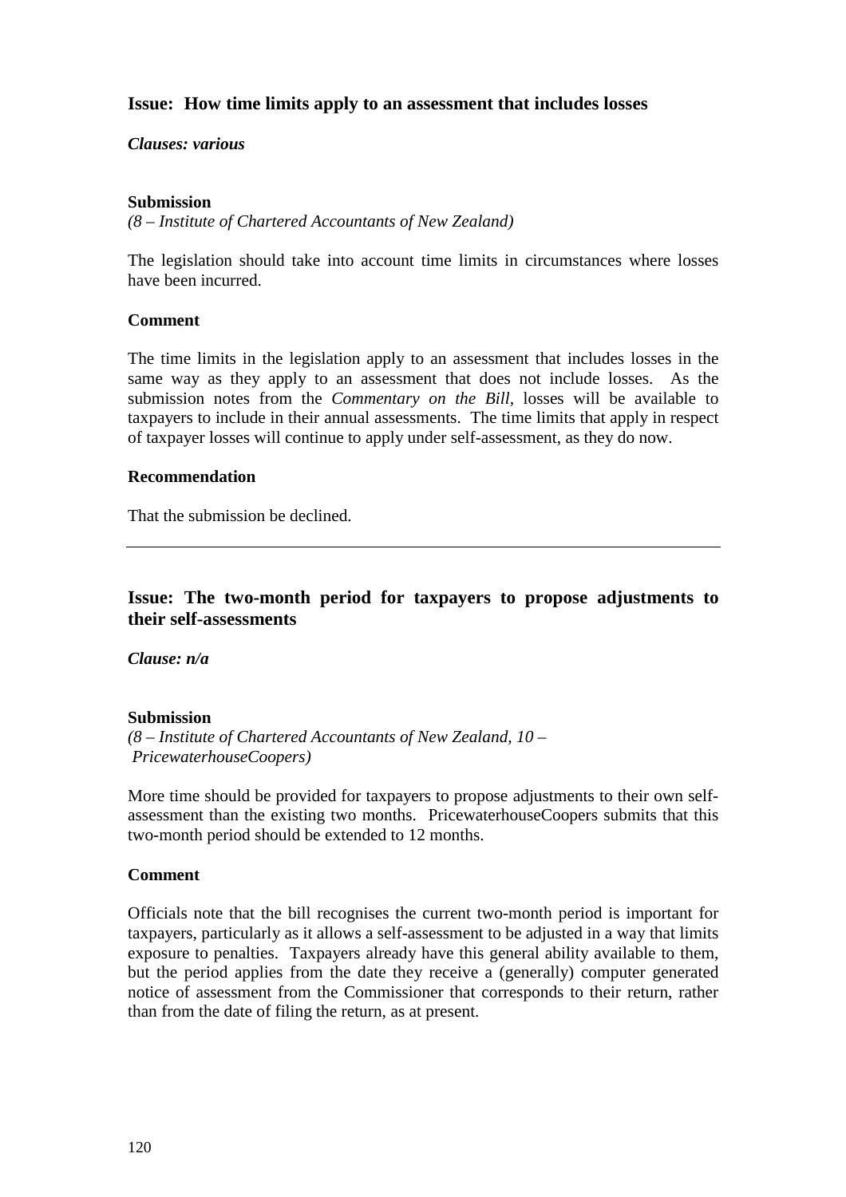## Issue: How time limits apply to an assessment that includes losses

***Clauses: various***

**Submission**

*(8 – Institute of Chartered Accountants of New Zealand)*

The legislation should take into account time limits in circumstances where losses have been incurred.

**Comment**

The time limits in the legislation apply to an assessment that includes losses in the same way as they apply to an assessment that does not include losses. As the submission notes from the *Commentary on the Bill*, losses will be available to taxpayers to include in their annual assessments. The time limits that apply in respect of taxpayer losses will continue to apply under self-assessment, as they do now.

**Recommendation**

That the submission be declined.

---

## Issue: The two-month period for taxpayers to propose adjustments to their self-assessments

***Clause: n/a***

**Submission**

*(8 – Institute of Chartered Accountants of New Zealand, 10 – PricewaterhouseCoopers)*

More time should be provided for taxpayers to propose adjustments to their own self-assessment than the existing two months. PricewaterhouseCoopers submits that this two-month period should be extended to 12 months.

**Comment**

Officials note that the bill recognises the current two-month period is important for taxpayers, particularly as it allows a self-assessment to be adjusted in a way that limits exposure to penalties. Taxpayers already have this general ability available to them, but the period applies from the date they receive a (generally) computer generated notice of assessment from the Commissioner that corresponds to their return, rather than from the date of filing the return, as at present.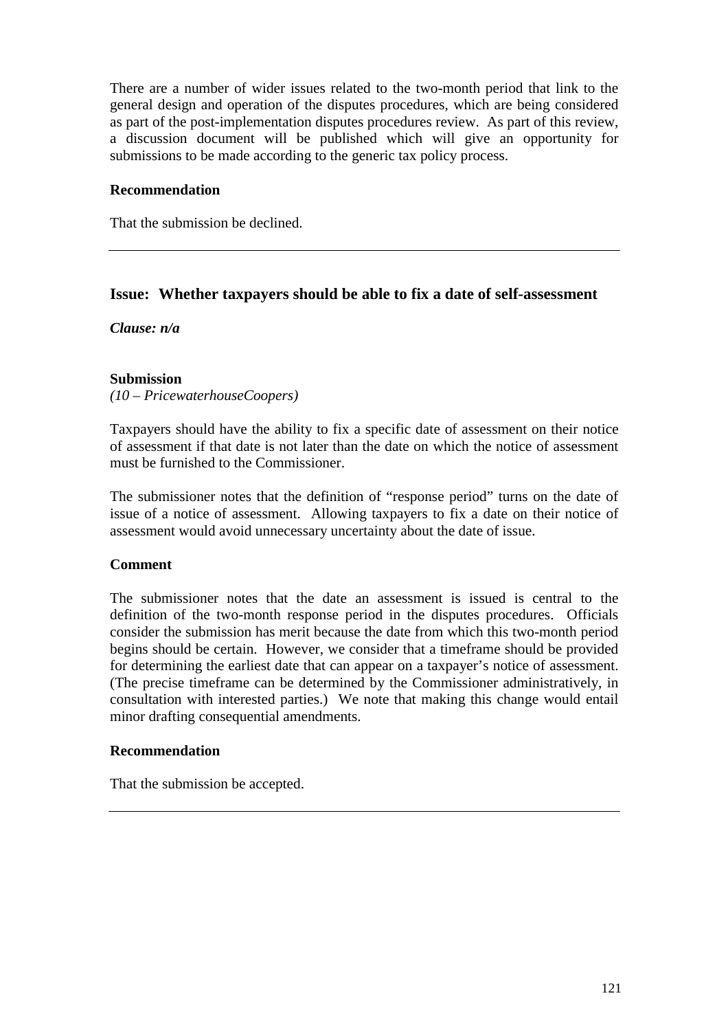There are a number of wider issues related to the two-month period that link to the general design and operation of the disputes procedures, which are being considered as part of the post-implementation disputes procedures review. As part of this review, a discussion document will be published which will give an opportunity for submissions to be made according to the generic tax policy process.

**Recommendation**

That the submission be declined.

---

## Issue: Whether taxpayers should be able to fix a date of self-assessment

***Clause: n/a***

**Submission**

*(10 – PricewaterhouseCoopers)*

Taxpayers should have the ability to fix a specific date of assessment on their notice of assessment if that date is not later than the date on which the notice of assessment must be furnished to the Commissioner.

The submissioner notes that the definition of "response period" turns on the date of issue of a notice of assessment. Allowing taxpayers to fix a date on their notice of assessment would avoid unnecessary uncertainty about the date of issue.

**Comment**

The submissioner notes that the date an assessment is issued is central to the definition of the two-month response period in the disputes procedures. Officials consider the submission has merit because the date from which this two-month period begins should be certain. However, we consider that a timeframe should be provided for determining the earliest date that can appear on a taxpayer's notice of assessment. (The precise timeframe can be determined by the Commissioner administratively, in consultation with interested parties.) We note that making this change would entail minor drafting consequential amendments.

**Recommendation**

That the submission be accepted.

---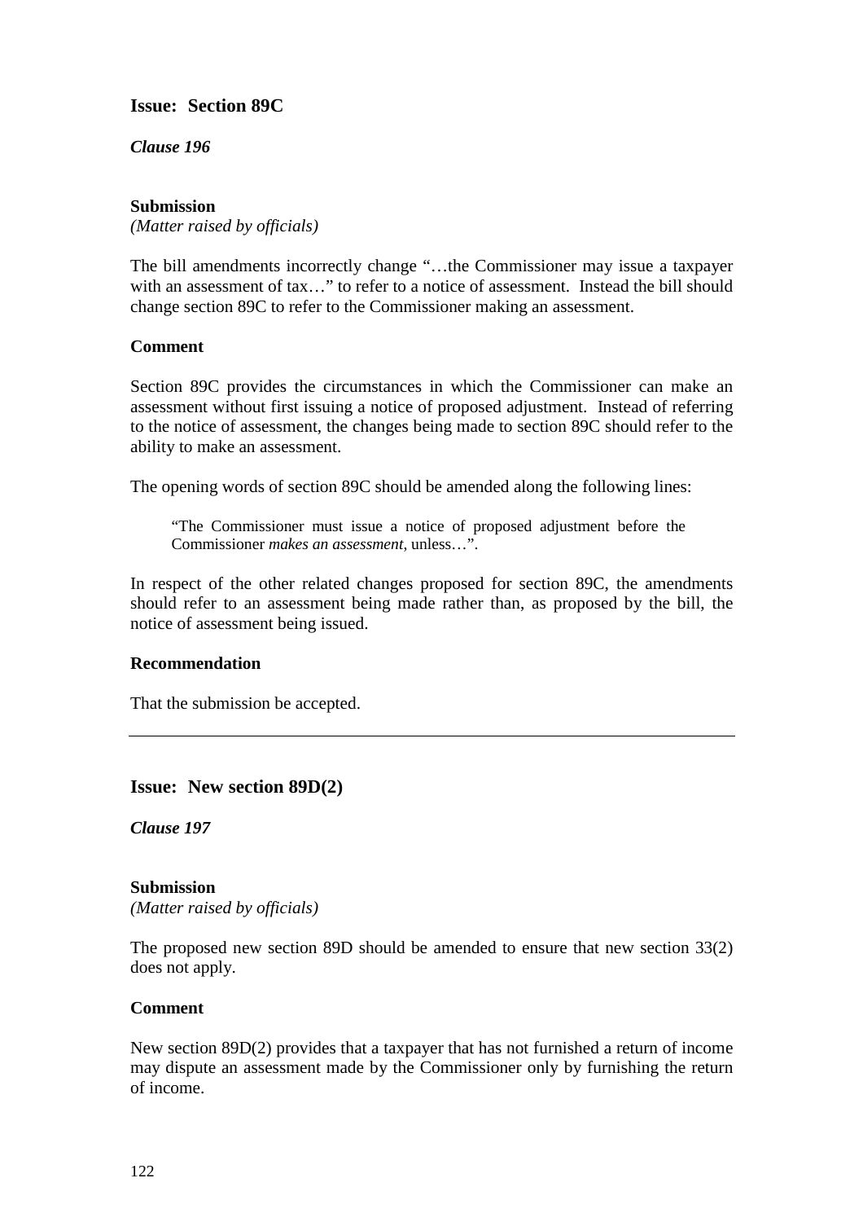## Issue: Section 89C

***Clause 196***

**Submission**
*(Matter raised by officials)*

The bill amendments incorrectly change "…the Commissioner may issue a taxpayer with an assessment of tax…" to refer to a notice of assessment. Instead the bill should change section 89C to refer to the Commissioner making an assessment.

**Comment**

Section 89C provides the circumstances in which the Commissioner can make an assessment without first issuing a notice of proposed adjustment. Instead of referring to the notice of assessment, the changes being made to section 89C should refer to the ability to make an assessment.

The opening words of section 89C should be amended along the following lines:

> "The Commissioner must issue a notice of proposed adjustment before the Commissioner *makes an assessment*, unless…".

In respect of the other related changes proposed for section 89C, the amendments should refer to an assessment being made rather than, as proposed by the bill, the notice of assessment being issued.

**Recommendation**

That the submission be accepted.

---

## Issue: New section 89D(2)

***Clause 197***

**Submission**
*(Matter raised by officials)*

The proposed new section 89D should be amended to ensure that new section 33(2) does not apply.

**Comment**

New section 89D(2) provides that a taxpayer that has not furnished a return of income may dispute an assessment made by the Commissioner only by furnishing the return of income.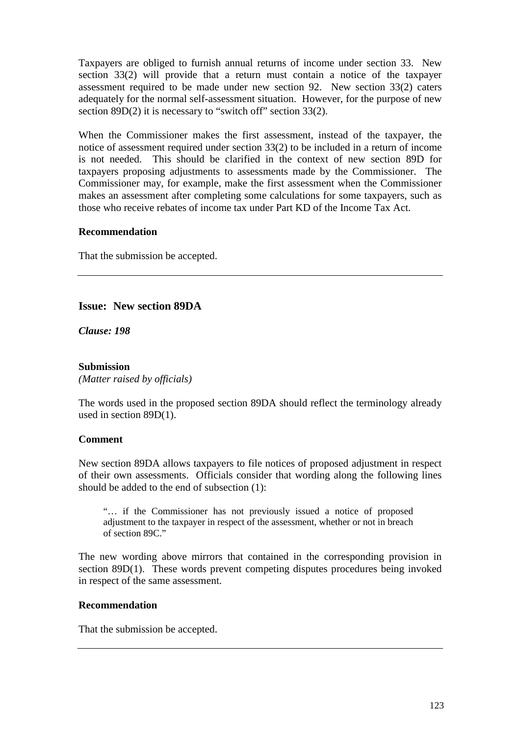Taxpayers are obliged to furnish annual returns of income under section 33. New section 33(2) will provide that a return must contain a notice of the taxpayer assessment required to be made under new section 92. New section 33(2) caters adequately for the normal self-assessment situation. However, for the purpose of new section 89D(2) it is necessary to "switch off" section 33(2).

When the Commissioner makes the first assessment, instead of the taxpayer, the notice of assessment required under section 33(2) to be included in a return of income is not needed. This should be clarified in the context of new section 89D for taxpayers proposing adjustments to assessments made by the Commissioner. The Commissioner may, for example, make the first assessment when the Commissioner makes an assessment after completing some calculations for some taxpayers, such as those who receive rebates of income tax under Part KD of the Income Tax Act.

**Recommendation**

That the submission be accepted.

---

## Issue: New section 89DA

***Clause: 198***

**Submission**
*(Matter raised by officials)*

The words used in the proposed section 89DA should reflect the terminology already used in section 89D(1).

**Comment**

New section 89DA allows taxpayers to file notices of proposed adjustment in respect of their own assessments. Officials consider that wording along the following lines should be added to the end of subsection (1):

> "… if the Commissioner has not previously issued a notice of proposed adjustment to the taxpayer in respect of the assessment, whether or not in breach of section 89C."

The new wording above mirrors that contained in the corresponding provision in section 89D(1). These words prevent competing disputes procedures being invoked in respect of the same assessment.

**Recommendation**

That the submission be accepted.

---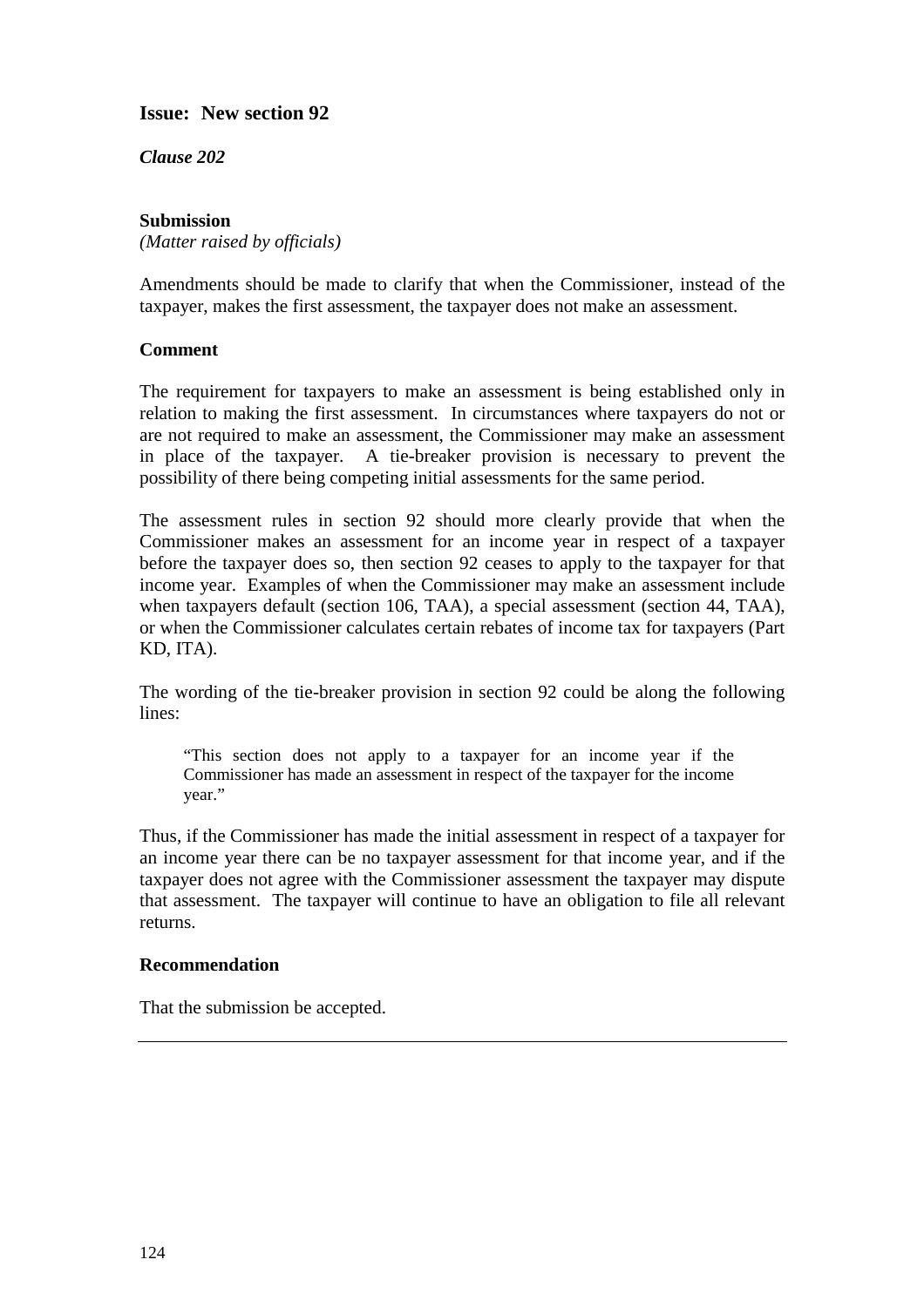**Issue: New section 92**

***Clause 202***

**Submission**

*(Matter raised by officials)*

Amendments should be made to clarify that when the Commissioner, instead of the taxpayer, makes the first assessment, the taxpayer does not make an assessment.

**Comment**

The requirement for taxpayers to make an assessment is being established only in relation to making the first assessment. In circumstances where taxpayers do not or are not required to make an assessment, the Commissioner may make an assessment in place of the taxpayer. A tie-breaker provision is necessary to prevent the possibility of there being competing initial assessments for the same period.

The assessment rules in section 92 should more clearly provide that when the Commissioner makes an assessment for an income year in respect of a taxpayer before the taxpayer does so, then section 92 ceases to apply to the taxpayer for that income year. Examples of when the Commissioner may make an assessment include when taxpayers default (section 106, TAA), a special assessment (section 44, TAA), or when the Commissioner calculates certain rebates of income tax for taxpayers (Part KD, ITA).

The wording of the tie-breaker provision in section 92 could be along the following lines:

> "This section does not apply to a taxpayer for an income year if the Commissioner has made an assessment in respect of the taxpayer for the income year."

Thus, if the Commissioner has made the initial assessment in respect of a taxpayer for an income year there can be no taxpayer assessment for that income year, and if the taxpayer does not agree with the Commissioner assessment the taxpayer may dispute that assessment. The taxpayer will continue to have an obligation to file all relevant returns.

**Recommendation**

That the submission be accepted.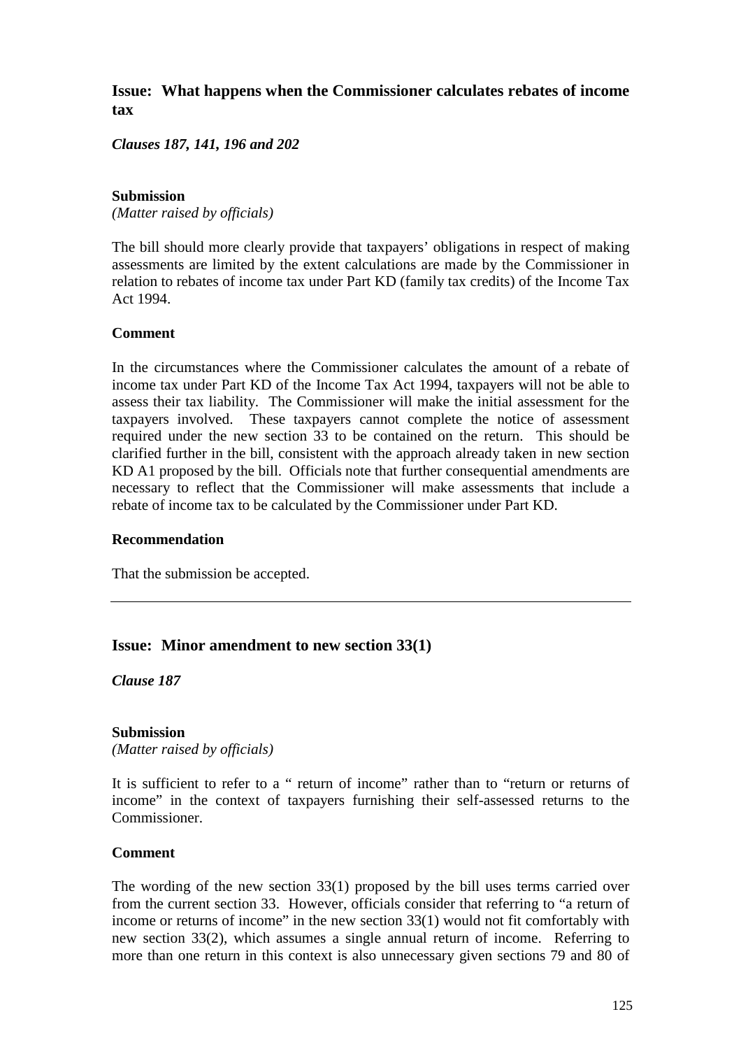## Issue: What happens when the Commissioner calculates rebates of income tax

***Clauses 187, 141, 196 and 202***

**Submission**
*(Matter raised by officials)*

The bill should more clearly provide that taxpayers' obligations in respect of making assessments are limited by the extent calculations are made by the Commissioner in relation to rebates of income tax under Part KD (family tax credits) of the Income Tax Act 1994.

**Comment**

In the circumstances where the Commissioner calculates the amount of a rebate of income tax under Part KD of the Income Tax Act 1994, taxpayers will not be able to assess their tax liability. The Commissioner will make the initial assessment for the taxpayers involved. These taxpayers cannot complete the notice of assessment required under the new section 33 to be contained on the return. This should be clarified further in the bill, consistent with the approach already taken in new section KD A1 proposed by the bill. Officials note that further consequential amendments are necessary to reflect that the Commissioner will make assessments that include a rebate of income tax to be calculated by the Commissioner under Part KD.

**Recommendation**

That the submission be accepted.

---

## Issue: Minor amendment to new section 33(1)

***Clause 187***

**Submission**
*(Matter raised by officials)*

It is sufficient to refer to a " return of income" rather than to "return or returns of income" in the context of taxpayers furnishing their self-assessed returns to the Commissioner.

**Comment**

The wording of the new section 33(1) proposed by the bill uses terms carried over from the current section 33. However, officials consider that referring to "a return of income or returns of income" in the new section 33(1) would not fit comfortably with new section 33(2), which assumes a single annual return of income. Referring to more than one return in this context is also unnecessary given sections 79 and 80 of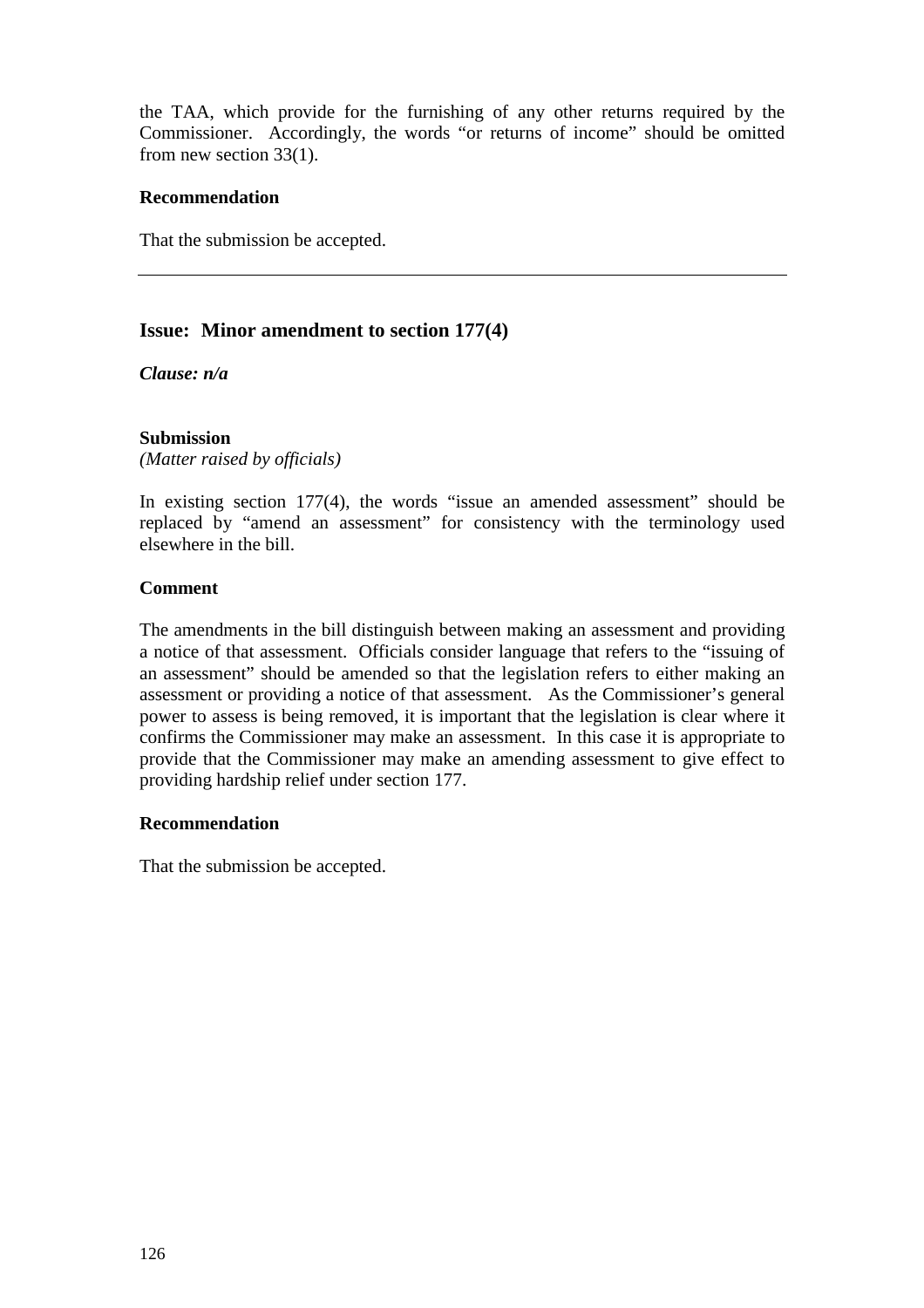the TAA, which provide for the furnishing of any other returns required by the Commissioner. Accordingly, the words "or returns of income" should be omitted from new section 33(1).

**Recommendation**

That the submission be accepted.

---

## Issue: Minor amendment to section 177(4)

***Clause: n/a***

**Submission**

*(Matter raised by officials)*

In existing section 177(4), the words "issue an amended assessment" should be replaced by "amend an assessment" for consistency with the terminology used elsewhere in the bill.

**Comment**

The amendments in the bill distinguish between making an assessment and providing a notice of that assessment. Officials consider language that refers to the "issuing of an assessment" should be amended so that the legislation refers to either making an assessment or providing a notice of that assessment. As the Commissioner's general power to assess is being removed, it is important that the legislation is clear where it confirms the Commissioner may make an assessment. In this case it is appropriate to provide that the Commissioner may make an amending assessment to give effect to providing hardship relief under section 177.

**Recommendation**

That the submission be accepted.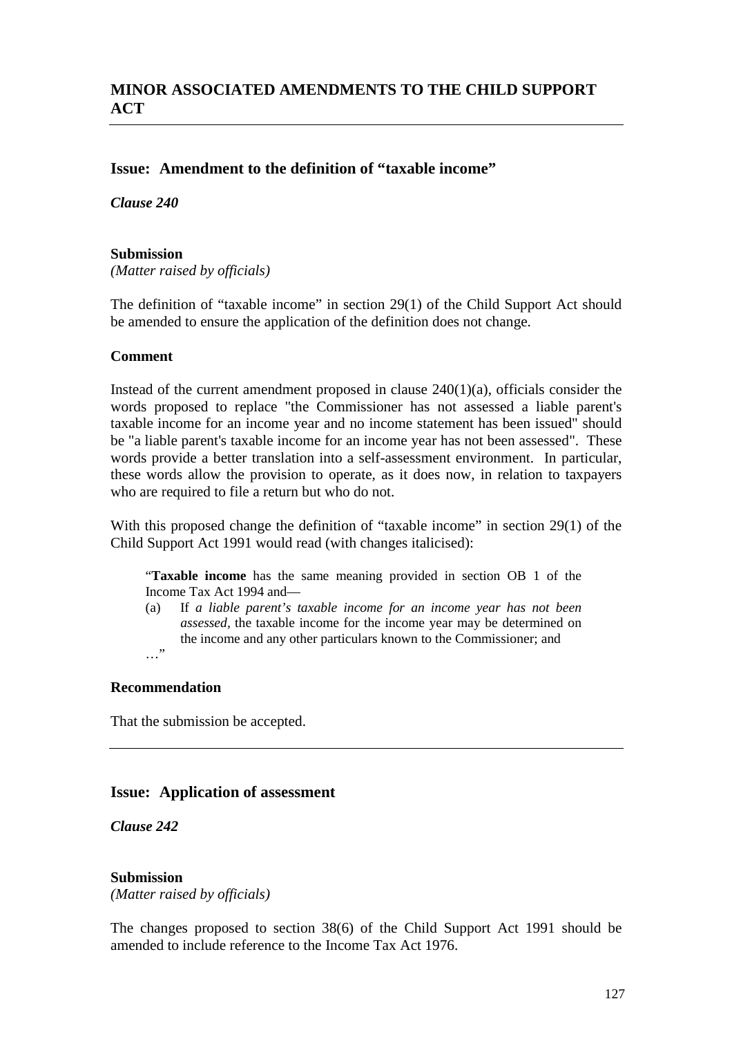## MINOR ASSOCIATED AMENDMENTS TO THE CHILD SUPPORT ACT

---

### Issue: Amendment to the definition of "taxable income"

***Clause 240***

**Submission**

*(Matter raised by officials)*

The definition of "taxable income" in section 29(1) of the Child Support Act should be amended to ensure the application of the definition does not change.

**Comment**

Instead of the current amendment proposed in clause 240(1)(a), officials consider the words proposed to replace "the Commissioner has not assessed a liable parent's taxable income for an income year and no income statement has been issued" should be "a liable parent's taxable income for an income year has not been assessed". These words provide a better translation into a self-assessment environment. In particular, these words allow the provision to operate, as it does now, in relation to taxpayers who are required to file a return but who do not.

With this proposed change the definition of "taxable income" in section 29(1) of the Child Support Act 1991 would read (with changes italicised):

> "**Taxable income** has the same meaning provided in section OB 1 of the Income Tax Act 1994 and—
>
> (a) If *a liable parent's taxable income for an income year has not been assessed*, the taxable income for the income year may be determined on the income and any other particulars known to the Commissioner; and
>
> …"

**Recommendation**

That the submission be accepted.

---

### Issue: Application of assessment

***Clause 242***

**Submission**

*(Matter raised by officials)*

The changes proposed to section 38(6) of the Child Support Act 1991 should be amended to include reference to the Income Tax Act 1976.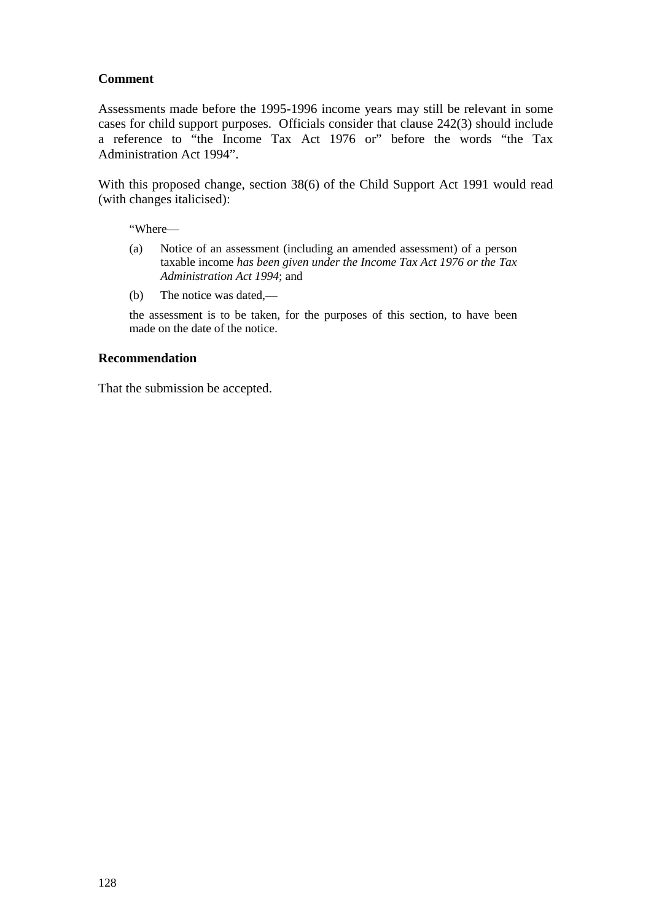**Comment**

Assessments made before the 1995-1996 income years may still be relevant in some cases for child support purposes. Officials consider that clause 242(3) should include a reference to "the Income Tax Act 1976 or" before the words "the Tax Administration Act 1994".

With this proposed change, section 38(6) of the Child Support Act 1991 would read (with changes italicised):

> "Where—
>
> (a) Notice of an assessment (including an amended assessment) of a person taxable income *has been given under the Income Tax Act 1976 or the Tax Administration Act 1994*; and
>
> (b) The notice was dated,—
>
> the assessment is to be taken, for the purposes of this section, to have been made on the date of the notice.

**Recommendation**

That the submission be accepted.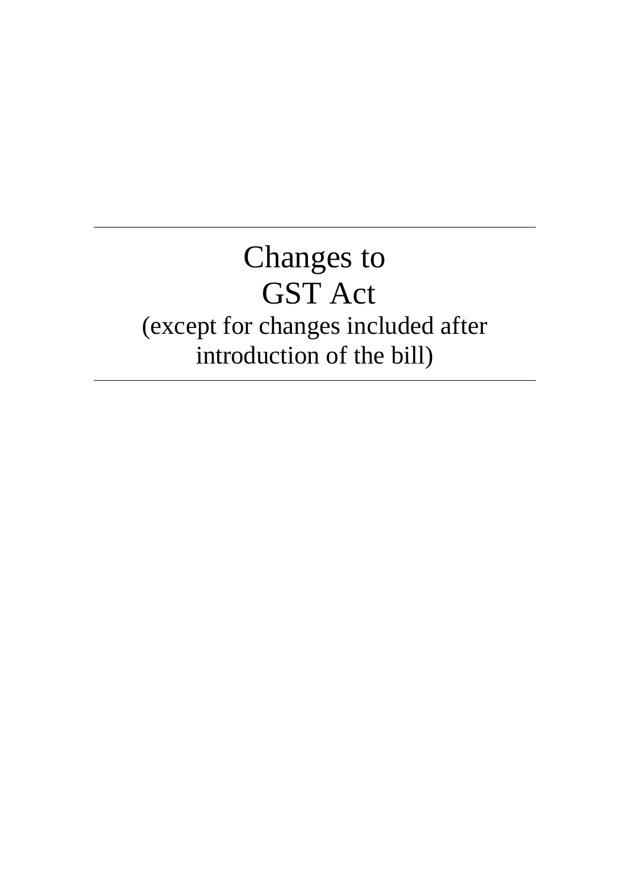# Changes to GST Act

(except for changes included after introduction of the bill)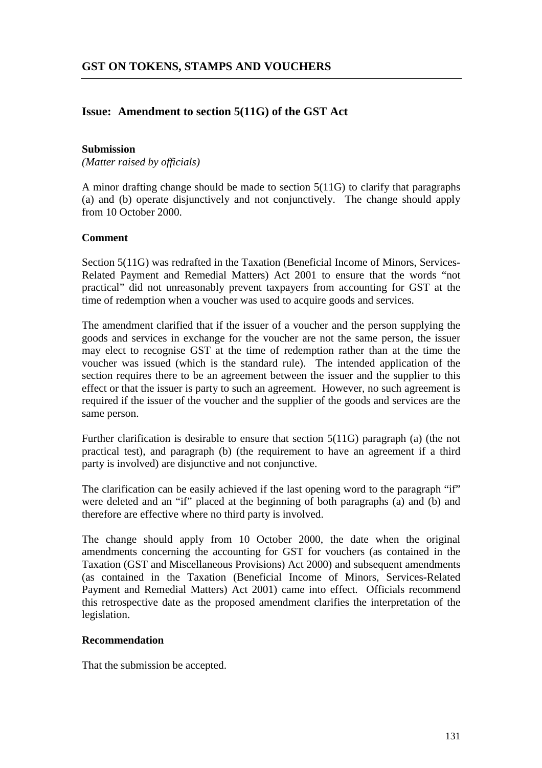# GST ON TOKENS, STAMPS AND VOUCHERS

## Issue: Amendment to section 5(11G) of the GST Act

**Submission**

*(Matter raised by officials)*

A minor drafting change should be made to section 5(11G) to clarify that paragraphs (a) and (b) operate disjunctively and not conjunctively. The change should apply from 10 October 2000.

**Comment**

Section 5(11G) was redrafted in the Taxation (Beneficial Income of Minors, Services-Related Payment and Remedial Matters) Act 2001 to ensure that the words "not practical" did not unreasonably prevent taxpayers from accounting for GST at the time of redemption when a voucher was used to acquire goods and services.

The amendment clarified that if the issuer of a voucher and the person supplying the goods and services in exchange for the voucher are not the same person, the issuer may elect to recognise GST at the time of redemption rather than at the time the voucher was issued (which is the standard rule). The intended application of the section requires there to be an agreement between the issuer and the supplier to this effect or that the issuer is party to such an agreement. However, no such agreement is required if the issuer of the voucher and the supplier of the goods and services are the same person.

Further clarification is desirable to ensure that section 5(11G) paragraph (a) (the not practical test), and paragraph (b) (the requirement to have an agreement if a third party is involved) are disjunctive and not conjunctive.

The clarification can be easily achieved if the last opening word to the paragraph "if" were deleted and an "if" placed at the beginning of both paragraphs (a) and (b) and therefore are effective where no third party is involved.

The change should apply from 10 October 2000, the date when the original amendments concerning the accounting for GST for vouchers (as contained in the Taxation (GST and Miscellaneous Provisions) Act 2000) and subsequent amendments (as contained in the Taxation (Beneficial Income of Minors, Services-Related Payment and Remedial Matters) Act 2001) came into effect. Officials recommend this retrospective date as the proposed amendment clarifies the interpretation of the legislation.

**Recommendation**

That the submission be accepted.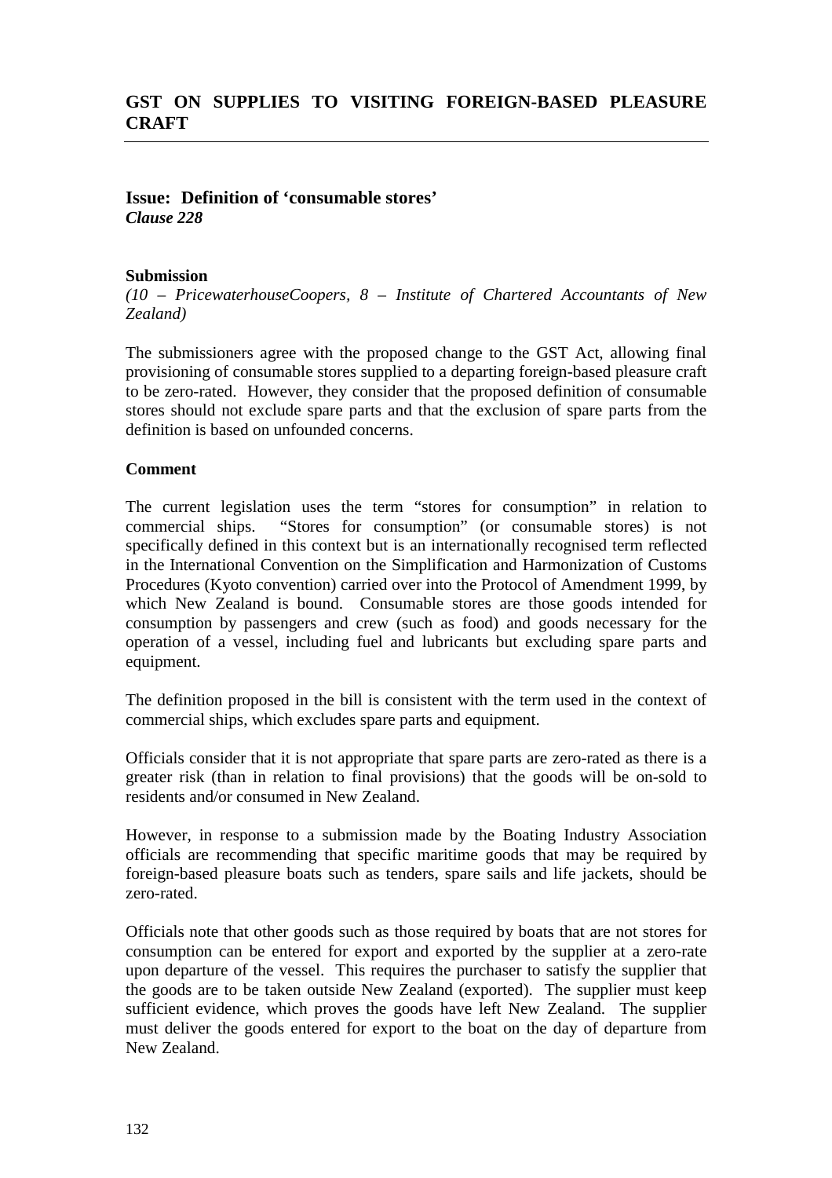## GST ON SUPPLIES TO VISITING FOREIGN-BASED PLEASURE CRAFT

### Issue: Definition of 'consumable stores'

***Clause 228***

**Submission**

*(10 – PricewaterhouseCoopers, 8 – Institute of Chartered Accountants of New Zealand)*

The submissioners agree with the proposed change to the GST Act, allowing final provisioning of consumable stores supplied to a departing foreign-based pleasure craft to be zero-rated. However, they consider that the proposed definition of consumable stores should not exclude spare parts and that the exclusion of spare parts from the definition is based on unfounded concerns.

**Comment**

The current legislation uses the term "stores for consumption" in relation to commercial ships. "Stores for consumption" (or consumable stores) is not specifically defined in this context but is an internationally recognised term reflected in the International Convention on the Simplification and Harmonization of Customs Procedures (Kyoto convention) carried over into the Protocol of Amendment 1999, by which New Zealand is bound. Consumable stores are those goods intended for consumption by passengers and crew (such as food) and goods necessary for the operation of a vessel, including fuel and lubricants but excluding spare parts and equipment.

The definition proposed in the bill is consistent with the term used in the context of commercial ships, which excludes spare parts and equipment.

Officials consider that it is not appropriate that spare parts are zero-rated as there is a greater risk (than in relation to final provisions) that the goods will be on-sold to residents and/or consumed in New Zealand.

However, in response to a submission made by the Boating Industry Association officials are recommending that specific maritime goods that may be required by foreign-based pleasure boats such as tenders, spare sails and life jackets, should be zero-rated.

Officials note that other goods such as those required by boats that are not stores for consumption can be entered for export and exported by the supplier at a zero-rate upon departure of the vessel. This requires the purchaser to satisfy the supplier that the goods are to be taken outside New Zealand (exported). The supplier must keep sufficient evidence, which proves the goods have left New Zealand. The supplier must deliver the goods entered for export to the boat on the day of departure from New Zealand.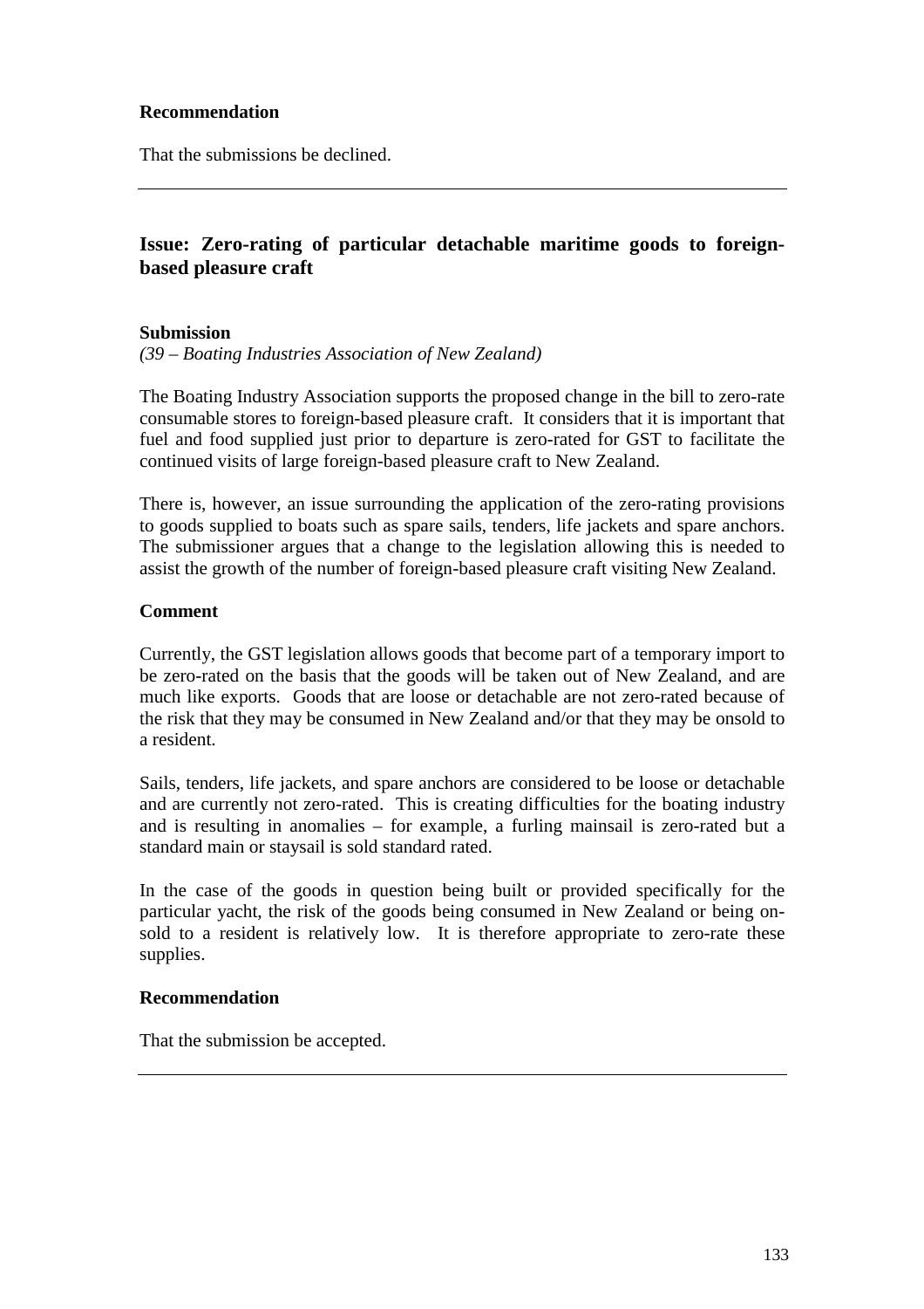**Recommendation**

That the submissions be declined.

---

## Issue: Zero-rating of particular detachable maritime goods to foreign-based pleasure craft

**Submission**

*(39 – Boating Industries Association of New Zealand)*

The Boating Industry Association supports the proposed change in the bill to zero-rate consumable stores to foreign-based pleasure craft. It considers that it is important that fuel and food supplied just prior to departure is zero-rated for GST to facilitate the continued visits of large foreign-based pleasure craft to New Zealand.

There is, however, an issue surrounding the application of the zero-rating provisions to goods supplied to boats such as spare sails, tenders, life jackets and spare anchors. The submissioner argues that a change to the legislation allowing this is needed to assist the growth of the number of foreign-based pleasure craft visiting New Zealand.

**Comment**

Currently, the GST legislation allows goods that become part of a temporary import to be zero-rated on the basis that the goods will be taken out of New Zealand, and are much like exports. Goods that are loose or detachable are not zero-rated because of the risk that they may be consumed in New Zealand and/or that they may be onsold to a resident.

Sails, tenders, life jackets, and spare anchors are considered to be loose or detachable and are currently not zero-rated. This is creating difficulties for the boating industry and is resulting in anomalies – for example, a furling mainsail is zero-rated but a standard main or staysail is sold standard rated.

In the case of the goods in question being built or provided specifically for the particular yacht, the risk of the goods being consumed in New Zealand or being on-sold to a resident is relatively low. It is therefore appropriate to zero-rate these supplies.

**Recommendation**

That the submission be accepted.

---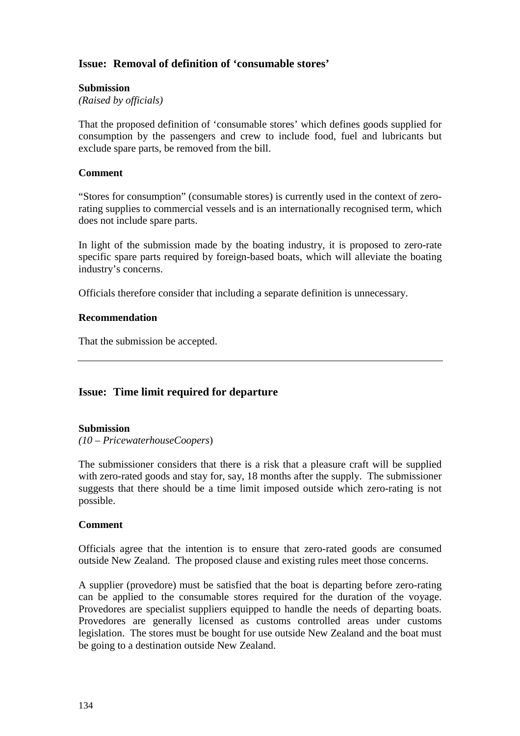## Issue: Removal of definition of 'consumable stores'

**Submission**

*(Raised by officials)*

That the proposed definition of 'consumable stores' which defines goods supplied for consumption by the passengers and crew to include food, fuel and lubricants but exclude spare parts, be removed from the bill.

**Comment**

"Stores for consumption" (consumable stores) is currently used in the context of zero-rating supplies to commercial vessels and is an internationally recognised term, which does not include spare parts.

In light of the submission made by the boating industry, it is proposed to zero-rate specific spare parts required by foreign-based boats, which will alleviate the boating industry's concerns.

Officials therefore consider that including a separate definition is unnecessary.

**Recommendation**

That the submission be accepted.

---

## Issue: Time limit required for departure

**Submission**

*(10 – PricewaterhouseCoopers)*

The submissioner considers that there is a risk that a pleasure craft will be supplied with zero-rated goods and stay for, say, 18 months after the supply. The submissioner suggests that there should be a time limit imposed outside which zero-rating is not possible.

**Comment**

Officials agree that the intention is to ensure that zero-rated goods are consumed outside New Zealand. The proposed clause and existing rules meet those concerns.

A supplier (provedore) must be satisfied that the boat is departing before zero-rating can be applied to the consumable stores required for the duration of the voyage. Provedores are specialist suppliers equipped to handle the needs of departing boats. Provedores are generally licensed as customs controlled areas under customs legislation. The stores must be bought for use outside New Zealand and the boat must be going to a destination outside New Zealand.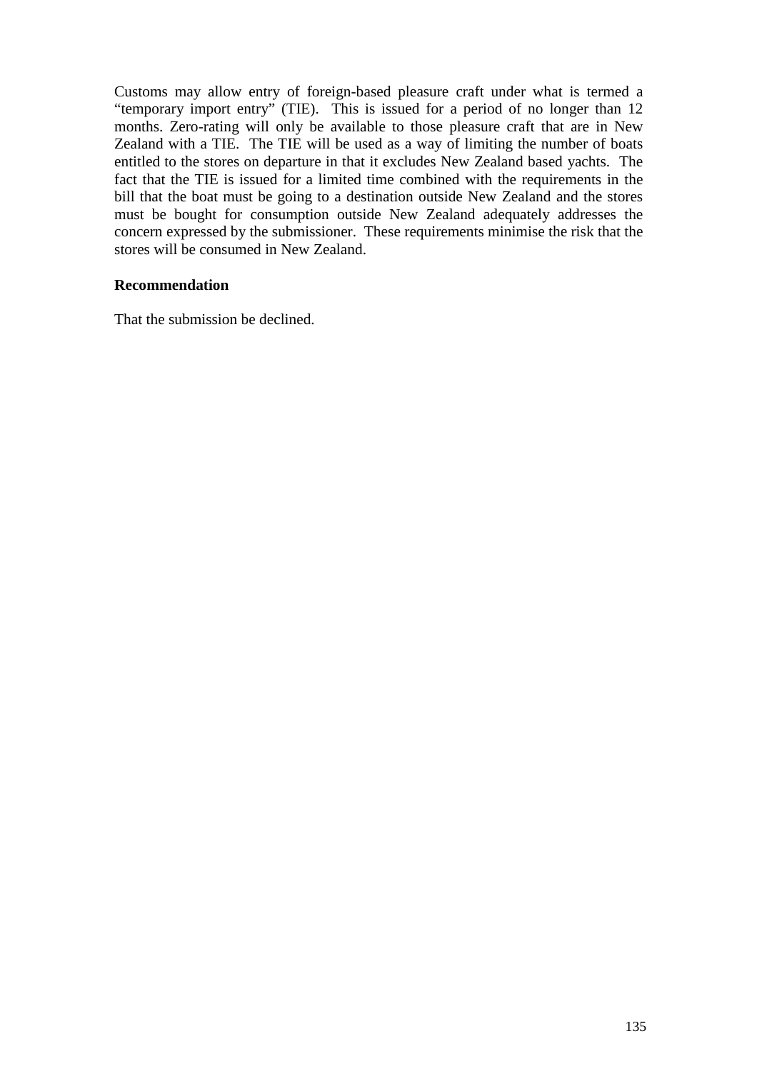Customs may allow entry of foreign-based pleasure craft under what is termed a "temporary import entry" (TIE). This is issued for a period of no longer than 12 months. Zero-rating will only be available to those pleasure craft that are in New Zealand with a TIE. The TIE will be used as a way of limiting the number of boats entitled to the stores on departure in that it excludes New Zealand based yachts. The fact that the TIE is issued for a limited time combined with the requirements in the bill that the boat must be going to a destination outside New Zealand and the stores must be bought for consumption outside New Zealand adequately addresses the concern expressed by the submissioner. These requirements minimise the risk that the stores will be consumed in New Zealand.

**Recommendation**

That the submission be declined.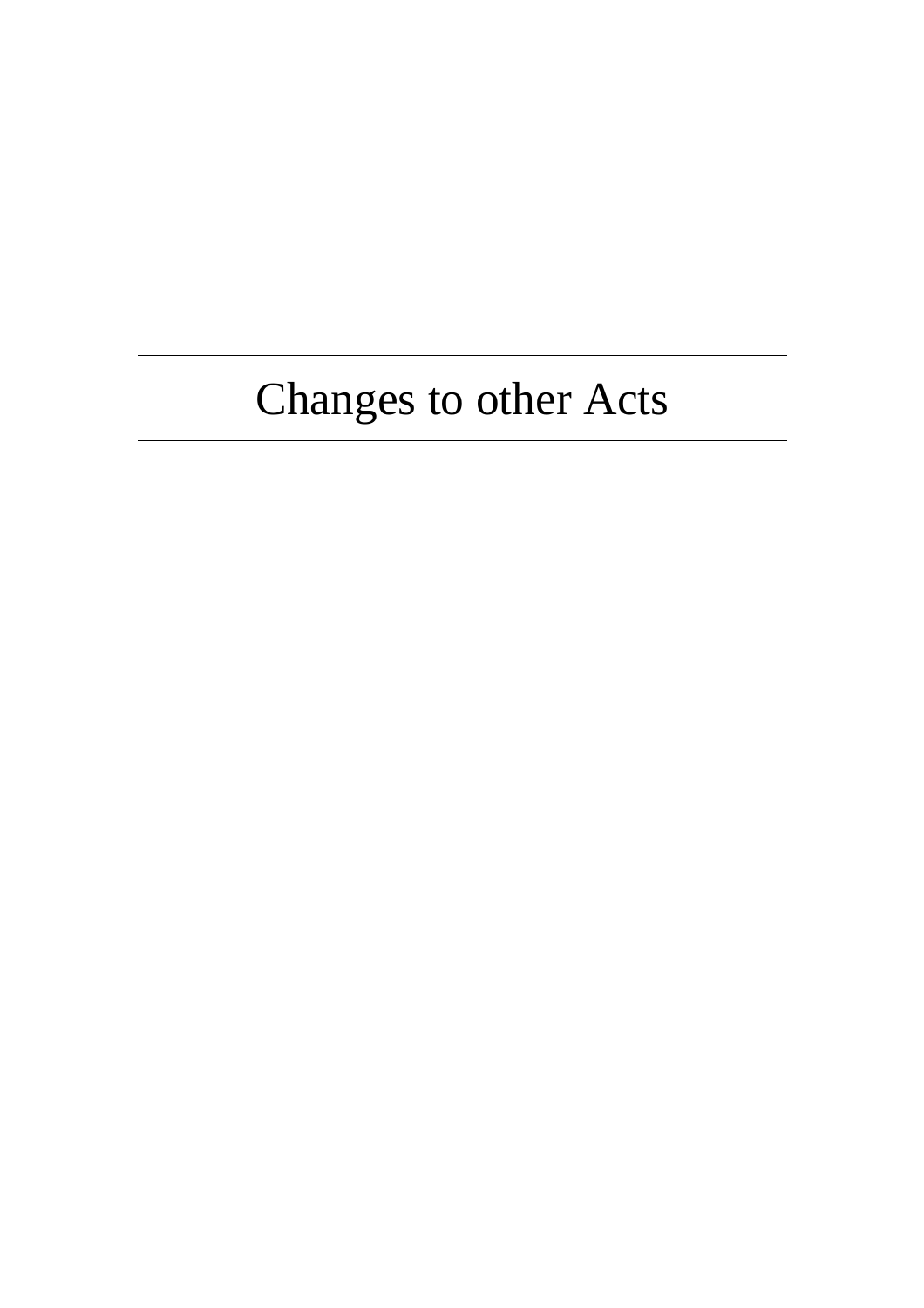# Changes to other Acts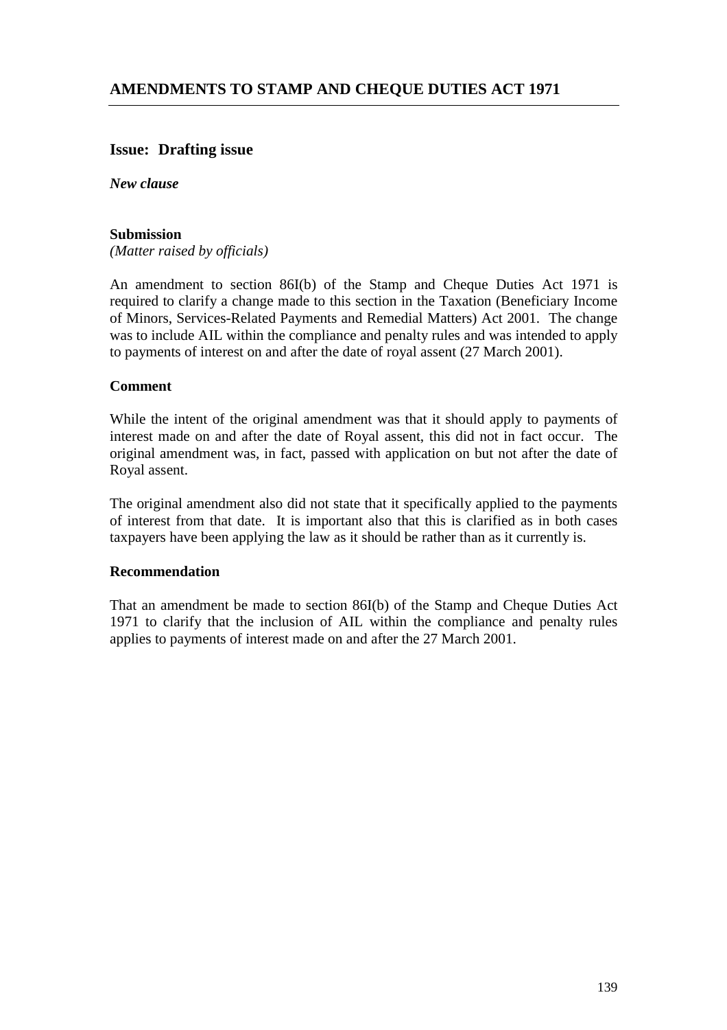## AMENDMENTS TO STAMP AND CHEQUE DUTIES ACT 1971

### Issue: Drafting issue

***New clause***

**Submission**
*(Matter raised by officials)*

An amendment to section 86I(b) of the Stamp and Cheque Duties Act 1971 is required to clarify a change made to this section in the Taxation (Beneficiary Income of Minors, Services-Related Payments and Remedial Matters) Act 2001. The change was to include AIL within the compliance and penalty rules and was intended to apply to payments of interest on and after the date of royal assent (27 March 2001).

**Comment**

While the intent of the original amendment was that it should apply to payments of interest made on and after the date of Royal assent, this did not in fact occur. The original amendment was, in fact, passed with application on but not after the date of Royal assent.

The original amendment also did not state that it specifically applied to the payments of interest from that date. It is important also that this is clarified as in both cases taxpayers have been applying the law as it should be rather than as it currently is.

**Recommendation**

That an amendment be made to section 86I(b) of the Stamp and Cheque Duties Act 1971 to clarify that the inclusion of AIL within the compliance and penalty rules applies to payments of interest made on and after the 27 March 2001.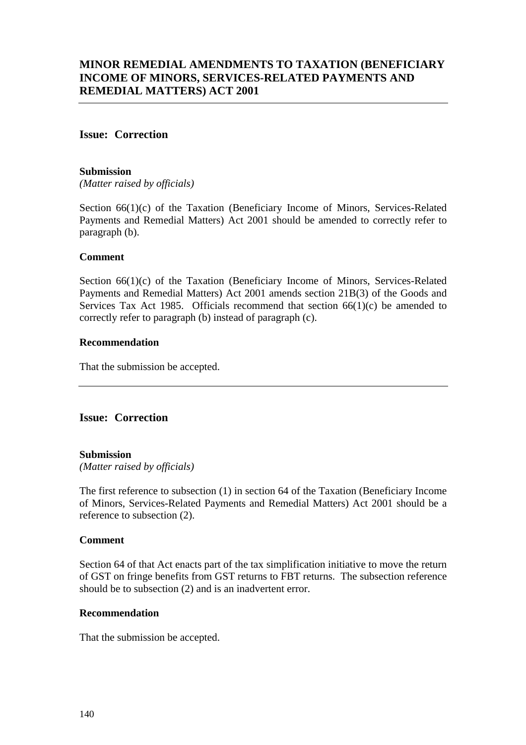## MINOR REMEDIAL AMENDMENTS TO TAXATION (BENEFICIARY INCOME OF MINORS, SERVICES-RELATED PAYMENTS AND REMEDIAL MATTERS) ACT 2001

---

### Issue: Correction

#### Submission

*(Matter raised by officials)*

Section 66(1)(c) of the Taxation (Beneficiary Income of Minors, Services-Related Payments and Remedial Matters) Act 2001 should be amended to correctly refer to paragraph (b).

#### Comment

Section 66(1)(c) of the Taxation (Beneficiary Income of Minors, Services-Related Payments and Remedial Matters) Act 2001 amends section 21B(3) of the Goods and Services Tax Act 1985. Officials recommend that section 66(1)(c) be amended to correctly refer to paragraph (b) instead of paragraph (c).

#### Recommendation

That the submission be accepted.

---

### Issue: Correction

#### Submission

*(Matter raised by officials)*

The first reference to subsection (1) in section 64 of the Taxation (Beneficiary Income of Minors, Services-Related Payments and Remedial Matters) Act 2001 should be a reference to subsection (2).

#### Comment

Section 64 of that Act enacts part of the tax simplification initiative to move the return of GST on fringe benefits from GST returns to FBT returns. The subsection reference should be to subsection (2) and is an inadvertent error.

#### Recommendation

That the submission be accepted.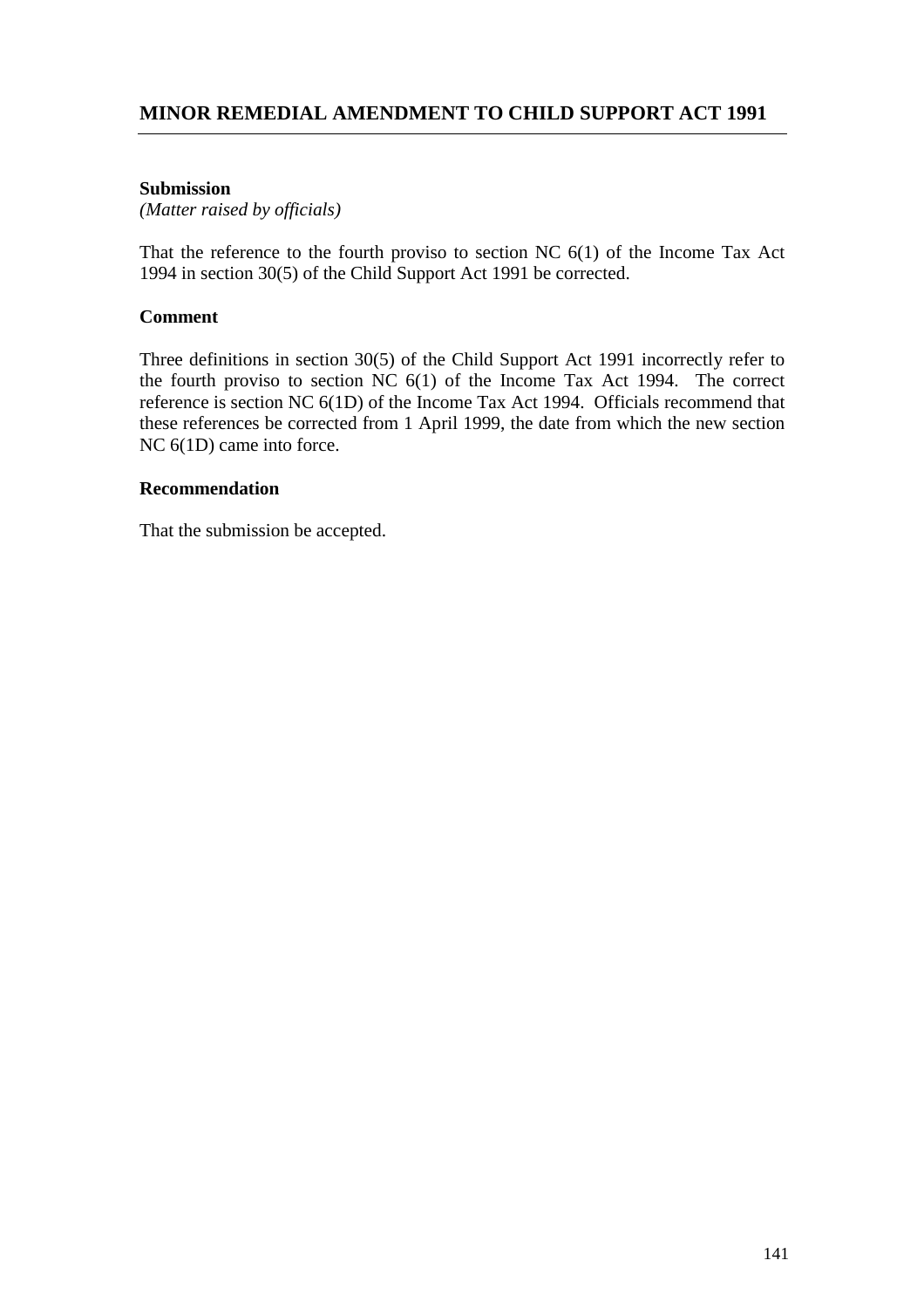## MINOR REMEDIAL AMENDMENT TO CHILD SUPPORT ACT 1991

**Submission**
*(Matter raised by officials)*

That the reference to the fourth proviso to section NC 6(1) of the Income Tax Act 1994 in section 30(5) of the Child Support Act 1991 be corrected.

**Comment**

Three definitions in section 30(5) of the Child Support Act 1991 incorrectly refer to the fourth proviso to section NC 6(1) of the Income Tax Act 1994. The correct reference is section NC 6(1D) of the Income Tax Act 1994. Officials recommend that these references be corrected from 1 April 1999, the date from which the new section NC 6(1D) came into force.

**Recommendation**

That the submission be accepted.